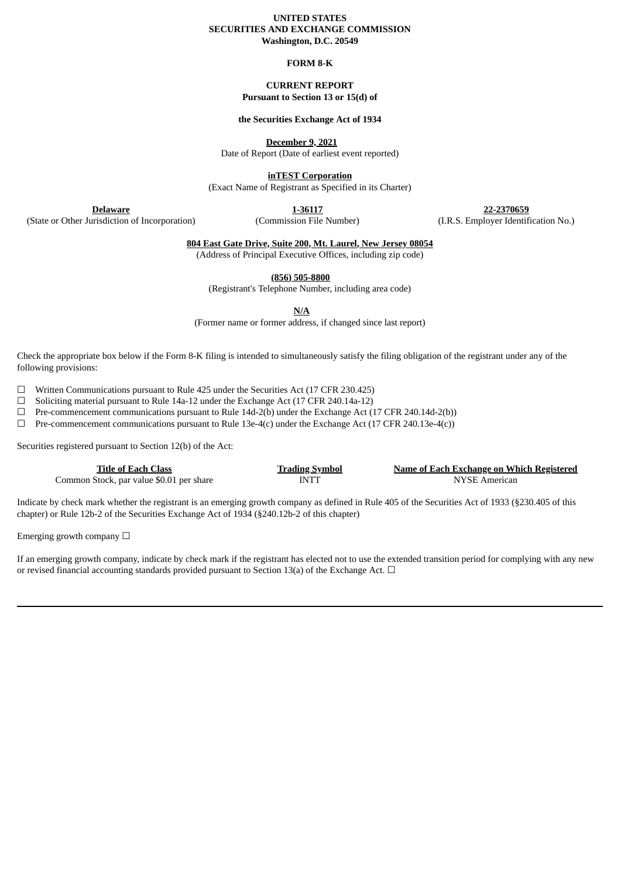**UNITED STATES**
**SECURITIES AND EXCHANGE COMMISSION**
**Washington, D.C. 20549**

**FORM 8-K**

**CURRENT REPORT**
**Pursuant to Section 13 or 15(d) of**

**the Securities Exchange Act of 1934**

**December 9, 2021**
Date of Report (Date of earliest event reported)

**inTEST Corporation**
(Exact Name of Registrant as Specified in its Charter)

| **Delaware** | **1-36117** | **22-2370659** |
|---|---|---|
| (State or Other Jurisdiction of Incorporation) | (Commission File Number) | (I.R.S. Employer Identification No.) |

**804 East Gate Drive, Suite 200, Mt. Laurel, New Jersey 08054**
(Address of Principal Executive Offices, including zip code)

**(856) 505-8800**
(Registrant's Telephone Number, including area code)

**N/A**
(Former name or former address, if changed since last report)

Check the appropriate box below if the Form 8-K filing is intended to simultaneously satisfy the filing obligation of the registrant under any of the following provisions:

☐ Written Communications pursuant to Rule 425 under the Securities Act (17 CFR 230.425)
☐ Soliciting material pursuant to Rule 14a-12 under the Exchange Act (17 CFR 240.14a-12)
☐ Pre-commencement communications pursuant to Rule 14d-2(b) under the Exchange Act (17 CFR 240.14d-2(b))
☐ Pre-commencement communications pursuant to Rule 13e-4(c) under the Exchange Act (17 CFR 240.13e-4(c))

Securities registered pursuant to Section 12(b) of the Act:

| Title of Each Class | Trading Symbol | Name of Each Exchange on Which Registered |
|---|---|---|
| Common Stock, par value $0.01 per share | INTT | NYSE American |

Indicate by check mark whether the registrant is an emerging growth company as defined in Rule 405 of the Securities Act of 1933 (§230.405 of this chapter) or Rule 12b-2 of the Securities Exchange Act of 1934 (§240.12b-2 of this chapter)

Emerging growth company ☐

If an emerging growth company, indicate by check mark if the registrant has elected not to use the extended transition period for complying with any new or revised financial accounting standards provided pursuant to Section 13(a) of the Exchange Act. ☐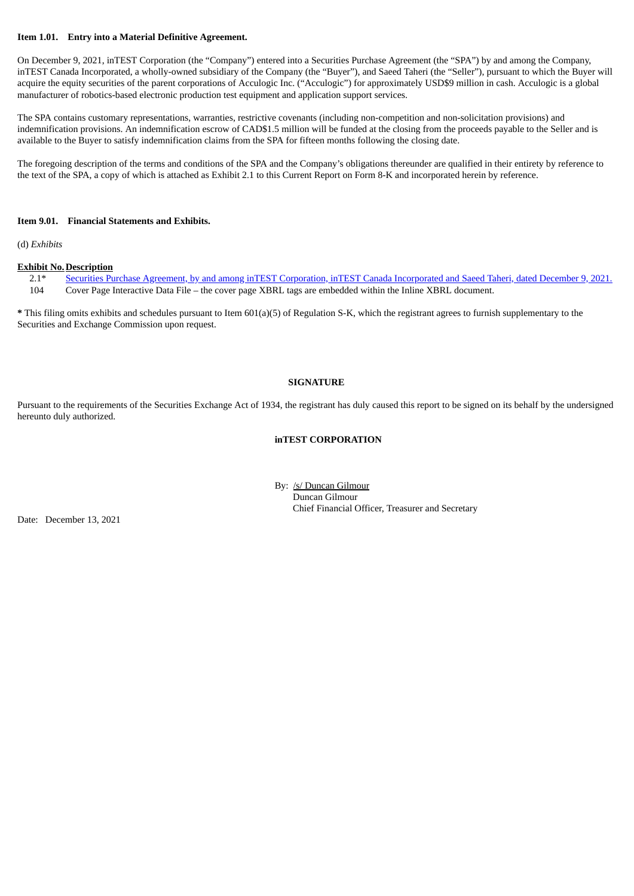**Item 1.01. Entry into a Material Definitive Agreement.**

On December 9, 2021, inTEST Corporation (the "Company") entered into a Securities Purchase Agreement (the "SPA") by and among the Company, inTEST Canada Incorporated, a wholly-owned subsidiary of the Company (the "Buyer"), and Saeed Taheri (the "Seller"), pursuant to which the Buyer will acquire the equity securities of the parent corporations of Acculogic Inc. ("Acculogic") for approximately USD$9 million in cash. Acculogic is a global manufacturer of robotics-based electronic production test equipment and application support services.

The SPA contains customary representations, warranties, restrictive covenants (including non-competition and non-solicitation provisions) and indemnification provisions. An indemnification escrow of CAD$1.5 million will be funded at the closing from the proceeds payable to the Seller and is available to the Buyer to satisfy indemnification claims from the SPA for fifteen months following the closing date.

The foregoing description of the terms and conditions of the SPA and the Company's obligations thereunder are qualified in their entirety by reference to the text of the SPA, a copy of which is attached as Exhibit 2.1 to this Current Report on Form 8-K and incorporated herein by reference.

**Item 9.01. Financial Statements and Exhibits.**

(d) *Exhibits*

| Exhibit No. | Description |
|---|---|
| 2.1* | Securities Purchase Agreement, by and among inTEST Corporation, inTEST Canada Incorporated and Saeed Taheri, dated December 9, 2021. |
| 104 | Cover Page Interactive Data File – the cover page XBRL tags are embedded within the Inline XBRL document. |

**\*** This filing omits exhibits and schedules pursuant to Item 601(a)(5) of Regulation S-K, which the registrant agrees to furnish supplementary to the Securities and Exchange Commission upon request.

**SIGNATURE**

Pursuant to the requirements of the Securities Exchange Act of 1934, the registrant has duly caused this report to be signed on its behalf by the undersigned hereunto duly authorized.

**inTEST CORPORATION**

By: /s/ Duncan Gilmour
Duncan Gilmour
Chief Financial Officer, Treasurer and Secretary

Date: December 13, 2021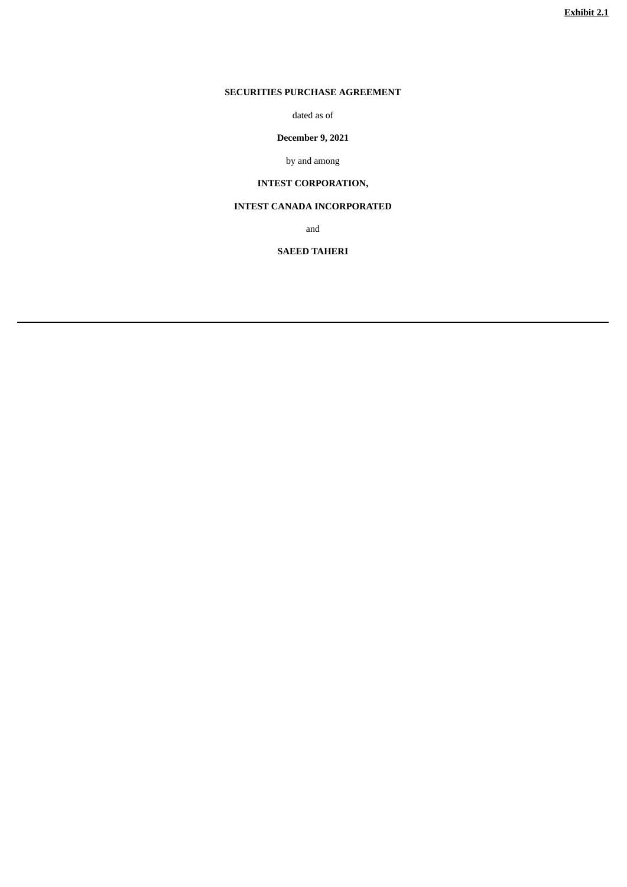**Exhibit 2.1**

**SECURITIES PURCHASE AGREEMENT**

dated as of

**December 9, 2021**

by and among

**INTEST CORPORATION,**

**INTEST CANADA INCORPORATED**

and

**SAEED TAHERI**

---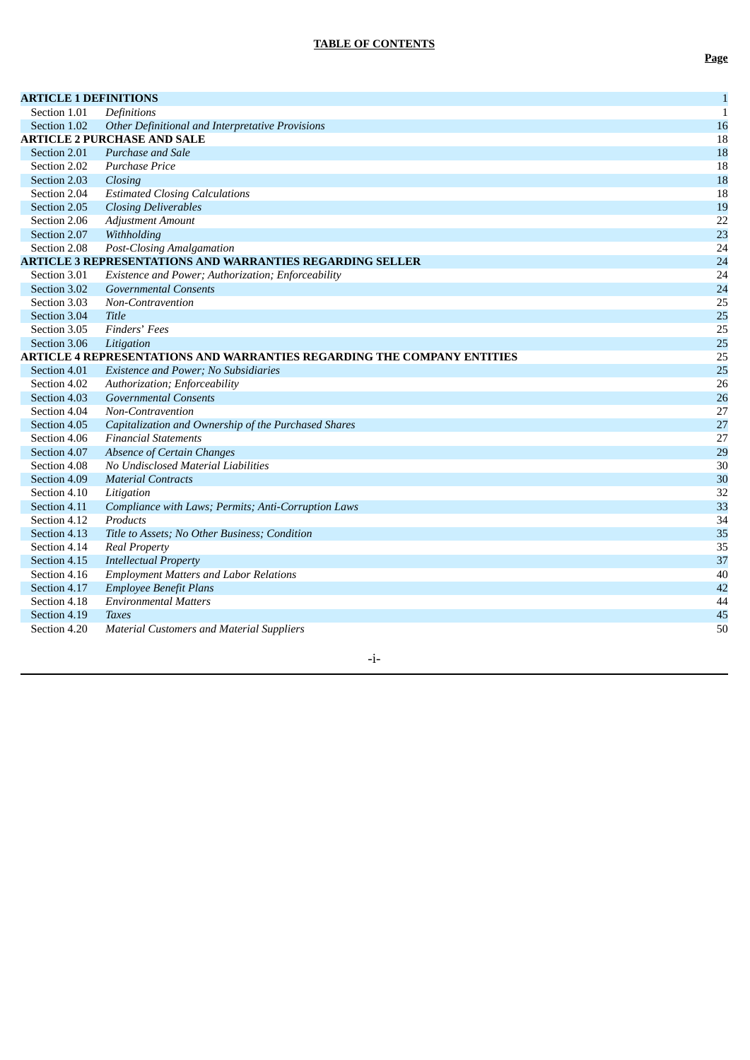**TABLE OF CONTENTS**

| | | Page |
|---|---|---|
| **ARTICLE 1 DEFINITIONS** | | 1 |
| Section 1.01 | *Definitions* | 1 |
| Section 1.02 | *Other Definitional and Interpretative Provisions* | 16 |
| **ARTICLE 2 PURCHASE AND SALE** | | 18 |
| Section 2.01 | *Purchase and Sale* | 18 |
| Section 2.02 | *Purchase Price* | 18 |
| Section 2.03 | *Closing* | 18 |
| Section 2.04 | *Estimated Closing Calculations* | 18 |
| Section 2.05 | *Closing Deliverables* | 19 |
| Section 2.06 | *Adjustment Amount* | 22 |
| Section 2.07 | *Withholding* | 23 |
| Section 2.08 | *Post-Closing Amalgamation* | 24 |
| **ARTICLE 3 REPRESENTATIONS AND WARRANTIES REGARDING SELLER** | | 24 |
| Section 3.01 | *Existence and Power; Authorization; Enforceability* | 24 |
| Section 3.02 | *Governmental Consents* | 24 |
| Section 3.03 | *Non-Contravention* | 25 |
| Section 3.04 | *Title* | 25 |
| Section 3.05 | *Finders' Fees* | 25 |
| Section 3.06 | *Litigation* | 25 |
| **ARTICLE 4 REPRESENTATIONS AND WARRANTIES REGARDING THE COMPANY ENTITIES** | | 25 |
| Section 4.01 | *Existence and Power; No Subsidiaries* | 25 |
| Section 4.02 | *Authorization; Enforceability* | 26 |
| Section 4.03 | *Governmental Consents* | 26 |
| Section 4.04 | *Non-Contravention* | 27 |
| Section 4.05 | *Capitalization and Ownership of the Purchased Shares* | 27 |
| Section 4.06 | *Financial Statements* | 27 |
| Section 4.07 | *Absence of Certain Changes* | 29 |
| Section 4.08 | *No Undisclosed Material Liabilities* | 30 |
| Section 4.09 | *Material Contracts* | 30 |
| Section 4.10 | *Litigation* | 32 |
| Section 4.11 | *Compliance with Laws; Permits; Anti-Corruption Laws* | 33 |
| Section 4.12 | *Products* | 34 |
| Section 4.13 | *Title to Assets; No Other Business; Condition* | 35 |
| Section 4.14 | *Real Property* | 35 |
| Section 4.15 | *Intellectual Property* | 37 |
| Section 4.16 | *Employment Matters and Labor Relations* | 40 |
| Section 4.17 | *Employee Benefit Plans* | 42 |
| Section 4.18 | *Environmental Matters* | 44 |
| Section 4.19 | *Taxes* | 45 |
| Section 4.20 | *Material Customers and Material Suppliers* | 50 |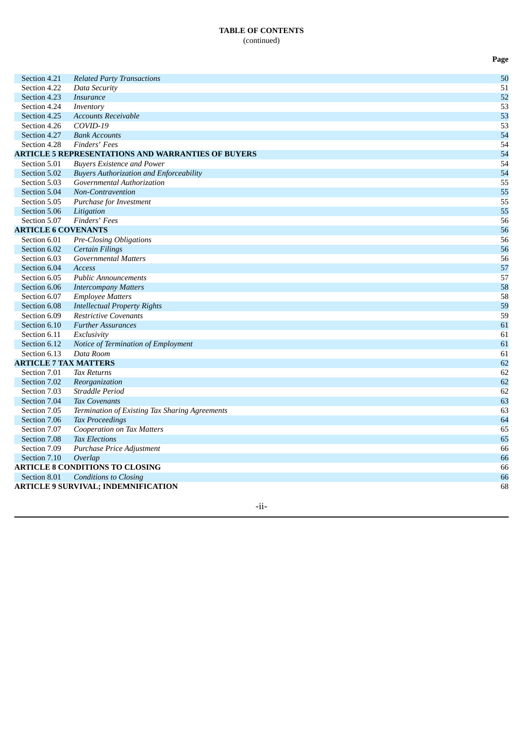**TABLE OF CONTENTS**
(continued)

| | | **Page** |
|---|---|---|
| Section 4.21 | *Related Party Transactions* | 50 |
| Section 4.22 | *Data Security* | 51 |
| Section 4.23 | *Insurance* | 52 |
| Section 4.24 | *Inventory* | 53 |
| Section 4.25 | *Accounts Receivable* | 53 |
| Section 4.26 | *COVID-19* | 53 |
| Section 4.27 | *Bank Accounts* | 54 |
| Section 4.28 | *Finders' Fees* | 54 |
| **ARTICLE 5 REPRESENTATIONS AND WARRANTIES OF BUYERS** | | 54 |
| Section 5.01 | *Buyers Existence and Power* | 54 |
| Section 5.02 | *Buyers Authorization and Enforceability* | 54 |
| Section 5.03 | *Governmental Authorization* | 55 |
| Section 5.04 | *Non-Contravention* | 55 |
| Section 5.05 | *Purchase for Investment* | 55 |
| Section 5.06 | *Litigation* | 55 |
| Section 5.07 | *Finders' Fees* | 56 |
| **ARTICLE 6 COVENANTS** | | 56 |
| Section 6.01 | *Pre-Closing Obligations* | 56 |
| Section 6.02 | *Certain Filings* | 56 |
| Section 6.03 | *Governmental Matters* | 56 |
| Section 6.04 | *Access* | 57 |
| Section 6.05 | *Public Announcements* | 57 |
| Section 6.06 | *Intercompany Matters* | 58 |
| Section 6.07 | *Employee Matters* | 58 |
| Section 6.08 | *Intellectual Property Rights* | 59 |
| Section 6.09 | *Restrictive Covenants* | 59 |
| Section 6.10 | *Further Assurances* | 61 |
| Section 6.11 | *Exclusivity* | 61 |
| Section 6.12 | *Notice of Termination of Employment* | 61 |
| Section 6.13 | *Data Room* | 61 |
| **ARTICLE 7 TAX MATTERS** | | 62 |
| Section 7.01 | *Tax Returns* | 62 |
| Section 7.02 | *Reorganization* | 62 |
| Section 7.03 | *Straddle Period* | 62 |
| Section 7.04 | *Tax Covenants* | 63 |
| Section 7.05 | *Termination of Existing Tax Sharing Agreements* | 63 |
| Section 7.06 | *Tax Proceedings* | 64 |
| Section 7.07 | *Cooperation on Tax Matters* | 65 |
| Section 7.08 | *Tax Elections* | 65 |
| Section 7.09 | *Purchase Price Adjustment* | 66 |
| Section 7.10 | *Overlap* | 66 |
| **ARTICLE 8 CONDITIONS TO CLOSING** | | 66 |
| Section 8.01 | *Conditions to Closing* | 66 |
| **ARTICLE 9 SURVIVAL; INDEMNIFICATION** | | 68 |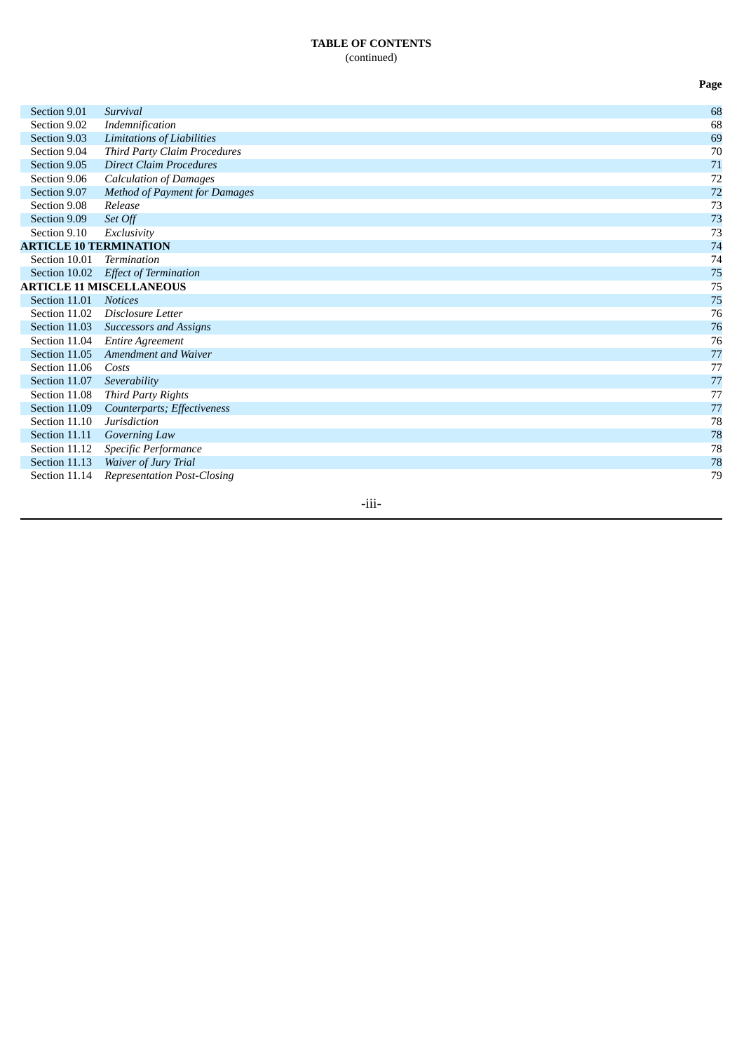**TABLE OF CONTENTS**
(continued)

| | | Page |
|---|---|---|
| Section 9.01 | *Survival* | 68 |
| Section 9.02 | *Indemnification* | 68 |
| Section 9.03 | *Limitations of Liabilities* | 69 |
| Section 9.04 | *Third Party Claim Procedures* | 70 |
| Section 9.05 | *Direct Claim Procedures* | 71 |
| Section 9.06 | *Calculation of Damages* | 72 |
| Section 9.07 | *Method of Payment for Damages* | 72 |
| Section 9.08 | *Release* | 73 |
| Section 9.09 | *Set Off* | 73 |
| Section 9.10 | *Exclusivity* | 73 |
| **ARTICLE 10 TERMINATION** | | 74 |
| Section 10.01 | *Termination* | 74 |
| Section 10.02 | *Effect of Termination* | 75 |
| **ARTICLE 11 MISCELLANEOUS** | | 75 |
| Section 11.01 | *Notices* | 75 |
| Section 11.02 | *Disclosure Letter* | 76 |
| Section 11.03 | *Successors and Assigns* | 76 |
| Section 11.04 | *Entire Agreement* | 76 |
| Section 11.05 | *Amendment and Waiver* | 77 |
| Section 11.06 | *Costs* | 77 |
| Section 11.07 | *Severability* | 77 |
| Section 11.08 | *Third Party Rights* | 77 |
| Section 11.09 | *Counterparts; Effectiveness* | 77 |
| Section 11.10 | *Jurisdiction* | 78 |
| Section 11.11 | *Governing Law* | 78 |
| Section 11.12 | *Specific Performance* | 78 |
| Section 11.13 | *Waiver of Jury Trial* | 78 |
| Section 11.14 | *Representation Post-Closing* | 79 |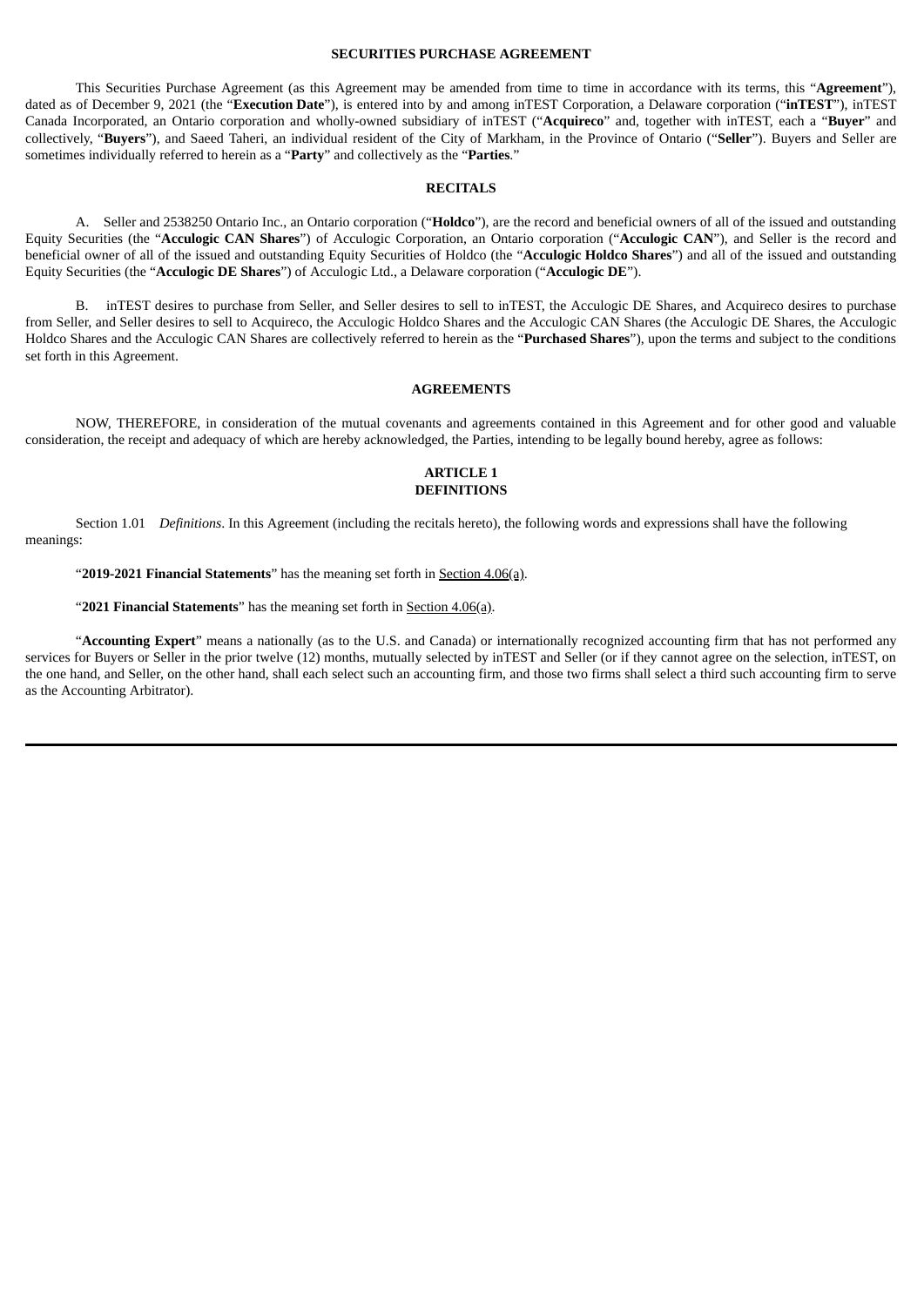**SECURITIES PURCHASE AGREEMENT**

This Securities Purchase Agreement (as this Agreement may be amended from time to time in accordance with its terms, this "**Agreement**"), dated as of December 9, 2021 (the "**Execution Date**"), is entered into by and among inTEST Corporation, a Delaware corporation ("**inTEST**"), inTEST Canada Incorporated, an Ontario corporation and wholly-owned subsidiary of inTEST ("**Acquireco**" and, together with inTEST, each a "**Buyer**" and collectively, "**Buyers**"), and Saeed Taheri, an individual resident of the City of Markham, in the Province of Ontario ("**Seller**"). Buyers and Seller are sometimes individually referred to herein as a "**Party**" and collectively as the "**Parties**."

**RECITALS**

A. Seller and 2538250 Ontario Inc., an Ontario corporation ("**Holdco**"), are the record and beneficial owners of all of the issued and outstanding Equity Securities (the "**Acculogic CAN Shares**") of Acculogic Corporation, an Ontario corporation ("**Acculogic CAN**"), and Seller is the record and beneficial owner of all of the issued and outstanding Equity Securities of Holdco (the "**Acculogic Holdco Shares**") and all of the issued and outstanding Equity Securities (the "**Acculogic DE Shares**") of Acculogic Ltd., a Delaware corporation ("**Acculogic DE**").

B. inTEST desires to purchase from Seller, and Seller desires to sell to inTEST, the Acculogic DE Shares, and Acquireco desires to purchase from Seller, and Seller desires to sell to Acquireco, the Acculogic Holdco Shares and the Acculogic CAN Shares (the Acculogic DE Shares, the Acculogic Holdco Shares and the Acculogic CAN Shares are collectively referred to herein as the "**Purchased Shares**"), upon the terms and subject to the conditions set forth in this Agreement.

**AGREEMENTS**

NOW, THEREFORE, in consideration of the mutual covenants and agreements contained in this Agreement and for other good and valuable consideration, the receipt and adequacy of which are hereby acknowledged, the Parties, intending to be legally bound hereby, agree as follows:

**ARTICLE 1**
**DEFINITIONS**

Section 1.01 *Definitions*. In this Agreement (including the recitals hereto), the following words and expressions shall have the following meanings:

"**2019-2021 Financial Statements**" has the meaning set forth in Section 4.06(a).

"**2021 Financial Statements**" has the meaning set forth in Section 4.06(a).

"**Accounting Expert**" means a nationally (as to the U.S. and Canada) or internationally recognized accounting firm that has not performed any services for Buyers or Seller in the prior twelve (12) months, mutually selected by inTEST and Seller (or if they cannot agree on the selection, inTEST, on the one hand, and Seller, on the other hand, shall each select such an accounting firm, and those two firms shall select a third such accounting firm to serve as the Accounting Arbitrator).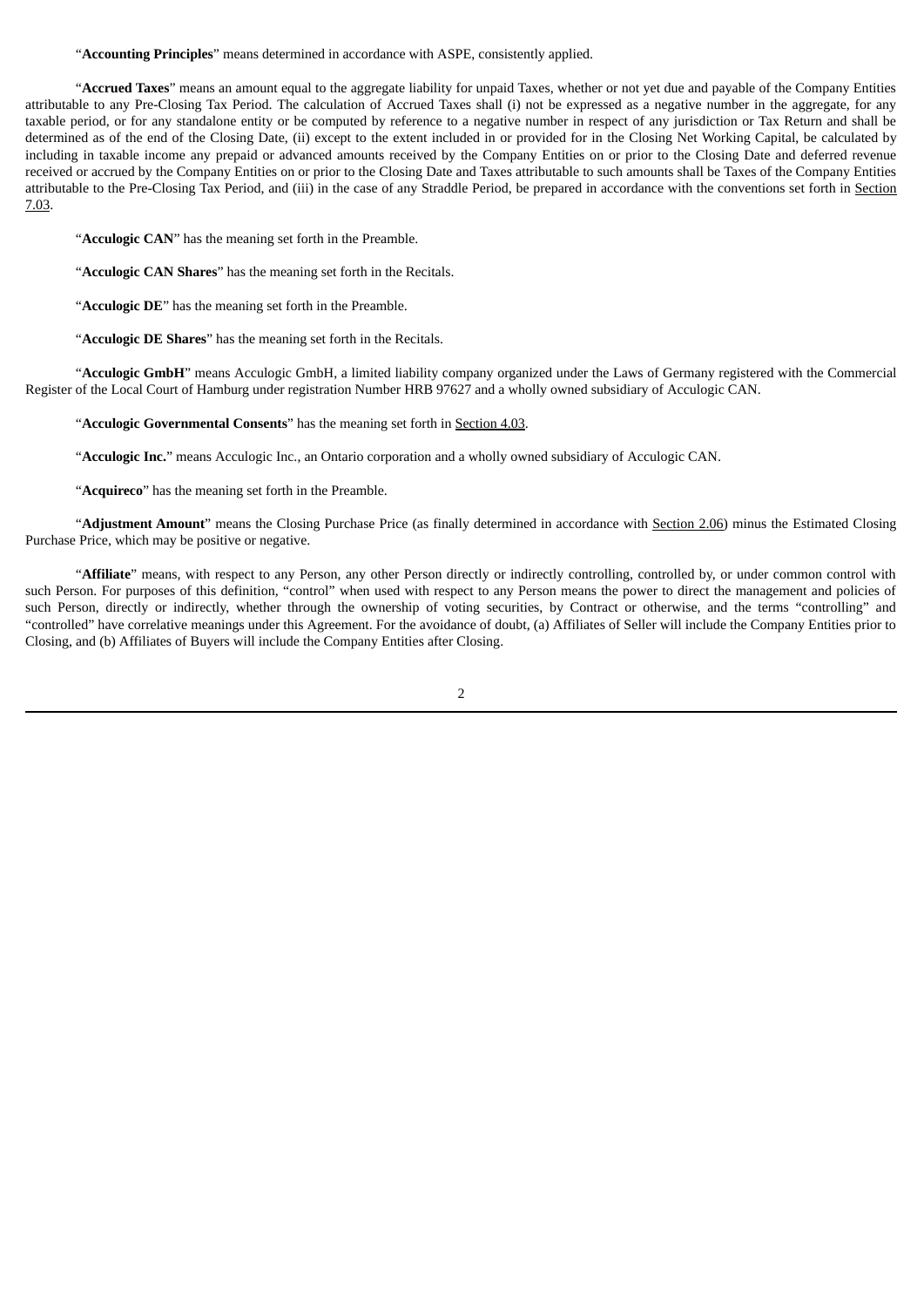"**Accounting Principles**" means determined in accordance with ASPE, consistently applied.

"**Accrued Taxes**" means an amount equal to the aggregate liability for unpaid Taxes, whether or not yet due and payable of the Company Entities attributable to any Pre-Closing Tax Period. The calculation of Accrued Taxes shall (i) not be expressed as a negative number in the aggregate, for any taxable period, or for any standalone entity or be computed by reference to a negative number in respect of any jurisdiction or Tax Return and shall be determined as of the end of the Closing Date, (ii) except to the extent included in or provided for in the Closing Net Working Capital, be calculated by including in taxable income any prepaid or advanced amounts received by the Company Entities on or prior to the Closing Date and deferred revenue received or accrued by the Company Entities on or prior to the Closing Date and Taxes attributable to such amounts shall be Taxes of the Company Entities attributable to the Pre-Closing Tax Period, and (iii) in the case of any Straddle Period, be prepared in accordance with the conventions set forth in Section 7.03.

"**Acculogic CAN**" has the meaning set forth in the Preamble.

"**Acculogic CAN Shares**" has the meaning set forth in the Recitals.

"**Acculogic DE**" has the meaning set forth in the Preamble.

"**Acculogic DE Shares**" has the meaning set forth in the Recitals.

"**Acculogic GmbH**" means Acculogic GmbH, a limited liability company organized under the Laws of Germany registered with the Commercial Register of the Local Court of Hamburg under registration Number HRB 97627 and a wholly owned subsidiary of Acculogic CAN.

"**Acculogic Governmental Consents**" has the meaning set forth in Section 4.03.

"**Acculogic Inc.**" means Acculogic Inc., an Ontario corporation and a wholly owned subsidiary of Acculogic CAN.

"**Acquireco**" has the meaning set forth in the Preamble.

"**Adjustment Amount**" means the Closing Purchase Price (as finally determined in accordance with Section 2.06) minus the Estimated Closing Purchase Price, which may be positive or negative.

"**Affiliate**" means, with respect to any Person, any other Person directly or indirectly controlling, controlled by, or under common control with such Person. For purposes of this definition, "control" when used with respect to any Person means the power to direct the management and policies of such Person, directly or indirectly, whether through the ownership of voting securities, by Contract or otherwise, and the terms "controlling" and "controlled" have correlative meanings under this Agreement. For the avoidance of doubt, (a) Affiliates of Seller will include the Company Entities prior to Closing, and (b) Affiliates of Buyers will include the Company Entities after Closing.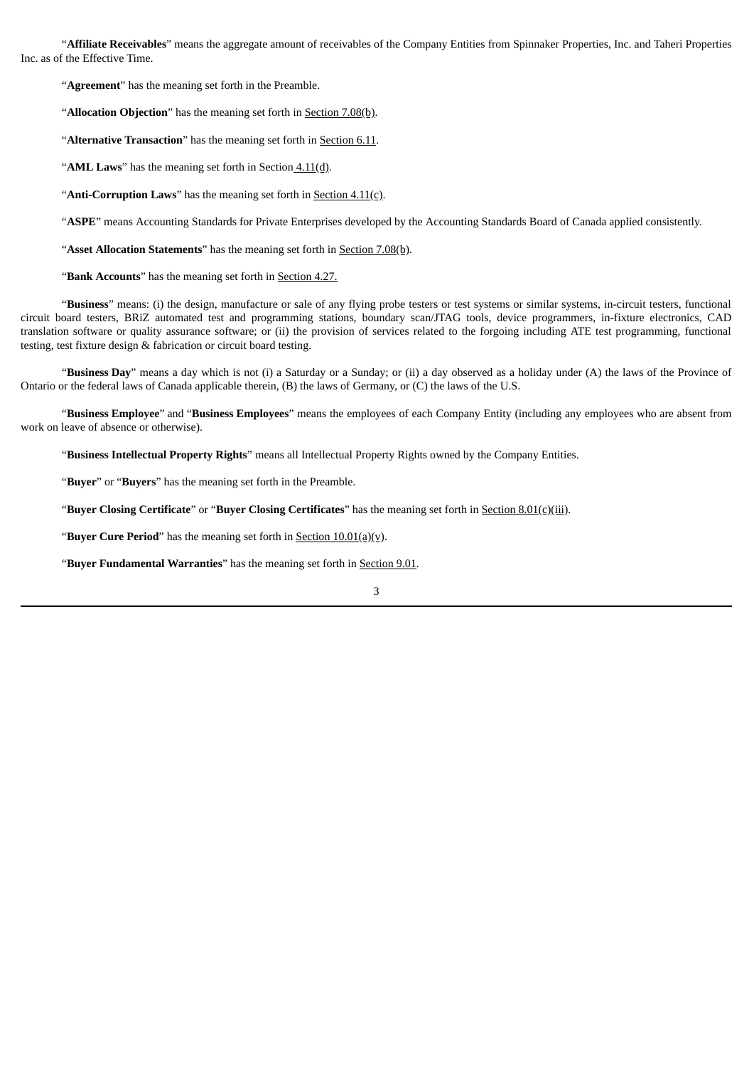"**Affiliate Receivables**" means the aggregate amount of receivables of the Company Entities from Spinnaker Properties, Inc. and Taheri Properties Inc. as of the Effective Time.

"**Agreement**" has the meaning set forth in the Preamble.

"**Allocation Objection**" has the meaning set forth in Section 7.08(b).

"**Alternative Transaction**" has the meaning set forth in Section 6.11.

"**AML Laws**" has the meaning set forth in Section 4.11(d).

"**Anti-Corruption Laws**" has the meaning set forth in Section 4.11(c).

"**ASPE**" means Accounting Standards for Private Enterprises developed by the Accounting Standards Board of Canada applied consistently.

"**Asset Allocation Statements**" has the meaning set forth in Section 7.08(b).

"**Bank Accounts**" has the meaning set forth in Section 4.27.

"**Business**" means: (i) the design, manufacture or sale of any flying probe testers or test systems or similar systems, in-circuit testers, functional circuit board testers, BRiZ automated test and programming stations, boundary scan/JTAG tools, device programmers, in-fixture electronics, CAD translation software or quality assurance software; or (ii) the provision of services related to the forgoing including ATE test programming, functional testing, test fixture design & fabrication or circuit board testing.

"**Business Day**" means a day which is not (i) a Saturday or a Sunday; or (ii) a day observed as a holiday under (A) the laws of the Province of Ontario or the federal laws of Canada applicable therein, (B) the laws of Germany, or (C) the laws of the U.S.

"**Business Employee**" and "**Business Employees**" means the employees of each Company Entity (including any employees who are absent from work on leave of absence or otherwise).

"**Business Intellectual Property Rights**" means all Intellectual Property Rights owned by the Company Entities.

"**Buyer**" or "**Buyers**" has the meaning set forth in the Preamble.

"**Buyer Closing Certificate**" or "**Buyer Closing Certificates**" has the meaning set forth in Section 8.01(c)(iii).

"**Buyer Cure Period**" has the meaning set forth in Section 10.01(a)(v).

"**Buyer Fundamental Warranties**" has the meaning set forth in Section 9.01.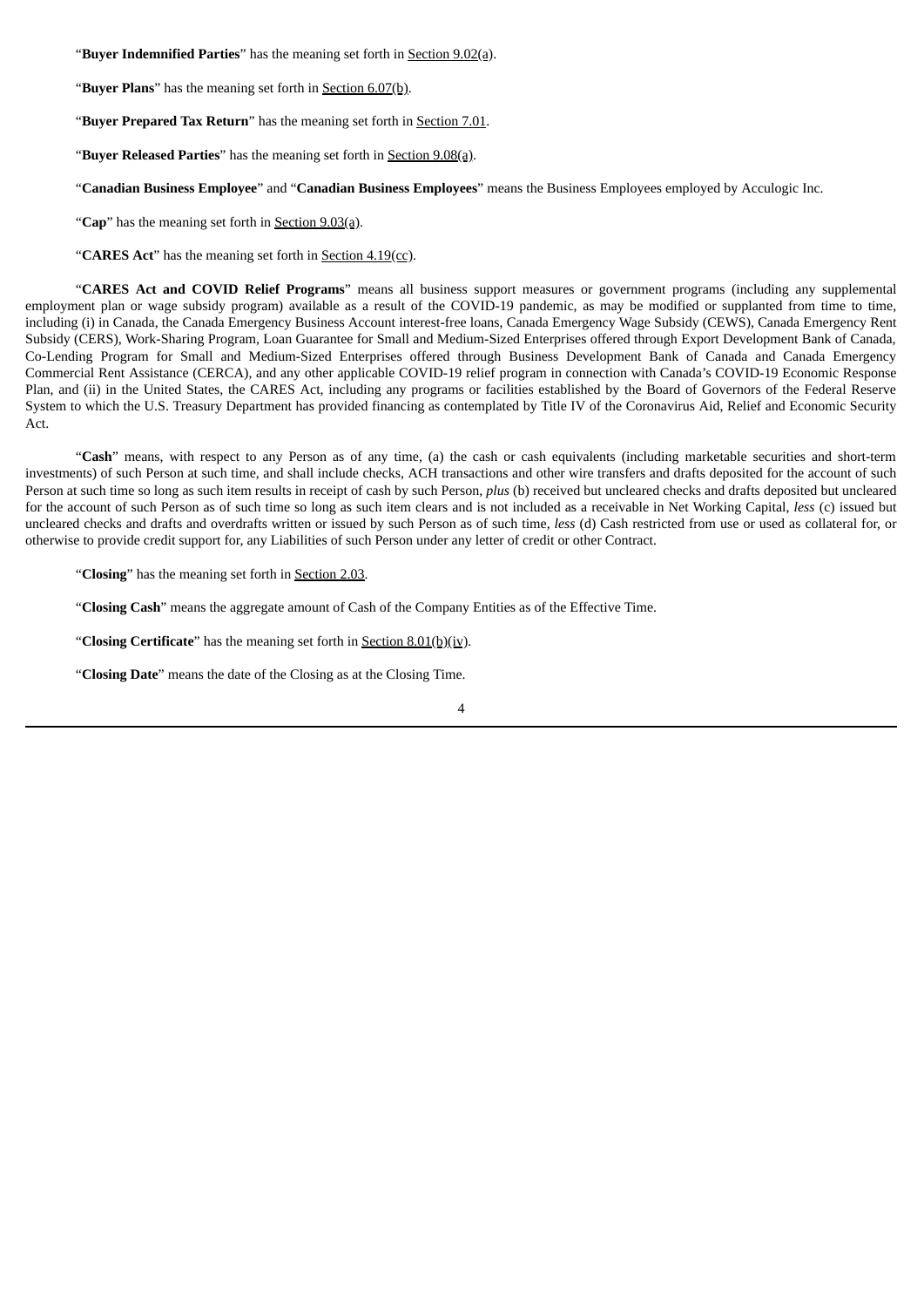"**Buyer Indemnified Parties**" has the meaning set forth in Section 9.02(a).

"**Buyer Plans**" has the meaning set forth in Section 6.07(b).

"**Buyer Prepared Tax Return**" has the meaning set forth in Section 7.01.

"**Buyer Released Parties**" has the meaning set forth in Section 9.08(a).

"**Canadian Business Employee**" and "**Canadian Business Employees**" means the Business Employees employed by Acculogic Inc.

"**Cap**" has the meaning set forth in Section 9.03(a).

"**CARES Act**" has the meaning set forth in Section 4.19(cc).

"**CARES Act and COVID Relief Programs**" means all business support measures or government programs (including any supplemental employment plan or wage subsidy program) available as a result of the COVID-19 pandemic, as may be modified or supplanted from time to time, including (i) in Canada, the Canada Emergency Business Account interest-free loans, Canada Emergency Wage Subsidy (CEWS), Canada Emergency Rent Subsidy (CERS), Work-Sharing Program, Loan Guarantee for Small and Medium-Sized Enterprises offered through Export Development Bank of Canada, Co-Lending Program for Small and Medium-Sized Enterprises offered through Business Development Bank of Canada and Canada Emergency Commercial Rent Assistance (CERCA), and any other applicable COVID-19 relief program in connection with Canada's COVID-19 Economic Response Plan, and (ii) in the United States, the CARES Act, including any programs or facilities established by the Board of Governors of the Federal Reserve System to which the U.S. Treasury Department has provided financing as contemplated by Title IV of the Coronavirus Aid, Relief and Economic Security Act.

"**Cash**" means, with respect to any Person as of any time, (a) the cash or cash equivalents (including marketable securities and short-term investments) of such Person at such time, and shall include checks, ACH transactions and other wire transfers and drafts deposited for the account of such Person at such time so long as such item results in receipt of cash by such Person, *plus* (b) received but uncleared checks and drafts deposited but uncleared for the account of such Person as of such time so long as such item clears and is not included as a receivable in Net Working Capital, *less* (c) issued but uncleared checks and drafts and overdrafts written or issued by such Person as of such time, *less* (d) Cash restricted from use or used as collateral for, or otherwise to provide credit support for, any Liabilities of such Person under any letter of credit or other Contract.

"**Closing**" has the meaning set forth in Section 2.03.

"**Closing Cash**" means the aggregate amount of Cash of the Company Entities as of the Effective Time.

"**Closing Certificate**" has the meaning set forth in Section 8.01(b)(iv).

"**Closing Date**" means the date of the Closing as at the Closing Time.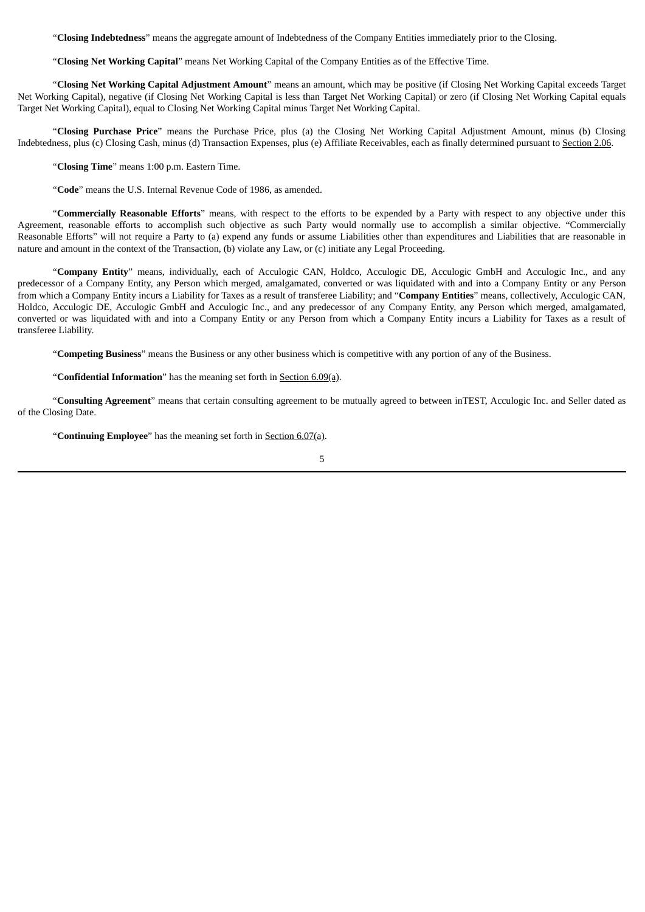"**Closing Indebtedness**" means the aggregate amount of Indebtedness of the Company Entities immediately prior to the Closing.

"**Closing Net Working Capital**" means Net Working Capital of the Company Entities as of the Effective Time.

"**Closing Net Working Capital Adjustment Amount**" means an amount, which may be positive (if Closing Net Working Capital exceeds Target Net Working Capital), negative (if Closing Net Working Capital is less than Target Net Working Capital) or zero (if Closing Net Working Capital equals Target Net Working Capital), equal to Closing Net Working Capital minus Target Net Working Capital.

"**Closing Purchase Price**" means the Purchase Price, plus (a) the Closing Net Working Capital Adjustment Amount, minus (b) Closing Indebtedness, plus (c) Closing Cash, minus (d) Transaction Expenses, plus (e) Affiliate Receivables, each as finally determined pursuant to Section 2.06.

"**Closing Time**" means 1:00 p.m. Eastern Time.

"**Code**" means the U.S. Internal Revenue Code of 1986, as amended.

"**Commercially Reasonable Efforts**" means, with respect to the efforts to be expended by a Party with respect to any objective under this Agreement, reasonable efforts to accomplish such objective as such Party would normally use to accomplish a similar objective. "Commercially Reasonable Efforts" will not require a Party to (a) expend any funds or assume Liabilities other than expenditures and Liabilities that are reasonable in nature and amount in the context of the Transaction, (b) violate any Law, or (c) initiate any Legal Proceeding.

"**Company Entity**" means, individually, each of Acculogic CAN, Holdco, Acculogic DE, Acculogic GmbH and Acculogic Inc., and any predecessor of a Company Entity, any Person which merged, amalgamated, converted or was liquidated with and into a Company Entity or any Person from which a Company Entity incurs a Liability for Taxes as a result of transferee Liability; and "**Company Entities**" means, collectively, Acculogic CAN, Holdco, Acculogic DE, Acculogic GmbH and Acculogic Inc., and any predecessor of any Company Entity, any Person which merged, amalgamated, converted or was liquidated with and into a Company Entity or any Person from which a Company Entity incurs a Liability for Taxes as a result of transferee Liability.

"**Competing Business**" means the Business or any other business which is competitive with any portion of any of the Business.

"**Confidential Information**" has the meaning set forth in Section 6.09(a).

"**Consulting Agreement**" means that certain consulting agreement to be mutually agreed to between inTEST, Acculogic Inc. and Seller dated as of the Closing Date.

"**Continuing Employee**" has the meaning set forth in Section 6.07(a).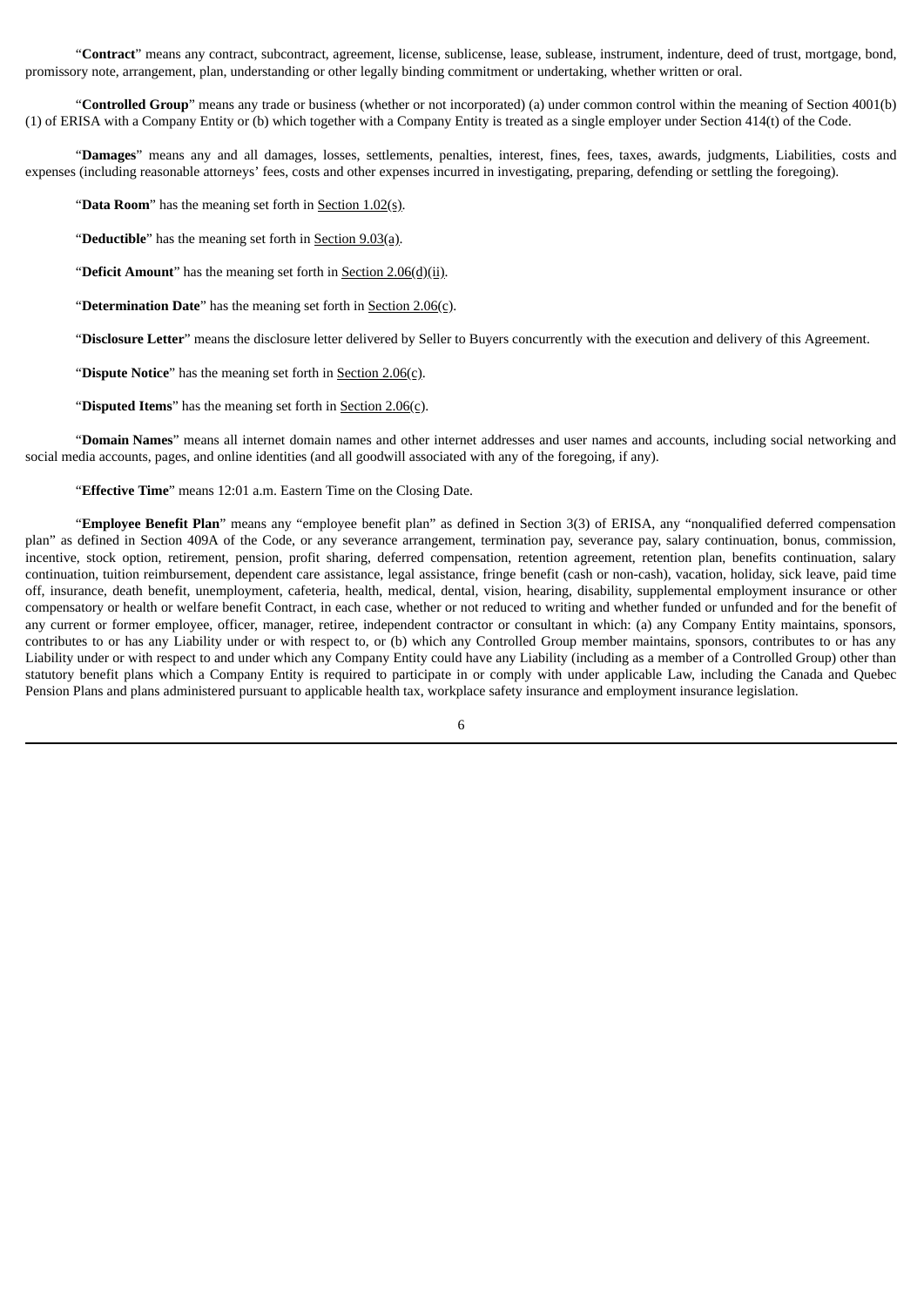"**Contract**" means any contract, subcontract, agreement, license, sublicense, lease, sublease, instrument, indenture, deed of trust, mortgage, bond, promissory note, arrangement, plan, understanding or other legally binding commitment or undertaking, whether written or oral.

"**Controlled Group**" means any trade or business (whether or not incorporated) (a) under common control within the meaning of Section 4001(b)(1) of ERISA with a Company Entity or (b) which together with a Company Entity is treated as a single employer under Section 414(t) of the Code.

"**Damages**" means any and all damages, losses, settlements, penalties, interest, fines, fees, taxes, awards, judgments, Liabilities, costs and expenses (including reasonable attorneys' fees, costs and other expenses incurred in investigating, preparing, defending or settling the foregoing).

"**Data Room**" has the meaning set forth in Section 1.02(s).

"**Deductible**" has the meaning set forth in Section 9.03(a).

"**Deficit Amount**" has the meaning set forth in Section 2.06(d)(ii).

"**Determination Date**" has the meaning set forth in Section 2.06(c).

"**Disclosure Letter**" means the disclosure letter delivered by Seller to Buyers concurrently with the execution and delivery of this Agreement.

"**Dispute Notice**" has the meaning set forth in Section 2.06(c).

"**Disputed Items**" has the meaning set forth in Section 2.06(c).

"**Domain Names**" means all internet domain names and other internet addresses and user names and accounts, including social networking and social media accounts, pages, and online identities (and all goodwill associated with any of the foregoing, if any).

"**Effective Time**" means 12:01 a.m. Eastern Time on the Closing Date.

"**Employee Benefit Plan**" means any "employee benefit plan" as defined in Section 3(3) of ERISA, any "nonqualified deferred compensation plan" as defined in Section 409A of the Code, or any severance arrangement, termination pay, severance pay, salary continuation, bonus, commission, incentive, stock option, retirement, pension, profit sharing, deferred compensation, retention agreement, retention plan, benefits continuation, salary continuation, tuition reimbursement, dependent care assistance, legal assistance, fringe benefit (cash or non-cash), vacation, holiday, sick leave, paid time off, insurance, death benefit, unemployment, cafeteria, health, medical, dental, vision, hearing, disability, supplemental employment insurance or other compensatory or health or welfare benefit Contract, in each case, whether or not reduced to writing and whether funded or unfunded and for the benefit of any current or former employee, officer, manager, retiree, independent contractor or consultant in which: (a) any Company Entity maintains, sponsors, contributes to or has any Liability under or with respect to, or (b) which any Controlled Group member maintains, sponsors, contributes to or has any Liability under or with respect to and under which any Company Entity could have any Liability (including as a member of a Controlled Group) other than statutory benefit plans which a Company Entity is required to participate in or comply with under applicable Law, including the Canada and Quebec Pension Plans and plans administered pursuant to applicable health tax, workplace safety insurance and employment insurance legislation.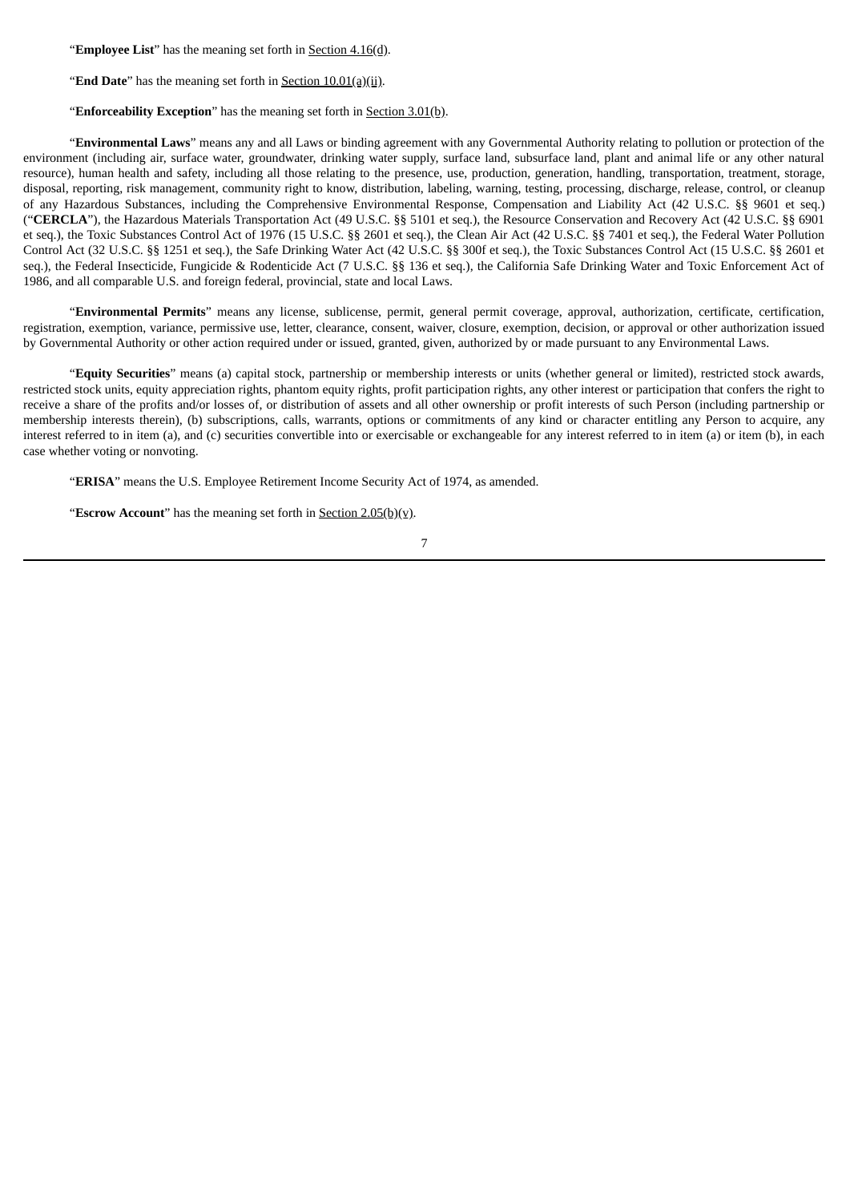"**Employee List**" has the meaning set forth in Section 4.16(d).

"**End Date**" has the meaning set forth in Section 10.01(a)(ii).

"**Enforceability Exception**" has the meaning set forth in Section 3.01(b).

"**Environmental Laws**" means any and all Laws or binding agreement with any Governmental Authority relating to pollution or protection of the environment (including air, surface water, groundwater, drinking water supply, surface land, subsurface land, plant and animal life or any other natural resource), human health and safety, including all those relating to the presence, use, production, generation, handling, transportation, treatment, storage, disposal, reporting, risk management, community right to know, distribution, labeling, warning, testing, processing, discharge, release, control, or cleanup of any Hazardous Substances, including the Comprehensive Environmental Response, Compensation and Liability Act (42 U.S.C. §§ 9601 et seq.) ("**CERCLA**"), the Hazardous Materials Transportation Act (49 U.S.C. §§ 5101 et seq.), the Resource Conservation and Recovery Act (42 U.S.C. §§ 6901 et seq.), the Toxic Substances Control Act of 1976 (15 U.S.C. §§ 2601 et seq.), the Clean Air Act (42 U.S.C. §§ 7401 et seq.), the Federal Water Pollution Control Act (32 U.S.C. §§ 1251 et seq.), the Safe Drinking Water Act (42 U.S.C. §§ 300f et seq.), the Toxic Substances Control Act (15 U.S.C. §§ 2601 et seq.), the Federal Insecticide, Fungicide & Rodenticide Act (7 U.S.C. §§ 136 et seq.), the California Safe Drinking Water and Toxic Enforcement Act of 1986, and all comparable U.S. and foreign federal, provincial, state and local Laws.

"**Environmental Permits**" means any license, sublicense, permit, general permit coverage, approval, authorization, certificate, certification, registration, exemption, variance, permissive use, letter, clearance, consent, waiver, closure, exemption, decision, or approval or other authorization issued by Governmental Authority or other action required under or issued, granted, given, authorized by or made pursuant to any Environmental Laws.

"**Equity Securities**" means (a) capital stock, partnership or membership interests or units (whether general or limited), restricted stock awards, restricted stock units, equity appreciation rights, phantom equity rights, profit participation rights, any other interest or participation that confers the right to receive a share of the profits and/or losses of, or distribution of assets and all other ownership or profit interests of such Person (including partnership or membership interests therein), (b) subscriptions, calls, warrants, options or commitments of any kind or character entitling any Person to acquire, any interest referred to in item (a), and (c) securities convertible into or exercisable or exchangeable for any interest referred to in item (a) or item (b), in each case whether voting or nonvoting.

"**ERISA**" means the U.S. Employee Retirement Income Security Act of 1974, as amended.

"**Escrow Account**" has the meaning set forth in Section 2.05(b)(v).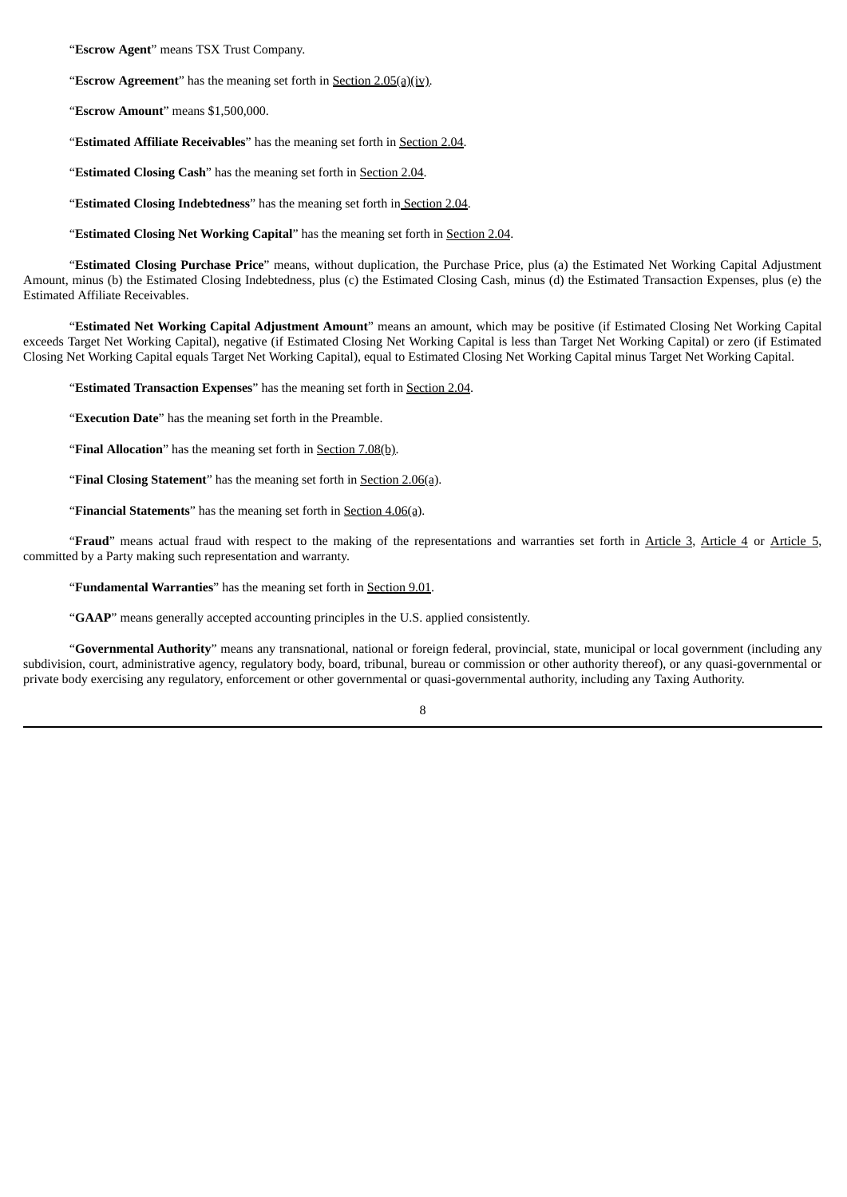"**Escrow Agent**" means TSX Trust Company.

"**Escrow Agreement**" has the meaning set forth in Section 2.05(a)(iv).

"**Escrow Amount**" means $1,500,000.

"**Estimated Affiliate Receivables**" has the meaning set forth in Section 2.04.

"**Estimated Closing Cash**" has the meaning set forth in Section 2.04.

"**Estimated Closing Indebtedness**" has the meaning set forth in Section 2.04.

"**Estimated Closing Net Working Capital**" has the meaning set forth in Section 2.04.

"**Estimated Closing Purchase Price**" means, without duplication, the Purchase Price, plus (a) the Estimated Net Working Capital Adjustment Amount, minus (b) the Estimated Closing Indebtedness, plus (c) the Estimated Closing Cash, minus (d) the Estimated Transaction Expenses, plus (e) the Estimated Affiliate Receivables.

"**Estimated Net Working Capital Adjustment Amount**" means an amount, which may be positive (if Estimated Closing Net Working Capital exceeds Target Net Working Capital), negative (if Estimated Closing Net Working Capital is less than Target Net Working Capital) or zero (if Estimated Closing Net Working Capital equals Target Net Working Capital), equal to Estimated Closing Net Working Capital minus Target Net Working Capital.

"**Estimated Transaction Expenses**" has the meaning set forth in Section 2.04.

"**Execution Date**" has the meaning set forth in the Preamble.

"**Final Allocation**" has the meaning set forth in Section 7.08(b).

"**Final Closing Statement**" has the meaning set forth in Section 2.06(a).

"**Financial Statements**" has the meaning set forth in Section 4.06(a).

"**Fraud**" means actual fraud with respect to the making of the representations and warranties set forth in Article 3, Article 4 or Article 5, committed by a Party making such representation and warranty.

"**Fundamental Warranties**" has the meaning set forth in Section 9.01.

"**GAAP**" means generally accepted accounting principles in the U.S. applied consistently.

"**Governmental Authority**" means any transnational, national or foreign federal, provincial, state, municipal or local government (including any subdivision, court, administrative agency, regulatory body, board, tribunal, bureau or commission or other authority thereof), or any quasi-governmental or private body exercising any regulatory, enforcement or other governmental or quasi-governmental authority, including any Taxing Authority.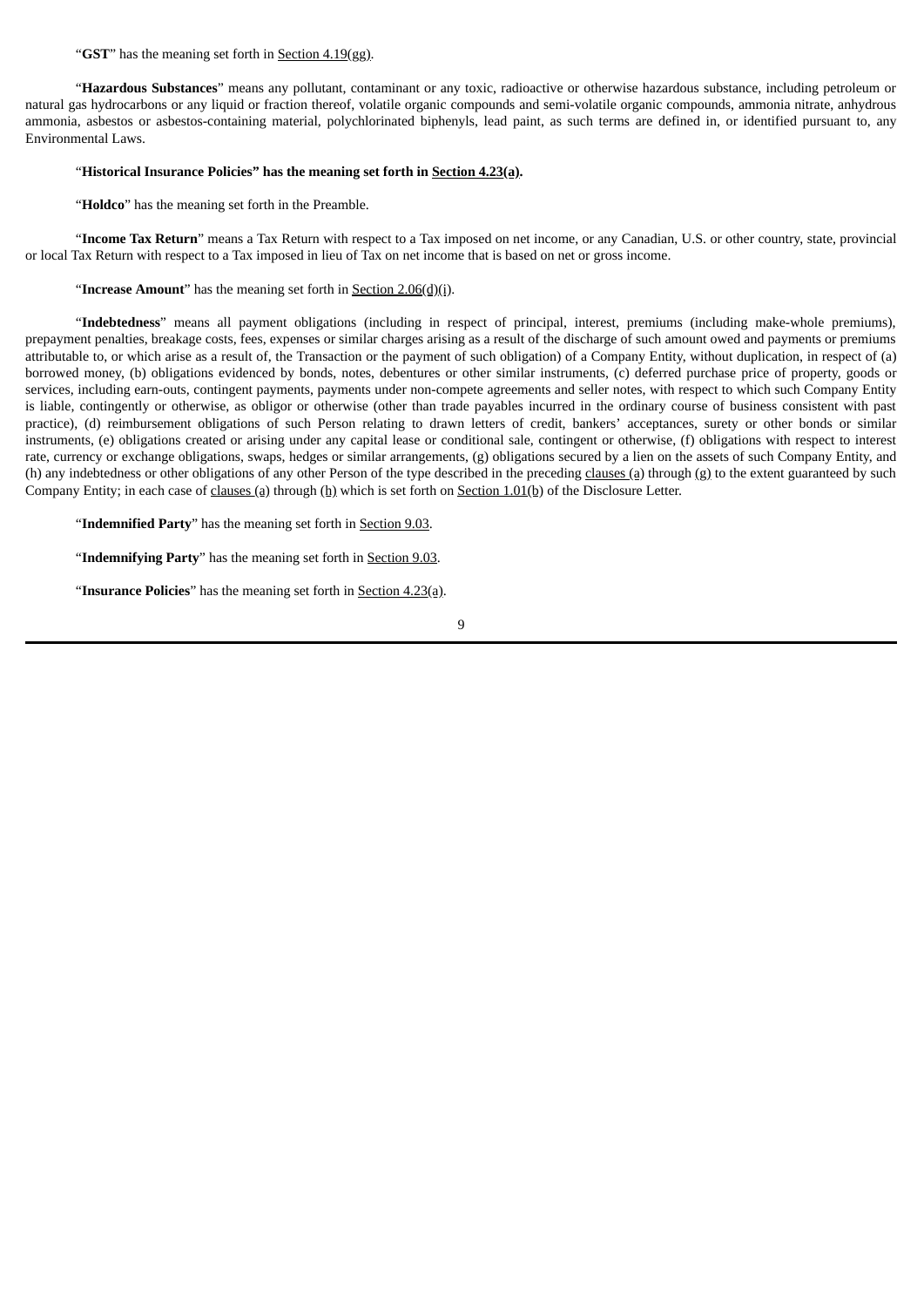"**GST**" has the meaning set forth in Section 4.19(gg).

"**Hazardous Substances**" means any pollutant, contaminant or any toxic, radioactive or otherwise hazardous substance, including petroleum or natural gas hydrocarbons or any liquid or fraction thereof, volatile organic compounds and semi-volatile organic compounds, ammonia nitrate, anhydrous ammonia, asbestos or asbestos-containing material, polychlorinated biphenyls, lead paint, as such terms are defined in, or identified pursuant to, any Environmental Laws.

"**Historical Insurance Policies" has the meaning set forth in Section 4.23(a).**

"**Holdco**" has the meaning set forth in the Preamble.

"**Income Tax Return**" means a Tax Return with respect to a Tax imposed on net income, or any Canadian, U.S. or other country, state, provincial or local Tax Return with respect to a Tax imposed in lieu of Tax on net income that is based on net or gross income.

"**Increase Amount**" has the meaning set forth in Section 2.06(d)(i).

"**Indebtedness**" means all payment obligations (including in respect of principal, interest, premiums (including make-whole premiums), prepayment penalties, breakage costs, fees, expenses or similar charges arising as a result of the discharge of such amount owed and payments or premiums attributable to, or which arise as a result of, the Transaction or the payment of such obligation) of a Company Entity, without duplication, in respect of (a) borrowed money, (b) obligations evidenced by bonds, notes, debentures or other similar instruments, (c) deferred purchase price of property, goods or services, including earn-outs, contingent payments, payments under non-compete agreements and seller notes, with respect to which such Company Entity is liable, contingently or otherwise, as obligor or otherwise (other than trade payables incurred in the ordinary course of business consistent with past practice), (d) reimbursement obligations of such Person relating to drawn letters of credit, bankers' acceptances, surety or other bonds or similar instruments, (e) obligations created or arising under any capital lease or conditional sale, contingent or otherwise, (f) obligations with respect to interest rate, currency or exchange obligations, swaps, hedges or similar arrangements, (g) obligations secured by a lien on the assets of such Company Entity, and (h) any indebtedness or other obligations of any other Person of the type described in the preceding clauses (a) through (g) to the extent guaranteed by such Company Entity; in each case of clauses (a) through (h) which is set forth on Section 1.01(b) of the Disclosure Letter.

"**Indemnified Party**" has the meaning set forth in Section 9.03.

"**Indemnifying Party**" has the meaning set forth in Section 9.03.

"**Insurance Policies**" has the meaning set forth in Section 4.23(a).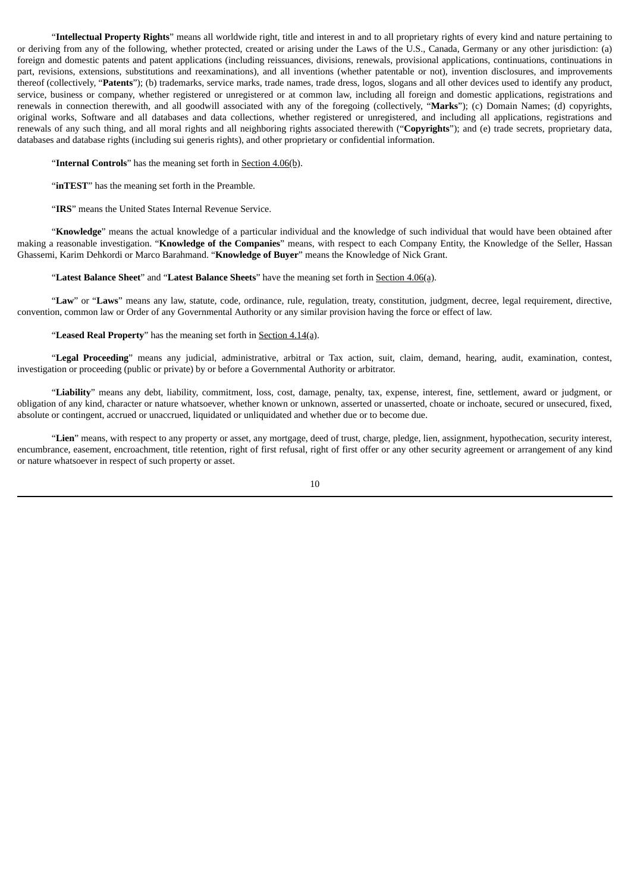"**Intellectual Property Rights**" means all worldwide right, title and interest in and to all proprietary rights of every kind and nature pertaining to or deriving from any of the following, whether protected, created or arising under the Laws of the U.S., Canada, Germany or any other jurisdiction: (a) foreign and domestic patents and patent applications (including reissuances, divisions, renewals, provisional applications, continuations, continuations in part, revisions, extensions, substitutions and reexaminations), and all inventions (whether patentable or not), invention disclosures, and improvements thereof (collectively, "**Patents**"); (b) trademarks, service marks, trade names, trade dress, logos, slogans and all other devices used to identify any product, service, business or company, whether registered or unregistered or at common law, including all foreign and domestic applications, registrations and renewals in connection therewith, and all goodwill associated with any of the foregoing (collectively, "**Marks**"); (c) Domain Names; (d) copyrights, original works, Software and all databases and data collections, whether registered or unregistered, and including all applications, registrations and renewals of any such thing, and all moral rights and all neighboring rights associated therewith ("**Copyrights**"); and (e) trade secrets, proprietary data, databases and database rights (including sui generis rights), and other proprietary or confidential information.

"**Internal Controls**" has the meaning set forth in Section 4.06(b).

"**inTEST**" has the meaning set forth in the Preamble.

"**IRS**" means the United States Internal Revenue Service.

"**Knowledge**" means the actual knowledge of a particular individual and the knowledge of such individual that would have been obtained after making a reasonable investigation. "**Knowledge of the Companies**" means, with respect to each Company Entity, the Knowledge of the Seller, Hassan Ghassemi, Karim Dehkordi or Marco Barahmand. "**Knowledge of Buyer**" means the Knowledge of Nick Grant.

"**Latest Balance Sheet**" and "**Latest Balance Sheets**" have the meaning set forth in Section 4.06(a).

"**Law**" or "**Laws**" means any law, statute, code, ordinance, rule, regulation, treaty, constitution, judgment, decree, legal requirement, directive, convention, common law or Order of any Governmental Authority or any similar provision having the force or effect of law.

"**Leased Real Property**" has the meaning set forth in Section 4.14(a).

"**Legal Proceeding**" means any judicial, administrative, arbitral or Tax action, suit, claim, demand, hearing, audit, examination, contest, investigation or proceeding (public or private) by or before a Governmental Authority or arbitrator.

"**Liability**" means any debt, liability, commitment, loss, cost, damage, penalty, tax, expense, interest, fine, settlement, award or judgment, or obligation of any kind, character or nature whatsoever, whether known or unknown, asserted or unasserted, choate or inchoate, secured or unsecured, fixed, absolute or contingent, accrued or unaccrued, liquidated or unliquidated and whether due or to become due.

"**Lien**" means, with respect to any property or asset, any mortgage, deed of trust, charge, pledge, lien, assignment, hypothecation, security interest, encumbrance, easement, encroachment, title retention, right of first refusal, right of first offer or any other security agreement or arrangement of any kind or nature whatsoever in respect of such property or asset.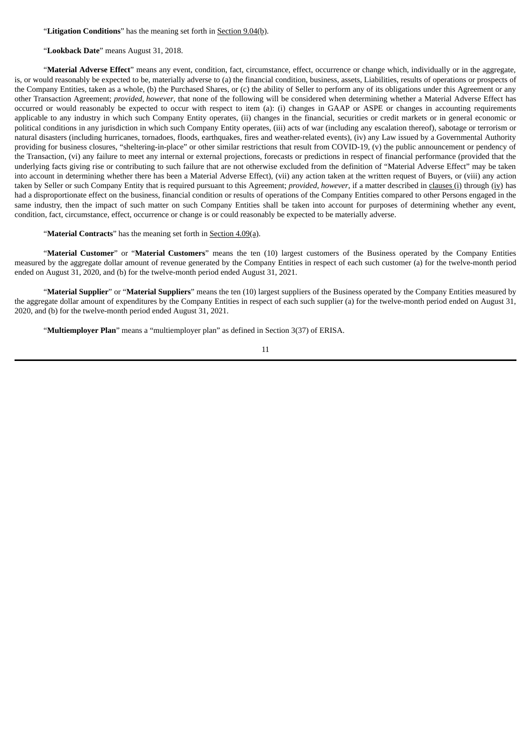"**Litigation Conditions**" has the meaning set forth in Section 9.04(b).

"**Lookback Date**" means August 31, 2018.

"**Material Adverse Effect**" means any event, condition, fact, circumstance, effect, occurrence or change which, individually or in the aggregate, is, or would reasonably be expected to be, materially adverse to (a) the financial condition, business, assets, Liabilities, results of operations or prospects of the Company Entities, taken as a whole, (b) the Purchased Shares, or (c) the ability of Seller to perform any of its obligations under this Agreement or any other Transaction Agreement; *provided*, *however*, that none of the following will be considered when determining whether a Material Adverse Effect has occurred or would reasonably be expected to occur with respect to item (a): (i) changes in GAAP or ASPE or changes in accounting requirements applicable to any industry in which such Company Entity operates, (ii) changes in the financial, securities or credit markets or in general economic or political conditions in any jurisdiction in which such Company Entity operates, (iii) acts of war (including any escalation thereof), sabotage or terrorism or natural disasters (including hurricanes, tornadoes, floods, earthquakes, fires and weather-related events), (iv) any Law issued by a Governmental Authority providing for business closures, "sheltering-in-place" or other similar restrictions that result from COVID-19, (v) the public announcement or pendency of the Transaction, (vi) any failure to meet any internal or external projections, forecasts or predictions in respect of financial performance (provided that the underlying facts giving rise or contributing to such failure that are not otherwise excluded from the definition of "Material Adverse Effect" may be taken into account in determining whether there has been a Material Adverse Effect), (vii) any action taken at the written request of Buyers, or (viii) any action taken by Seller or such Company Entity that is required pursuant to this Agreement; *provided*, *however*, if a matter described in clauses (i) through (iv) has had a disproportionate effect on the business, financial condition or results of operations of the Company Entities compared to other Persons engaged in the same industry, then the impact of such matter on such Company Entities shall be taken into account for purposes of determining whether any event, condition, fact, circumstance, effect, occurrence or change is or could reasonably be expected to be materially adverse.

"**Material Contracts**" has the meaning set forth in Section 4.09(a).

"**Material Customer**" or "**Material Customers**" means the ten (10) largest customers of the Business operated by the Company Entities measured by the aggregate dollar amount of revenue generated by the Company Entities in respect of each such customer (a) for the twelve-month period ended on August 31, 2020, and (b) for the twelve-month period ended August 31, 2021.

"**Material Supplier**" or "**Material Suppliers**" means the ten (10) largest suppliers of the Business operated by the Company Entities measured by the aggregate dollar amount of expenditures by the Company Entities in respect of each such supplier (a) for the twelve-month period ended on August 31, 2020, and (b) for the twelve-month period ended August 31, 2021.

"**Multiemployer Plan**" means a "multiemployer plan" as defined in Section 3(37) of ERISA.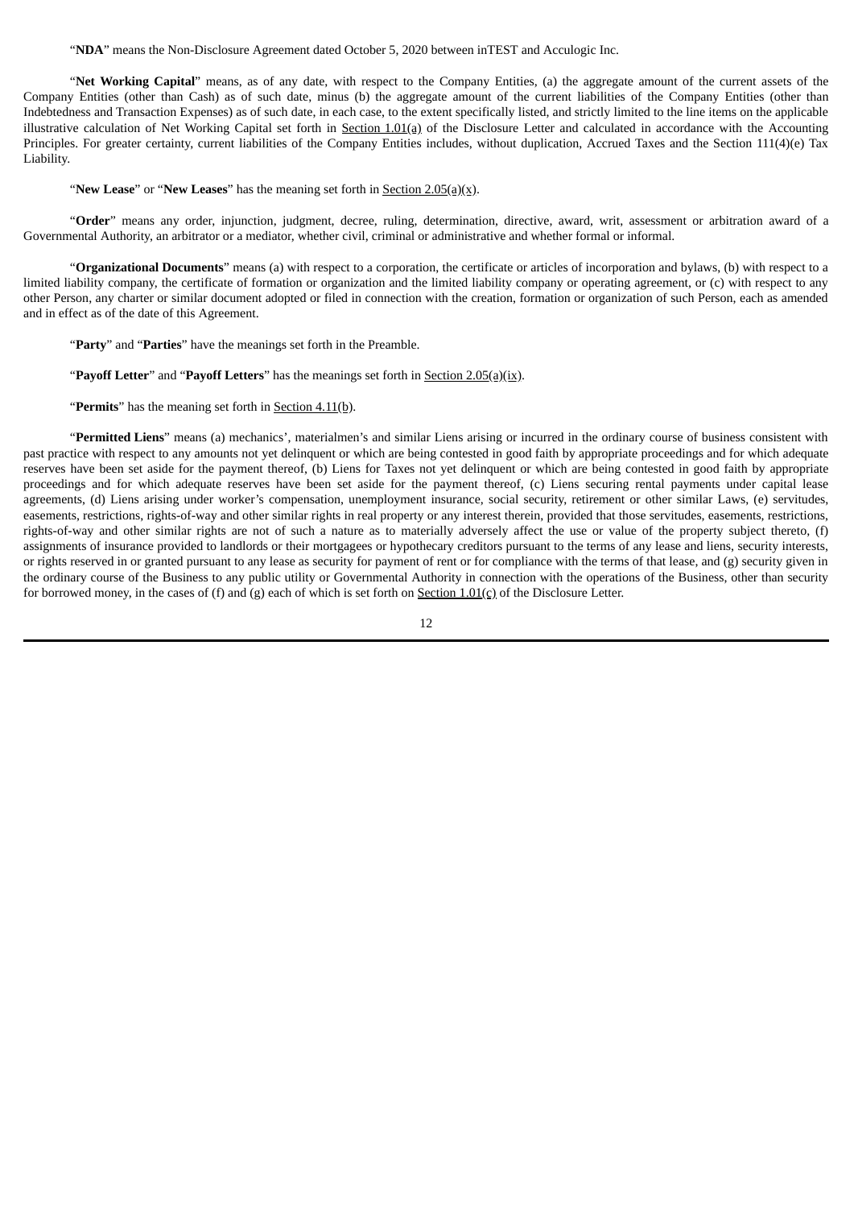"**NDA**" means the Non-Disclosure Agreement dated October 5, 2020 between inTEST and Acculogic Inc.

"**Net Working Capital**" means, as of any date, with respect to the Company Entities, (a) the aggregate amount of the current assets of the Company Entities (other than Cash) as of such date, minus (b) the aggregate amount of the current liabilities of the Company Entities (other than Indebtedness and Transaction Expenses) as of such date, in each case, to the extent specifically listed, and strictly limited to the line items on the applicable illustrative calculation of Net Working Capital set forth in Section 1.01(a) of the Disclosure Letter and calculated in accordance with the Accounting Principles. For greater certainty, current liabilities of the Company Entities includes, without duplication, Accrued Taxes and the Section 111(4)(e) Tax Liability.

"**New Lease**" or "**New Leases**" has the meaning set forth in Section 2.05(a)(x).

"**Order**" means any order, injunction, judgment, decree, ruling, determination, directive, award, writ, assessment or arbitration award of a Governmental Authority, an arbitrator or a mediator, whether civil, criminal or administrative and whether formal or informal.

"**Organizational Documents**" means (a) with respect to a corporation, the certificate or articles of incorporation and bylaws, (b) with respect to a limited liability company, the certificate of formation or organization and the limited liability company or operating agreement, or (c) with respect to any other Person, any charter or similar document adopted or filed in connection with the creation, formation or organization of such Person, each as amended and in effect as of the date of this Agreement.

"**Party**" and "**Parties**" have the meanings set forth in the Preamble.

"**Payoff Letter**" and "**Payoff Letters**" has the meanings set forth in Section 2.05(a)(ix).

"**Permits**" has the meaning set forth in Section 4.11(b).

"**Permitted Liens**" means (a) mechanics', materialmen's and similar Liens arising or incurred in the ordinary course of business consistent with past practice with respect to any amounts not yet delinquent or which are being contested in good faith by appropriate proceedings and for which adequate reserves have been set aside for the payment thereof, (b) Liens for Taxes not yet delinquent or which are being contested in good faith by appropriate proceedings and for which adequate reserves have been set aside for the payment thereof, (c) Liens securing rental payments under capital lease agreements, (d) Liens arising under worker's compensation, unemployment insurance, social security, retirement or other similar Laws, (e) servitudes, easements, restrictions, rights-of-way and other similar rights in real property or any interest therein, provided that those servitudes, easements, restrictions, rights-of-way and other similar rights are not of such a nature as to materially adversely affect the use or value of the property subject thereto, (f) assignments of insurance provided to landlords or their mortgagees or hypothecary creditors pursuant to the terms of any lease and liens, security interests, or rights reserved in or granted pursuant to any lease as security for payment of rent or for compliance with the terms of that lease, and (g) security given in the ordinary course of the Business to any public utility or Governmental Authority in connection with the operations of the Business, other than security for borrowed money, in the cases of (f) and (g) each of which is set forth on Section 1.01(c) of the Disclosure Letter.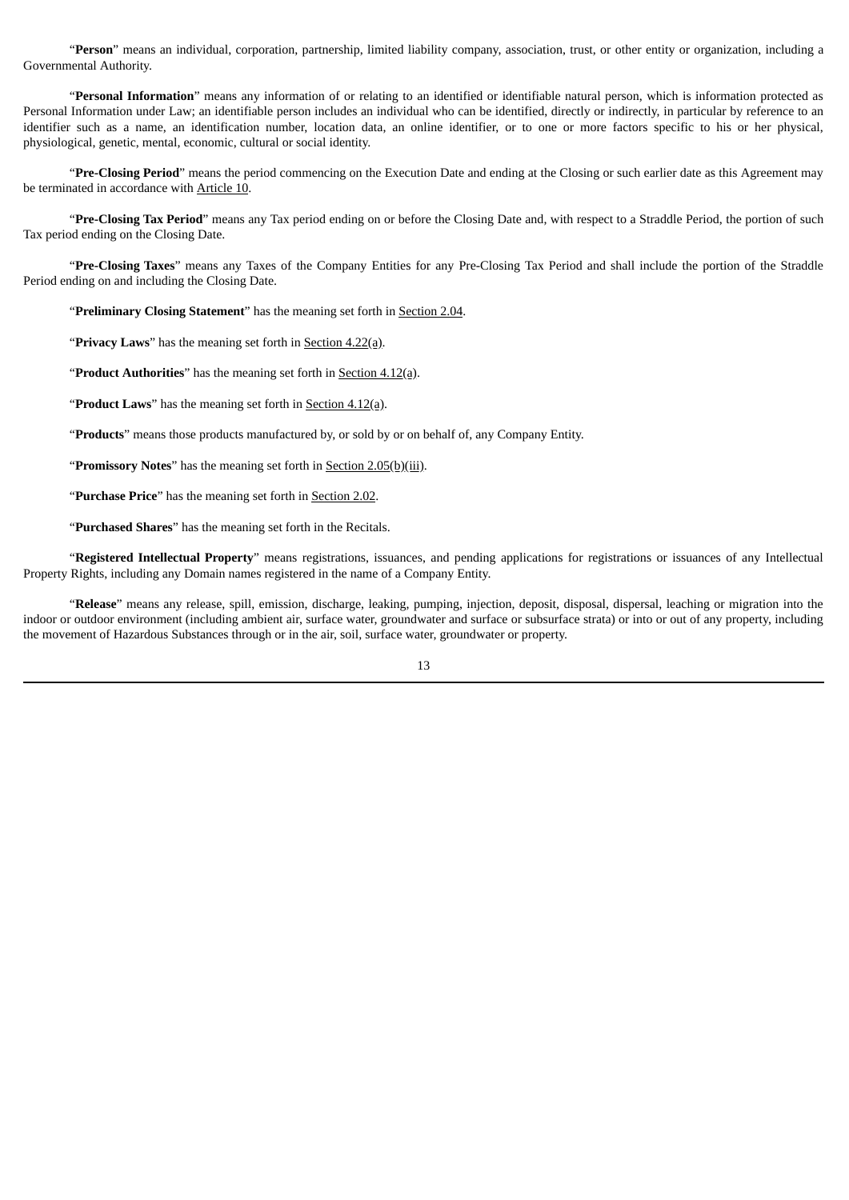"**Person**" means an individual, corporation, partnership, limited liability company, association, trust, or other entity or organization, including a Governmental Authority.

"**Personal Information**" means any information of or relating to an identified or identifiable natural person, which is information protected as Personal Information under Law; an identifiable person includes an individual who can be identified, directly or indirectly, in particular by reference to an identifier such as a name, an identification number, location data, an online identifier, or to one or more factors specific to his or her physical, physiological, genetic, mental, economic, cultural or social identity.

"**Pre-Closing Period**" means the period commencing on the Execution Date and ending at the Closing or such earlier date as this Agreement may be terminated in accordance with Article 10.

"**Pre-Closing Tax Period**" means any Tax period ending on or before the Closing Date and, with respect to a Straddle Period, the portion of such Tax period ending on the Closing Date.

"**Pre-Closing Taxes**" means any Taxes of the Company Entities for any Pre-Closing Tax Period and shall include the portion of the Straddle Period ending on and including the Closing Date.

"**Preliminary Closing Statement**" has the meaning set forth in Section 2.04.

"**Privacy Laws**" has the meaning set forth in Section 4.22(a).

"**Product Authorities**" has the meaning set forth in Section 4.12(a).

"**Product Laws**" has the meaning set forth in Section 4.12(a).

"**Products**" means those products manufactured by, or sold by or on behalf of, any Company Entity.

"**Promissory Notes**" has the meaning set forth in Section 2.05(b)(iii).

"**Purchase Price**" has the meaning set forth in Section 2.02.

"**Purchased Shares**" has the meaning set forth in the Recitals.

"**Registered Intellectual Property**" means registrations, issuances, and pending applications for registrations or issuances of any Intellectual Property Rights, including any Domain names registered in the name of a Company Entity.

"**Release**" means any release, spill, emission, discharge, leaking, pumping, injection, deposit, disposal, dispersal, leaching or migration into the indoor or outdoor environment (including ambient air, surface water, groundwater and surface or subsurface strata) or into or out of any property, including the movement of Hazardous Substances through or in the air, soil, surface water, groundwater or property.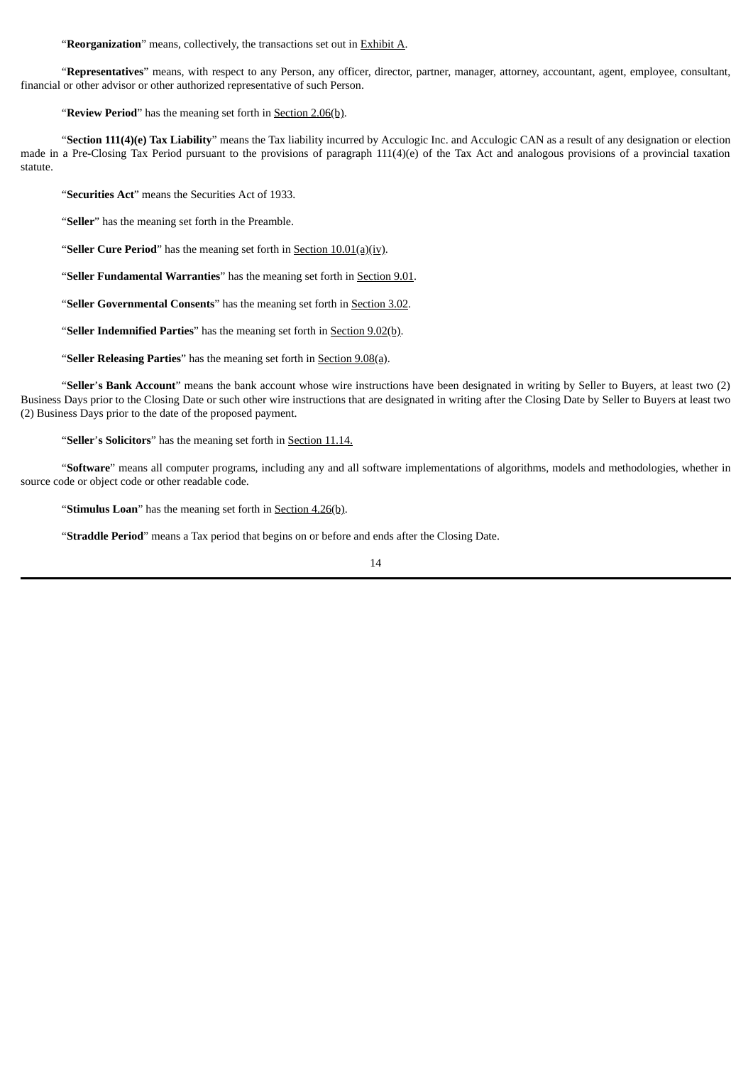"**Reorganization**" means, collectively, the transactions set out in Exhibit A.

"**Representatives**" means, with respect to any Person, any officer, director, partner, manager, attorney, accountant, agent, employee, consultant, financial or other advisor or other authorized representative of such Person.

"**Review Period**" has the meaning set forth in Section 2.06(b).

"**Section 111(4)(e) Tax Liability**" means the Tax liability incurred by Acculogic Inc. and Acculogic CAN as a result of any designation or election made in a Pre-Closing Tax Period pursuant to the provisions of paragraph 111(4)(e) of the Tax Act and analogous provisions of a provincial taxation statute.

"**Securities Act**" means the Securities Act of 1933.

"**Seller**" has the meaning set forth in the Preamble.

"**Seller Cure Period**" has the meaning set forth in Section 10.01(a)(iv).

"**Seller Fundamental Warranties**" has the meaning set forth in Section 9.01.

"**Seller Governmental Consents**" has the meaning set forth in Section 3.02.

"**Seller Indemnified Parties**" has the meaning set forth in Section 9.02(b).

"**Seller Releasing Parties**" has the meaning set forth in Section 9.08(a).

"**Seller's Bank Account**" means the bank account whose wire instructions have been designated in writing by Seller to Buyers, at least two (2) Business Days prior to the Closing Date or such other wire instructions that are designated in writing after the Closing Date by Seller to Buyers at least two (2) Business Days prior to the date of the proposed payment.

"**Seller's Solicitors**" has the meaning set forth in Section 11.14.

"**Software**" means all computer programs, including any and all software implementations of algorithms, models and methodologies, whether in source code or object code or other readable code.

"**Stimulus Loan**" has the meaning set forth in Section 4.26(b).

"**Straddle Period**" means a Tax period that begins on or before and ends after the Closing Date.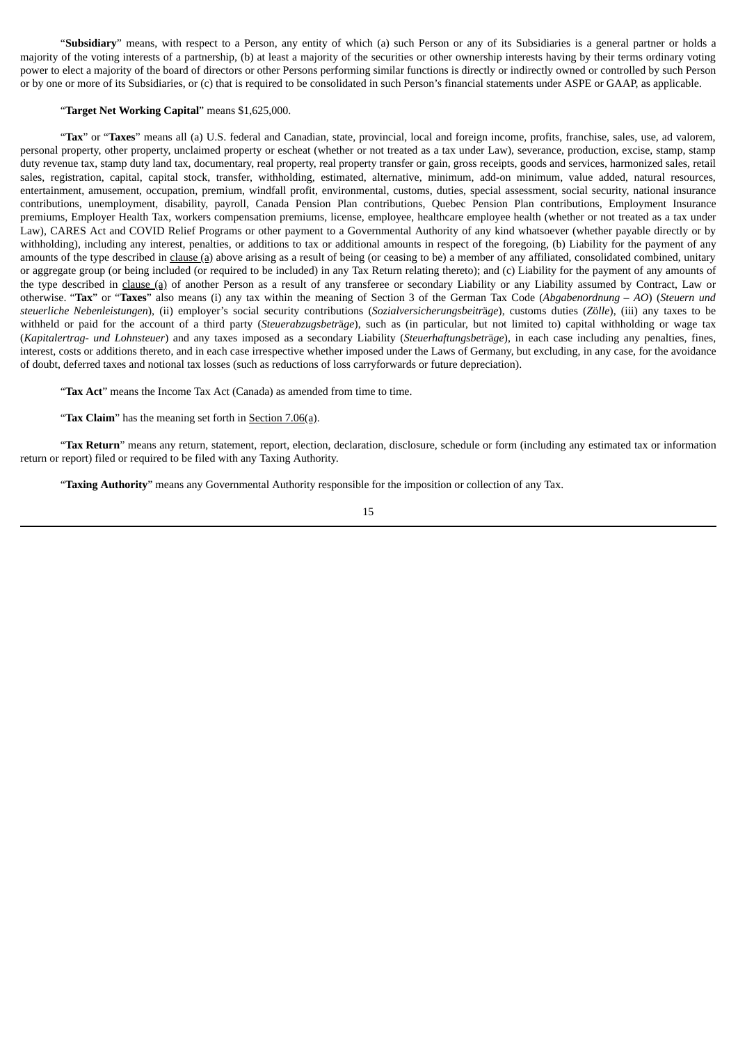"**Subsidiary**" means, with respect to a Person, any entity of which (a) such Person or any of its Subsidiaries is a general partner or holds a majority of the voting interests of a partnership, (b) at least a majority of the securities or other ownership interests having by their terms ordinary voting power to elect a majority of the board of directors or other Persons performing similar functions is directly or indirectly owned or controlled by such Person or by one or more of its Subsidiaries, or (c) that is required to be consolidated in such Person's financial statements under ASPE or GAAP, as applicable.

"**Target Net Working Capital**" means $1,625,000.

"**Tax**" or "**Taxes**" means all (a) U.S. federal and Canadian, state, provincial, local and foreign income, profits, franchise, sales, use, ad valorem, personal property, other property, unclaimed property or escheat (whether or not treated as a tax under Law), severance, production, excise, stamp, stamp duty revenue tax, stamp duty land tax, documentary, real property, real property transfer or gain, gross receipts, goods and services, harmonized sales, retail sales, registration, capital, capital stock, transfer, withholding, estimated, alternative, minimum, add-on minimum, value added, natural resources, entertainment, amusement, occupation, premium, windfall profit, environmental, customs, duties, special assessment, social security, national insurance contributions, unemployment, disability, payroll, Canada Pension Plan contributions, Quebec Pension Plan contributions, Employment Insurance premiums, Employer Health Tax, workers compensation premiums, license, employee, healthcare employee health (whether or not treated as a tax under Law), CARES Act and COVID Relief Programs or other payment to a Governmental Authority of any kind whatsoever (whether payable directly or by withholding), including any interest, penalties, or additions to tax or additional amounts in respect of the foregoing, (b) Liability for the payment of any amounts of the type described in clause (a) above arising as a result of being (or ceasing to be) a member of any affiliated, consolidated combined, unitary or aggregate group (or being included (or required to be included) in any Tax Return relating thereto); and (c) Liability for the payment of any amounts of the type described in clause (a) of another Person as a result of any transferee or secondary Liability or any Liability assumed by Contract, Law or otherwise. "**Tax**" or "**Taxes**" also means (i) any tax within the meaning of Section 3 of the German Tax Code (*Abgabenordnung – AO*) (*Steuern und steuerliche Nebenleistungen*), (ii) employer's social security contributions (*Sozialversicherungsbeiträge*), customs duties (*Zölle*), (iii) any taxes to be withheld or paid for the account of a third party (*Steuerabzugsbeträge*), such as (in particular, but not limited to) capital withholding or wage tax (*Kapitalertrag- und Lohnsteuer*) and any taxes imposed as a secondary Liability (*Steuerhaftungsbeträge*), in each case including any penalties, fines, interest, costs or additions thereto, and in each case irrespective whether imposed under the Laws of Germany, but excluding, in any case, for the avoidance of doubt, deferred taxes and notional tax losses (such as reductions of loss carryforwards or future depreciation).

"**Tax Act**" means the Income Tax Act (Canada) as amended from time to time.

"**Tax Claim**" has the meaning set forth in Section 7.06(a).

"**Tax Return**" means any return, statement, report, election, declaration, disclosure, schedule or form (including any estimated tax or information return or report) filed or required to be filed with any Taxing Authority.

"**Taxing Authority**" means any Governmental Authority responsible for the imposition or collection of any Tax.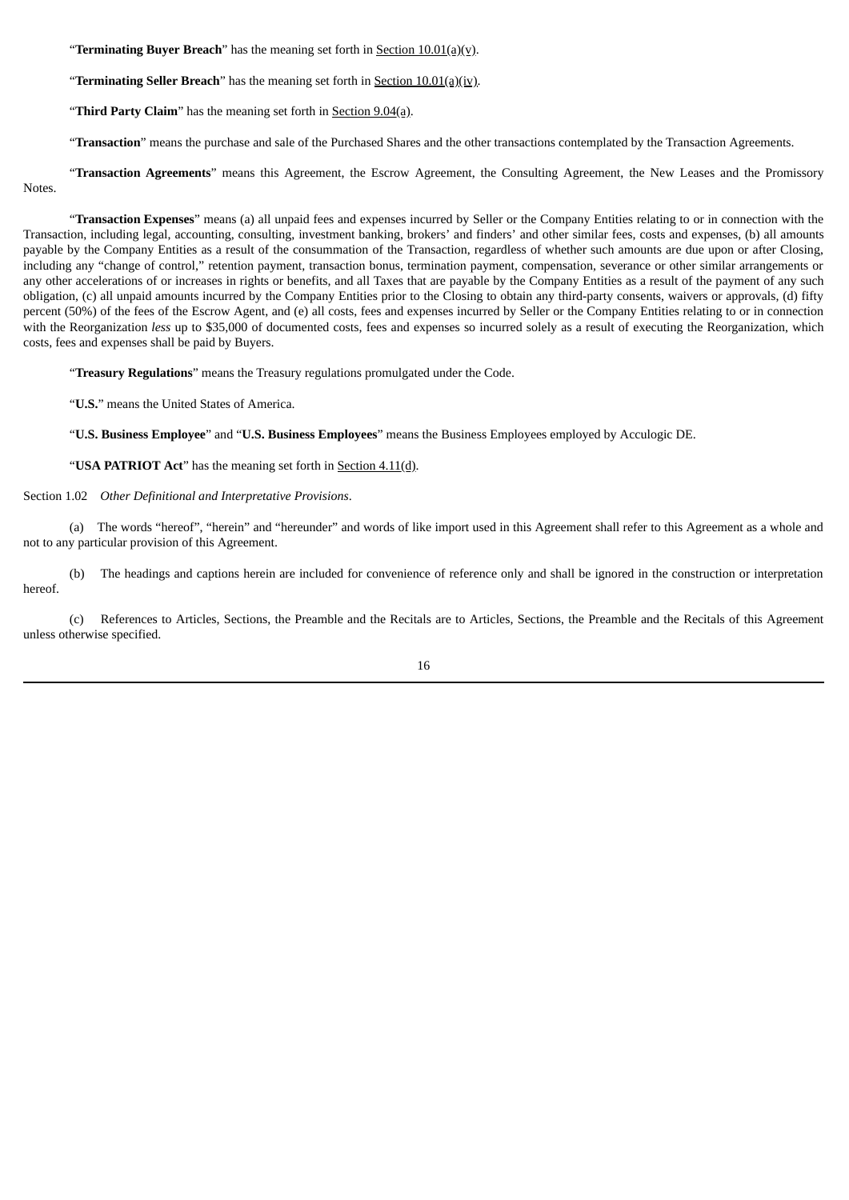"**Terminating Buyer Breach**" has the meaning set forth in Section 10.01(a)(v).

"**Terminating Seller Breach**" has the meaning set forth in Section 10.01(a)(iv).

"**Third Party Claim**" has the meaning set forth in Section 9.04(a).

"**Transaction**" means the purchase and sale of the Purchased Shares and the other transactions contemplated by the Transaction Agreements.

"**Transaction Agreements**" means this Agreement, the Escrow Agreement, the Consulting Agreement, the New Leases and the Promissory Notes.

"**Transaction Expenses**" means (a) all unpaid fees and expenses incurred by Seller or the Company Entities relating to or in connection with the Transaction, including legal, accounting, consulting, investment banking, brokers' and finders' and other similar fees, costs and expenses, (b) all amounts payable by the Company Entities as a result of the consummation of the Transaction, regardless of whether such amounts are due upon or after Closing, including any "change of control," retention payment, transaction bonus, termination payment, compensation, severance or other similar arrangements or any other accelerations of or increases in rights or benefits, and all Taxes that are payable by the Company Entities as a result of the payment of any such obligation, (c) all unpaid amounts incurred by the Company Entities prior to the Closing to obtain any third-party consents, waivers or approvals, (d) fifty percent (50%) of the fees of the Escrow Agent, and (e) all costs, fees and expenses incurred by Seller or the Company Entities relating to or in connection with the Reorganization *less* up to $35,000 of documented costs, fees and expenses so incurred solely as a result of executing the Reorganization, which costs, fees and expenses shall be paid by Buyers.

"**Treasury Regulations**" means the Treasury regulations promulgated under the Code.

"**U.S.**" means the United States of America.

"**U.S. Business Employee**" and "**U.S. Business Employees**" means the Business Employees employed by Acculogic DE.

"**USA PATRIOT Act**" has the meaning set forth in Section 4.11(d).

Section 1.02 *Other Definitional and Interpretative Provisions*.

(a) The words "hereof", "herein" and "hereunder" and words of like import used in this Agreement shall refer to this Agreement as a whole and not to any particular provision of this Agreement.

(b) The headings and captions herein are included for convenience of reference only and shall be ignored in the construction or interpretation hereof.

(c) References to Articles, Sections, the Preamble and the Recitals are to Articles, Sections, the Preamble and the Recitals of this Agreement unless otherwise specified.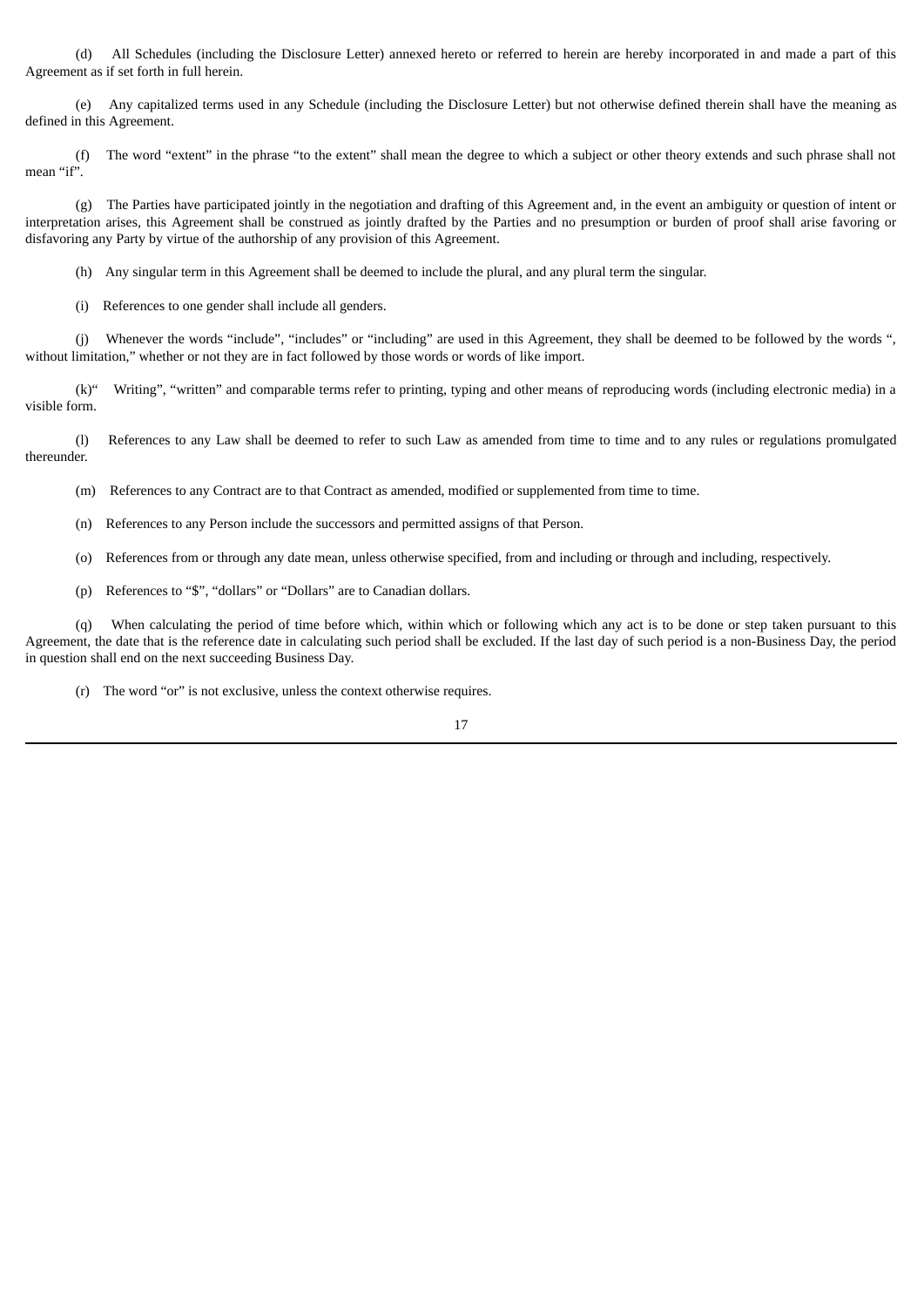(d) All Schedules (including the Disclosure Letter) annexed hereto or referred to herein are hereby incorporated in and made a part of this Agreement as if set forth in full herein.

(e) Any capitalized terms used in any Schedule (including the Disclosure Letter) but not otherwise defined therein shall have the meaning as defined in this Agreement.

(f) The word "extent" in the phrase "to the extent" shall mean the degree to which a subject or other theory extends and such phrase shall not mean "if".

(g) The Parties have participated jointly in the negotiation and drafting of this Agreement and, in the event an ambiguity or question of intent or interpretation arises, this Agreement shall be construed as jointly drafted by the Parties and no presumption or burden of proof shall arise favoring or disfavoring any Party by virtue of the authorship of any provision of this Agreement.

(h) Any singular term in this Agreement shall be deemed to include the plural, and any plural term the singular.

(i) References to one gender shall include all genders.

(j) Whenever the words "include", "includes" or "including" are used in this Agreement, they shall be deemed to be followed by the words ", without limitation," whether or not they are in fact followed by those words or words of like import.

(k)" Writing", "written" and comparable terms refer to printing, typing and other means of reproducing words (including electronic media) in a visible form.

(l) References to any Law shall be deemed to refer to such Law as amended from time to time and to any rules or regulations promulgated thereunder.

(m) References to any Contract are to that Contract as amended, modified or supplemented from time to time.

(n) References to any Person include the successors and permitted assigns of that Person.

(o) References from or through any date mean, unless otherwise specified, from and including or through and including, respectively.

(p) References to "$", "dollars" or "Dollars" are to Canadian dollars.

(q) When calculating the period of time before which, within which or following which any act is to be done or step taken pursuant to this Agreement, the date that is the reference date in calculating such period shall be excluded. If the last day of such period is a non-Business Day, the period in question shall end on the next succeeding Business Day.

(r) The word "or" is not exclusive, unless the context otherwise requires.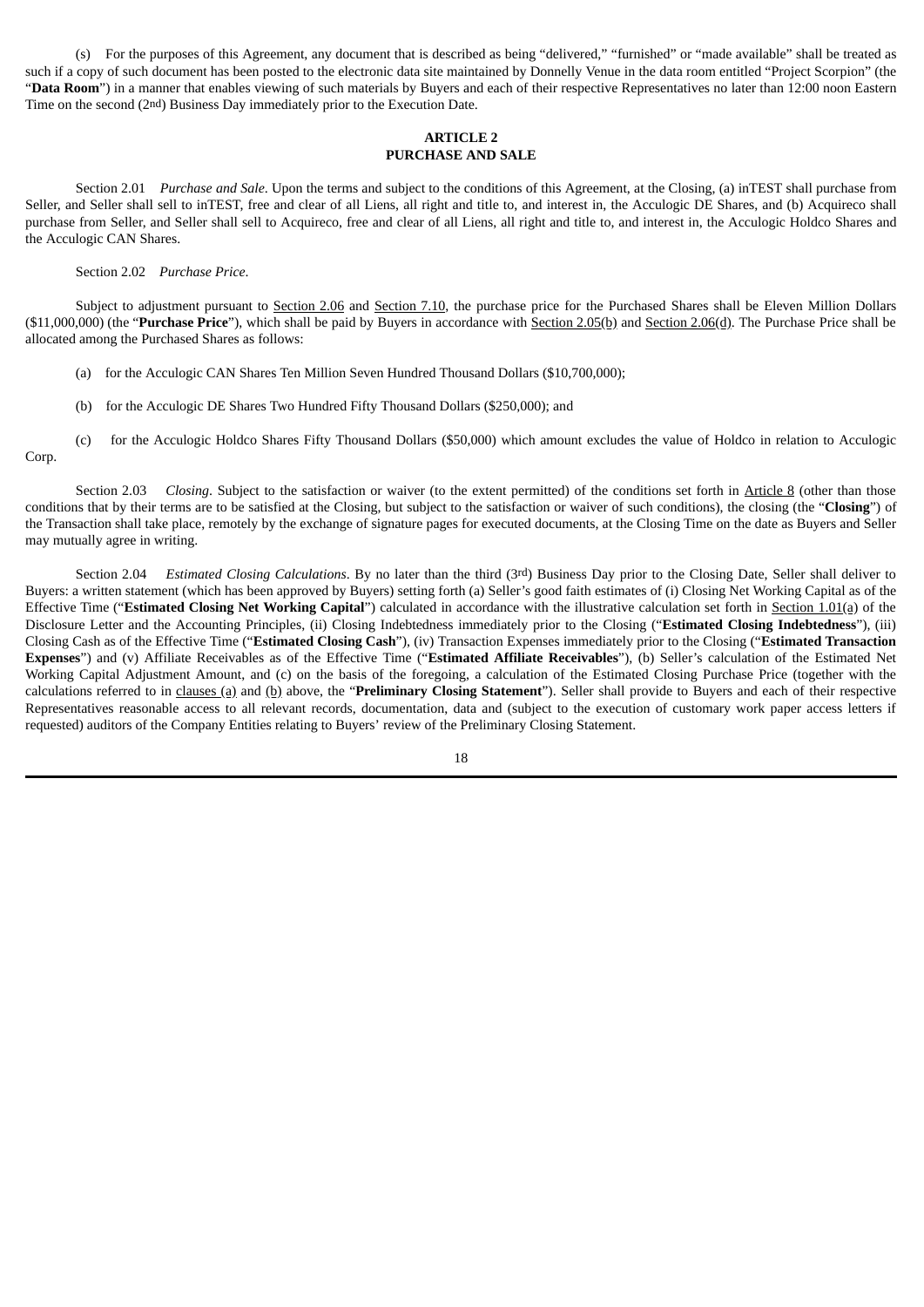(s) For the purposes of this Agreement, any document that is described as being "delivered," "furnished" or "made available" shall be treated as such if a copy of such document has been posted to the electronic data site maintained by Donnelly Venue in the data room entitled "Project Scorpion" (the "**Data Room**") in a manner that enables viewing of such materials by Buyers and each of their respective Representatives no later than 12:00 noon Eastern Time on the second (2nd) Business Day immediately prior to the Execution Date.

## ARTICLE 2
## PURCHASE AND SALE

Section 2.01 *Purchase and Sale*. Upon the terms and subject to the conditions of this Agreement, at the Closing, (a) inTEST shall purchase from Seller, and Seller shall sell to inTEST, free and clear of all Liens, all right and title to, and interest in, the Acculogic DE Shares, and (b) Acquireco shall purchase from Seller, and Seller shall sell to Acquireco, free and clear of all Liens, all right and title to, and interest in, the Acculogic Holdco Shares and the Acculogic CAN Shares.

Section 2.02 *Purchase Price*.

Subject to adjustment pursuant to Section 2.06 and Section 7.10, the purchase price for the Purchased Shares shall be Eleven Million Dollars ($11,000,000) (the "**Purchase Price**"), which shall be paid by Buyers in accordance with Section 2.05(b) and Section 2.06(d). The Purchase Price shall be allocated among the Purchased Shares as follows:

(a) for the Acculogic CAN Shares Ten Million Seven Hundred Thousand Dollars ($10,700,000);

(b) for the Acculogic DE Shares Two Hundred Fifty Thousand Dollars ($250,000); and

(c) for the Acculogic Holdco Shares Fifty Thousand Dollars ($50,000) which amount excludes the value of Holdco in relation to Acculogic Corp.

Section 2.03 *Closing*. Subject to the satisfaction or waiver (to the extent permitted) of the conditions set forth in Article 8 (other than those conditions that by their terms are to be satisfied at the Closing, but subject to the satisfaction or waiver of such conditions), the closing (the "**Closing**") of the Transaction shall take place, remotely by the exchange of signature pages for executed documents, at the Closing Time on the date as Buyers and Seller may mutually agree in writing.

Section 2.04 *Estimated Closing Calculations*. By no later than the third (3rd) Business Day prior to the Closing Date, Seller shall deliver to Buyers: a written statement (which has been approved by Buyers) setting forth (a) Seller's good faith estimates of (i) Closing Net Working Capital as of the Effective Time ("**Estimated Closing Net Working Capital**") calculated in accordance with the illustrative calculation set forth in Section 1.01(a) of the Disclosure Letter and the Accounting Principles, (ii) Closing Indebtedness immediately prior to the Closing ("**Estimated Closing Indebtedness**"), (iii) Closing Cash as of the Effective Time ("**Estimated Closing Cash**"), (iv) Transaction Expenses immediately prior to the Closing ("**Estimated Transaction Expenses**") and (v) Affiliate Receivables as of the Effective Time ("**Estimated Affiliate Receivables**"), (b) Seller's calculation of the Estimated Net Working Capital Adjustment Amount, and (c) on the basis of the foregoing, a calculation of the Estimated Closing Purchase Price (together with the calculations referred to in clauses (a) and (b) above, the "**Preliminary Closing Statement**"). Seller shall provide to Buyers and each of their respective Representatives reasonable access to all relevant records, documentation, data and (subject to the execution of customary work paper access letters if requested) auditors of the Company Entities relating to Buyers' review of the Preliminary Closing Statement.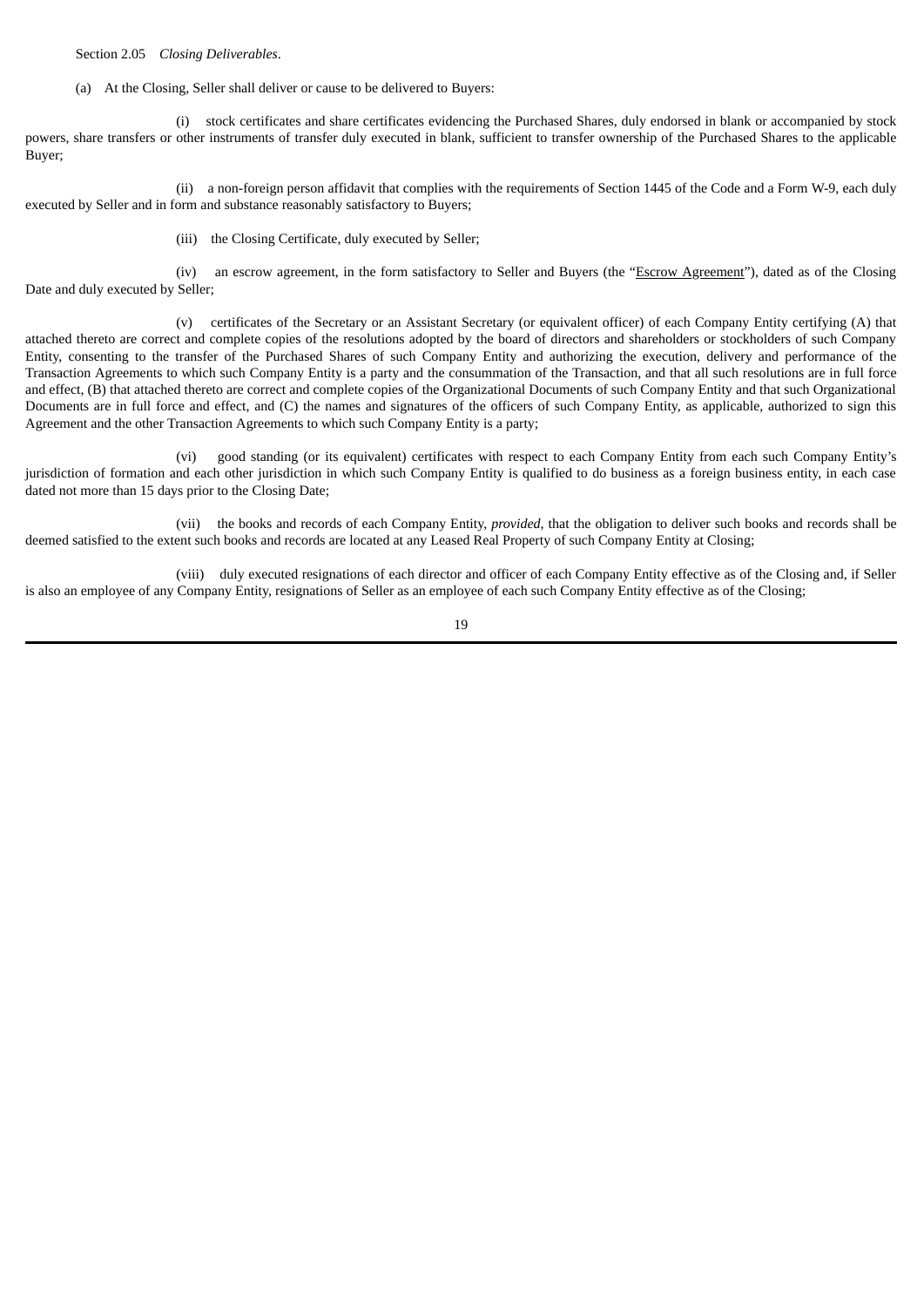Section 2.05    *Closing Deliverables*.

(a)    At the Closing, Seller shall deliver or cause to be delivered to Buyers:

(i)    stock certificates and share certificates evidencing the Purchased Shares, duly endorsed in blank or accompanied by stock powers, share transfers or other instruments of transfer duly executed in blank, sufficient to transfer ownership of the Purchased Shares to the applicable Buyer;

(ii)    a non-foreign person affidavit that complies with the requirements of Section 1445 of the Code and a Form W-9, each duly executed by Seller and in form and substance reasonably satisfactory to Buyers;

(iii)    the Closing Certificate, duly executed by Seller;

(iv)    an escrow agreement, in the form satisfactory to Seller and Buyers (the "Escrow Agreement"), dated as of the Closing Date and duly executed by Seller;

(v)    certificates of the Secretary or an Assistant Secretary (or equivalent officer) of each Company Entity certifying (A) that attached thereto are correct and complete copies of the resolutions adopted by the board of directors and shareholders or stockholders of such Company Entity, consenting to the transfer of the Purchased Shares of such Company Entity and authorizing the execution, delivery and performance of the Transaction Agreements to which such Company Entity is a party and the consummation of the Transaction, and that all such resolutions are in full force and effect, (B) that attached thereto are correct and complete copies of the Organizational Documents of such Company Entity and that such Organizational Documents are in full force and effect, and (C) the names and signatures of the officers of such Company Entity, as applicable, authorized to sign this Agreement and the other Transaction Agreements to which such Company Entity is a party;

(vi)    good standing (or its equivalent) certificates with respect to each Company Entity from each such Company Entity's jurisdiction of formation and each other jurisdiction in which such Company Entity is qualified to do business as a foreign business entity, in each case dated not more than 15 days prior to the Closing Date;

(vii)    the books and records of each Company Entity, *provided*, that the obligation to deliver such books and records shall be deemed satisfied to the extent such books and records are located at any Leased Real Property of such Company Entity at Closing;

(viii)    duly executed resignations of each director and officer of each Company Entity effective as of the Closing and, if Seller is also an employee of any Company Entity, resignations of Seller as an employee of each such Company Entity effective as of the Closing;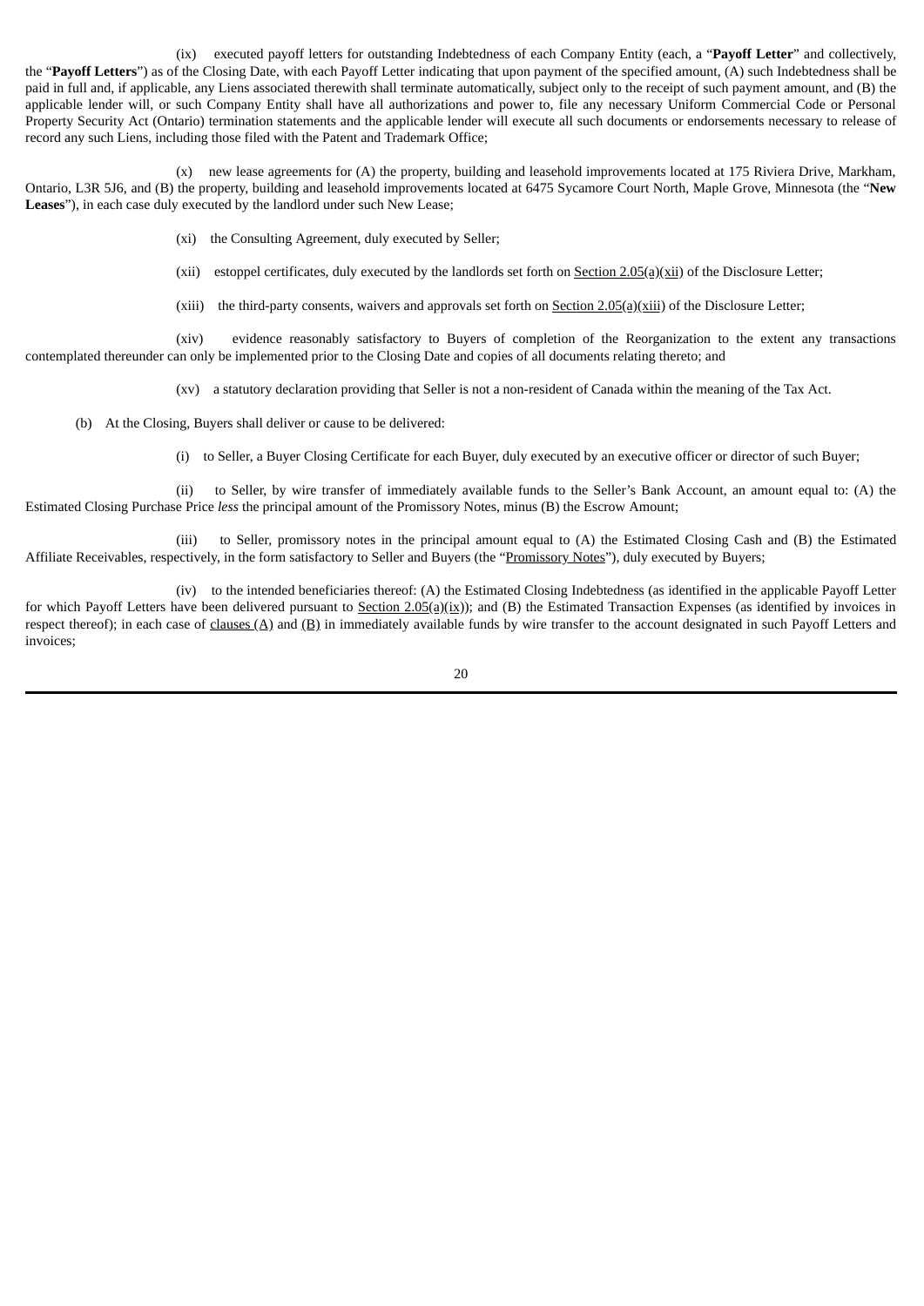(ix) executed payoff letters for outstanding Indebtedness of each Company Entity (each, a "**Payoff Letter**" and collectively, the "**Payoff Letters**") as of the Closing Date, with each Payoff Letter indicating that upon payment of the specified amount, (A) such Indebtedness shall be paid in full and, if applicable, any Liens associated therewith shall terminate automatically, subject only to the receipt of such payment amount, and (B) the applicable lender will, or such Company Entity shall have all authorizations and power to, file any necessary Uniform Commercial Code or Personal Property Security Act (Ontario) termination statements and the applicable lender will execute all such documents or endorsements necessary to release of record any such Liens, including those filed with the Patent and Trademark Office;

(x) new lease agreements for (A) the property, building and leasehold improvements located at 175 Riviera Drive, Markham, Ontario, L3R 5J6, and (B) the property, building and leasehold improvements located at 6475 Sycamore Court North, Maple Grove, Minnesota (the "**New Leases**"), in each case duly executed by the landlord under such New Lease;

(xi) the Consulting Agreement, duly executed by Seller;

(xii) estoppel certificates, duly executed by the landlords set forth on Section 2.05(a)(xii) of the Disclosure Letter;

(xiii) the third-party consents, waivers and approvals set forth on Section 2.05(a)(xiii) of the Disclosure Letter;

(xiv) evidence reasonably satisfactory to Buyers of completion of the Reorganization to the extent any transactions contemplated thereunder can only be implemented prior to the Closing Date and copies of all documents relating thereto; and

(xv) a statutory declaration providing that Seller is not a non-resident of Canada within the meaning of the Tax Act.

(b) At the Closing, Buyers shall deliver or cause to be delivered:

(i) to Seller, a Buyer Closing Certificate for each Buyer, duly executed by an executive officer or director of such Buyer;

(ii) to Seller, by wire transfer of immediately available funds to the Seller's Bank Account, an amount equal to: (A) the Estimated Closing Purchase Price *less* the principal amount of the Promissory Notes, minus (B) the Escrow Amount;

(iii) to Seller, promissory notes in the principal amount equal to (A) the Estimated Closing Cash and (B) the Estimated Affiliate Receivables, respectively, in the form satisfactory to Seller and Buyers (the "Promissory Notes"), duly executed by Buyers;

(iv) to the intended beneficiaries thereof: (A) the Estimated Closing Indebtedness (as identified in the applicable Payoff Letter for which Payoff Letters have been delivered pursuant to Section 2.05(a)(ix)); and (B) the Estimated Transaction Expenses (as identified by invoices in respect thereof); in each case of clauses (A) and (B) in immediately available funds by wire transfer to the account designated in such Payoff Letters and invoices;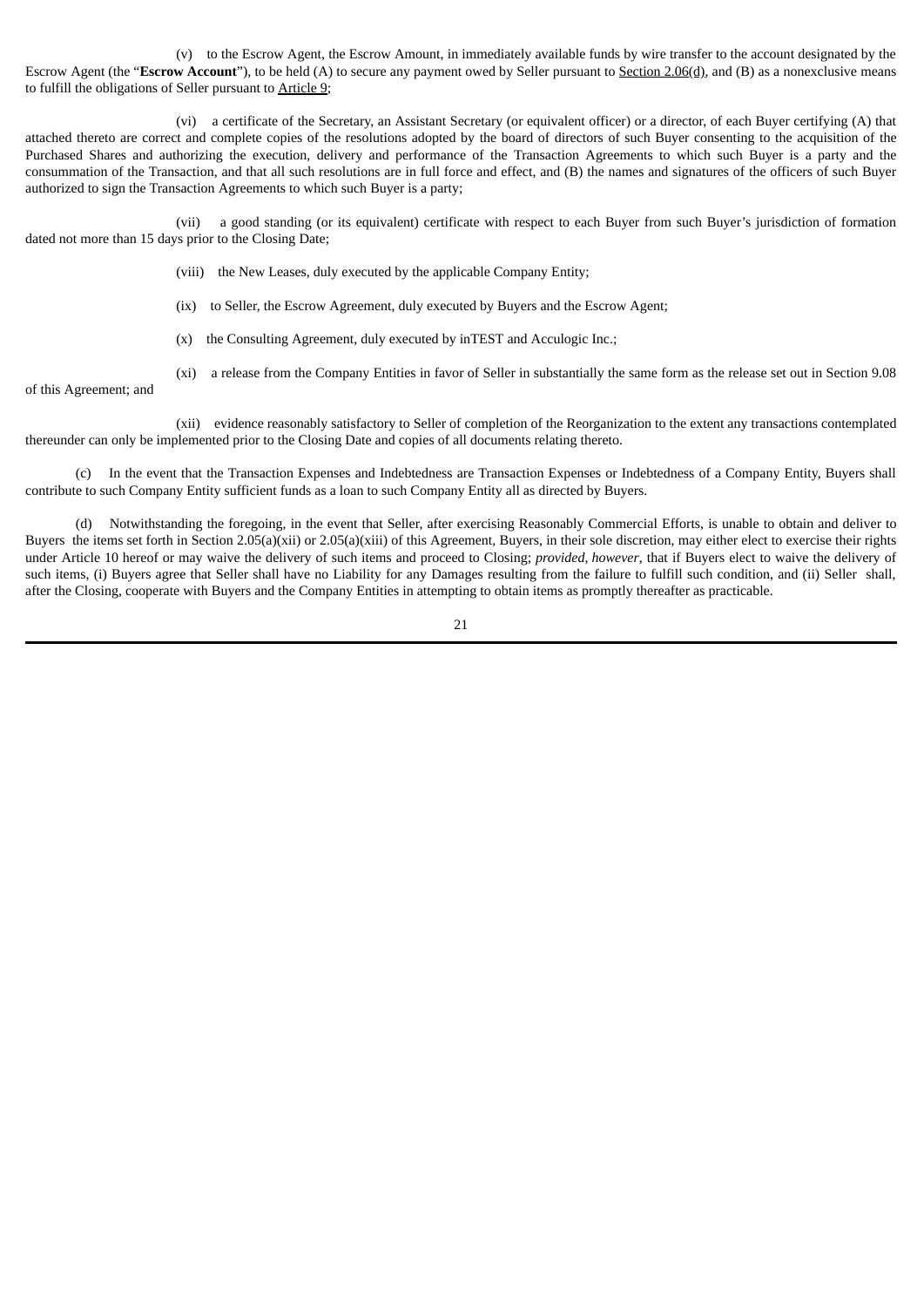(v) to the Escrow Agent, the Escrow Amount, in immediately available funds by wire transfer to the account designated by the Escrow Agent (the "**Escrow Account**"), to be held (A) to secure any payment owed by Seller pursuant to Section 2.06(d), and (B) as a nonexclusive means to fulfill the obligations of Seller pursuant to Article 9;

(vi) a certificate of the Secretary, an Assistant Secretary (or equivalent officer) or a director, of each Buyer certifying (A) that attached thereto are correct and complete copies of the resolutions adopted by the board of directors of such Buyer consenting to the acquisition of the Purchased Shares and authorizing the execution, delivery and performance of the Transaction Agreements to which such Buyer is a party and the consummation of the Transaction, and that all such resolutions are in full force and effect, and (B) the names and signatures of the officers of such Buyer authorized to sign the Transaction Agreements to which such Buyer is a party;

(vii) a good standing (or its equivalent) certificate with respect to each Buyer from such Buyer's jurisdiction of formation dated not more than 15 days prior to the Closing Date;

(viii) the New Leases, duly executed by the applicable Company Entity;

(ix) to Seller, the Escrow Agreement, duly executed by Buyers and the Escrow Agent;

(x) the Consulting Agreement, duly executed by inTEST and Acculogic Inc.;

(xi) a release from the Company Entities in favor of Seller in substantially the same form as the release set out in Section 9.08 of this Agreement; and

(xii) evidence reasonably satisfactory to Seller of completion of the Reorganization to the extent any transactions contemplated thereunder can only be implemented prior to the Closing Date and copies of all documents relating thereto.

(c) In the event that the Transaction Expenses and Indebtedness are Transaction Expenses or Indebtedness of a Company Entity, Buyers shall contribute to such Company Entity sufficient funds as a loan to such Company Entity all as directed by Buyers.

(d) Notwithstanding the foregoing, in the event that Seller, after exercising Reasonably Commercial Efforts, is unable to obtain and deliver to Buyers the items set forth in Section 2.05(a)(xii) or 2.05(a)(xiii) of this Agreement, Buyers, in their sole discretion, may either elect to exercise their rights under Article 10 hereof or may waive the delivery of such items and proceed to Closing; *provided, however*, that if Buyers elect to waive the delivery of such items, (i) Buyers agree that Seller shall have no Liability for any Damages resulting from the failure to fulfill such condition, and (ii) Seller shall, after the Closing, cooperate with Buyers and the Company Entities in attempting to obtain items as promptly thereafter as practicable.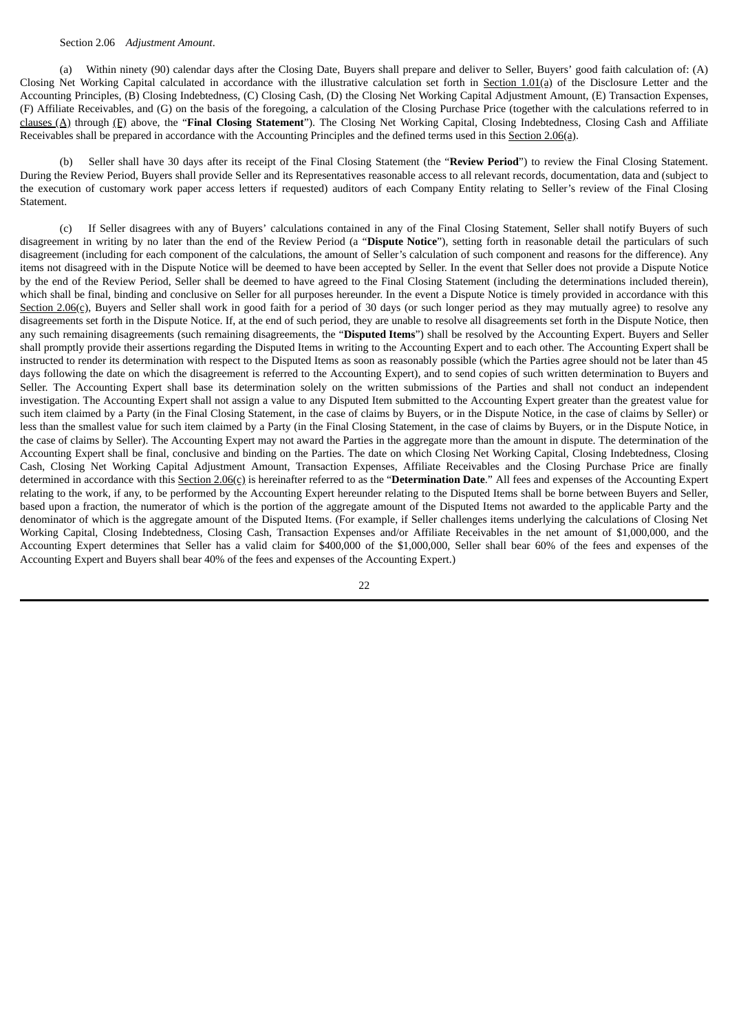Section 2.06 *Adjustment Amount*.

(a) Within ninety (90) calendar days after the Closing Date, Buyers shall prepare and deliver to Seller, Buyers' good faith calculation of: (A) Closing Net Working Capital calculated in accordance with the illustrative calculation set forth in Section 1.01(a) of the Disclosure Letter and the Accounting Principles, (B) Closing Indebtedness, (C) Closing Cash, (D) the Closing Net Working Capital Adjustment Amount, (E) Transaction Expenses, (F) Affiliate Receivables, and (G) on the basis of the foregoing, a calculation of the Closing Purchase Price (together with the calculations referred to in clauses (A) through (F) above, the "**Final Closing Statement**"). The Closing Net Working Capital, Closing Indebtedness, Closing Cash and Affiliate Receivables shall be prepared in accordance with the Accounting Principles and the defined terms used in this Section 2.06(a).

(b) Seller shall have 30 days after its receipt of the Final Closing Statement (the "**Review Period**") to review the Final Closing Statement. During the Review Period, Buyers shall provide Seller and its Representatives reasonable access to all relevant records, documentation, data and (subject to the execution of customary work paper access letters if requested) auditors of each Company Entity relating to Seller's review of the Final Closing Statement.

(c) If Seller disagrees with any of Buyers' calculations contained in any of the Final Closing Statement, Seller shall notify Buyers of such disagreement in writing by no later than the end of the Review Period (a "**Dispute Notice**"), setting forth in reasonable detail the particulars of such disagreement (including for each component of the calculations, the amount of Seller's calculation of such component and reasons for the difference). Any items not disagreed with in the Dispute Notice will be deemed to have been accepted by Seller. In the event that Seller does not provide a Dispute Notice by the end of the Review Period, Seller shall be deemed to have agreed to the Final Closing Statement (including the determinations included therein), which shall be final, binding and conclusive on Seller for all purposes hereunder. In the event a Dispute Notice is timely provided in accordance with this Section 2.06(c), Buyers and Seller shall work in good faith for a period of 30 days (or such longer period as they may mutually agree) to resolve any disagreements set forth in the Dispute Notice. If, at the end of such period, they are unable to resolve all disagreements set forth in the Dispute Notice, then any such remaining disagreements (such remaining disagreements, the "**Disputed Items**") shall be resolved by the Accounting Expert. Buyers and Seller shall promptly provide their assertions regarding the Disputed Items in writing to the Accounting Expert and to each other. The Accounting Expert shall be instructed to render its determination with respect to the Disputed Items as soon as reasonably possible (which the Parties agree should not be later than 45 days following the date on which the disagreement is referred to the Accounting Expert), and to send copies of such written determination to Buyers and Seller. The Accounting Expert shall base its determination solely on the written submissions of the Parties and shall not conduct an independent investigation. The Accounting Expert shall not assign a value to any Disputed Item submitted to the Accounting Expert greater than the greatest value for such item claimed by a Party (in the Final Closing Statement, in the case of claims by Buyers, or in the Dispute Notice, in the case of claims by Seller) or less than the smallest value for such item claimed by a Party (in the Final Closing Statement, in the case of claims by Buyers, or in the Dispute Notice, in the case of claims by Seller). The Accounting Expert may not award the Parties in the aggregate more than the amount in dispute. The determination of the Accounting Expert shall be final, conclusive and binding on the Parties. The date on which Closing Net Working Capital, Closing Indebtedness, Closing Cash, Closing Net Working Capital Adjustment Amount, Transaction Expenses, Affiliate Receivables and the Closing Purchase Price are finally determined in accordance with this Section 2.06(c) is hereinafter referred to as the "**Determination Date**." All fees and expenses of the Accounting Expert relating to the work, if any, to be performed by the Accounting Expert hereunder relating to the Disputed Items shall be borne between Buyers and Seller, based upon a fraction, the numerator of which is the portion of the aggregate amount of the Disputed Items not awarded to the applicable Party and the denominator of which is the aggregate amount of the Disputed Items. (For example, if Seller challenges items underlying the calculations of Closing Net Working Capital, Closing Indebtedness, Closing Cash, Transaction Expenses and/or Affiliate Receivables in the net amount of $1,000,000, and the Accounting Expert determines that Seller has a valid claim for $400,000 of the $1,000,000, Seller shall bear 60% of the fees and expenses of the Accounting Expert and Buyers shall bear 40% of the fees and expenses of the Accounting Expert.)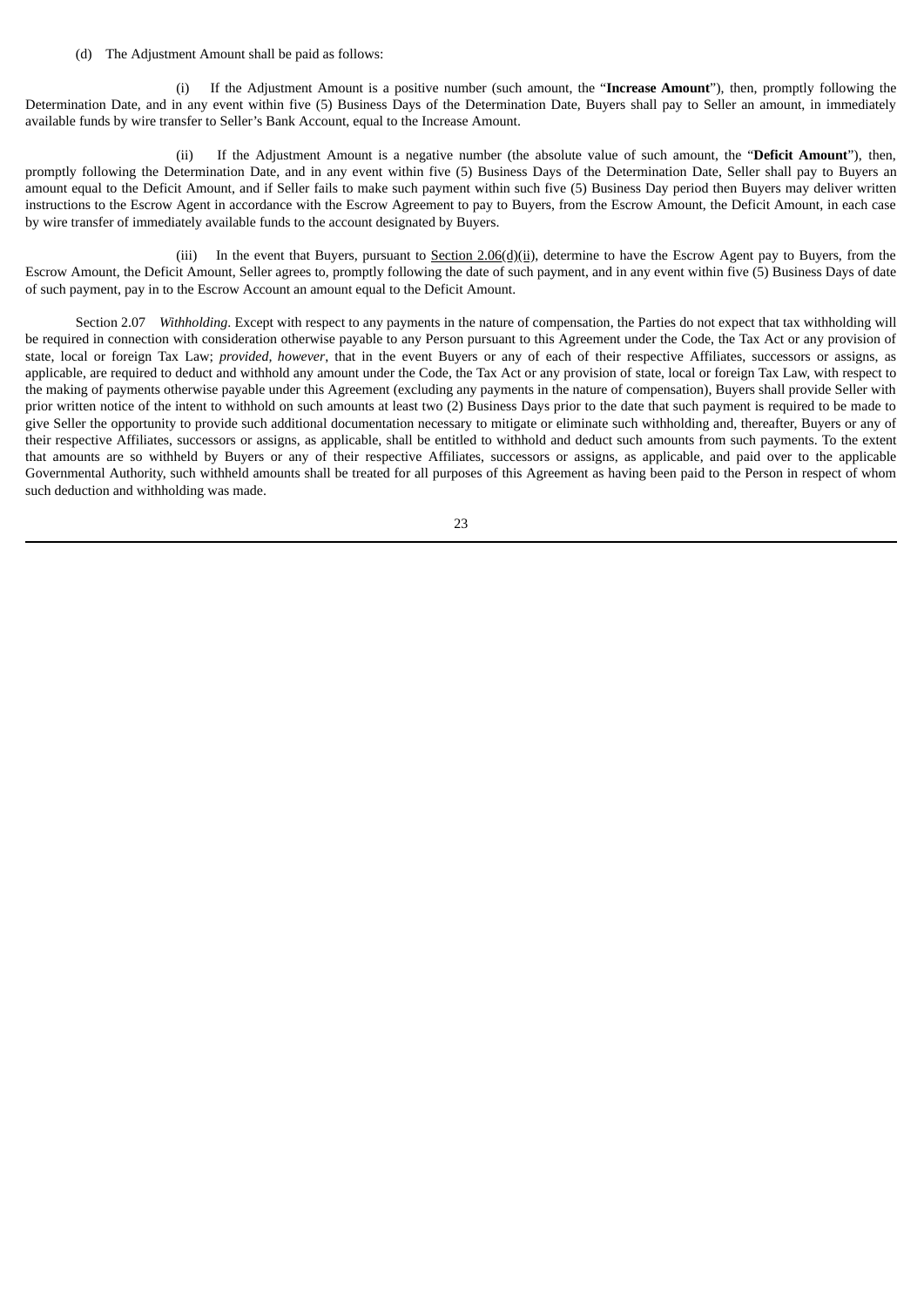(d) The Adjustment Amount shall be paid as follows:

(i) If the Adjustment Amount is a positive number (such amount, the "**Increase Amount**"), then, promptly following the Determination Date, and in any event within five (5) Business Days of the Determination Date, Buyers shall pay to Seller an amount, in immediately available funds by wire transfer to Seller's Bank Account, equal to the Increase Amount.

(ii) If the Adjustment Amount is a negative number (the absolute value of such amount, the "**Deficit Amount**"), then, promptly following the Determination Date, and in any event within five (5) Business Days of the Determination Date, Seller shall pay to Buyers an amount equal to the Deficit Amount, and if Seller fails to make such payment within such five (5) Business Day period then Buyers may deliver written instructions to the Escrow Agent in accordance with the Escrow Agreement to pay to Buyers, from the Escrow Amount, the Deficit Amount, in each case by wire transfer of immediately available funds to the account designated by Buyers.

(iii) In the event that Buyers, pursuant to Section 2.06(d)(ii), determine to have the Escrow Agent pay to Buyers, from the Escrow Amount, the Deficit Amount, Seller agrees to, promptly following the date of such payment, and in any event within five (5) Business Days of date of such payment, pay in to the Escrow Account an amount equal to the Deficit Amount.

Section 2.07 *Withholding*. Except with respect to any payments in the nature of compensation, the Parties do not expect that tax withholding will be required in connection with consideration otherwise payable to any Person pursuant to this Agreement under the Code, the Tax Act or any provision of state, local or foreign Tax Law; *provided, however*, that in the event Buyers or any of each of their respective Affiliates, successors or assigns, as applicable, are required to deduct and withhold any amount under the Code, the Tax Act or any provision of state, local or foreign Tax Law, with respect to the making of payments otherwise payable under this Agreement (excluding any payments in the nature of compensation), Buyers shall provide Seller with prior written notice of the intent to withhold on such amounts at least two (2) Business Days prior to the date that such payment is required to be made to give Seller the opportunity to provide such additional documentation necessary to mitigate or eliminate such withholding and, thereafter, Buyers or any of their respective Affiliates, successors or assigns, as applicable, shall be entitled to withhold and deduct such amounts from such payments. To the extent that amounts are so withheld by Buyers or any of their respective Affiliates, successors or assigns, as applicable, and paid over to the applicable Governmental Authority, such withheld amounts shall be treated for all purposes of this Agreement as having been paid to the Person in respect of whom such deduction and withholding was made.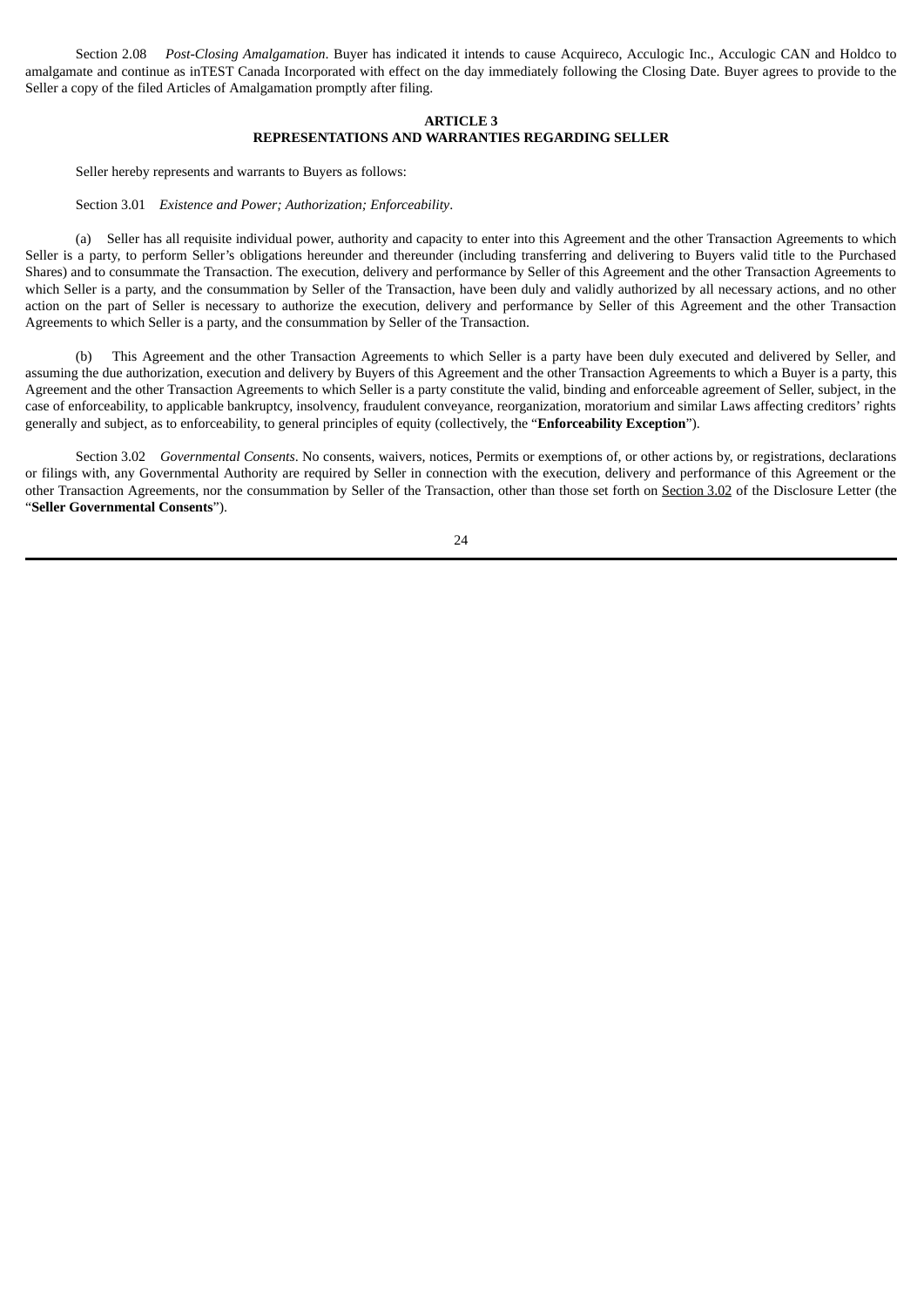Section 2.08 *Post-Closing Amalgamation*. Buyer has indicated it intends to cause Acquireco, Acculogic Inc., Acculogic CAN and Holdco to amalgamate and continue as inTEST Canada Incorporated with effect on the day immediately following the Closing Date. Buyer agrees to provide to the Seller a copy of the filed Articles of Amalgamation promptly after filing.

## ARTICLE 3
## REPRESENTATIONS AND WARRANTIES REGARDING SELLER

Seller hereby represents and warrants to Buyers as follows:

Section 3.01 *Existence and Power; Authorization; Enforceability*.

(a) Seller has all requisite individual power, authority and capacity to enter into this Agreement and the other Transaction Agreements to which Seller is a party, to perform Seller's obligations hereunder and thereunder (including transferring and delivering to Buyers valid title to the Purchased Shares) and to consummate the Transaction. The execution, delivery and performance by Seller of this Agreement and the other Transaction Agreements to which Seller is a party, and the consummation by Seller of the Transaction, have been duly and validly authorized by all necessary actions, and no other action on the part of Seller is necessary to authorize the execution, delivery and performance by Seller of this Agreement and the other Transaction Agreements to which Seller is a party, and the consummation by Seller of the Transaction.

(b) This Agreement and the other Transaction Agreements to which Seller is a party have been duly executed and delivered by Seller, and assuming the due authorization, execution and delivery by Buyers of this Agreement and the other Transaction Agreements to which a Buyer is a party, this Agreement and the other Transaction Agreements to which Seller is a party constitute the valid, binding and enforceable agreement of Seller, subject, in the case of enforceability, to applicable bankruptcy, insolvency, fraudulent conveyance, reorganization, moratorium and similar Laws affecting creditors' rights generally and subject, as to enforceability, to general principles of equity (collectively, the "**Enforceability Exception**").

Section 3.02 *Governmental Consents*. No consents, waivers, notices, Permits or exemptions of, or other actions by, or registrations, declarations or filings with, any Governmental Authority are required by Seller in connection with the execution, delivery and performance of this Agreement or the other Transaction Agreements, nor the consummation by Seller of the Transaction, other than those set forth on Section 3.02 of the Disclosure Letter (the "**Seller Governmental Consents**").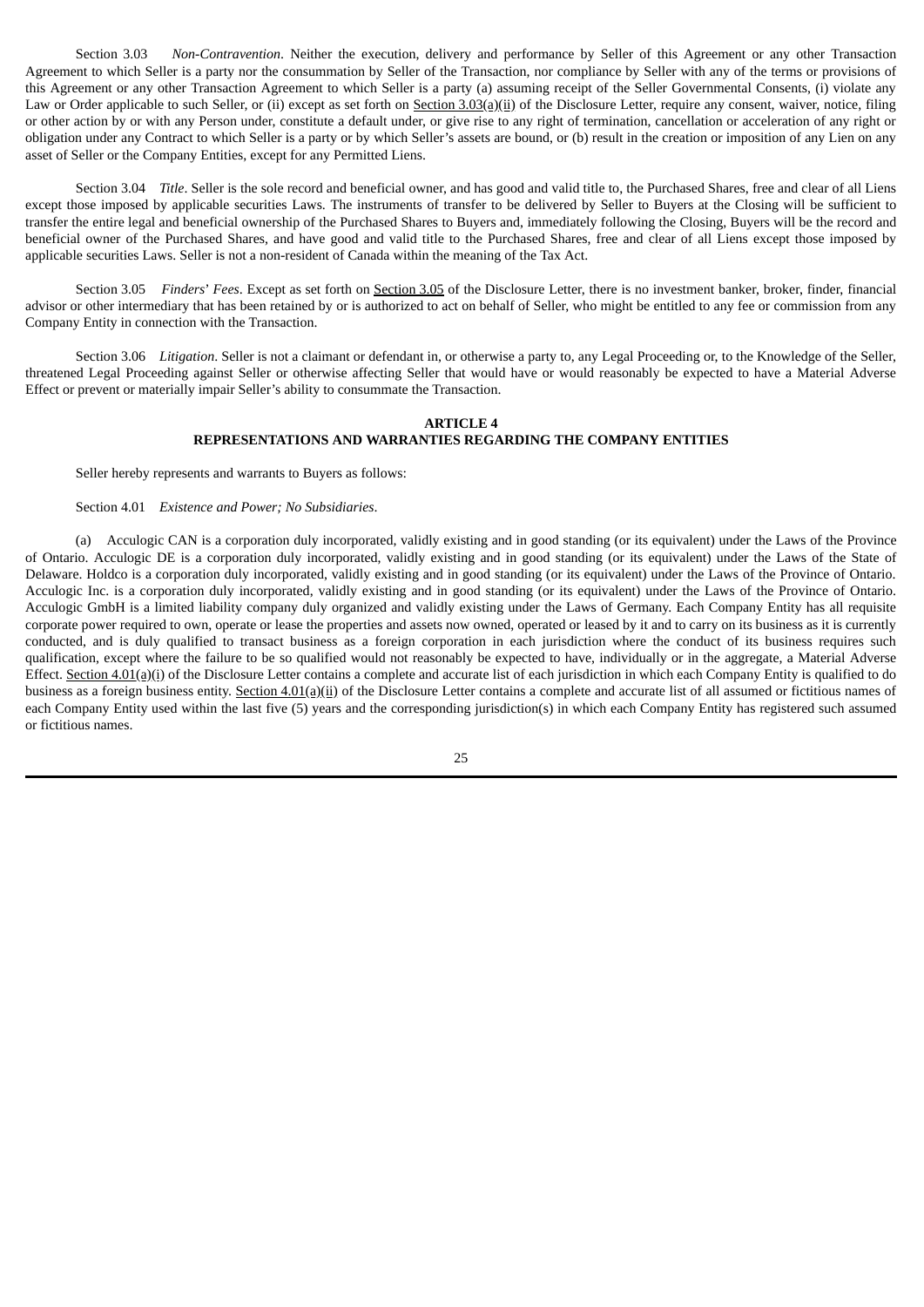Section 3.03 *Non-Contravention*. Neither the execution, delivery and performance by Seller of this Agreement or any other Transaction Agreement to which Seller is a party nor the consummation by Seller of the Transaction, nor compliance by Seller with any of the terms or provisions of this Agreement or any other Transaction Agreement to which Seller is a party (a) assuming receipt of the Seller Governmental Consents, (i) violate any Law or Order applicable to such Seller, or (ii) except as set forth on Section 3.03(a)(ii) of the Disclosure Letter, require any consent, waiver, notice, filing or other action by or with any Person under, constitute a default under, or give rise to any right of termination, cancellation or acceleration of any right or obligation under any Contract to which Seller is a party or by which Seller's assets are bound, or (b) result in the creation or imposition of any Lien on any asset of Seller or the Company Entities, except for any Permitted Liens.

Section 3.04 *Title*. Seller is the sole record and beneficial owner, and has good and valid title to, the Purchased Shares, free and clear of all Liens except those imposed by applicable securities Laws. The instruments of transfer to be delivered by Seller to Buyers at the Closing will be sufficient to transfer the entire legal and beneficial ownership of the Purchased Shares to Buyers and, immediately following the Closing, Buyers will be the record and beneficial owner of the Purchased Shares, and have good and valid title to the Purchased Shares, free and clear of all Liens except those imposed by applicable securities Laws. Seller is not a non-resident of Canada within the meaning of the Tax Act.

Section 3.05 *Finders' Fees*. Except as set forth on Section 3.05 of the Disclosure Letter, there is no investment banker, broker, finder, financial advisor or other intermediary that has been retained by or is authorized to act on behalf of Seller, who might be entitled to any fee or commission from any Company Entity in connection with the Transaction.

Section 3.06 *Litigation*. Seller is not a claimant or defendant in, or otherwise a party to, any Legal Proceeding or, to the Knowledge of the Seller, threatened Legal Proceeding against Seller or otherwise affecting Seller that would have or would reasonably be expected to have a Material Adverse Effect or prevent or materially impair Seller's ability to consummate the Transaction.

## ARTICLE 4
## REPRESENTATIONS AND WARRANTIES REGARDING THE COMPANY ENTITIES

Seller hereby represents and warrants to Buyers as follows:

Section 4.01 *Existence and Power; No Subsidiaries*.

(a) Acculogic CAN is a corporation duly incorporated, validly existing and in good standing (or its equivalent) under the Laws of the Province of Ontario. Acculogic DE is a corporation duly incorporated, validly existing and in good standing (or its equivalent) under the Laws of the State of Delaware. Holdco is a corporation duly incorporated, validly existing and in good standing (or its equivalent) under the Laws of the Province of Ontario. Acculogic Inc. is a corporation duly incorporated, validly existing and in good standing (or its equivalent) under the Laws of the Province of Ontario. Acculogic GmbH is a limited liability company duly organized and validly existing under the Laws of Germany. Each Company Entity has all requisite corporate power required to own, operate or lease the properties and assets now owned, operated or leased by it and to carry on its business as it is currently conducted, and is duly qualified to transact business as a foreign corporation in each jurisdiction where the conduct of its business requires such qualification, except where the failure to be so qualified would not reasonably be expected to have, individually or in the aggregate, a Material Adverse Effect. Section 4.01(a)(i) of the Disclosure Letter contains a complete and accurate list of each jurisdiction in which each Company Entity is qualified to do business as a foreign business entity. Section 4.01(a)(ii) of the Disclosure Letter contains a complete and accurate list of all assumed or fictitious names of each Company Entity used within the last five (5) years and the corresponding jurisdiction(s) in which each Company Entity has registered such assumed or fictitious names.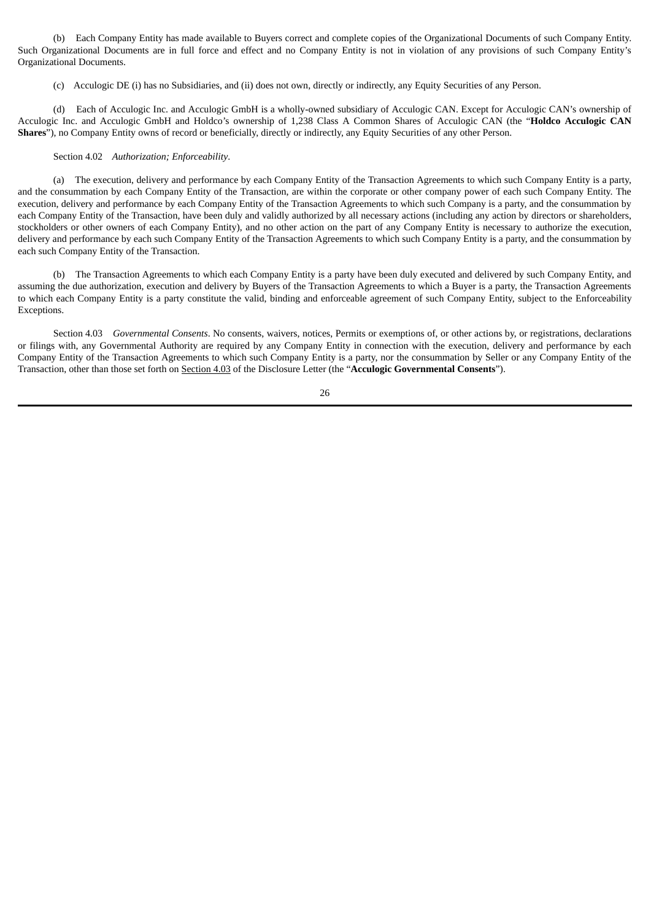(b) Each Company Entity has made available to Buyers correct and complete copies of the Organizational Documents of such Company Entity. Such Organizational Documents are in full force and effect and no Company Entity is not in violation of any provisions of such Company Entity's Organizational Documents.

(c) Acculogic DE (i) has no Subsidiaries, and (ii) does not own, directly or indirectly, any Equity Securities of any Person.

(d) Each of Acculogic Inc. and Acculogic GmbH is a wholly-owned subsidiary of Acculogic CAN. Except for Acculogic CAN's ownership of Acculogic Inc. and Acculogic GmbH and Holdco's ownership of 1,238 Class A Common Shares of Acculogic CAN (the "**Holdco Acculogic CAN Shares**"), no Company Entity owns of record or beneficially, directly or indirectly, any Equity Securities of any other Person.

Section 4.02 *Authorization; Enforceability*.

(a) The execution, delivery and performance by each Company Entity of the Transaction Agreements to which such Company Entity is a party, and the consummation by each Company Entity of the Transaction, are within the corporate or other company power of each such Company Entity. The execution, delivery and performance by each Company Entity of the Transaction Agreements to which such Company is a party, and the consummation by each Company Entity of the Transaction, have been duly and validly authorized by all necessary actions (including any action by directors or shareholders, stockholders or other owners of each Company Entity), and no other action on the part of any Company Entity is necessary to authorize the execution, delivery and performance by each such Company Entity of the Transaction Agreements to which such Company Entity is a party, and the consummation by each such Company Entity of the Transaction.

(b) The Transaction Agreements to which each Company Entity is a party have been duly executed and delivered by such Company Entity, and assuming the due authorization, execution and delivery by Buyers of the Transaction Agreements to which a Buyer is a party, the Transaction Agreements to which each Company Entity is a party constitute the valid, binding and enforceable agreement of such Company Entity, subject to the Enforceability Exceptions.

Section 4.03 *Governmental Consents*. No consents, waivers, notices, Permits or exemptions of, or other actions by, or registrations, declarations or filings with, any Governmental Authority are required by any Company Entity in connection with the execution, delivery and performance by each Company Entity of the Transaction Agreements to which such Company Entity is a party, nor the consummation by Seller or any Company Entity of the Transaction, other than those set forth on Section 4.03 of the Disclosure Letter (the "**Acculogic Governmental Consents**").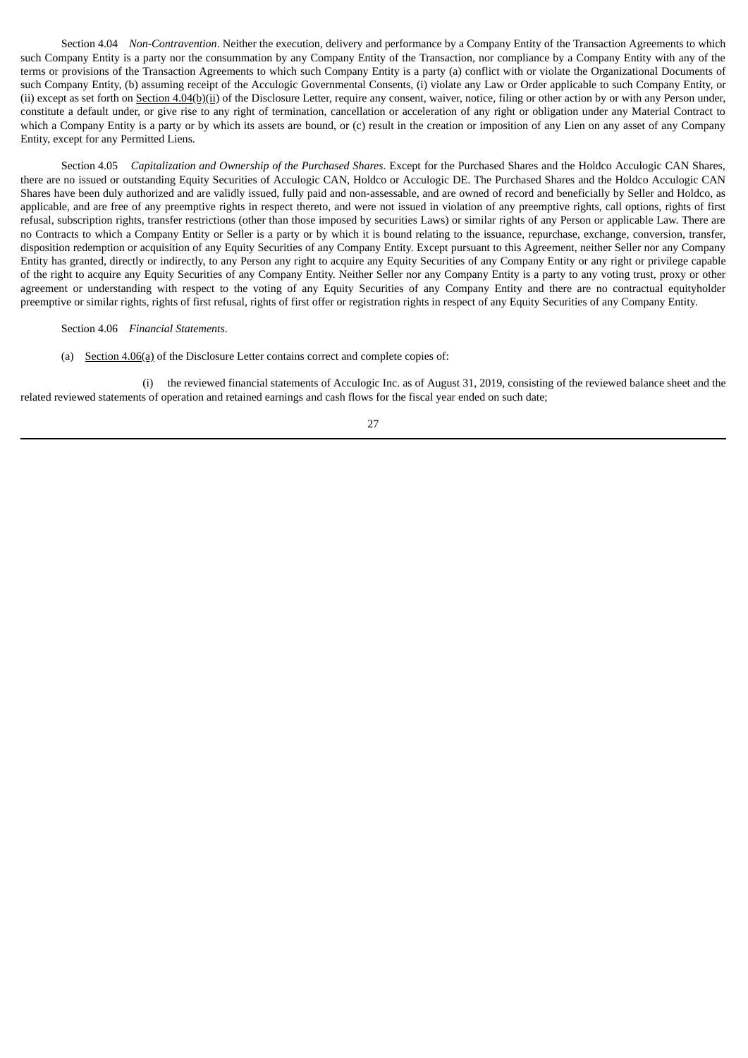Section 4.04 *Non-Contravention*. Neither the execution, delivery and performance by a Company Entity of the Transaction Agreements to which such Company Entity is a party nor the consummation by any Company Entity of the Transaction, nor compliance by a Company Entity with any of the terms or provisions of the Transaction Agreements to which such Company Entity is a party (a) conflict with or violate the Organizational Documents of such Company Entity, (b) assuming receipt of the Acculogic Governmental Consents, (i) violate any Law or Order applicable to such Company Entity, or (ii) except as set forth on Section 4.04(b)(ii) of the Disclosure Letter, require any consent, waiver, notice, filing or other action by or with any Person under, constitute a default under, or give rise to any right of termination, cancellation or acceleration of any right or obligation under any Material Contract to which a Company Entity is a party or by which its assets are bound, or (c) result in the creation or imposition of any Lien on any asset of any Company Entity, except for any Permitted Liens.

Section 4.05 *Capitalization and Ownership of the Purchased Shares*. Except for the Purchased Shares and the Holdco Acculogic CAN Shares, there are no issued or outstanding Equity Securities of Acculogic CAN, Holdco or Acculogic DE. The Purchased Shares and the Holdco Acculogic CAN Shares have been duly authorized and are validly issued, fully paid and non-assessable, and are owned of record and beneficially by Seller and Holdco, as applicable, and are free of any preemptive rights in respect thereto, and were not issued in violation of any preemptive rights, call options, rights of first refusal, subscription rights, transfer restrictions (other than those imposed by securities Laws) or similar rights of any Person or applicable Law. There are no Contracts to which a Company Entity or Seller is a party or by which it is bound relating to the issuance, repurchase, exchange, conversion, transfer, disposition redemption or acquisition of any Equity Securities of any Company Entity. Except pursuant to this Agreement, neither Seller nor any Company Entity has granted, directly or indirectly, to any Person any right to acquire any Equity Securities of any Company Entity or any right or privilege capable of the right to acquire any Equity Securities of any Company Entity. Neither Seller nor any Company Entity is a party to any voting trust, proxy or other agreement or understanding with respect to the voting of any Equity Securities of any Company Entity and there are no contractual equityholder preemptive or similar rights, rights of first refusal, rights of first offer or registration rights in respect of any Equity Securities of any Company Entity.

Section 4.06 *Financial Statements*.

(a) Section 4.06(a) of the Disclosure Letter contains correct and complete copies of:

(i) the reviewed financial statements of Acculogic Inc. as of August 31, 2019, consisting of the reviewed balance sheet and the related reviewed statements of operation and retained earnings and cash flows for the fiscal year ended on such date;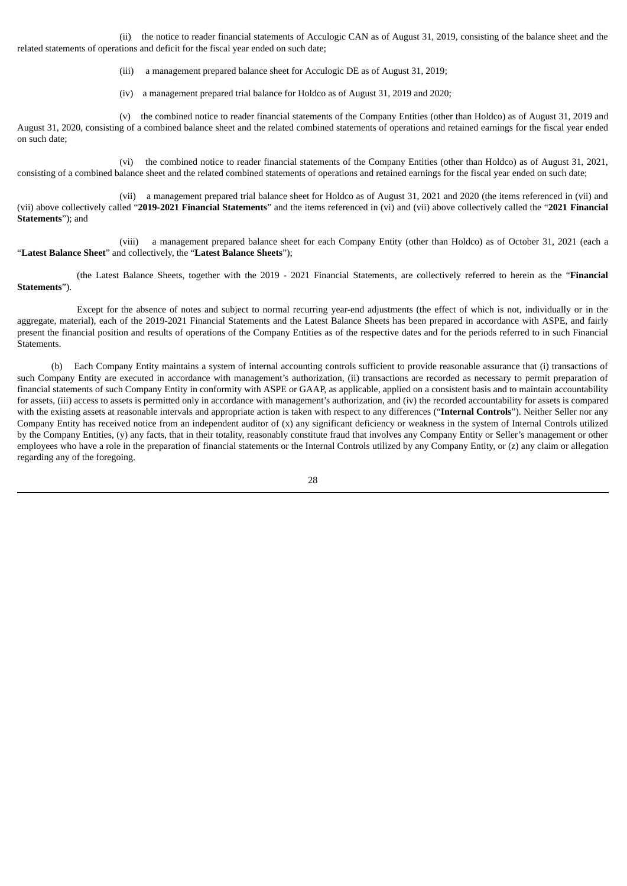(ii) the notice to reader financial statements of Acculogic CAN as of August 31, 2019, consisting of the balance sheet and the related statements of operations and deficit for the fiscal year ended on such date;

(iii) a management prepared balance sheet for Acculogic DE as of August 31, 2019;

(iv) a management prepared trial balance for Holdco as of August 31, 2019 and 2020;

(v) the combined notice to reader financial statements of the Company Entities (other than Holdco) as of August 31, 2019 and August 31, 2020, consisting of a combined balance sheet and the related combined statements of operations and retained earnings for the fiscal year ended on such date;

(vi) the combined notice to reader financial statements of the Company Entities (other than Holdco) as of August 31, 2021, consisting of a combined balance sheet and the related combined statements of operations and retained earnings for the fiscal year ended on such date;

(vii) a management prepared trial balance sheet for Holdco as of August 31, 2021 and 2020 (the items referenced in (vii) and (vii) above collectively called "**2019-2021 Financial Statements**" and the items referenced in (vi) and (vii) above collectively called the "**2021 Financial Statements**"); and

(viii) a management prepared balance sheet for each Company Entity (other than Holdco) as of October 31, 2021 (each a "**Latest Balance Sheet**" and collectively, the "**Latest Balance Sheets**");

(the Latest Balance Sheets, together with the 2019 - 2021 Financial Statements, are collectively referred to herein as the "**Financial Statements**").

Except for the absence of notes and subject to normal recurring year-end adjustments (the effect of which is not, individually or in the aggregate, material), each of the 2019-2021 Financial Statements and the Latest Balance Sheets has been prepared in accordance with ASPE, and fairly present the financial position and results of operations of the Company Entities as of the respective dates and for the periods referred to in such Financial Statements.

(b) Each Company Entity maintains a system of internal accounting controls sufficient to provide reasonable assurance that (i) transactions of such Company Entity are executed in accordance with management's authorization, (ii) transactions are recorded as necessary to permit preparation of financial statements of such Company Entity in conformity with ASPE or GAAP, as applicable, applied on a consistent basis and to maintain accountability for assets, (iii) access to assets is permitted only in accordance with management's authorization, and (iv) the recorded accountability for assets is compared with the existing assets at reasonable intervals and appropriate action is taken with respect to any differences ("**Internal Controls**"). Neither Seller nor any Company Entity has received notice from an independent auditor of (x) any significant deficiency or weakness in the system of Internal Controls utilized by the Company Entities, (y) any facts, that in their totality, reasonably constitute fraud that involves any Company Entity or Seller's management or other employees who have a role in the preparation of financial statements or the Internal Controls utilized by any Company Entity, or (z) any claim or allegation regarding any of the foregoing.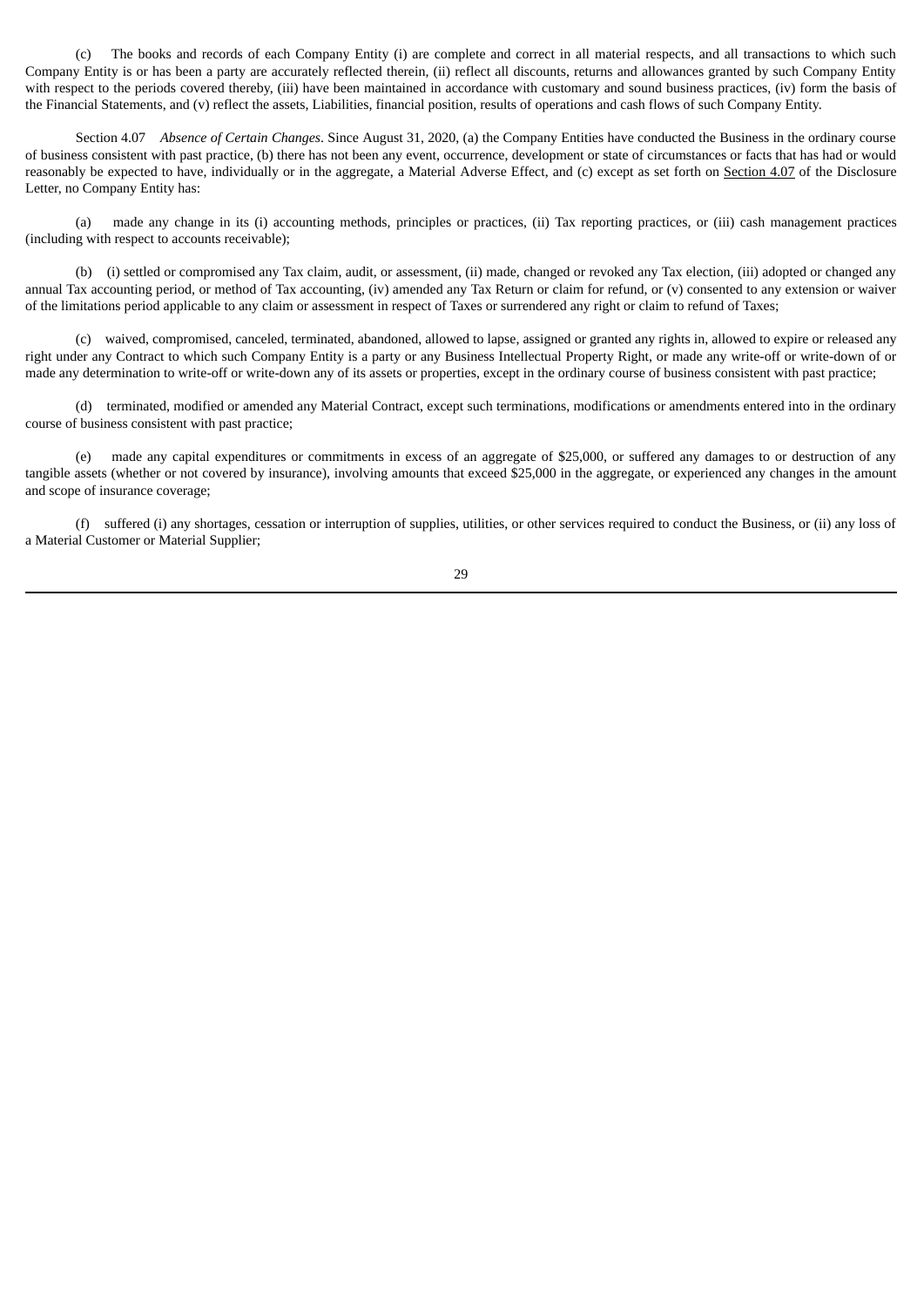(c) The books and records of each Company Entity (i) are complete and correct in all material respects, and all transactions to which such Company Entity is or has been a party are accurately reflected therein, (ii) reflect all discounts, returns and allowances granted by such Company Entity with respect to the periods covered thereby, (iii) have been maintained in accordance with customary and sound business practices, (iv) form the basis of the Financial Statements, and (v) reflect the assets, Liabilities, financial position, results of operations and cash flows of such Company Entity.

Section 4.07 *Absence of Certain Changes*. Since August 31, 2020, (a) the Company Entities have conducted the Business in the ordinary course of business consistent with past practice, (b) there has not been any event, occurrence, development or state of circumstances or facts that has had or would reasonably be expected to have, individually or in the aggregate, a Material Adverse Effect, and (c) except as set forth on Section 4.07 of the Disclosure Letter, no Company Entity has:

(a) made any change in its (i) accounting methods, principles or practices, (ii) Tax reporting practices, or (iii) cash management practices (including with respect to accounts receivable);

(b) (i) settled or compromised any Tax claim, audit, or assessment, (ii) made, changed or revoked any Tax election, (iii) adopted or changed any annual Tax accounting period, or method of Tax accounting, (iv) amended any Tax Return or claim for refund, or (v) consented to any extension or waiver of the limitations period applicable to any claim or assessment in respect of Taxes or surrendered any right or claim to refund of Taxes;

(c) waived, compromised, canceled, terminated, abandoned, allowed to lapse, assigned or granted any rights in, allowed to expire or released any right under any Contract to which such Company Entity is a party or any Business Intellectual Property Right, or made any write-off or write-down of or made any determination to write-off or write-down any of its assets or properties, except in the ordinary course of business consistent with past practice;

(d) terminated, modified or amended any Material Contract, except such terminations, modifications or amendments entered into in the ordinary course of business consistent with past practice;

(e) made any capital expenditures or commitments in excess of an aggregate of $25,000, or suffered any damages to or destruction of any tangible assets (whether or not covered by insurance), involving amounts that exceed $25,000 in the aggregate, or experienced any changes in the amount and scope of insurance coverage;

(f) suffered (i) any shortages, cessation or interruption of supplies, utilities, or other services required to conduct the Business, or (ii) any loss of a Material Customer or Material Supplier;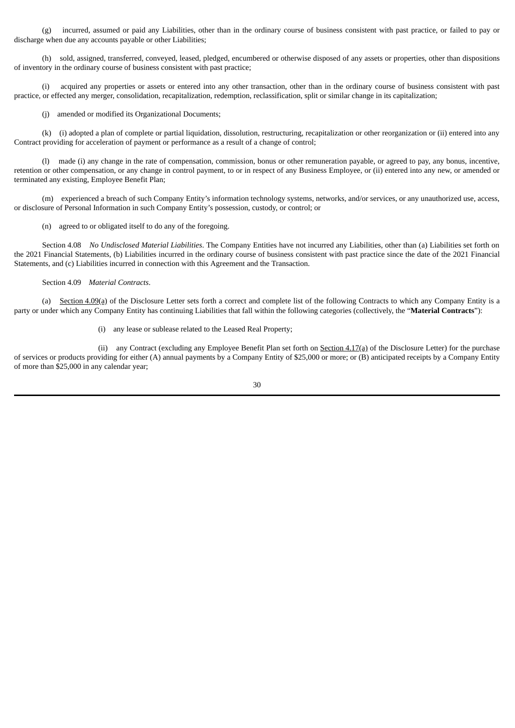(g) incurred, assumed or paid any Liabilities, other than in the ordinary course of business consistent with past practice, or failed to pay or discharge when due any accounts payable or other Liabilities;

(h) sold, assigned, transferred, conveyed, leased, pledged, encumbered or otherwise disposed of any assets or properties, other than dispositions of inventory in the ordinary course of business consistent with past practice;

(i) acquired any properties or assets or entered into any other transaction, other than in the ordinary course of business consistent with past practice, or effected any merger, consolidation, recapitalization, redemption, reclassification, split or similar change in its capitalization;

(j) amended or modified its Organizational Documents;

(k) (i) adopted a plan of complete or partial liquidation, dissolution, restructuring, recapitalization or other reorganization or (ii) entered into any Contract providing for acceleration of payment or performance as a result of a change of control;

(l) made (i) any change in the rate of compensation, commission, bonus or other remuneration payable, or agreed to pay, any bonus, incentive, retention or other compensation, or any change in control payment, to or in respect of any Business Employee, or (ii) entered into any new, or amended or terminated any existing, Employee Benefit Plan;

(m) experienced a breach of such Company Entity's information technology systems, networks, and/or services, or any unauthorized use, access, or disclosure of Personal Information in such Company Entity's possession, custody, or control; or

(n) agreed to or obligated itself to do any of the foregoing.

Section 4.08 *No Undisclosed Material Liabilities*. The Company Entities have not incurred any Liabilities, other than (a) Liabilities set forth on the 2021 Financial Statements, (b) Liabilities incurred in the ordinary course of business consistent with past practice since the date of the 2021 Financial Statements, and (c) Liabilities incurred in connection with this Agreement and the Transaction.

Section 4.09 *Material Contracts*.

(a) Section 4.09(a) of the Disclosure Letter sets forth a correct and complete list of the following Contracts to which any Company Entity is a party or under which any Company Entity has continuing Liabilities that fall within the following categories (collectively, the "**Material Contracts**"):

(i) any lease or sublease related to the Leased Real Property;

(ii) any Contract (excluding any Employee Benefit Plan set forth on Section 4.17(a) of the Disclosure Letter) for the purchase of services or products providing for either (A) annual payments by a Company Entity of $25,000 or more; or (B) anticipated receipts by a Company Entity of more than $25,000 in any calendar year;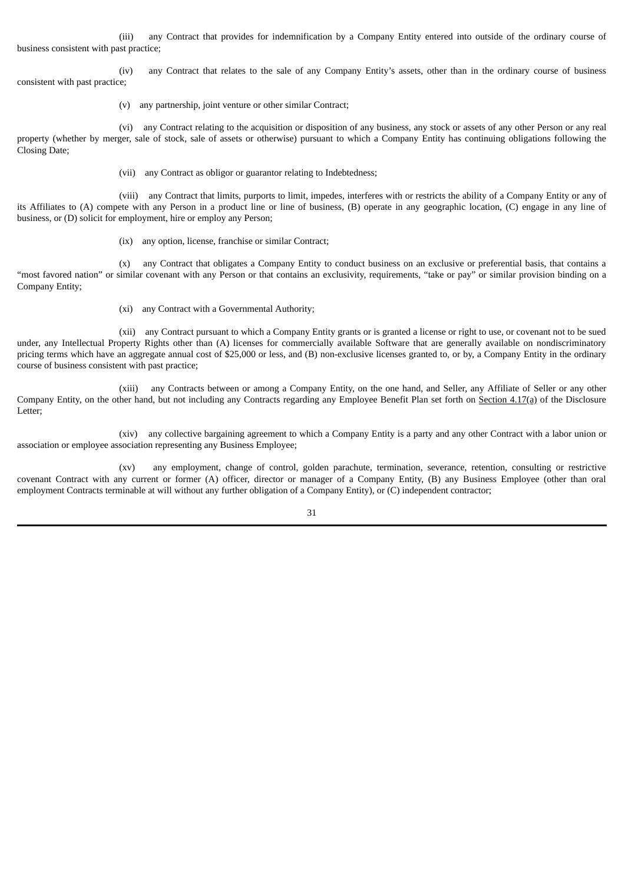(iii) any Contract that provides for indemnification by a Company Entity entered into outside of the ordinary course of business consistent with past practice;

(iv) any Contract that relates to the sale of any Company Entity's assets, other than in the ordinary course of business consistent with past practice;

(v) any partnership, joint venture or other similar Contract;

(vi) any Contract relating to the acquisition or disposition of any business, any stock or assets of any other Person or any real property (whether by merger, sale of stock, sale of assets or otherwise) pursuant to which a Company Entity has continuing obligations following the Closing Date;

(vii) any Contract as obligor or guarantor relating to Indebtedness;

(viii) any Contract that limits, purports to limit, impedes, interferes with or restricts the ability of a Company Entity or any of its Affiliates to (A) compete with any Person in a product line or line of business, (B) operate in any geographic location, (C) engage in any line of business, or (D) solicit for employment, hire or employ any Person;

(ix) any option, license, franchise or similar Contract;

(x) any Contract that obligates a Company Entity to conduct business on an exclusive or preferential basis, that contains a "most favored nation" or similar covenant with any Person or that contains an exclusivity, requirements, "take or pay" or similar provision binding on a Company Entity;

(xi) any Contract with a Governmental Authority;

(xii) any Contract pursuant to which a Company Entity grants or is granted a license or right to use, or covenant not to be sued under, any Intellectual Property Rights other than (A) licenses for commercially available Software that are generally available on nondiscriminatory pricing terms which have an aggregate annual cost of $25,000 or less, and (B) non-exclusive licenses granted to, or by, a Company Entity in the ordinary course of business consistent with past practice;

(xiii) any Contracts between or among a Company Entity, on the one hand, and Seller, any Affiliate of Seller or any other Company Entity, on the other hand, but not including any Contracts regarding any Employee Benefit Plan set forth on Section 4.17(a) of the Disclosure Letter;

(xiv) any collective bargaining agreement to which a Company Entity is a party and any other Contract with a labor union or association or employee association representing any Business Employee;

(xv) any employment, change of control, golden parachute, termination, severance, retention, consulting or restrictive covenant Contract with any current or former (A) officer, director or manager of a Company Entity, (B) any Business Employee (other than oral employment Contracts terminable at will without any further obligation of a Company Entity), or (C) independent contractor;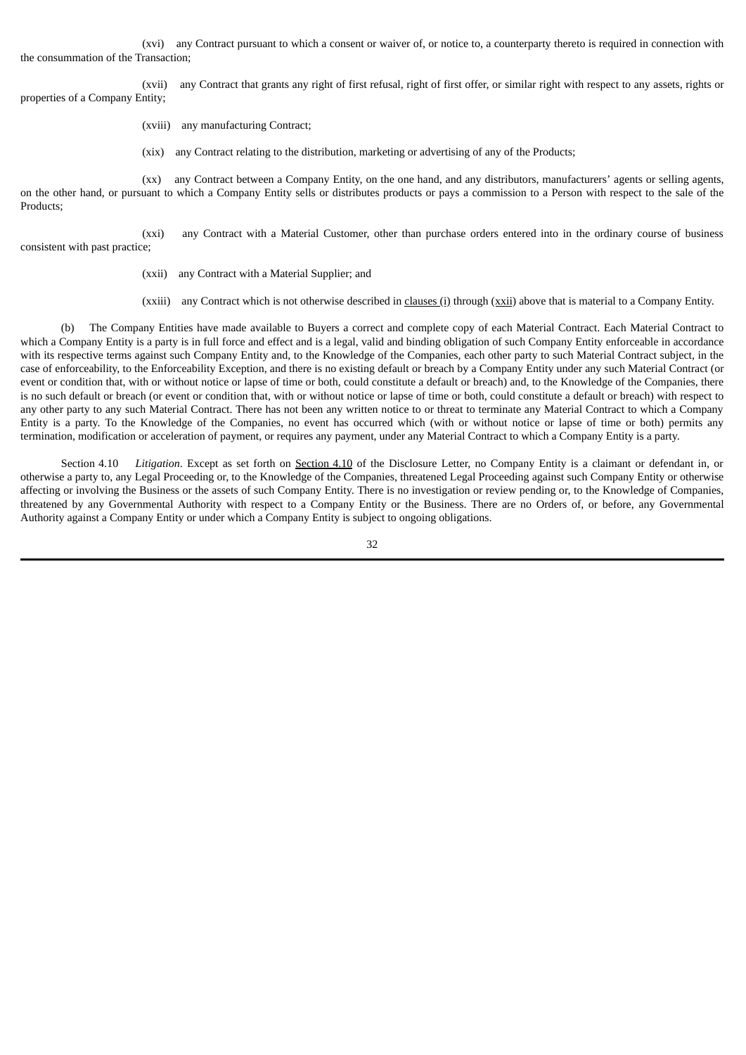(xvi) any Contract pursuant to which a consent or waiver of, or notice to, a counterparty thereto is required in connection with the consummation of the Transaction;

(xvii) any Contract that grants any right of first refusal, right of first offer, or similar right with respect to any assets, rights or properties of a Company Entity;

(xviii) any manufacturing Contract;

(xix) any Contract relating to the distribution, marketing or advertising of any of the Products;

(xx) any Contract between a Company Entity, on the one hand, and any distributors, manufacturers' agents or selling agents, on the other hand, or pursuant to which a Company Entity sells or distributes products or pays a commission to a Person with respect to the sale of the Products;

(xxi) any Contract with a Material Customer, other than purchase orders entered into in the ordinary course of business consistent with past practice;

(xxii) any Contract with a Material Supplier; and

(xxiii) any Contract which is not otherwise described in clauses (i) through (xxii) above that is material to a Company Entity.

(b) The Company Entities have made available to Buyers a correct and complete copy of each Material Contract. Each Material Contract to which a Company Entity is a party is in full force and effect and is a legal, valid and binding obligation of such Company Entity enforceable in accordance with its respective terms against such Company Entity and, to the Knowledge of the Companies, each other party to such Material Contract subject, in the case of enforceability, to the Enforceability Exception, and there is no existing default or breach by a Company Entity under any such Material Contract (or event or condition that, with or without notice or lapse of time or both, could constitute a default or breach) and, to the Knowledge of the Companies, there is no such default or breach (or event or condition that, with or without notice or lapse of time or both, could constitute a default or breach) with respect to any other party to any such Material Contract. There has not been any written notice to or threat to terminate any Material Contract to which a Company Entity is a party. To the Knowledge of the Companies, no event has occurred which (with or without notice or lapse of time or both) permits any termination, modification or acceleration of payment, or requires any payment, under any Material Contract to which a Company Entity is a party.

Section 4.10 *Litigation*. Except as set forth on Section 4.10 of the Disclosure Letter, no Company Entity is a claimant or defendant in, or otherwise a party to, any Legal Proceeding or, to the Knowledge of the Companies, threatened Legal Proceeding against such Company Entity or otherwise affecting or involving the Business or the assets of such Company Entity. There is no investigation or review pending or, to the Knowledge of Companies, threatened by any Governmental Authority with respect to a Company Entity or the Business. There are no Orders of, or before, any Governmental Authority against a Company Entity or under which a Company Entity is subject to ongoing obligations.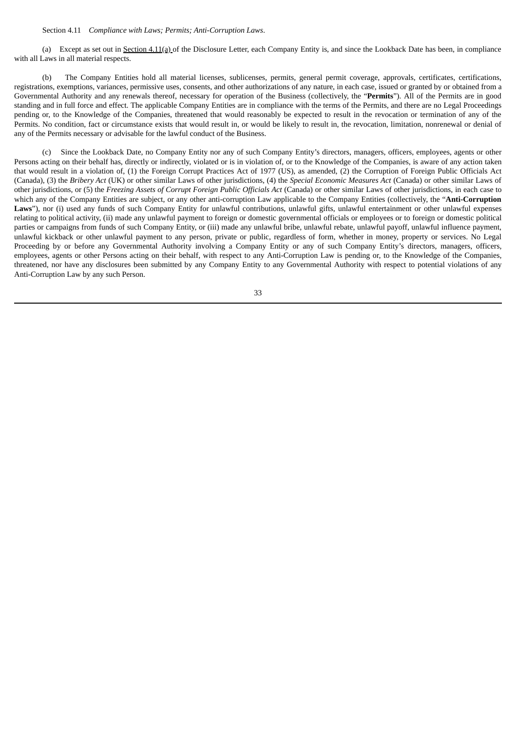Section 4.11 *Compliance with Laws; Permits; Anti-Corruption Laws*.

(a) Except as set out in Section 4.11(a) of the Disclosure Letter, each Company Entity is, and since the Lookback Date has been, in compliance with all Laws in all material respects.

(b) The Company Entities hold all material licenses, sublicenses, permits, general permit coverage, approvals, certificates, certifications, registrations, exemptions, variances, permissive uses, consents, and other authorizations of any nature, in each case, issued or granted by or obtained from a Governmental Authority and any renewals thereof, necessary for operation of the Business (collectively, the "**Permits**"). All of the Permits are in good standing and in full force and effect. The applicable Company Entities are in compliance with the terms of the Permits, and there are no Legal Proceedings pending or, to the Knowledge of the Companies, threatened that would reasonably be expected to result in the revocation or termination of any of the Permits. No condition, fact or circumstance exists that would result in, or would be likely to result in, the revocation, limitation, nonrenewal or denial of any of the Permits necessary or advisable for the lawful conduct of the Business.

(c) Since the Lookback Date, no Company Entity nor any of such Company Entity's directors, managers, officers, employees, agents or other Persons acting on their behalf has, directly or indirectly, violated or is in violation of, or to the Knowledge of the Companies, is aware of any action taken that would result in a violation of, (1) the Foreign Corrupt Practices Act of 1977 (US), as amended, (2) the Corruption of Foreign Public Officials Act (Canada), (3) the *Bribery Act* (UK) or other similar Laws of other jurisdictions, (4) the *Special Economic Measures Act* (Canada) or other similar Laws of other jurisdictions, or (5) the *Freezing Assets of Corrupt Foreign Public Officials Act* (Canada) or other similar Laws of other jurisdictions, in each case to which any of the Company Entities are subject, or any other anti-corruption Law applicable to the Company Entities (collectively, the "**Anti-Corruption Laws**"), nor (i) used any funds of such Company Entity for unlawful contributions, unlawful gifts, unlawful entertainment or other unlawful expenses relating to political activity, (ii) made any unlawful payment to foreign or domestic governmental officials or employees or to foreign or domestic political parties or campaigns from funds of such Company Entity, or (iii) made any unlawful bribe, unlawful rebate, unlawful payoff, unlawful influence payment, unlawful kickback or other unlawful payment to any person, private or public, regardless of form, whether in money, property or services. No Legal Proceeding by or before any Governmental Authority involving a Company Entity or any of such Company Entity's directors, managers, officers, employees, agents or other Persons acting on their behalf, with respect to any Anti-Corruption Law is pending or, to the Knowledge of the Companies, threatened, nor have any disclosures been submitted by any Company Entity to any Governmental Authority with respect to potential violations of any Anti-Corruption Law by any such Person.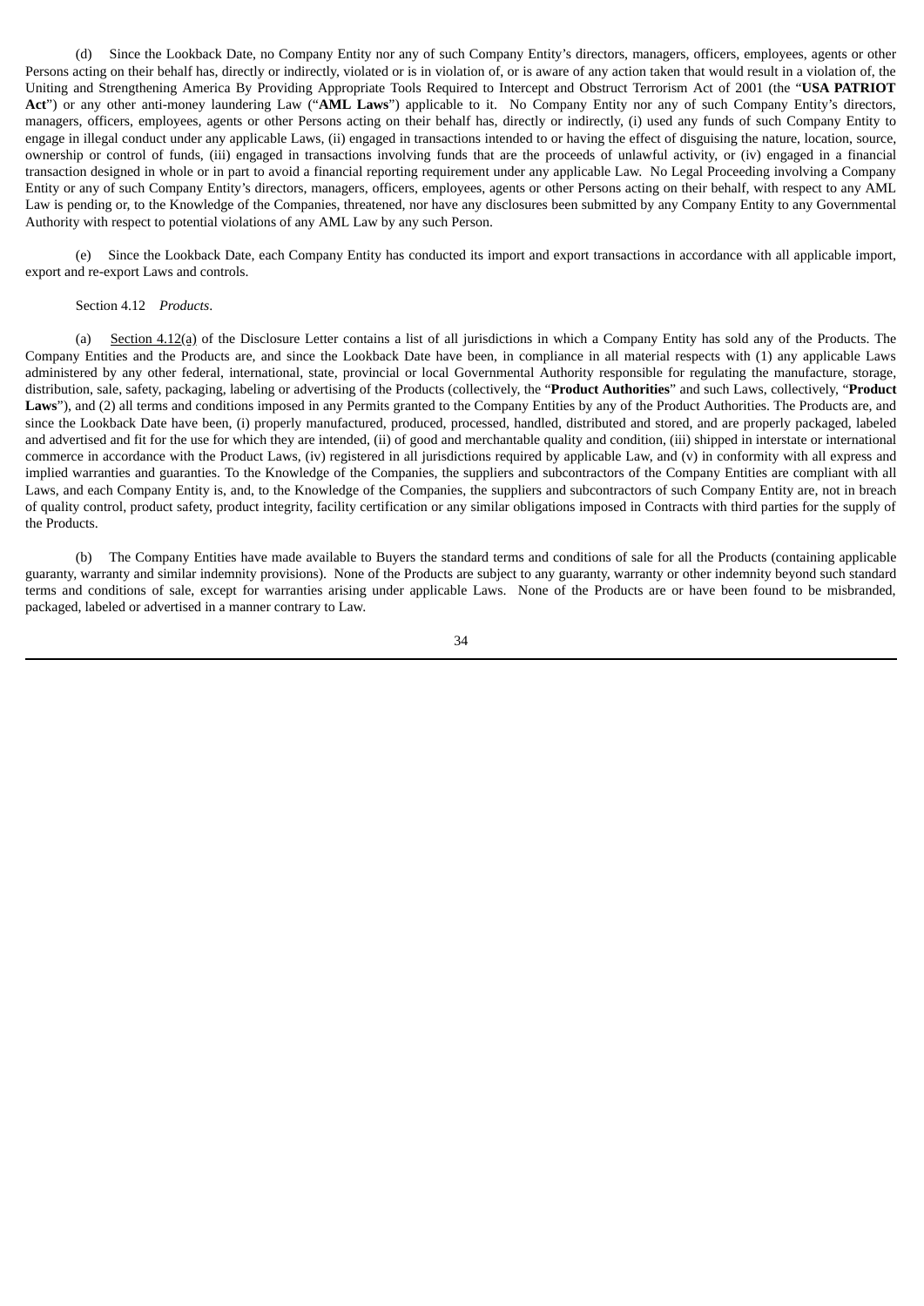(d) Since the Lookback Date, no Company Entity nor any of such Company Entity's directors, managers, officers, employees, agents or other Persons acting on their behalf has, directly or indirectly, violated or is in violation of, or is aware of any action taken that would result in a violation of, the Uniting and Strengthening America By Providing Appropriate Tools Required to Intercept and Obstruct Terrorism Act of 2001 (the "**USA PATRIOT Act**") or any other anti-money laundering Law ("**AML Laws**") applicable to it. No Company Entity nor any of such Company Entity's directors, managers, officers, employees, agents or other Persons acting on their behalf has, directly or indirectly, (i) used any funds of such Company Entity to engage in illegal conduct under any applicable Laws, (ii) engaged in transactions intended to or having the effect of disguising the nature, location, source, ownership or control of funds, (iii) engaged in transactions involving funds that are the proceeds of unlawful activity, or (iv) engaged in a financial transaction designed in whole or in part to avoid a financial reporting requirement under any applicable Law. No Legal Proceeding involving a Company Entity or any of such Company Entity's directors, managers, officers, employees, agents or other Persons acting on their behalf, with respect to any AML Law is pending or, to the Knowledge of the Companies, threatened, nor have any disclosures been submitted by any Company Entity to any Governmental Authority with respect to potential violations of any AML Law by any such Person.

(e) Since the Lookback Date, each Company Entity has conducted its import and export transactions in accordance with all applicable import, export and re-export Laws and controls.

Section 4.12 *Products*.

(a) Section 4.12(a) of the Disclosure Letter contains a list of all jurisdictions in which a Company Entity has sold any of the Products. The Company Entities and the Products are, and since the Lookback Date have been, in compliance in all material respects with (1) any applicable Laws administered by any other federal, international, state, provincial or local Governmental Authority responsible for regulating the manufacture, storage, distribution, sale, safety, packaging, labeling or advertising of the Products (collectively, the "**Product Authorities**" and such Laws, collectively, "**Product Laws**"), and (2) all terms and conditions imposed in any Permits granted to the Company Entities by any of the Product Authorities. The Products are, and since the Lookback Date have been, (i) properly manufactured, produced, processed, handled, distributed and stored, and are properly packaged, labeled and advertised and fit for the use for which they are intended, (ii) of good and merchantable quality and condition, (iii) shipped in interstate or international commerce in accordance with the Product Laws, (iv) registered in all jurisdictions required by applicable Law, and (v) in conformity with all express and implied warranties and guaranties. To the Knowledge of the Companies, the suppliers and subcontractors of the Company Entities are compliant with all Laws, and each Company Entity is, and, to the Knowledge of the Companies, the suppliers and subcontractors of such Company Entity are, not in breach of quality control, product safety, product integrity, facility certification or any similar obligations imposed in Contracts with third parties for the supply of the Products.

(b) The Company Entities have made available to Buyers the standard terms and conditions of sale for all the Products (containing applicable guaranty, warranty and similar indemnity provisions). None of the Products are subject to any guaranty, warranty or other indemnity beyond such standard terms and conditions of sale, except for warranties arising under applicable Laws. None of the Products are or have been found to be misbranded, packaged, labeled or advertised in a manner contrary to Law.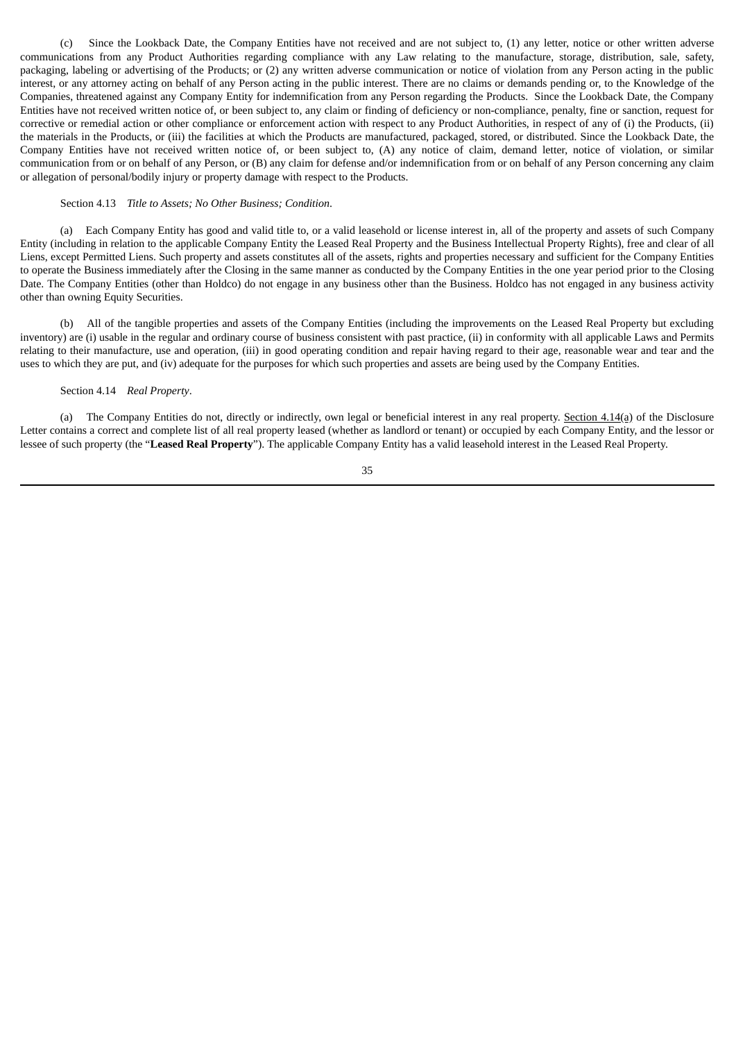(c) Since the Lookback Date, the Company Entities have not received and are not subject to, (1) any letter, notice or other written adverse communications from any Product Authorities regarding compliance with any Law relating to the manufacture, storage, distribution, sale, safety, packaging, labeling or advertising of the Products; or (2) any written adverse communication or notice of violation from any Person acting in the public interest, or any attorney acting on behalf of any Person acting in the public interest. There are no claims or demands pending or, to the Knowledge of the Companies, threatened against any Company Entity for indemnification from any Person regarding the Products. Since the Lookback Date, the Company Entities have not received written notice of, or been subject to, any claim or finding of deficiency or non-compliance, penalty, fine or sanction, request for corrective or remedial action or other compliance or enforcement action with respect to any Product Authorities, in respect of any of (i) the Products, (ii) the materials in the Products, or (iii) the facilities at which the Products are manufactured, packaged, stored, or distributed. Since the Lookback Date, the Company Entities have not received written notice of, or been subject to, (A) any notice of claim, demand letter, notice of violation, or similar communication from or on behalf of any Person, or (B) any claim for defense and/or indemnification from or on behalf of any Person concerning any claim or allegation of personal/bodily injury or property damage with respect to the Products.

Section 4.13 *Title to Assets; No Other Business; Condition*.

(a) Each Company Entity has good and valid title to, or a valid leasehold or license interest in, all of the property and assets of such Company Entity (including in relation to the applicable Company Entity the Leased Real Property and the Business Intellectual Property Rights), free and clear of all Liens, except Permitted Liens. Such property and assets constitutes all of the assets, rights and properties necessary and sufficient for the Company Entities to operate the Business immediately after the Closing in the same manner as conducted by the Company Entities in the one year period prior to the Closing Date. The Company Entities (other than Holdco) do not engage in any business other than the Business. Holdco has not engaged in any business activity other than owning Equity Securities.

(b) All of the tangible properties and assets of the Company Entities (including the improvements on the Leased Real Property but excluding inventory) are (i) usable in the regular and ordinary course of business consistent with past practice, (ii) in conformity with all applicable Laws and Permits relating to their manufacture, use and operation, (iii) in good operating condition and repair having regard to their age, reasonable wear and tear and the uses to which they are put, and (iv) adequate for the purposes for which such properties and assets are being used by the Company Entities.

Section 4.14 *Real Property*.

(a) The Company Entities do not, directly or indirectly, own legal or beneficial interest in any real property. Section 4.14(a) of the Disclosure Letter contains a correct and complete list of all real property leased (whether as landlord or tenant) or occupied by each Company Entity, and the lessor or lessee of such property (the "**Leased Real Property**"). The applicable Company Entity has a valid leasehold interest in the Leased Real Property.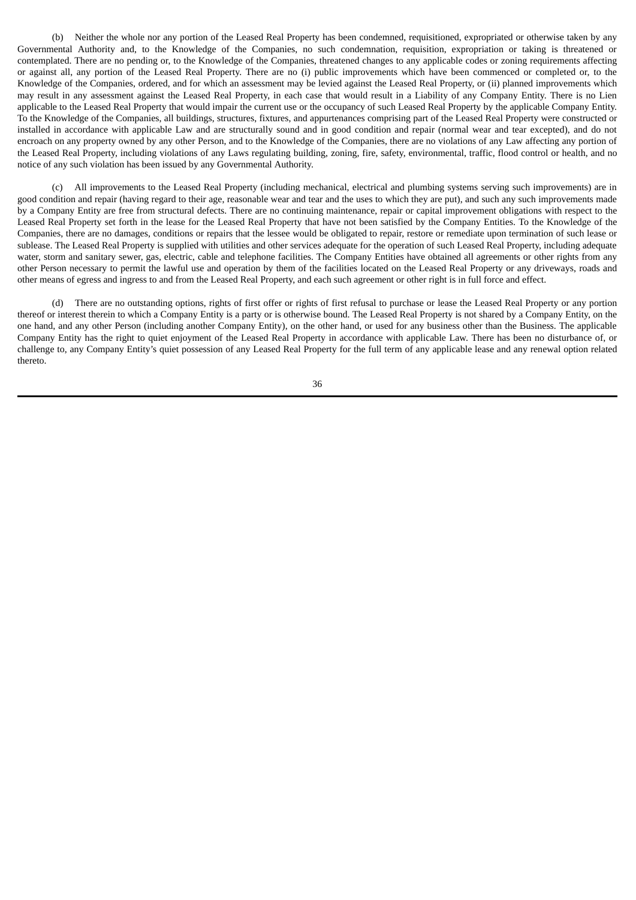(b) Neither the whole nor any portion of the Leased Real Property has been condemned, requisitioned, expropriated or otherwise taken by any Governmental Authority and, to the Knowledge of the Companies, no such condemnation, requisition, expropriation or taking is threatened or contemplated. There are no pending or, to the Knowledge of the Companies, threatened changes to any applicable codes or zoning requirements affecting or against all, any portion of the Leased Real Property. There are no (i) public improvements which have been commenced or completed or, to the Knowledge of the Companies, ordered, and for which an assessment may be levied against the Leased Real Property, or (ii) planned improvements which may result in any assessment against the Leased Real Property, in each case that would result in a Liability of any Company Entity. There is no Lien applicable to the Leased Real Property that would impair the current use or the occupancy of such Leased Real Property by the applicable Company Entity. To the Knowledge of the Companies, all buildings, structures, fixtures, and appurtenances comprising part of the Leased Real Property were constructed or installed in accordance with applicable Law and are structurally sound and in good condition and repair (normal wear and tear excepted), and do not encroach on any property owned by any other Person, and to the Knowledge of the Companies, there are no violations of any Law affecting any portion of the Leased Real Property, including violations of any Laws regulating building, zoning, fire, safety, environmental, traffic, flood control or health, and no notice of any such violation has been issued by any Governmental Authority.

(c) All improvements to the Leased Real Property (including mechanical, electrical and plumbing systems serving such improvements) are in good condition and repair (having regard to their age, reasonable wear and tear and the uses to which they are put), and such any such improvements made by a Company Entity are free from structural defects. There are no continuing maintenance, repair or capital improvement obligations with respect to the Leased Real Property set forth in the lease for the Leased Real Property that have not been satisfied by the Company Entities. To the Knowledge of the Companies, there are no damages, conditions or repairs that the lessee would be obligated to repair, restore or remediate upon termination of such lease or sublease. The Leased Real Property is supplied with utilities and other services adequate for the operation of such Leased Real Property, including adequate water, storm and sanitary sewer, gas, electric, cable and telephone facilities. The Company Entities have obtained all agreements or other rights from any other Person necessary to permit the lawful use and operation by them of the facilities located on the Leased Real Property or any driveways, roads and other means of egress and ingress to and from the Leased Real Property, and each such agreement or other right is in full force and effect.

(d) There are no outstanding options, rights of first offer or rights of first refusal to purchase or lease the Leased Real Property or any portion thereof or interest therein to which a Company Entity is a party or is otherwise bound. The Leased Real Property is not shared by a Company Entity, on the one hand, and any other Person (including another Company Entity), on the other hand, or used for any business other than the Business. The applicable Company Entity has the right to quiet enjoyment of the Leased Real Property in accordance with applicable Law. There has been no disturbance of, or challenge to, any Company Entity's quiet possession of any Leased Real Property for the full term of any applicable lease and any renewal option related thereto.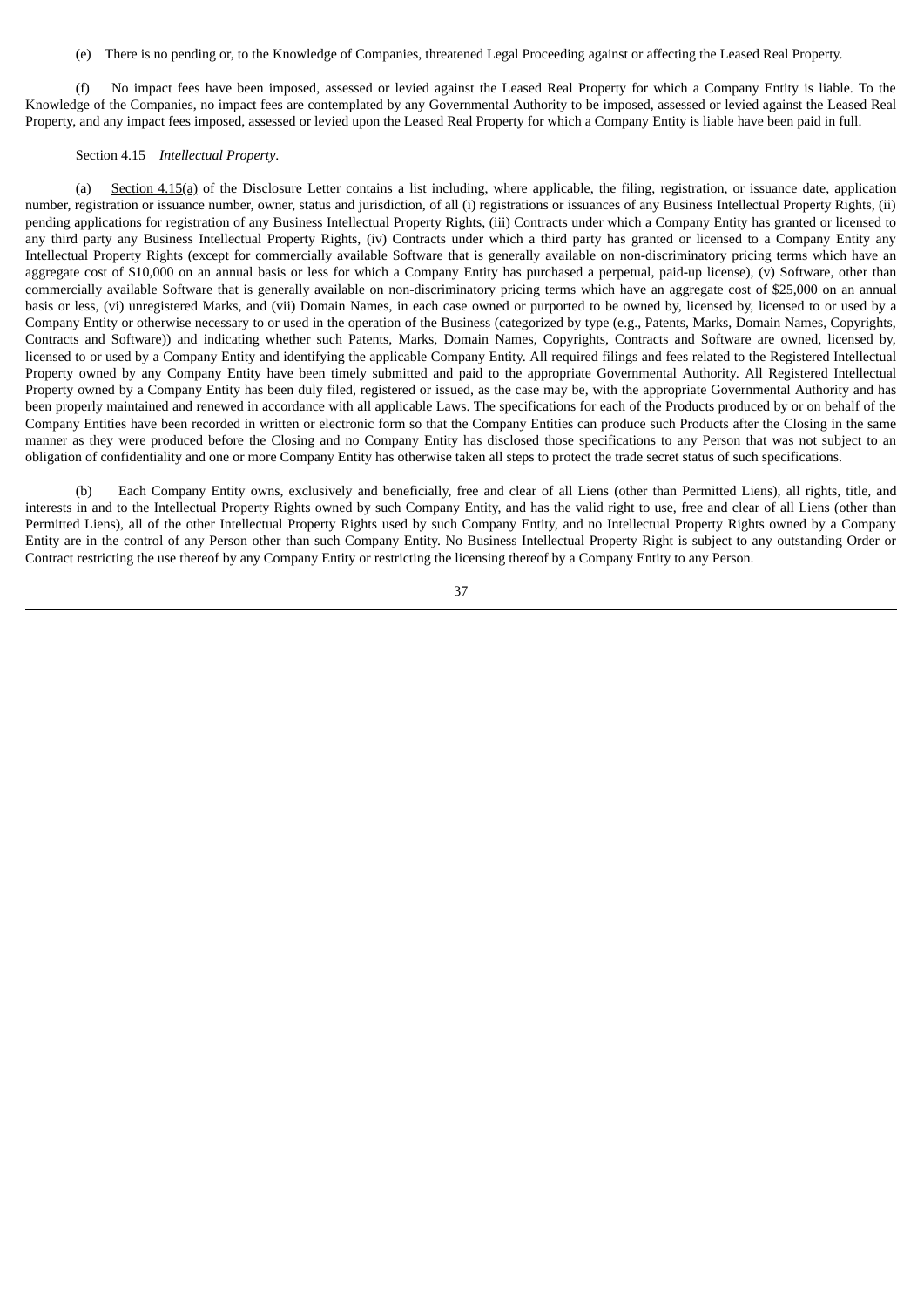(e) There is no pending or, to the Knowledge of Companies, threatened Legal Proceeding against or affecting the Leased Real Property.

(f) No impact fees have been imposed, assessed or levied against the Leased Real Property for which a Company Entity is liable. To the Knowledge of the Companies, no impact fees are contemplated by any Governmental Authority to be imposed, assessed or levied against the Leased Real Property, and any impact fees imposed, assessed or levied upon the Leased Real Property for which a Company Entity is liable have been paid in full.

Section 4.15 *Intellectual Property*.

(a) Section 4.15(a) of the Disclosure Letter contains a list including, where applicable, the filing, registration, or issuance date, application number, registration or issuance number, owner, status and jurisdiction, of all (i) registrations or issuances of any Business Intellectual Property Rights, (ii) pending applications for registration of any Business Intellectual Property Rights, (iii) Contracts under which a Company Entity has granted or licensed to any third party any Business Intellectual Property Rights, (iv) Contracts under which a third party has granted or licensed to a Company Entity any Intellectual Property Rights (except for commercially available Software that is generally available on non-discriminatory pricing terms which have an aggregate cost of $10,000 on an annual basis or less for which a Company Entity has purchased a perpetual, paid-up license), (v) Software, other than commercially available Software that is generally available on non-discriminatory pricing terms which have an aggregate cost of $25,000 on an annual basis or less, (vi) unregistered Marks, and (vii) Domain Names, in each case owned or purported to be owned by, licensed by, licensed to or used by a Company Entity or otherwise necessary to or used in the operation of the Business (categorized by type (e.g., Patents, Marks, Domain Names, Copyrights, Contracts and Software)) and indicating whether such Patents, Marks, Domain Names, Copyrights, Contracts and Software are owned, licensed by, licensed to or used by a Company Entity and identifying the applicable Company Entity. All required filings and fees related to the Registered Intellectual Property owned by any Company Entity have been timely submitted and paid to the appropriate Governmental Authority. All Registered Intellectual Property owned by a Company Entity has been duly filed, registered or issued, as the case may be, with the appropriate Governmental Authority and has been properly maintained and renewed in accordance with all applicable Laws. The specifications for each of the Products produced by or on behalf of the Company Entities have been recorded in written or electronic form so that the Company Entities can produce such Products after the Closing in the same manner as they were produced before the Closing and no Company Entity has disclosed those specifications to any Person that was not subject to an obligation of confidentiality and one or more Company Entity has otherwise taken all steps to protect the trade secret status of such specifications.

(b) Each Company Entity owns, exclusively and beneficially, free and clear of all Liens (other than Permitted Liens), all rights, title, and interests in and to the Intellectual Property Rights owned by such Company Entity, and has the valid right to use, free and clear of all Liens (other than Permitted Liens), all of the other Intellectual Property Rights used by such Company Entity, and no Intellectual Property Rights owned by a Company Entity are in the control of any Person other than such Company Entity. No Business Intellectual Property Right is subject to any outstanding Order or Contract restricting the use thereof by any Company Entity or restricting the licensing thereof by a Company Entity to any Person.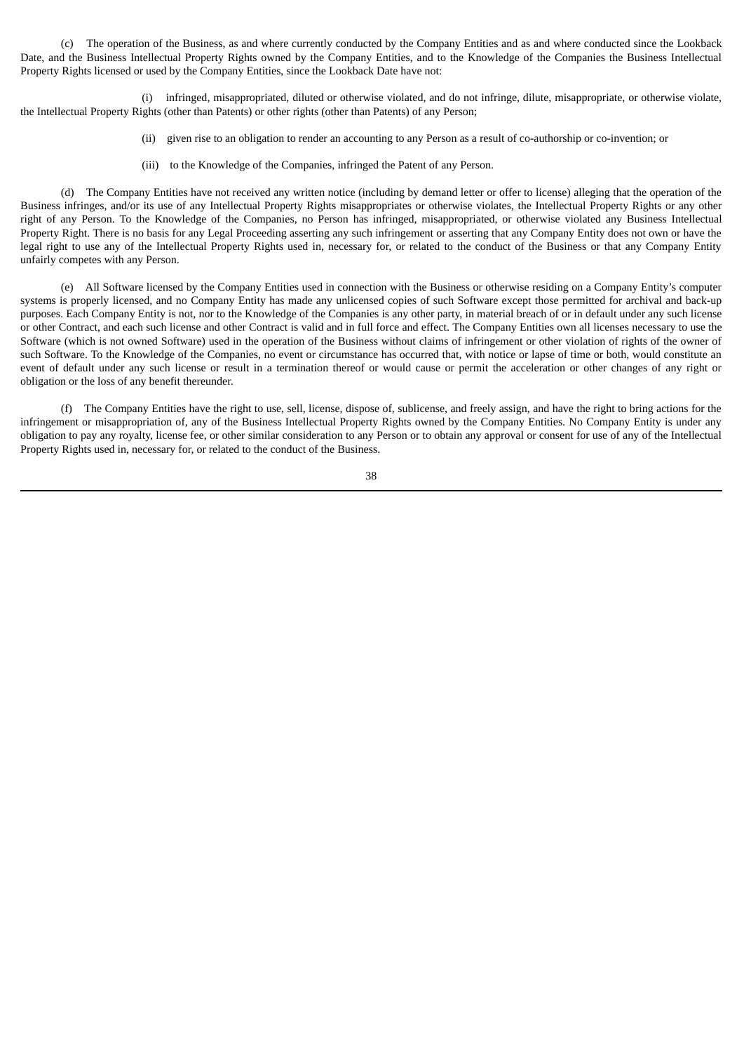(c) The operation of the Business, as and where currently conducted by the Company Entities and as and where conducted since the Lookback Date, and the Business Intellectual Property Rights owned by the Company Entities, and to the Knowledge of the Companies the Business Intellectual Property Rights licensed or used by the Company Entities, since the Lookback Date have not:

(i) infringed, misappropriated, diluted or otherwise violated, and do not infringe, dilute, misappropriate, or otherwise violate, the Intellectual Property Rights (other than Patents) or other rights (other than Patents) of any Person;

(ii) given rise to an obligation to render an accounting to any Person as a result of co-authorship or co-invention; or

(iii) to the Knowledge of the Companies, infringed the Patent of any Person.

(d) The Company Entities have not received any written notice (including by demand letter or offer to license) alleging that the operation of the Business infringes, and/or its use of any Intellectual Property Rights misappropriates or otherwise violates, the Intellectual Property Rights or any other right of any Person. To the Knowledge of the Companies, no Person has infringed, misappropriated, or otherwise violated any Business Intellectual Property Right. There is no basis for any Legal Proceeding asserting any such infringement or asserting that any Company Entity does not own or have the legal right to use any of the Intellectual Property Rights used in, necessary for, or related to the conduct of the Business or that any Company Entity unfairly competes with any Person.

(e) All Software licensed by the Company Entities used in connection with the Business or otherwise residing on a Company Entity's computer systems is properly licensed, and no Company Entity has made any unlicensed copies of such Software except those permitted for archival and back-up purposes. Each Company Entity is not, nor to the Knowledge of the Companies is any other party, in material breach of or in default under any such license or other Contract, and each such license and other Contract is valid and in full force and effect. The Company Entities own all licenses necessary to use the Software (which is not owned Software) used in the operation of the Business without claims of infringement or other violation of rights of the owner of such Software. To the Knowledge of the Companies, no event or circumstance has occurred that, with notice or lapse of time or both, would constitute an event of default under any such license or result in a termination thereof or would cause or permit the acceleration or other changes of any right or obligation or the loss of any benefit thereunder.

(f) The Company Entities have the right to use, sell, license, dispose of, sublicense, and freely assign, and have the right to bring actions for the infringement or misappropriation of, any of the Business Intellectual Property Rights owned by the Company Entities. No Company Entity is under any obligation to pay any royalty, license fee, or other similar consideration to any Person or to obtain any approval or consent for use of any of the Intellectual Property Rights used in, necessary for, or related to the conduct of the Business.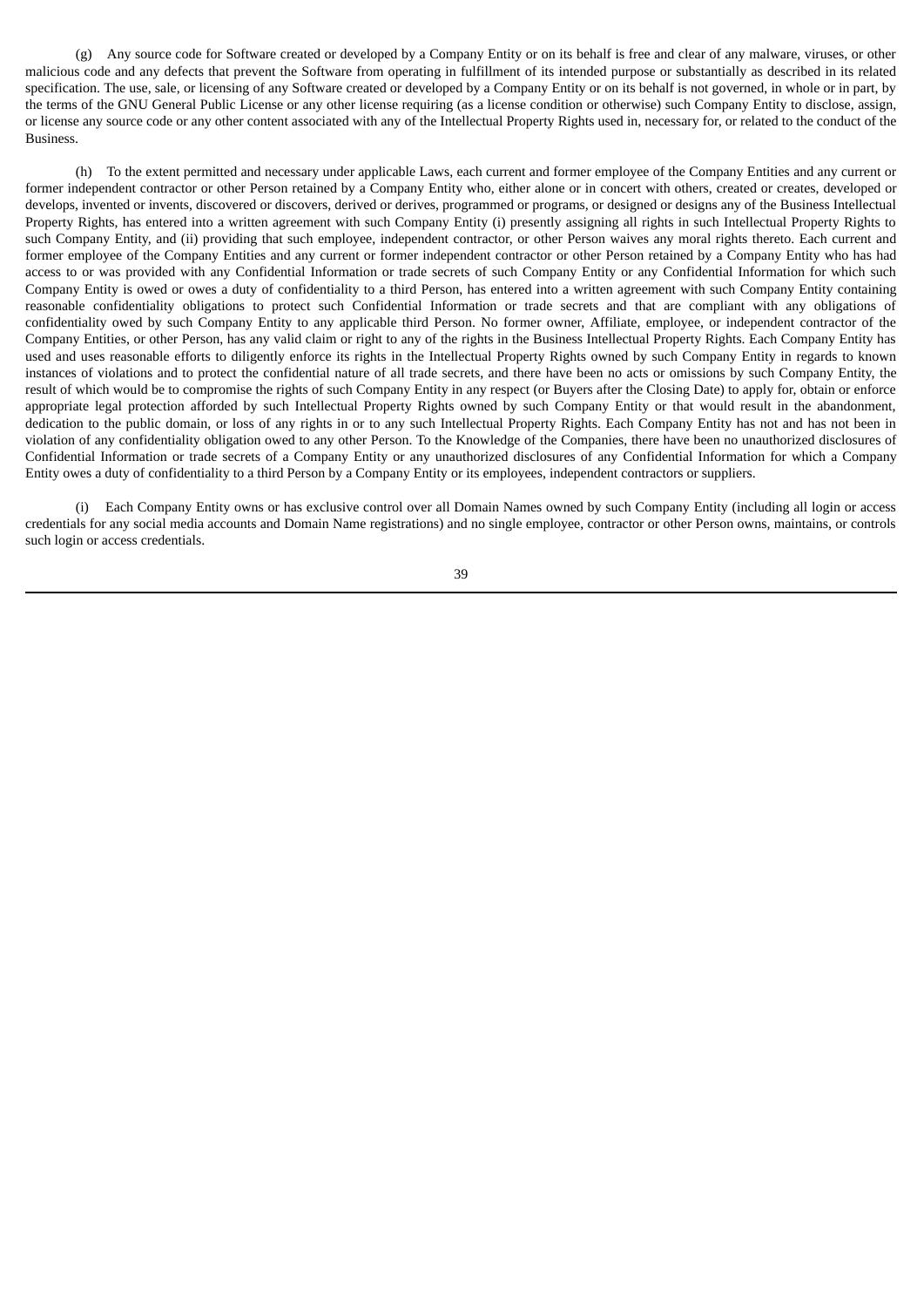(g) Any source code for Software created or developed by a Company Entity or on its behalf is free and clear of any malware, viruses, or other malicious code and any defects that prevent the Software from operating in fulfillment of its intended purpose or substantially as described in its related specification. The use, sale, or licensing of any Software created or developed by a Company Entity or on its behalf is not governed, in whole or in part, by the terms of the GNU General Public License or any other license requiring (as a license condition or otherwise) such Company Entity to disclose, assign, or license any source code or any other content associated with any of the Intellectual Property Rights used in, necessary for, or related to the conduct of the Business.

(h) To the extent permitted and necessary under applicable Laws, each current and former employee of the Company Entities and any current or former independent contractor or other Person retained by a Company Entity who, either alone or in concert with others, created or creates, developed or develops, invented or invents, discovered or discovers, derived or derives, programmed or programs, or designed or designs any of the Business Intellectual Property Rights, has entered into a written agreement with such Company Entity (i) presently assigning all rights in such Intellectual Property Rights to such Company Entity, and (ii) providing that such employee, independent contractor, or other Person waives any moral rights thereto. Each current and former employee of the Company Entities and any current or former independent contractor or other Person retained by a Company Entity who has had access to or was provided with any Confidential Information or trade secrets of such Company Entity or any Confidential Information for which such Company Entity is owed or owes a duty of confidentiality to a third Person, has entered into a written agreement with such Company Entity containing reasonable confidentiality obligations to protect such Confidential Information or trade secrets and that are compliant with any obligations of confidentiality owed by such Company Entity to any applicable third Person. No former owner, Affiliate, employee, or independent contractor of the Company Entities, or other Person, has any valid claim or right to any of the rights in the Business Intellectual Property Rights. Each Company Entity has used and uses reasonable efforts to diligently enforce its rights in the Intellectual Property Rights owned by such Company Entity in regards to known instances of violations and to protect the confidential nature of all trade secrets, and there have been no acts or omissions by such Company Entity, the result of which would be to compromise the rights of such Company Entity in any respect (or Buyers after the Closing Date) to apply for, obtain or enforce appropriate legal protection afforded by such Intellectual Property Rights owned by such Company Entity or that would result in the abandonment, dedication to the public domain, or loss of any rights in or to any such Intellectual Property Rights. Each Company Entity has not and has not been in violation of any confidentiality obligation owed to any other Person. To the Knowledge of the Companies, there have been no unauthorized disclosures of Confidential Information or trade secrets of a Company Entity or any unauthorized disclosures of any Confidential Information for which a Company Entity owes a duty of confidentiality to a third Person by a Company Entity or its employees, independent contractors or suppliers.

(i) Each Company Entity owns or has exclusive control over all Domain Names owned by such Company Entity (including all login or access credentials for any social media accounts and Domain Name registrations) and no single employee, contractor or other Person owns, maintains, or controls such login or access credentials.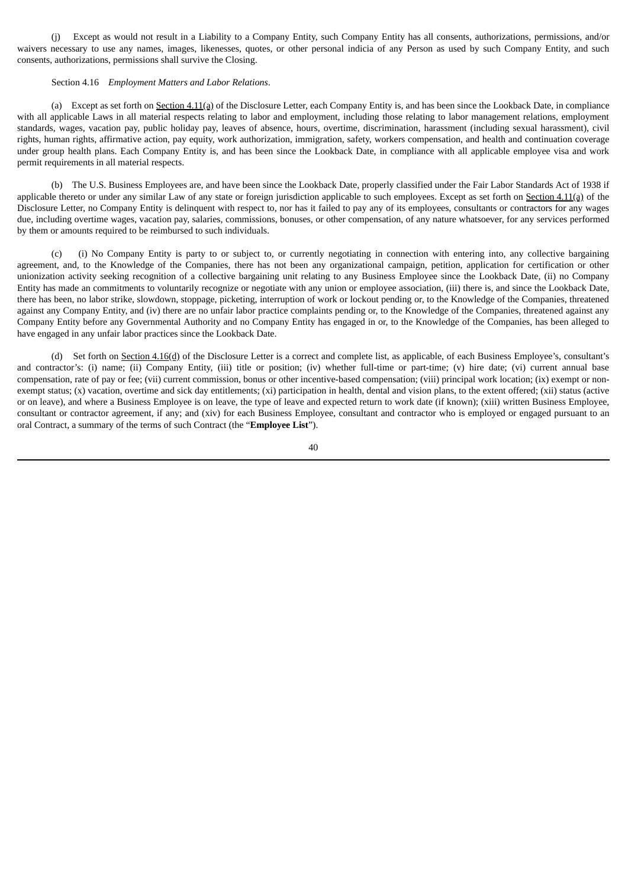(j) Except as would not result in a Liability to a Company Entity, such Company Entity has all consents, authorizations, permissions, and/or waivers necessary to use any names, images, likenesses, quotes, or other personal indicia of any Person as used by such Company Entity, and such consents, authorizations, permissions shall survive the Closing.

Section 4.16 *Employment Matters and Labor Relations*.

(a) Except as set forth on Section 4.11(a) of the Disclosure Letter, each Company Entity is, and has been since the Lookback Date, in compliance with all applicable Laws in all material respects relating to labor and employment, including those relating to labor management relations, employment standards, wages, vacation pay, public holiday pay, leaves of absence, hours, overtime, discrimination, harassment (including sexual harassment), civil rights, human rights, affirmative action, pay equity, work authorization, immigration, safety, workers compensation, and health and continuation coverage under group health plans. Each Company Entity is, and has been since the Lookback Date, in compliance with all applicable employee visa and work permit requirements in all material respects.

(b) The U.S. Business Employees are, and have been since the Lookback Date, properly classified under the Fair Labor Standards Act of 1938 if applicable thereto or under any similar Law of any state or foreign jurisdiction applicable to such employees. Except as set forth on Section 4.11(a) of the Disclosure Letter, no Company Entity is delinquent with respect to, nor has it failed to pay any of its employees, consultants or contractors for any wages due, including overtime wages, vacation pay, salaries, commissions, bonuses, or other compensation, of any nature whatsoever, for any services performed by them or amounts required to be reimbursed to such individuals.

(c) (i) No Company Entity is party to or subject to, or currently negotiating in connection with entering into, any collective bargaining agreement, and, to the Knowledge of the Companies, there has not been any organizational campaign, petition, application for certification or other unionization activity seeking recognition of a collective bargaining unit relating to any Business Employee since the Lookback Date, (ii) no Company Entity has made an commitments to voluntarily recognize or negotiate with any union or employee association, (iii) there is, and since the Lookback Date, there has been, no labor strike, slowdown, stoppage, picketing, interruption of work or lockout pending or, to the Knowledge of the Companies, threatened against any Company Entity, and (iv) there are no unfair labor practice complaints pending or, to the Knowledge of the Companies, threatened against any Company Entity before any Governmental Authority and no Company Entity has engaged in or, to the Knowledge of the Companies, has been alleged to have engaged in any unfair labor practices since the Lookback Date.

(d) Set forth on Section 4.16(d) of the Disclosure Letter is a correct and complete list, as applicable, of each Business Employee's, consultant's and contractor's: (i) name; (ii) Company Entity, (iii) title or position; (iv) whether full-time or part-time; (v) hire date; (vi) current annual base compensation, rate of pay or fee; (vii) current commission, bonus or other incentive-based compensation; (viii) principal work location; (ix) exempt or non-exempt status; (x) vacation, overtime and sick day entitlements; (xi) participation in health, dental and vision plans, to the extent offered; (xii) status (active or on leave), and where a Business Employee is on leave, the type of leave and expected return to work date (if known); (xiii) written Business Employee, consultant or contractor agreement, if any; and (xiv) for each Business Employee, consultant and contractor who is employed or engaged pursuant to an oral Contract, a summary of the terms of such Contract (the "**Employee List**").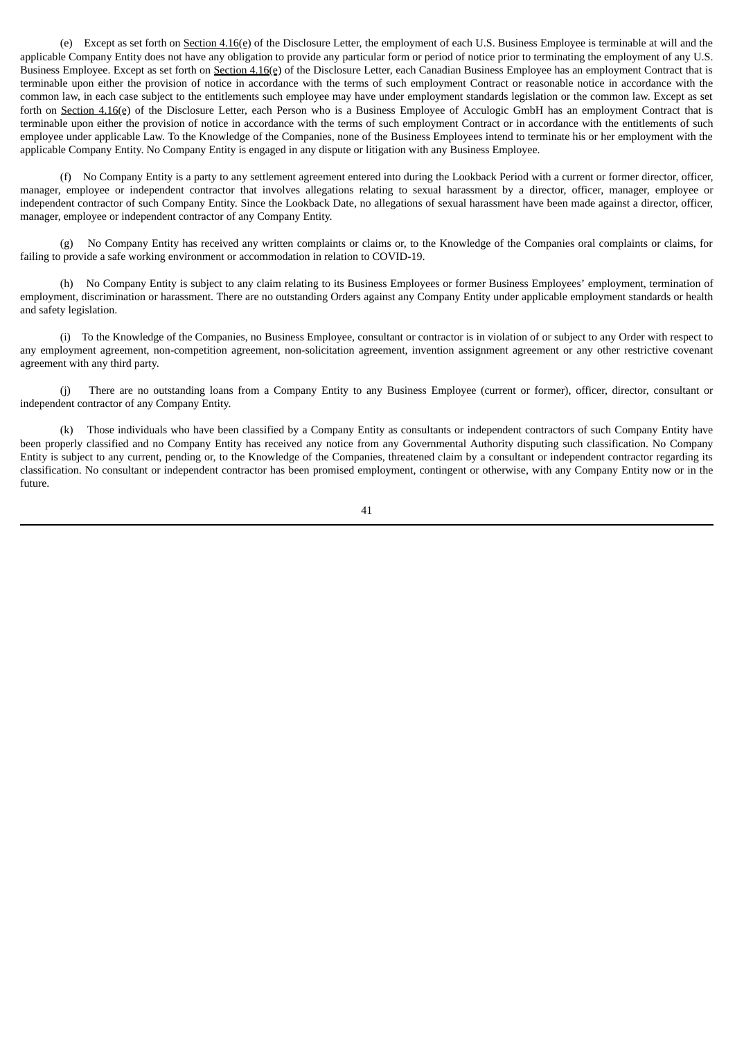(e) Except as set forth on Section 4.16(e) of the Disclosure Letter, the employment of each U.S. Business Employee is terminable at will and the applicable Company Entity does not have any obligation to provide any particular form or period of notice prior to terminating the employment of any U.S. Business Employee. Except as set forth on Section 4.16(e) of the Disclosure Letter, each Canadian Business Employee has an employment Contract that is terminable upon either the provision of notice in accordance with the terms of such employment Contract or reasonable notice in accordance with the common law, in each case subject to the entitlements such employee may have under employment standards legislation or the common law. Except as set forth on Section 4.16(e) of the Disclosure Letter, each Person who is a Business Employee of Acculogic GmbH has an employment Contract that is terminable upon either the provision of notice in accordance with the terms of such employment Contract or in accordance with the entitlements of such employee under applicable Law. To the Knowledge of the Companies, none of the Business Employees intend to terminate his or her employment with the applicable Company Entity. No Company Entity is engaged in any dispute or litigation with any Business Employee.

(f) No Company Entity is a party to any settlement agreement entered into during the Lookback Period with a current or former director, officer, manager, employee or independent contractor that involves allegations relating to sexual harassment by a director, officer, manager, employee or independent contractor of such Company Entity. Since the Lookback Date, no allegations of sexual harassment have been made against a director, officer, manager, employee or independent contractor of any Company Entity.

(g) No Company Entity has received any written complaints or claims or, to the Knowledge of the Companies oral complaints or claims, for failing to provide a safe working environment or accommodation in relation to COVID-19.

(h) No Company Entity is subject to any claim relating to its Business Employees or former Business Employees' employment, termination of employment, discrimination or harassment. There are no outstanding Orders against any Company Entity under applicable employment standards or health and safety legislation.

(i) To the Knowledge of the Companies, no Business Employee, consultant or contractor is in violation of or subject to any Order with respect to any employment agreement, non-competition agreement, non-solicitation agreement, invention assignment agreement or any other restrictive covenant agreement with any third party.

(j) There are no outstanding loans from a Company Entity to any Business Employee (current or former), officer, director, consultant or independent contractor of any Company Entity.

(k) Those individuals who have been classified by a Company Entity as consultants or independent contractors of such Company Entity have been properly classified and no Company Entity has received any notice from any Governmental Authority disputing such classification. No Company Entity is subject to any current, pending or, to the Knowledge of the Companies, threatened claim by a consultant or independent contractor regarding its classification. No consultant or independent contractor has been promised employment, contingent or otherwise, with any Company Entity now or in the future.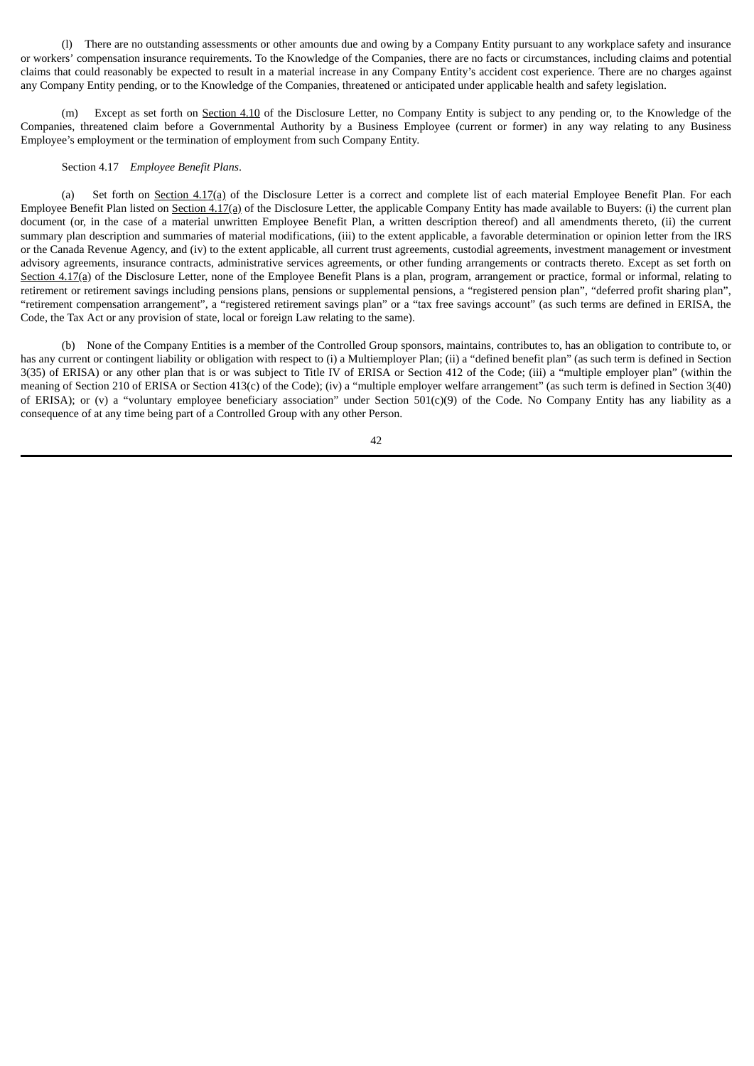(l) There are no outstanding assessments or other amounts due and owing by a Company Entity pursuant to any workplace safety and insurance or workers' compensation insurance requirements. To the Knowledge of the Companies, there are no facts or circumstances, including claims and potential claims that could reasonably be expected to result in a material increase in any Company Entity's accident cost experience. There are no charges against any Company Entity pending, or to the Knowledge of the Companies, threatened or anticipated under applicable health and safety legislation.

(m) Except as set forth on Section 4.10 of the Disclosure Letter, no Company Entity is subject to any pending or, to the Knowledge of the Companies, threatened claim before a Governmental Authority by a Business Employee (current or former) in any way relating to any Business Employee's employment or the termination of employment from such Company Entity.

Section 4.17 *Employee Benefit Plans*.

(a) Set forth on Section 4.17(a) of the Disclosure Letter is a correct and complete list of each material Employee Benefit Plan. For each Employee Benefit Plan listed on Section 4.17(a) of the Disclosure Letter, the applicable Company Entity has made available to Buyers: (i) the current plan document (or, in the case of a material unwritten Employee Benefit Plan, a written description thereof) and all amendments thereto, (ii) the current summary plan description and summaries of material modifications, (iii) to the extent applicable, a favorable determination or opinion letter from the IRS or the Canada Revenue Agency, and (iv) to the extent applicable, all current trust agreements, custodial agreements, investment management or investment advisory agreements, insurance contracts, administrative services agreements, or other funding arrangements or contracts thereto. Except as set forth on Section 4.17(a) of the Disclosure Letter, none of the Employee Benefit Plans is a plan, program, arrangement or practice, formal or informal, relating to retirement or retirement savings including pensions plans, pensions or supplemental pensions, a "registered pension plan", "deferred profit sharing plan", "retirement compensation arrangement", a "registered retirement savings plan" or a "tax free savings account" (as such terms are defined in ERISA, the Code, the Tax Act or any provision of state, local or foreign Law relating to the same).

(b) None of the Company Entities is a member of the Controlled Group sponsors, maintains, contributes to, has an obligation to contribute to, or has any current or contingent liability or obligation with respect to (i) a Multiemployer Plan; (ii) a "defined benefit plan" (as such term is defined in Section 3(35) of ERISA) or any other plan that is or was subject to Title IV of ERISA or Section 412 of the Code; (iii) a "multiple employer plan" (within the meaning of Section 210 of ERISA or Section 413(c) of the Code); (iv) a "multiple employer welfare arrangement" (as such term is defined in Section 3(40) of ERISA); or (v) a "voluntary employee beneficiary association" under Section 501(c)(9) of the Code. No Company Entity has any liability as a consequence of at any time being part of a Controlled Group with any other Person.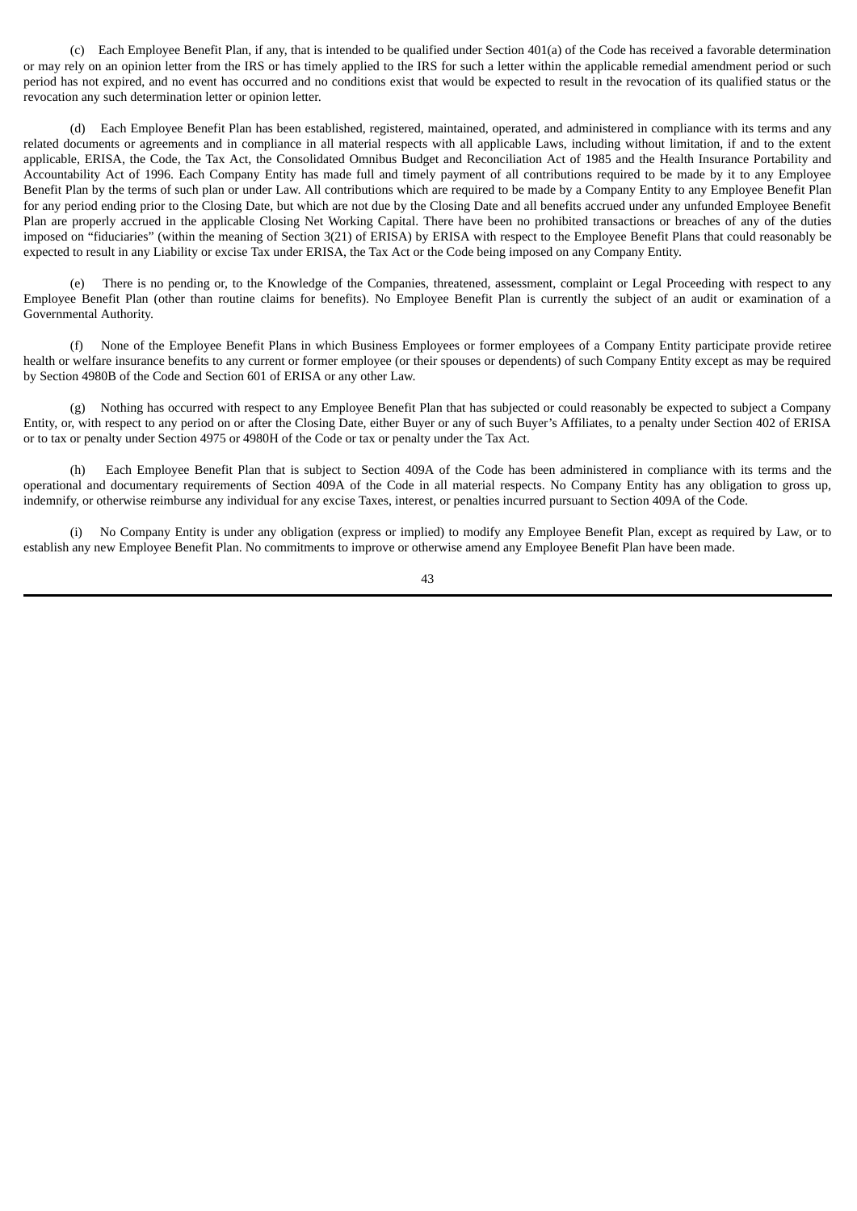(c) Each Employee Benefit Plan, if any, that is intended to be qualified under Section 401(a) of the Code has received a favorable determination or may rely on an opinion letter from the IRS or has timely applied to the IRS for such a letter within the applicable remedial amendment period or such period has not expired, and no event has occurred and no conditions exist that would be expected to result in the revocation of its qualified status or the revocation any such determination letter or opinion letter.

(d) Each Employee Benefit Plan has been established, registered, maintained, operated, and administered in compliance with its terms and any related documents or agreements and in compliance in all material respects with all applicable Laws, including without limitation, if and to the extent applicable, ERISA, the Code, the Tax Act, the Consolidated Omnibus Budget and Reconciliation Act of 1985 and the Health Insurance Portability and Accountability Act of 1996. Each Company Entity has made full and timely payment of all contributions required to be made by it to any Employee Benefit Plan by the terms of such plan or under Law. All contributions which are required to be made by a Company Entity to any Employee Benefit Plan for any period ending prior to the Closing Date, but which are not due by the Closing Date and all benefits accrued under any unfunded Employee Benefit Plan are properly accrued in the applicable Closing Net Working Capital. There have been no prohibited transactions or breaches of any of the duties imposed on "fiduciaries" (within the meaning of Section 3(21) of ERISA) by ERISA with respect to the Employee Benefit Plans that could reasonably be expected to result in any Liability or excise Tax under ERISA, the Tax Act or the Code being imposed on any Company Entity.

(e) There is no pending or, to the Knowledge of the Companies, threatened, assessment, complaint or Legal Proceeding with respect to any Employee Benefit Plan (other than routine claims for benefits). No Employee Benefit Plan is currently the subject of an audit or examination of a Governmental Authority.

(f) None of the Employee Benefit Plans in which Business Employees or former employees of a Company Entity participate provide retiree health or welfare insurance benefits to any current or former employee (or their spouses or dependents) of such Company Entity except as may be required by Section 4980B of the Code and Section 601 of ERISA or any other Law.

(g) Nothing has occurred with respect to any Employee Benefit Plan that has subjected or could reasonably be expected to subject a Company Entity, or, with respect to any period on or after the Closing Date, either Buyer or any of such Buyer's Affiliates, to a penalty under Section 402 of ERISA or to tax or penalty under Section 4975 or 4980H of the Code or tax or penalty under the Tax Act.

(h) Each Employee Benefit Plan that is subject to Section 409A of the Code has been administered in compliance with its terms and the operational and documentary requirements of Section 409A of the Code in all material respects. No Company Entity has any obligation to gross up, indemnify, or otherwise reimburse any individual for any excise Taxes, interest, or penalties incurred pursuant to Section 409A of the Code.

(i) No Company Entity is under any obligation (express or implied) to modify any Employee Benefit Plan, except as required by Law, or to establish any new Employee Benefit Plan. No commitments to improve or otherwise amend any Employee Benefit Plan have been made.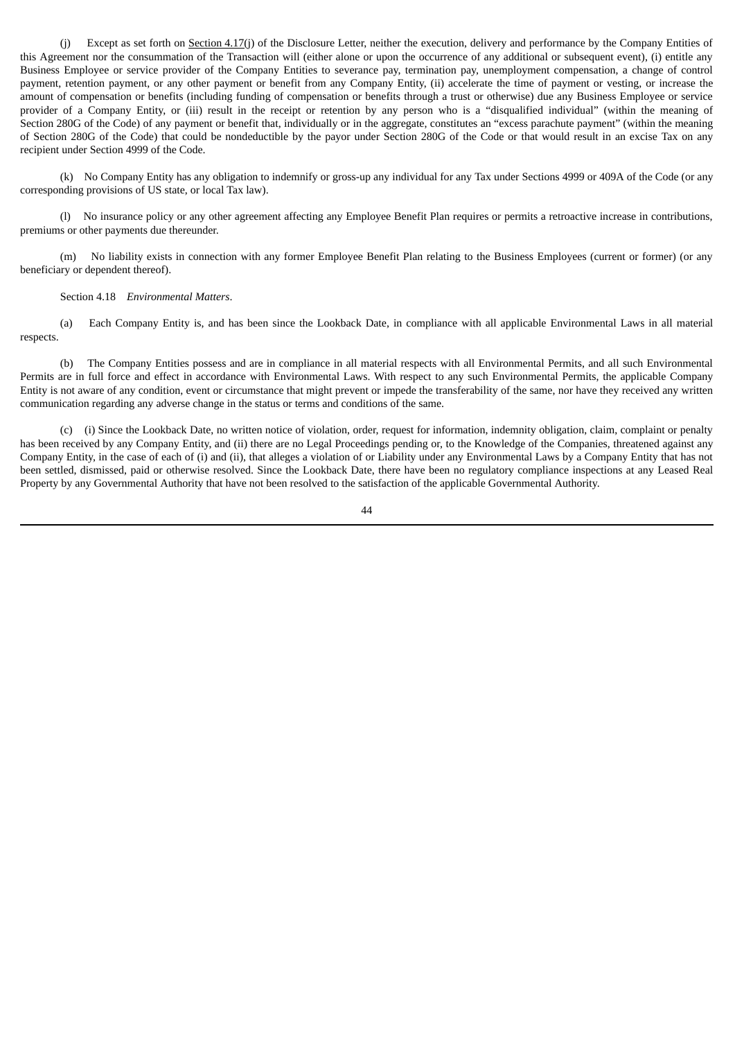(j) Except as set forth on Section 4.17(j) of the Disclosure Letter, neither the execution, delivery and performance by the Company Entities of this Agreement nor the consummation of the Transaction will (either alone or upon the occurrence of any additional or subsequent event), (i) entitle any Business Employee or service provider of the Company Entities to severance pay, termination pay, unemployment compensation, a change of control payment, retention payment, or any other payment or benefit from any Company Entity, (ii) accelerate the time of payment or vesting, or increase the amount of compensation or benefits (including funding of compensation or benefits through a trust or otherwise) due any Business Employee or service provider of a Company Entity, or (iii) result in the receipt or retention by any person who is a "disqualified individual" (within the meaning of Section 280G of the Code) of any payment or benefit that, individually or in the aggregate, constitutes an "excess parachute payment" (within the meaning of Section 280G of the Code) that could be nondeductible by the payor under Section 280G of the Code or that would result in an excise Tax on any recipient under Section 4999 of the Code.

(k) No Company Entity has any obligation to indemnify or gross-up any individual for any Tax under Sections 4999 or 409A of the Code (or any corresponding provisions of US state, or local Tax law).

(l) No insurance policy or any other agreement affecting any Employee Benefit Plan requires or permits a retroactive increase in contributions, premiums or other payments due thereunder.

(m) No liability exists in connection with any former Employee Benefit Plan relating to the Business Employees (current or former) (or any beneficiary or dependent thereof).

Section 4.18 *Environmental Matters*.

(a) Each Company Entity is, and has been since the Lookback Date, in compliance with all applicable Environmental Laws in all material respects.

(b) The Company Entities possess and are in compliance in all material respects with all Environmental Permits, and all such Environmental Permits are in full force and effect in accordance with Environmental Laws. With respect to any such Environmental Permits, the applicable Company Entity is not aware of any condition, event or circumstance that might prevent or impede the transferability of the same, nor have they received any written communication regarding any adverse change in the status or terms and conditions of the same.

(c) (i) Since the Lookback Date, no written notice of violation, order, request for information, indemnity obligation, claim, complaint or penalty has been received by any Company Entity, and (ii) there are no Legal Proceedings pending or, to the Knowledge of the Companies, threatened against any Company Entity, in the case of each of (i) and (ii), that alleges a violation of or Liability under any Environmental Laws by a Company Entity that has not been settled, dismissed, paid or otherwise resolved. Since the Lookback Date, there have been no regulatory compliance inspections at any Leased Real Property by any Governmental Authority that have not been resolved to the satisfaction of the applicable Governmental Authority.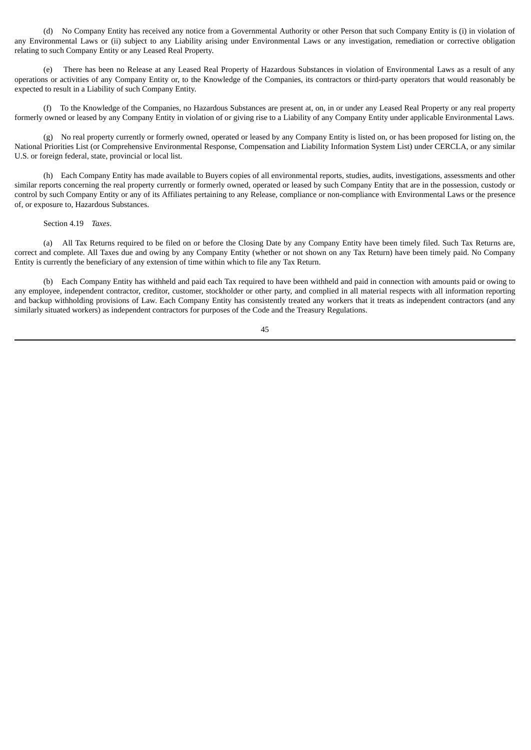(d) No Company Entity has received any notice from a Governmental Authority or other Person that such Company Entity is (i) in violation of any Environmental Laws or (ii) subject to any Liability arising under Environmental Laws or any investigation, remediation or corrective obligation relating to such Company Entity or any Leased Real Property.

(e) There has been no Release at any Leased Real Property of Hazardous Substances in violation of Environmental Laws as a result of any operations or activities of any Company Entity or, to the Knowledge of the Companies, its contractors or third-party operators that would reasonably be expected to result in a Liability of such Company Entity.

(f) To the Knowledge of the Companies, no Hazardous Substances are present at, on, in or under any Leased Real Property or any real property formerly owned or leased by any Company Entity in violation of or giving rise to a Liability of any Company Entity under applicable Environmental Laws.

(g) No real property currently or formerly owned, operated or leased by any Company Entity is listed on, or has been proposed for listing on, the National Priorities List (or Comprehensive Environmental Response, Compensation and Liability Information System List) under CERCLA, or any similar U.S. or foreign federal, state, provincial or local list.

(h) Each Company Entity has made available to Buyers copies of all environmental reports, studies, audits, investigations, assessments and other similar reports concerning the real property currently or formerly owned, operated or leased by such Company Entity that are in the possession, custody or control by such Company Entity or any of its Affiliates pertaining to any Release, compliance or non-compliance with Environmental Laws or the presence of, or exposure to, Hazardous Substances.

Section 4.19 *Taxes*.

(a) All Tax Returns required to be filed on or before the Closing Date by any Company Entity have been timely filed. Such Tax Returns are, correct and complete. All Taxes due and owing by any Company Entity (whether or not shown on any Tax Return) have been timely paid. No Company Entity is currently the beneficiary of any extension of time within which to file any Tax Return.

(b) Each Company Entity has withheld and paid each Tax required to have been withheld and paid in connection with amounts paid or owing to any employee, independent contractor, creditor, customer, stockholder or other party, and complied in all material respects with all information reporting and backup withholding provisions of Law. Each Company Entity has consistently treated any workers that it treats as independent contractors (and any similarly situated workers) as independent contractors for purposes of the Code and the Treasury Regulations.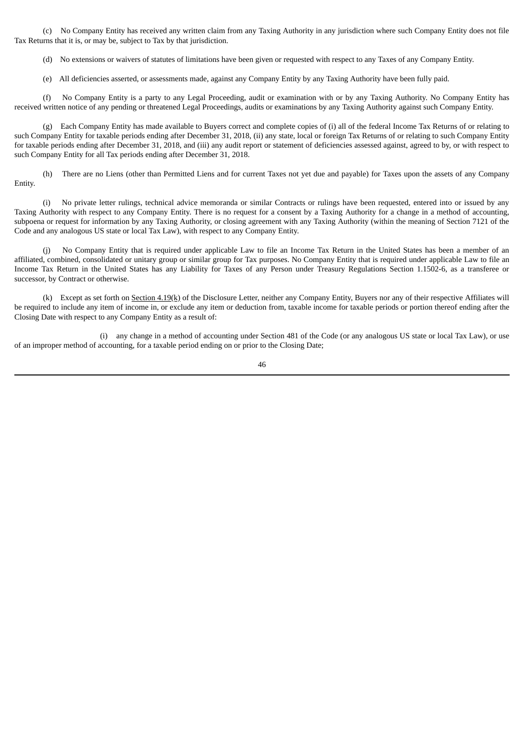(c) No Company Entity has received any written claim from any Taxing Authority in any jurisdiction where such Company Entity does not file Tax Returns that it is, or may be, subject to Tax by that jurisdiction.

(d) No extensions or waivers of statutes of limitations have been given or requested with respect to any Taxes of any Company Entity.

(e) All deficiencies asserted, or assessments made, against any Company Entity by any Taxing Authority have been fully paid.

(f) No Company Entity is a party to any Legal Proceeding, audit or examination with or by any Taxing Authority. No Company Entity has received written notice of any pending or threatened Legal Proceedings, audits or examinations by any Taxing Authority against such Company Entity.

(g) Each Company Entity has made available to Buyers correct and complete copies of (i) all of the federal Income Tax Returns of or relating to such Company Entity for taxable periods ending after December 31, 2018, (ii) any state, local or foreign Tax Returns of or relating to such Company Entity for taxable periods ending after December 31, 2018, and (iii) any audit report or statement of deficiencies assessed against, agreed to by, or with respect to such Company Entity for all Tax periods ending after December 31, 2018.

(h) There are no Liens (other than Permitted Liens and for current Taxes not yet due and payable) for Taxes upon the assets of any Company Entity.

(i) No private letter rulings, technical advice memoranda or similar Contracts or rulings have been requested, entered into or issued by any Taxing Authority with respect to any Company Entity. There is no request for a consent by a Taxing Authority for a change in a method of accounting, subpoena or request for information by any Taxing Authority, or closing agreement with any Taxing Authority (within the meaning of Section 7121 of the Code and any analogous US state or local Tax Law), with respect to any Company Entity.

(j) No Company Entity that is required under applicable Law to file an Income Tax Return in the United States has been a member of an affiliated, combined, consolidated or unitary group or similar group for Tax purposes. No Company Entity that is required under applicable Law to file an Income Tax Return in the United States has any Liability for Taxes of any Person under Treasury Regulations Section 1.1502-6, as a transferee or successor, by Contract or otherwise.

(k) Except as set forth on Section 4.19(k) of the Disclosure Letter, neither any Company Entity, Buyers nor any of their respective Affiliates will be required to include any item of income in, or exclude any item or deduction from, taxable income for taxable periods or portion thereof ending after the Closing Date with respect to any Company Entity as a result of:

(i) any change in a method of accounting under Section 481 of the Code (or any analogous US state or local Tax Law), or use of an improper method of accounting, for a taxable period ending on or prior to the Closing Date;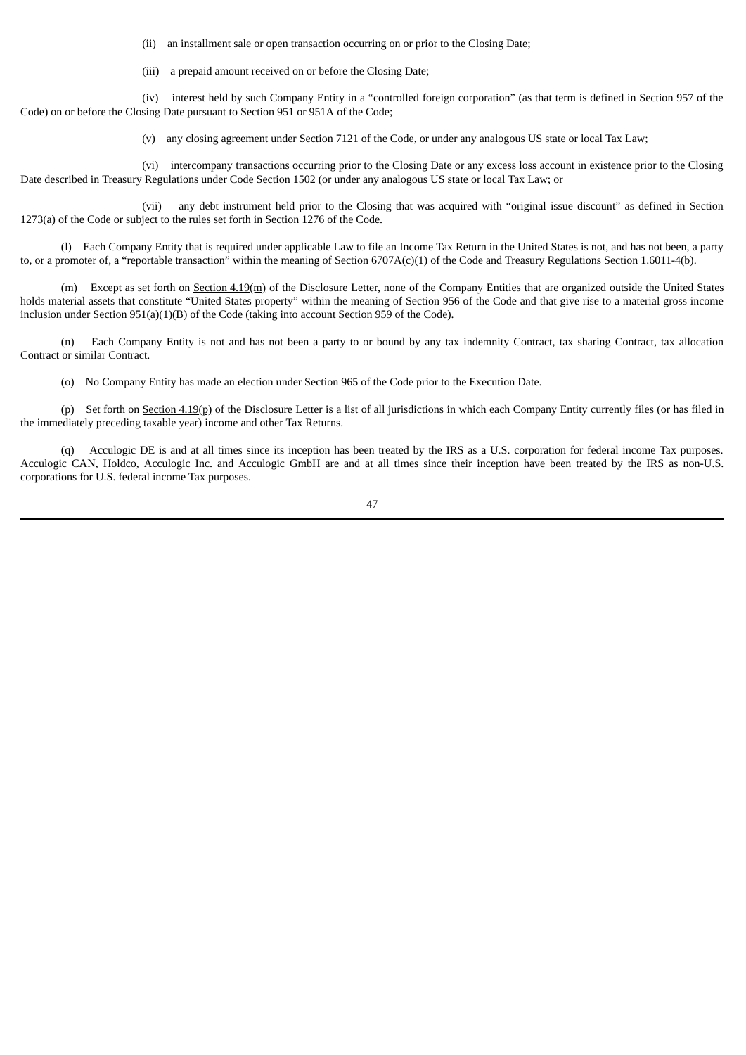(ii) an installment sale or open transaction occurring on or prior to the Closing Date;

(iii) a prepaid amount received on or before the Closing Date;

(iv) interest held by such Company Entity in a "controlled foreign corporation" (as that term is defined in Section 957 of the Code) on or before the Closing Date pursuant to Section 951 or 951A of the Code;

(v) any closing agreement under Section 7121 of the Code, or under any analogous US state or local Tax Law;

(vi) intercompany transactions occurring prior to the Closing Date or any excess loss account in existence prior to the Closing Date described in Treasury Regulations under Code Section 1502 (or under any analogous US state or local Tax Law; or

(vii) any debt instrument held prior to the Closing that was acquired with "original issue discount" as defined in Section 1273(a) of the Code or subject to the rules set forth in Section 1276 of the Code.

(l) Each Company Entity that is required under applicable Law to file an Income Tax Return in the United States is not, and has not been, a party to, or a promoter of, a "reportable transaction" within the meaning of Section 6707A(c)(1) of the Code and Treasury Regulations Section 1.6011-4(b).

(m) Except as set forth on Section 4.19(m) of the Disclosure Letter, none of the Company Entities that are organized outside the United States holds material assets that constitute "United States property" within the meaning of Section 956 of the Code and that give rise to a material gross income inclusion under Section 951(a)(1)(B) of the Code (taking into account Section 959 of the Code).

(n) Each Company Entity is not and has not been a party to or bound by any tax indemnity Contract, tax sharing Contract, tax allocation Contract or similar Contract.

(o) No Company Entity has made an election under Section 965 of the Code prior to the Execution Date.

(p) Set forth on Section 4.19(p) of the Disclosure Letter is a list of all jurisdictions in which each Company Entity currently files (or has filed in the immediately preceding taxable year) income and other Tax Returns.

(q) Acculogic DE is and at all times since its inception has been treated by the IRS as a U.S. corporation for federal income Tax purposes. Acculogic CAN, Holdco, Acculogic Inc. and Acculogic GmbH are and at all times since their inception have been treated by the IRS as non-U.S. corporations for U.S. federal income Tax purposes.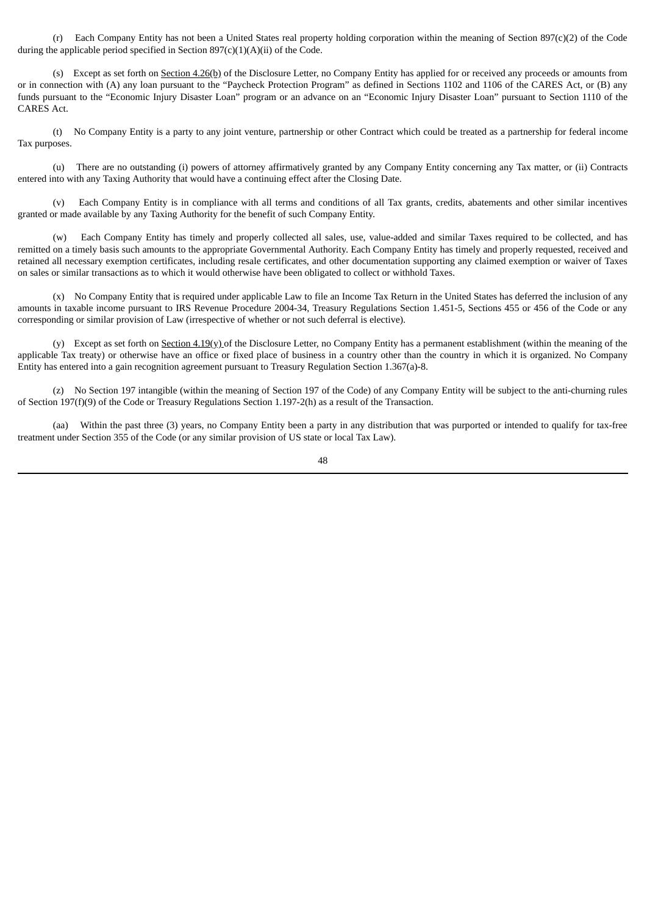(r) Each Company Entity has not been a United States real property holding corporation within the meaning of Section 897(c)(2) of the Code during the applicable period specified in Section 897(c)(1)(A)(ii) of the Code.

(s) Except as set forth on Section 4.26(b) of the Disclosure Letter, no Company Entity has applied for or received any proceeds or amounts from or in connection with (A) any loan pursuant to the "Paycheck Protection Program" as defined in Sections 1102 and 1106 of the CARES Act, or (B) any funds pursuant to the "Economic Injury Disaster Loan" program or an advance on an "Economic Injury Disaster Loan" pursuant to Section 1110 of the CARES Act.

(t) No Company Entity is a party to any joint venture, partnership or other Contract which could be treated as a partnership for federal income Tax purposes.

(u) There are no outstanding (i) powers of attorney affirmatively granted by any Company Entity concerning any Tax matter, or (ii) Contracts entered into with any Taxing Authority that would have a continuing effect after the Closing Date.

(v) Each Company Entity is in compliance with all terms and conditions of all Tax grants, credits, abatements and other similar incentives granted or made available by any Taxing Authority for the benefit of such Company Entity.

(w) Each Company Entity has timely and properly collected all sales, use, value-added and similar Taxes required to be collected, and has remitted on a timely basis such amounts to the appropriate Governmental Authority. Each Company Entity has timely and properly requested, received and retained all necessary exemption certificates, including resale certificates, and other documentation supporting any claimed exemption or waiver of Taxes on sales or similar transactions as to which it would otherwise have been obligated to collect or withhold Taxes.

(x) No Company Entity that is required under applicable Law to file an Income Tax Return in the United States has deferred the inclusion of any amounts in taxable income pursuant to IRS Revenue Procedure 2004-34, Treasury Regulations Section 1.451-5, Sections 455 or 456 of the Code or any corresponding or similar provision of Law (irrespective of whether or not such deferral is elective).

(y) Except as set forth on Section 4.19(y) of the Disclosure Letter, no Company Entity has a permanent establishment (within the meaning of the applicable Tax treaty) or otherwise have an office or fixed place of business in a country other than the country in which it is organized. No Company Entity has entered into a gain recognition agreement pursuant to Treasury Regulation Section 1.367(a)-8.

(z) No Section 197 intangible (within the meaning of Section 197 of the Code) of any Company Entity will be subject to the anti-churning rules of Section 197(f)(9) of the Code or Treasury Regulations Section 1.197-2(h) as a result of the Transaction.

(aa) Within the past three (3) years, no Company Entity been a party in any distribution that was purported or intended to qualify for tax-free treatment under Section 355 of the Code (or any similar provision of US state or local Tax Law).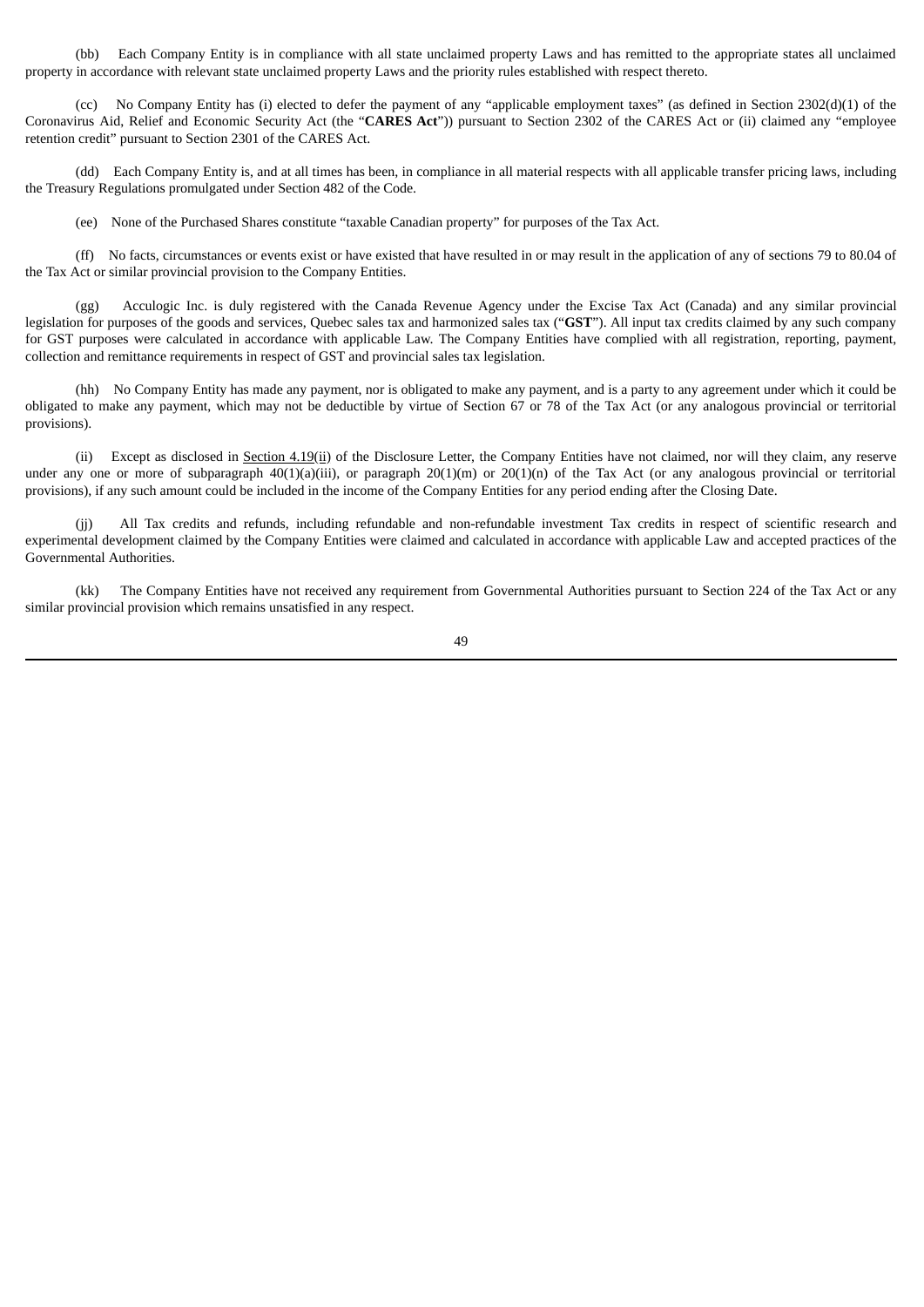(bb) Each Company Entity is in compliance with all state unclaimed property Laws and has remitted to the appropriate states all unclaimed property in accordance with relevant state unclaimed property Laws and the priority rules established with respect thereto.

(cc) No Company Entity has (i) elected to defer the payment of any "applicable employment taxes" (as defined in Section 2302(d)(1) of the Coronavirus Aid, Relief and Economic Security Act (the "**CARES Act**")) pursuant to Section 2302 of the CARES Act or (ii) claimed any "employee retention credit" pursuant to Section 2301 of the CARES Act.

(dd) Each Company Entity is, and at all times has been, in compliance in all material respects with all applicable transfer pricing laws, including the Treasury Regulations promulgated under Section 482 of the Code.

(ee) None of the Purchased Shares constitute "taxable Canadian property" for purposes of the Tax Act.

(ff) No facts, circumstances or events exist or have existed that have resulted in or may result in the application of any of sections 79 to 80.04 of the Tax Act or similar provincial provision to the Company Entities.

(gg) Acculogic Inc. is duly registered with the Canada Revenue Agency under the Excise Tax Act (Canada) and any similar provincial legislation for purposes of the goods and services, Quebec sales tax and harmonized sales tax ("**GST**"). All input tax credits claimed by any such company for GST purposes were calculated in accordance with applicable Law. The Company Entities have complied with all registration, reporting, payment, collection and remittance requirements in respect of GST and provincial sales tax legislation.

(hh) No Company Entity has made any payment, nor is obligated to make any payment, and is a party to any agreement under which it could be obligated to make any payment, which may not be deductible by virtue of Section 67 or 78 of the Tax Act (or any analogous provincial or territorial provisions).

(ii) Except as disclosed in Section 4.19(ii) of the Disclosure Letter, the Company Entities have not claimed, nor will they claim, any reserve under any one or more of subparagraph 40(1)(a)(iii), or paragraph 20(1)(m) or 20(1)(n) of the Tax Act (or any analogous provincial or territorial provisions), if any such amount could be included in the income of the Company Entities for any period ending after the Closing Date.

(jj) All Tax credits and refunds, including refundable and non-refundable investment Tax credits in respect of scientific research and experimental development claimed by the Company Entities were claimed and calculated in accordance with applicable Law and accepted practices of the Governmental Authorities.

(kk) The Company Entities have not received any requirement from Governmental Authorities pursuant to Section 224 of the Tax Act or any similar provincial provision which remains unsatisfied in any respect.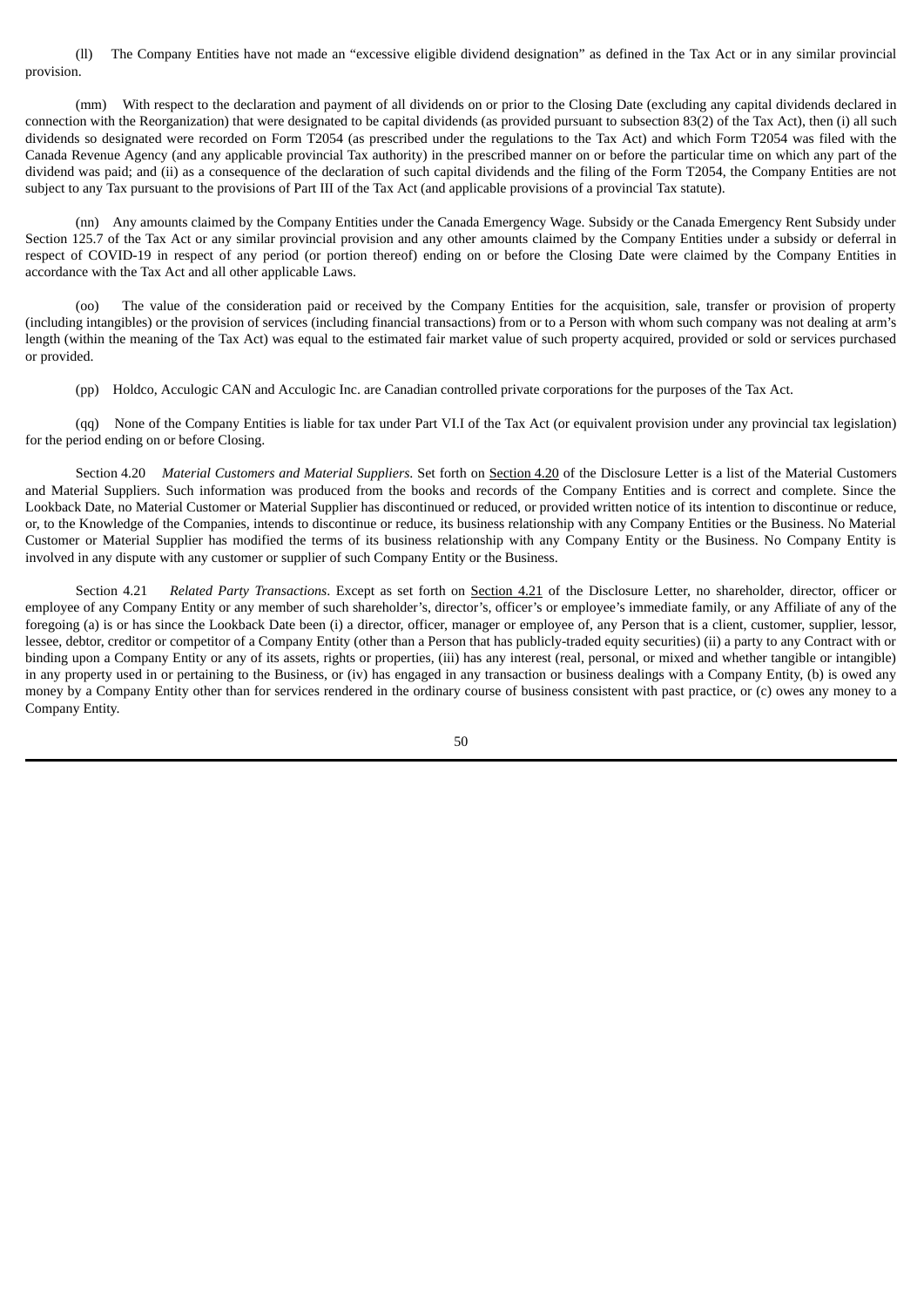(ll) The Company Entities have not made an "excessive eligible dividend designation" as defined in the Tax Act or in any similar provincial provision.

(mm) With respect to the declaration and payment of all dividends on or prior to the Closing Date (excluding any capital dividends declared in connection with the Reorganization) that were designated to be capital dividends (as provided pursuant to subsection 83(2) of the Tax Act), then (i) all such dividends so designated were recorded on Form T2054 (as prescribed under the regulations to the Tax Act) and which Form T2054 was filed with the Canada Revenue Agency (and any applicable provincial Tax authority) in the prescribed manner on or before the particular time on which any part of the dividend was paid; and (ii) as a consequence of the declaration of such capital dividends and the filing of the Form T2054, the Company Entities are not subject to any Tax pursuant to the provisions of Part III of the Tax Act (and applicable provisions of a provincial Tax statute).

(nn) Any amounts claimed by the Company Entities under the Canada Emergency Wage. Subsidy or the Canada Emergency Rent Subsidy under Section 125.7 of the Tax Act or any similar provincial provision and any other amounts claimed by the Company Entities under a subsidy or deferral in respect of COVID-19 in respect of any period (or portion thereof) ending on or before the Closing Date were claimed by the Company Entities in accordance with the Tax Act and all other applicable Laws.

(oo) The value of the consideration paid or received by the Company Entities for the acquisition, sale, transfer or provision of property (including intangibles) or the provision of services (including financial transactions) from or to a Person with whom such company was not dealing at arm's length (within the meaning of the Tax Act) was equal to the estimated fair market value of such property acquired, provided or sold or services purchased or provided.

(pp) Holdco, Acculogic CAN and Acculogic Inc. are Canadian controlled private corporations for the purposes of the Tax Act.

(qq) None of the Company Entities is liable for tax under Part VI.I of the Tax Act (or equivalent provision under any provincial tax legislation) for the period ending on or before Closing.

Section 4.20 *Material Customers and Material Suppliers*. Set forth on Section 4.20 of the Disclosure Letter is a list of the Material Customers and Material Suppliers. Such information was produced from the books and records of the Company Entities and is correct and complete. Since the Lookback Date, no Material Customer or Material Supplier has discontinued or reduced, or provided written notice of its intention to discontinue or reduce, or, to the Knowledge of the Companies, intends to discontinue or reduce, its business relationship with any Company Entities or the Business. No Material Customer or Material Supplier has modified the terms of its business relationship with any Company Entity or the Business. No Company Entity is involved in any dispute with any customer or supplier of such Company Entity or the Business.

Section 4.21 *Related Party Transactions*. Except as set forth on Section 4.21 of the Disclosure Letter, no shareholder, director, officer or employee of any Company Entity or any member of such shareholder's, director's, officer's or employee's immediate family, or any Affiliate of any of the foregoing (a) is or has since the Lookback Date been (i) a director, officer, manager or employee of, any Person that is a client, customer, supplier, lessor, lessee, debtor, creditor or competitor of a Company Entity (other than a Person that has publicly-traded equity securities) (ii) a party to any Contract with or binding upon a Company Entity or any of its assets, rights or properties, (iii) has any interest (real, personal, or mixed and whether tangible or intangible) in any property used in or pertaining to the Business, or (iv) has engaged in any transaction or business dealings with a Company Entity, (b) is owed any money by a Company Entity other than for services rendered in the ordinary course of business consistent with past practice, or (c) owes any money to a Company Entity.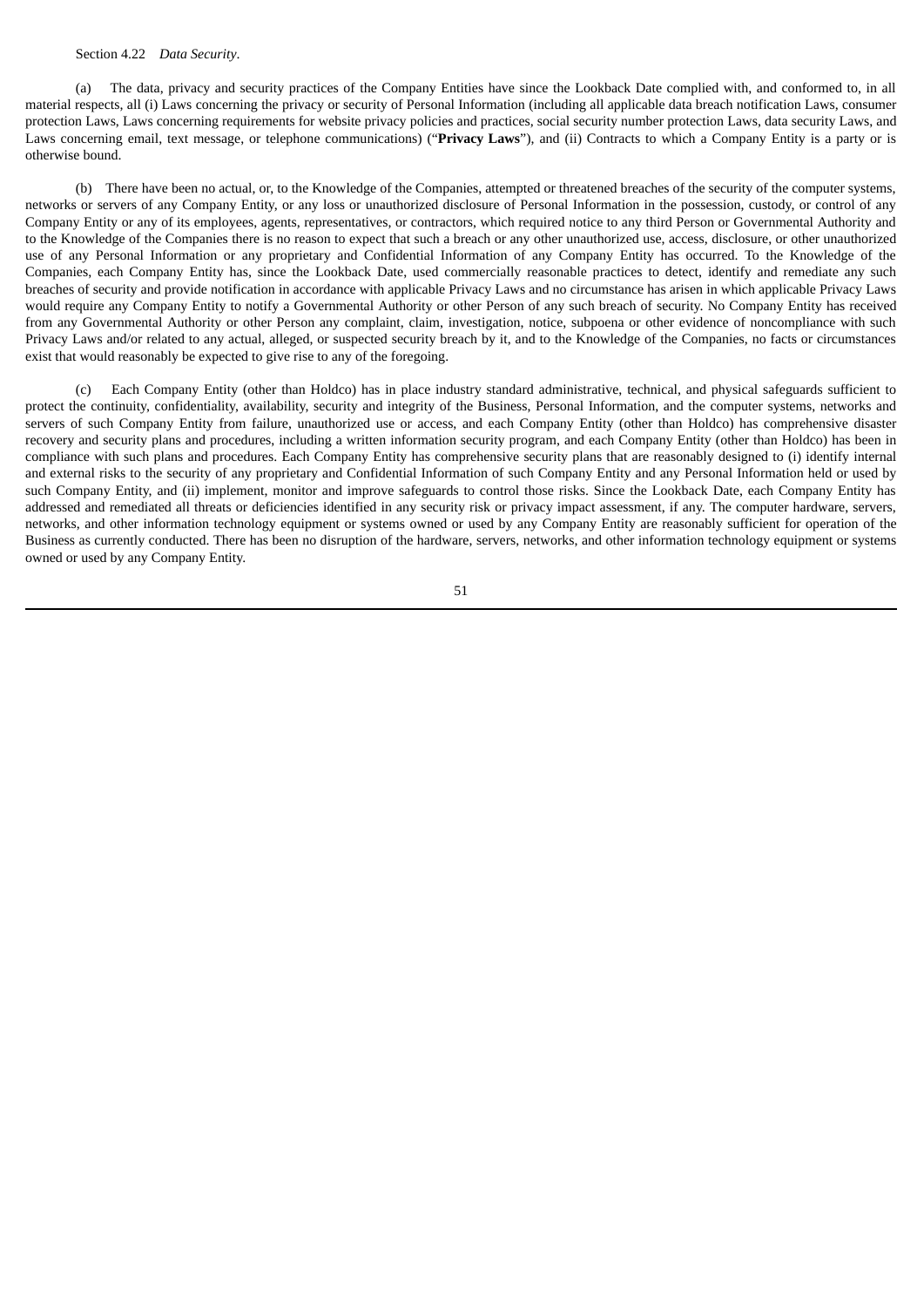Section 4.22 *Data Security*.

(a) The data, privacy and security practices of the Company Entities have since the Lookback Date complied with, and conformed to, in all material respects, all (i) Laws concerning the privacy or security of Personal Information (including all applicable data breach notification Laws, consumer protection Laws, Laws concerning requirements for website privacy policies and practices, social security number protection Laws, data security Laws, and Laws concerning email, text message, or telephone communications) ("**Privacy Laws**"), and (ii) Contracts to which a Company Entity is a party or is otherwise bound.

(b) There have been no actual, or, to the Knowledge of the Companies, attempted or threatened breaches of the security of the computer systems, networks or servers of any Company Entity, or any loss or unauthorized disclosure of Personal Information in the possession, custody, or control of any Company Entity or any of its employees, agents, representatives, or contractors, which required notice to any third Person or Governmental Authority and to the Knowledge of the Companies there is no reason to expect that such a breach or any other unauthorized use, access, disclosure, or other unauthorized use of any Personal Information or any proprietary and Confidential Information of any Company Entity has occurred. To the Knowledge of the Companies, each Company Entity has, since the Lookback Date, used commercially reasonable practices to detect, identify and remediate any such breaches of security and provide notification in accordance with applicable Privacy Laws and no circumstance has arisen in which applicable Privacy Laws would require any Company Entity to notify a Governmental Authority or other Person of any such breach of security. No Company Entity has received from any Governmental Authority or other Person any complaint, claim, investigation, notice, subpoena or other evidence of noncompliance with such Privacy Laws and/or related to any actual, alleged, or suspected security breach by it, and to the Knowledge of the Companies, no facts or circumstances exist that would reasonably be expected to give rise to any of the foregoing.

(c) Each Company Entity (other than Holdco) has in place industry standard administrative, technical, and physical safeguards sufficient to protect the continuity, confidentiality, availability, security and integrity of the Business, Personal Information, and the computer systems, networks and servers of such Company Entity from failure, unauthorized use or access, and each Company Entity (other than Holdco) has comprehensive disaster recovery and security plans and procedures, including a written information security program, and each Company Entity (other than Holdco) has been in compliance with such plans and procedures. Each Company Entity has comprehensive security plans that are reasonably designed to (i) identify internal and external risks to the security of any proprietary and Confidential Information of such Company Entity and any Personal Information held or used by such Company Entity, and (ii) implement, monitor and improve safeguards to control those risks. Since the Lookback Date, each Company Entity has addressed and remediated all threats or deficiencies identified in any security risk or privacy impact assessment, if any. The computer hardware, servers, networks, and other information technology equipment or systems owned or used by any Company Entity are reasonably sufficient for operation of the Business as currently conducted. There has been no disruption of the hardware, servers, networks, and other information technology equipment or systems owned or used by any Company Entity.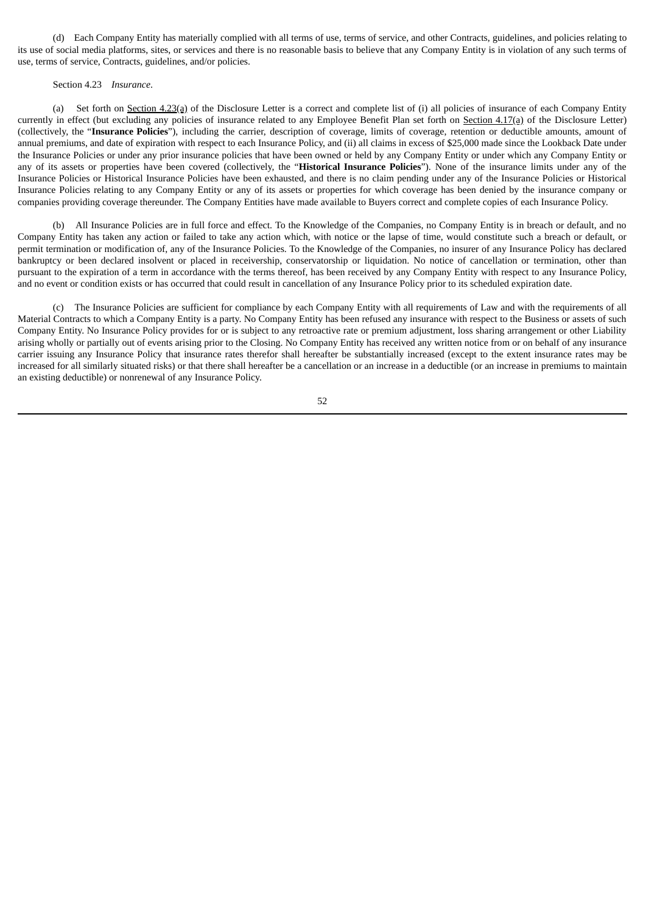(d) Each Company Entity has materially complied with all terms of use, terms of service, and other Contracts, guidelines, and policies relating to its use of social media platforms, sites, or services and there is no reasonable basis to believe that any Company Entity is in violation of any such terms of use, terms of service, Contracts, guidelines, and/or policies.

Section 4.23 *Insurance*.

(a) Set forth on Section 4.23(a) of the Disclosure Letter is a correct and complete list of (i) all policies of insurance of each Company Entity currently in effect (but excluding any policies of insurance related to any Employee Benefit Plan set forth on Section 4.17(a) of the Disclosure Letter) (collectively, the "**Insurance Policies**"), including the carrier, description of coverage, limits of coverage, retention or deductible amounts, amount of annual premiums, and date of expiration with respect to each Insurance Policy, and (ii) all claims in excess of $25,000 made since the Lookback Date under the Insurance Policies or under any prior insurance policies that have been owned or held by any Company Entity or under which any Company Entity or any of its assets or properties have been covered (collectively, the "**Historical Insurance Policies**"). None of the insurance limits under any of the Insurance Policies or Historical Insurance Policies have been exhausted, and there is no claim pending under any of the Insurance Policies or Historical Insurance Policies relating to any Company Entity or any of its assets or properties for which coverage has been denied by the insurance company or companies providing coverage thereunder. The Company Entities have made available to Buyers correct and complete copies of each Insurance Policy.

(b) All Insurance Policies are in full force and effect. To the Knowledge of the Companies, no Company Entity is in breach or default, and no Company Entity has taken any action or failed to take any action which, with notice or the lapse of time, would constitute such a breach or default, or permit termination or modification of, any of the Insurance Policies. To the Knowledge of the Companies, no insurer of any Insurance Policy has declared bankruptcy or been declared insolvent or placed in receivership, conservatorship or liquidation. No notice of cancellation or termination, other than pursuant to the expiration of a term in accordance with the terms thereof, has been received by any Company Entity with respect to any Insurance Policy, and no event or condition exists or has occurred that could result in cancellation of any Insurance Policy prior to its scheduled expiration date.

(c) The Insurance Policies are sufficient for compliance by each Company Entity with all requirements of Law and with the requirements of all Material Contracts to which a Company Entity is a party. No Company Entity has been refused any insurance with respect to the Business or assets of such Company Entity. No Insurance Policy provides for or is subject to any retroactive rate or premium adjustment, loss sharing arrangement or other Liability arising wholly or partially out of events arising prior to the Closing. No Company Entity has received any written notice from or on behalf of any insurance carrier issuing any Insurance Policy that insurance rates therefor shall hereafter be substantially increased (except to the extent insurance rates may be increased for all similarly situated risks) or that there shall hereafter be a cancellation or an increase in a deductible (or an increase in premiums to maintain an existing deductible) or nonrenewal of any Insurance Policy.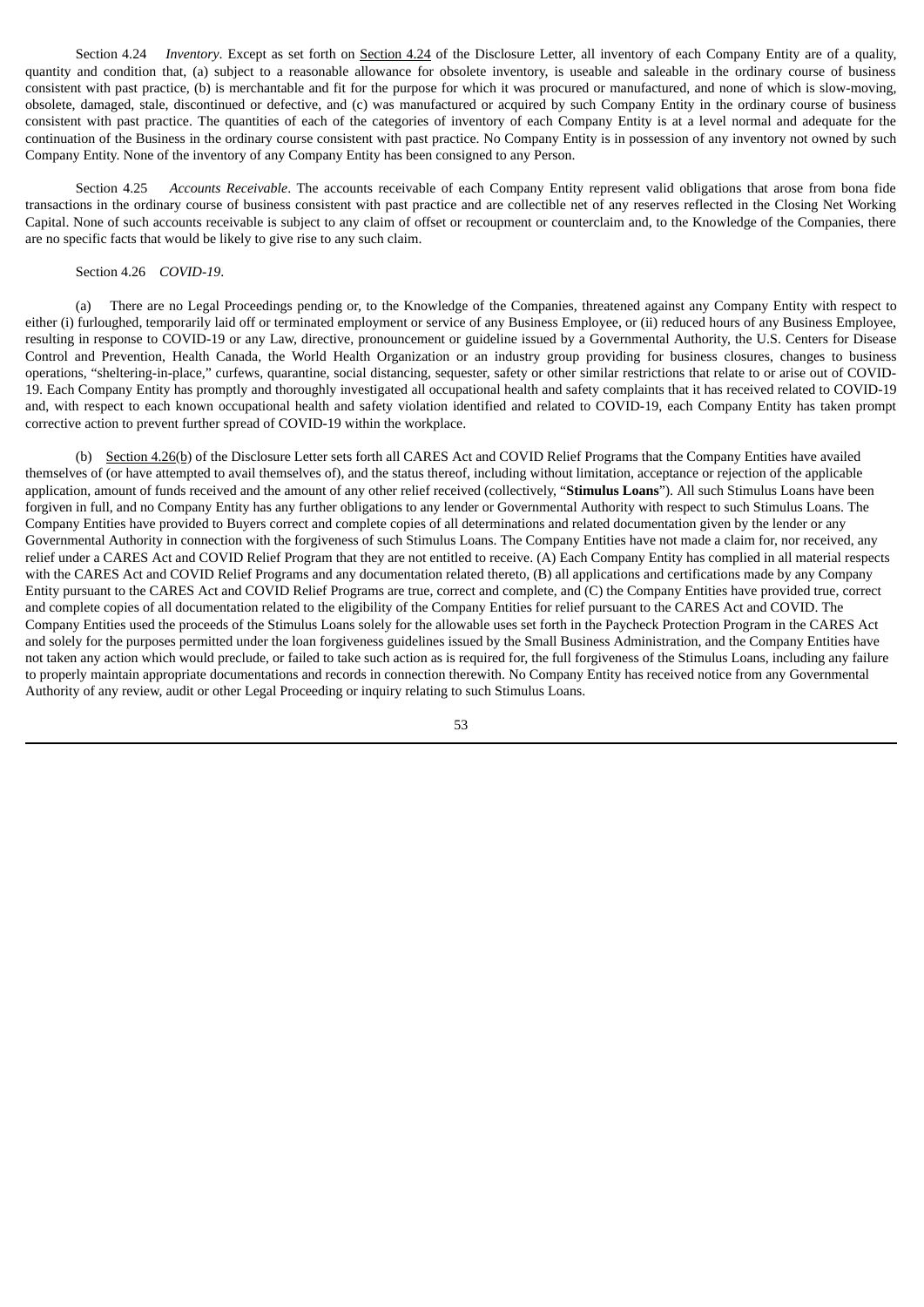Section 4.24 *Inventory*. Except as set forth on Section 4.24 of the Disclosure Letter, all inventory of each Company Entity are of a quality, quantity and condition that, (a) subject to a reasonable allowance for obsolete inventory, is useable and saleable in the ordinary course of business consistent with past practice, (b) is merchantable and fit for the purpose for which it was procured or manufactured, and none of which is slow-moving, obsolete, damaged, stale, discontinued or defective, and (c) was manufactured or acquired by such Company Entity in the ordinary course of business consistent with past practice. The quantities of each of the categories of inventory of each Company Entity is at a level normal and adequate for the continuation of the Business in the ordinary course consistent with past practice. No Company Entity is in possession of any inventory not owned by such Company Entity. None of the inventory of any Company Entity has been consigned to any Person.

Section 4.25 *Accounts Receivable*. The accounts receivable of each Company Entity represent valid obligations that arose from bona fide transactions in the ordinary course of business consistent with past practice and are collectible net of any reserves reflected in the Closing Net Working Capital. None of such accounts receivable is subject to any claim of offset or recoupment or counterclaim and, to the Knowledge of the Companies, there are no specific facts that would be likely to give rise to any such claim.

Section 4.26 *COVID-19*.

(a) There are no Legal Proceedings pending or, to the Knowledge of the Companies, threatened against any Company Entity with respect to either (i) furloughed, temporarily laid off or terminated employment or service of any Business Employee, or (ii) reduced hours of any Business Employee, resulting in response to COVID-19 or any Law, directive, pronouncement or guideline issued by a Governmental Authority, the U.S. Centers for Disease Control and Prevention, Health Canada, the World Health Organization or an industry group providing for business closures, changes to business operations, "sheltering-in-place," curfews, quarantine, social distancing, sequester, safety or other similar restrictions that relate to or arise out of COVID-19. Each Company Entity has promptly and thoroughly investigated all occupational health and safety complaints that it has received related to COVID-19 and, with respect to each known occupational health and safety violation identified and related to COVID-19, each Company Entity has taken prompt corrective action to prevent further spread of COVID-19 within the workplace.

(b) Section 4.26(b) of the Disclosure Letter sets forth all CARES Act and COVID Relief Programs that the Company Entities have availed themselves of (or have attempted to avail themselves of), and the status thereof, including without limitation, acceptance or rejection of the applicable application, amount of funds received and the amount of any other relief received (collectively, "**Stimulus Loans**"). All such Stimulus Loans have been forgiven in full, and no Company Entity has any further obligations to any lender or Governmental Authority with respect to such Stimulus Loans. The Company Entities have provided to Buyers correct and complete copies of all determinations and related documentation given by the lender or any Governmental Authority in connection with the forgiveness of such Stimulus Loans. The Company Entities have not made a claim for, nor received, any relief under a CARES Act and COVID Relief Program that they are not entitled to receive. (A) Each Company Entity has complied in all material respects with the CARES Act and COVID Relief Programs and any documentation related thereto, (B) all applications and certifications made by any Company Entity pursuant to the CARES Act and COVID Relief Programs are true, correct and complete, and (C) the Company Entities have provided true, correct and complete copies of all documentation related to the eligibility of the Company Entities for relief pursuant to the CARES Act and COVID. The Company Entities used the proceeds of the Stimulus Loans solely for the allowable uses set forth in the Paycheck Protection Program in the CARES Act and solely for the purposes permitted under the loan forgiveness guidelines issued by the Small Business Administration, and the Company Entities have not taken any action which would preclude, or failed to take such action as is required for, the full forgiveness of the Stimulus Loans, including any failure to properly maintain appropriate documentations and records in connection therewith. No Company Entity has received notice from any Governmental Authority of any review, audit or other Legal Proceeding or inquiry relating to such Stimulus Loans.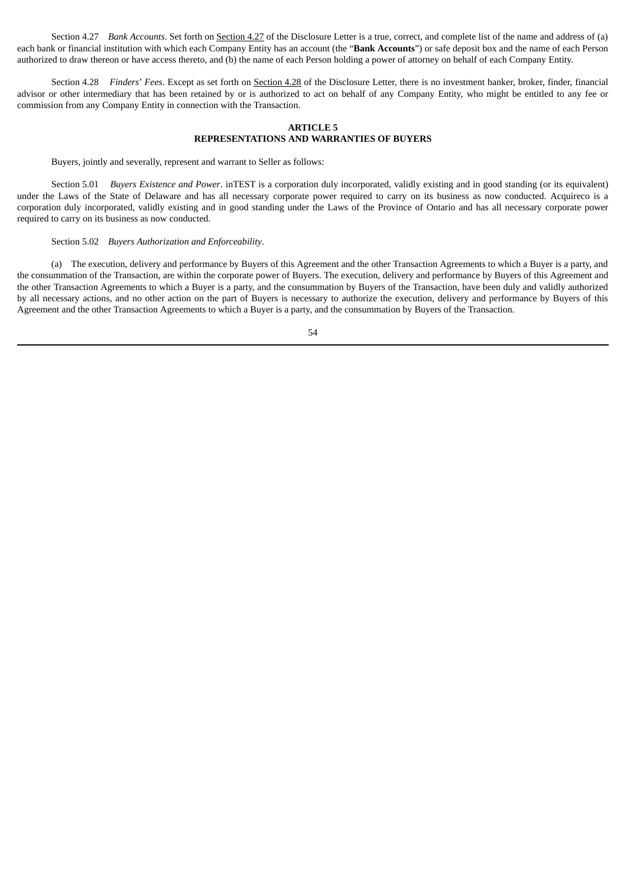Section 4.27 *Bank Accounts*. Set forth on Section 4.27 of the Disclosure Letter is a true, correct, and complete list of the name and address of (a) each bank or financial institution with which each Company Entity has an account (the "**Bank Accounts**") or safe deposit box and the name of each Person authorized to draw thereon or have access thereto, and (b) the name of each Person holding a power of attorney on behalf of each Company Entity.

Section 4.28 *Finders' Fees*. Except as set forth on Section 4.28 of the Disclosure Letter, there is no investment banker, broker, finder, financial advisor or other intermediary that has been retained by or is authorized to act on behalf of any Company Entity, who might be entitled to any fee or commission from any Company Entity in connection with the Transaction.

## ARTICLE 5
## REPRESENTATIONS AND WARRANTIES OF BUYERS

Buyers, jointly and severally, represent and warrant to Seller as follows:

Section 5.01 *Buyers Existence and Power*. inTEST is a corporation duly incorporated, validly existing and in good standing (or its equivalent) under the Laws of the State of Delaware and has all necessary corporate power required to carry on its business as now conducted. Acquireco is a corporation duly incorporated, validly existing and in good standing under the Laws of the Province of Ontario and has all necessary corporate power required to carry on its business as now conducted.

Section 5.02 *Buyers Authorization and Enforceability*.

(a) The execution, delivery and performance by Buyers of this Agreement and the other Transaction Agreements to which a Buyer is a party, and the consummation of the Transaction, are within the corporate power of Buyers. The execution, delivery and performance by Buyers of this Agreement and the other Transaction Agreements to which a Buyer is a party, and the consummation by Buyers of the Transaction, have been duly and validly authorized by all necessary actions, and no other action on the part of Buyers is necessary to authorize the execution, delivery and performance by Buyers of this Agreement and the other Transaction Agreements to which a Buyer is a party, and the consummation by Buyers of the Transaction.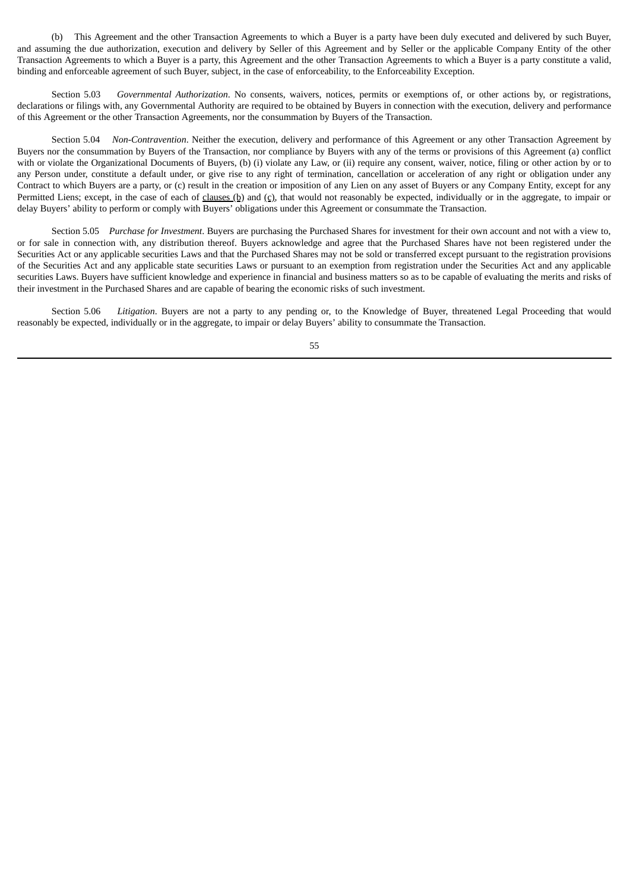(b) This Agreement and the other Transaction Agreements to which a Buyer is a party have been duly executed and delivered by such Buyer, and assuming the due authorization, execution and delivery by Seller of this Agreement and by Seller or the applicable Company Entity of the other Transaction Agreements to which a Buyer is a party, this Agreement and the other Transaction Agreements to which a Buyer is a party constitute a valid, binding and enforceable agreement of such Buyer, subject, in the case of enforceability, to the Enforceability Exception.

Section 5.03 *Governmental Authorization*. No consents, waivers, notices, permits or exemptions of, or other actions by, or registrations, declarations or filings with, any Governmental Authority are required to be obtained by Buyers in connection with the execution, delivery and performance of this Agreement or the other Transaction Agreements, nor the consummation by Buyers of the Transaction.

Section 5.04 *Non-Contravention*. Neither the execution, delivery and performance of this Agreement or any other Transaction Agreement by Buyers nor the consummation by Buyers of the Transaction, nor compliance by Buyers with any of the terms or provisions of this Agreement (a) conflict with or violate the Organizational Documents of Buyers, (b) (i) violate any Law, or (ii) require any consent, waiver, notice, filing or other action by or to any Person under, constitute a default under, or give rise to any right of termination, cancellation or acceleration of any right or obligation under any Contract to which Buyers are a party, or (c) result in the creation or imposition of any Lien on any asset of Buyers or any Company Entity, except for any Permitted Liens; except, in the case of each of clauses (b) and (c), that would not reasonably be expected, individually or in the aggregate, to impair or delay Buyers' ability to perform or comply with Buyers' obligations under this Agreement or consummate the Transaction.

Section 5.05 *Purchase for Investment*. Buyers are purchasing the Purchased Shares for investment for their own account and not with a view to, or for sale in connection with, any distribution thereof. Buyers acknowledge and agree that the Purchased Shares have not been registered under the Securities Act or any applicable securities Laws and that the Purchased Shares may not be sold or transferred except pursuant to the registration provisions of the Securities Act and any applicable state securities Laws or pursuant to an exemption from registration under the Securities Act and any applicable securities Laws. Buyers have sufficient knowledge and experience in financial and business matters so as to be capable of evaluating the merits and risks of their investment in the Purchased Shares and are capable of bearing the economic risks of such investment.

Section 5.06 *Litigation*. Buyers are not a party to any pending or, to the Knowledge of Buyer, threatened Legal Proceeding that would reasonably be expected, individually or in the aggregate, to impair or delay Buyers' ability to consummate the Transaction.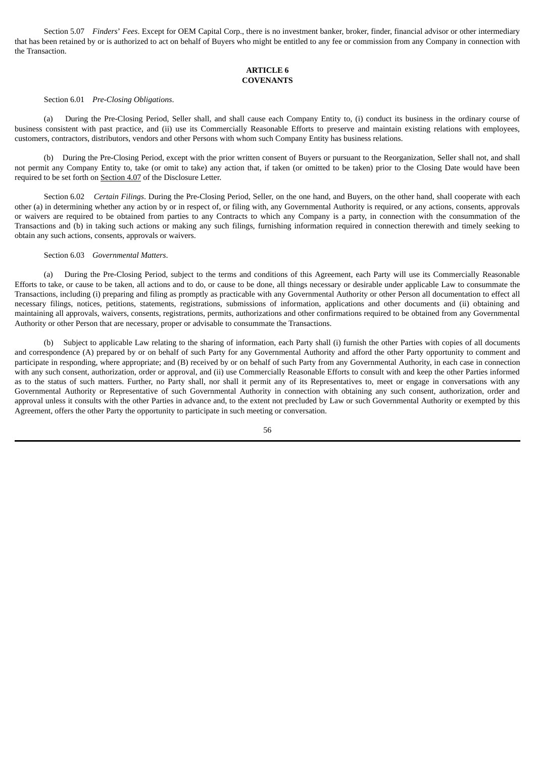Section 5.07 *Finders' Fees*. Except for OEM Capital Corp., there is no investment banker, broker, finder, financial advisor or other intermediary that has been retained by or is authorized to act on behalf of Buyers who might be entitled to any fee or commission from any Company in connection with the Transaction.

## ARTICLE 6
## COVENANTS

Section 6.01 *Pre-Closing Obligations*.

(a) During the Pre-Closing Period, Seller shall, and shall cause each Company Entity to, (i) conduct its business in the ordinary course of business consistent with past practice, and (ii) use its Commercially Reasonable Efforts to preserve and maintain existing relations with employees, customers, contractors, distributors, vendors and other Persons with whom such Company Entity has business relations.

(b) During the Pre-Closing Period, except with the prior written consent of Buyers or pursuant to the Reorganization, Seller shall not, and shall not permit any Company Entity to, take (or omit to take) any action that, if taken (or omitted to be taken) prior to the Closing Date would have been required to be set forth on Section 4.07 of the Disclosure Letter.

Section 6.02 *Certain Filings*. During the Pre-Closing Period, Seller, on the one hand, and Buyers, on the other hand, shall cooperate with each other (a) in determining whether any action by or in respect of, or filing with, any Governmental Authority is required, or any actions, consents, approvals or waivers are required to be obtained from parties to any Contracts to which any Company is a party, in connection with the consummation of the Transactions and (b) in taking such actions or making any such filings, furnishing information required in connection therewith and timely seeking to obtain any such actions, consents, approvals or waivers.

Section 6.03 *Governmental Matters*.

(a) During the Pre-Closing Period, subject to the terms and conditions of this Agreement, each Party will use its Commercially Reasonable Efforts to take, or cause to be taken, all actions and to do, or cause to be done, all things necessary or desirable under applicable Law to consummate the Transactions, including (i) preparing and filing as promptly as practicable with any Governmental Authority or other Person all documentation to effect all necessary filings, notices, petitions, statements, registrations, submissions of information, applications and other documents and (ii) obtaining and maintaining all approvals, waivers, consents, registrations, permits, authorizations and other confirmations required to be obtained from any Governmental Authority or other Person that are necessary, proper or advisable to consummate the Transactions.

(b) Subject to applicable Law relating to the sharing of information, each Party shall (i) furnish the other Parties with copies of all documents and correspondence (A) prepared by or on behalf of such Party for any Governmental Authority and afford the other Party opportunity to comment and participate in responding, where appropriate; and (B) received by or on behalf of such Party from any Governmental Authority, in each case in connection with any such consent, authorization, order or approval, and (ii) use Commercially Reasonable Efforts to consult with and keep the other Parties informed as to the status of such matters. Further, no Party shall, nor shall it permit any of its Representatives to, meet or engage in conversations with any Governmental Authority or Representative of such Governmental Authority in connection with obtaining any such consent, authorization, order and approval unless it consults with the other Parties in advance and, to the extent not precluded by Law or such Governmental Authority or exempted by this Agreement, offers the other Party the opportunity to participate in such meeting or conversation.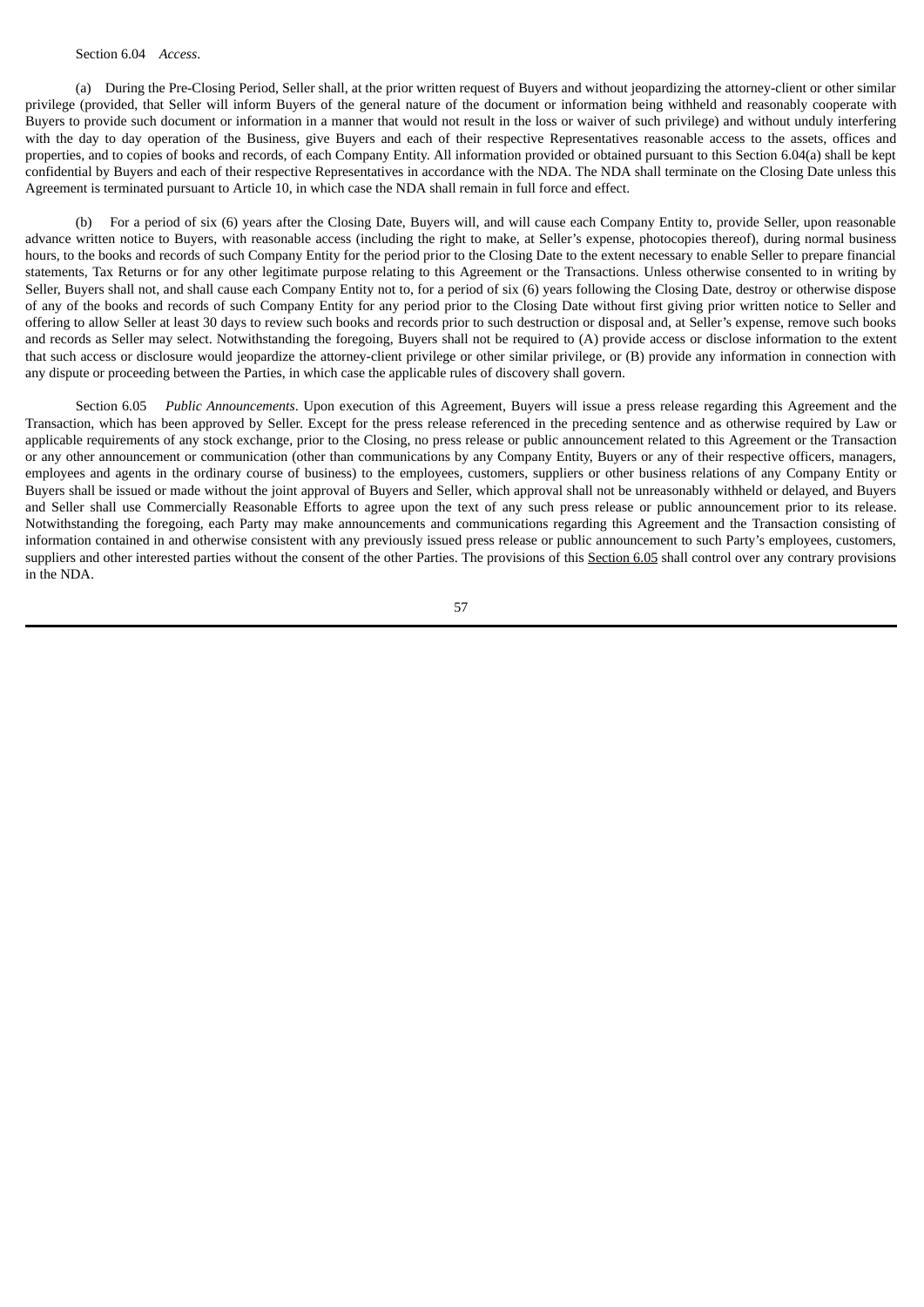Section 6.04 *Access*.

(a) During the Pre-Closing Period, Seller shall, at the prior written request of Buyers and without jeopardizing the attorney-client or other similar privilege (provided, that Seller will inform Buyers of the general nature of the document or information being withheld and reasonably cooperate with Buyers to provide such document or information in a manner that would not result in the loss or waiver of such privilege) and without unduly interfering with the day to day operation of the Business, give Buyers and each of their respective Representatives reasonable access to the assets, offices and properties, and to copies of books and records, of each Company Entity. All information provided or obtained pursuant to this Section 6.04(a) shall be kept confidential by Buyers and each of their respective Representatives in accordance with the NDA. The NDA shall terminate on the Closing Date unless this Agreement is terminated pursuant to Article 10, in which case the NDA shall remain in full force and effect.

(b) For a period of six (6) years after the Closing Date, Buyers will, and will cause each Company Entity to, provide Seller, upon reasonable advance written notice to Buyers, with reasonable access (including the right to make, at Seller's expense, photocopies thereof), during normal business hours, to the books and records of such Company Entity for the period prior to the Closing Date to the extent necessary to enable Seller to prepare financial statements, Tax Returns or for any other legitimate purpose relating to this Agreement or the Transactions. Unless otherwise consented to in writing by Seller, Buyers shall not, and shall cause each Company Entity not to, for a period of six (6) years following the Closing Date, destroy or otherwise dispose of any of the books and records of such Company Entity for any period prior to the Closing Date without first giving prior written notice to Seller and offering to allow Seller at least 30 days to review such books and records prior to such destruction or disposal and, at Seller's expense, remove such books and records as Seller may select. Notwithstanding the foregoing, Buyers shall not be required to (A) provide access or disclose information to the extent that such access or disclosure would jeopardize the attorney-client privilege or other similar privilege, or (B) provide any information in connection with any dispute or proceeding between the Parties, in which case the applicable rules of discovery shall govern.

Section 6.05 *Public Announcements*. Upon execution of this Agreement, Buyers will issue a press release regarding this Agreement and the Transaction, which has been approved by Seller. Except for the press release referenced in the preceding sentence and as otherwise required by Law or applicable requirements of any stock exchange, prior to the Closing, no press release or public announcement related to this Agreement or the Transaction or any other announcement or communication (other than communications by any Company Entity, Buyers or any of their respective officers, managers, employees and agents in the ordinary course of business) to the employees, customers, suppliers or other business relations of any Company Entity or Buyers shall be issued or made without the joint approval of Buyers and Seller, which approval shall not be unreasonably withheld or delayed, and Buyers and Seller shall use Commercially Reasonable Efforts to agree upon the text of any such press release or public announcement prior to its release. Notwithstanding the foregoing, each Party may make announcements and communications regarding this Agreement and the Transaction consisting of information contained in and otherwise consistent with any previously issued press release or public announcement to such Party's employees, customers, suppliers and other interested parties without the consent of the other Parties. The provisions of this Section 6.05 shall control over any contrary provisions in the NDA.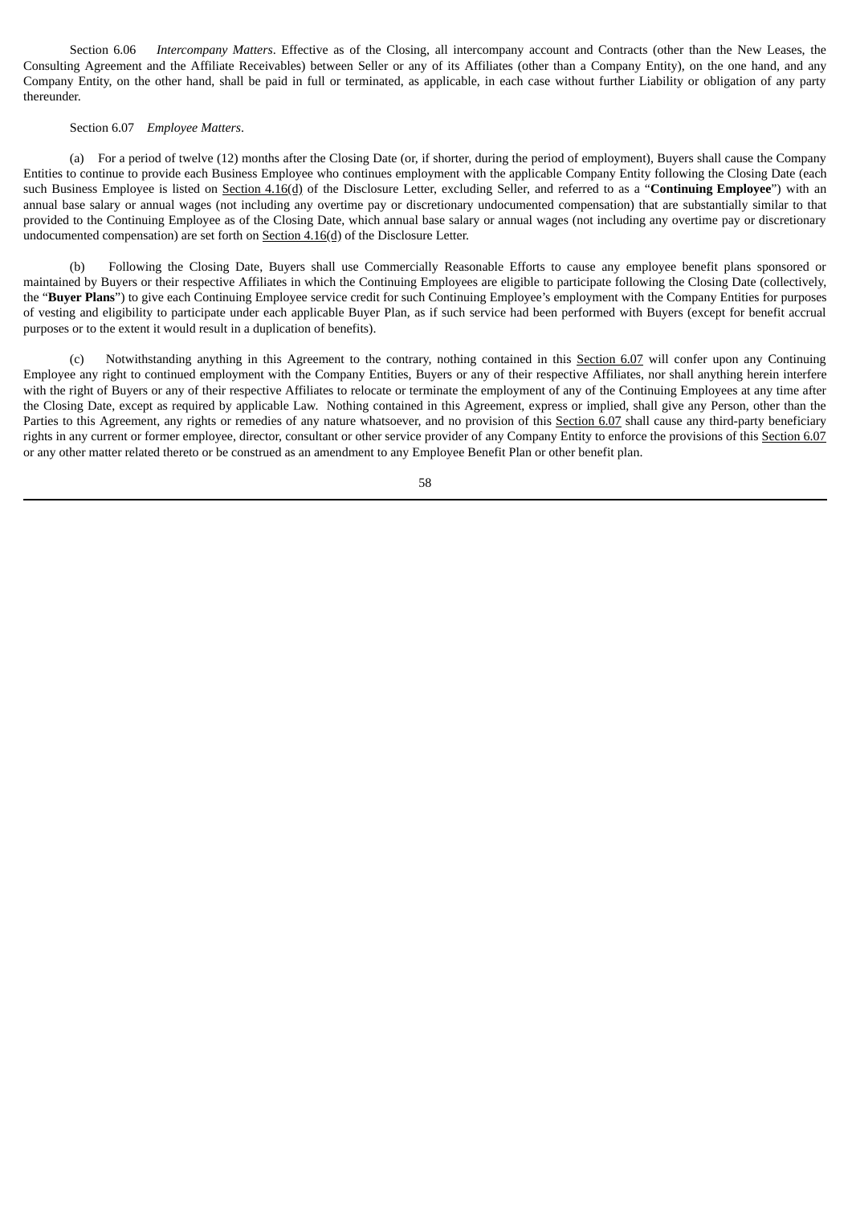Section 6.06 *Intercompany Matters*. Effective as of the Closing, all intercompany account and Contracts (other than the New Leases, the Consulting Agreement and the Affiliate Receivables) between Seller or any of its Affiliates (other than a Company Entity), on the one hand, and any Company Entity, on the other hand, shall be paid in full or terminated, as applicable, in each case without further Liability or obligation of any party thereunder.

Section 6.07 *Employee Matters*.

(a) For a period of twelve (12) months after the Closing Date (or, if shorter, during the period of employment), Buyers shall cause the Company Entities to continue to provide each Business Employee who continues employment with the applicable Company Entity following the Closing Date (each such Business Employee is listed on Section 4.16(d) of the Disclosure Letter, excluding Seller, and referred to as a "**Continuing Employee**") with an annual base salary or annual wages (not including any overtime pay or discretionary undocumented compensation) that are substantially similar to that provided to the Continuing Employee as of the Closing Date, which annual base salary or annual wages (not including any overtime pay or discretionary undocumented compensation) are set forth on Section 4.16(d) of the Disclosure Letter.

(b) Following the Closing Date, Buyers shall use Commercially Reasonable Efforts to cause any employee benefit plans sponsored or maintained by Buyers or their respective Affiliates in which the Continuing Employees are eligible to participate following the Closing Date (collectively, the "**Buyer Plans**") to give each Continuing Employee service credit for such Continuing Employee's employment with the Company Entities for purposes of vesting and eligibility to participate under each applicable Buyer Plan, as if such service had been performed with Buyers (except for benefit accrual purposes or to the extent it would result in a duplication of benefits).

(c) Notwithstanding anything in this Agreement to the contrary, nothing contained in this Section 6.07 will confer upon any Continuing Employee any right to continued employment with the Company Entities, Buyers or any of their respective Affiliates, nor shall anything herein interfere with the right of Buyers or any of their respective Affiliates to relocate or terminate the employment of any of the Continuing Employees at any time after the Closing Date, except as required by applicable Law. Nothing contained in this Agreement, express or implied, shall give any Person, other than the Parties to this Agreement, any rights or remedies of any nature whatsoever, and no provision of this Section 6.07 shall cause any third-party beneficiary rights in any current or former employee, director, consultant or other service provider of any Company Entity to enforce the provisions of this Section 6.07 or any other matter related thereto or be construed as an amendment to any Employee Benefit Plan or other benefit plan.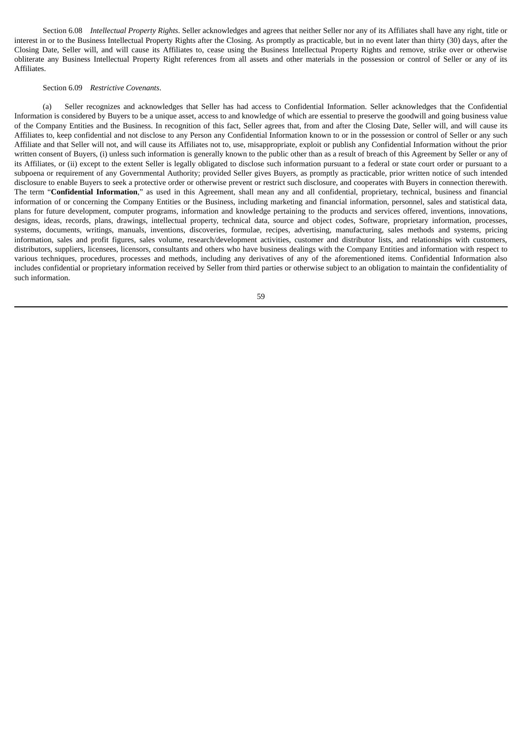Section 6.08 *Intellectual Property Rights*. Seller acknowledges and agrees that neither Seller nor any of its Affiliates shall have any right, title or interest in or to the Business Intellectual Property Rights after the Closing. As promptly as practicable, but in no event later than thirty (30) days, after the Closing Date, Seller will, and will cause its Affiliates to, cease using the Business Intellectual Property Rights and remove, strike over or otherwise obliterate any Business Intellectual Property Right references from all assets and other materials in the possession or control of Seller or any of its Affiliates.

Section 6.09 *Restrictive Covenants*.

(a) Seller recognizes and acknowledges that Seller has had access to Confidential Information. Seller acknowledges that the Confidential Information is considered by Buyers to be a unique asset, access to and knowledge of which are essential to preserve the goodwill and going business value of the Company Entities and the Business. In recognition of this fact, Seller agrees that, from and after the Closing Date, Seller will, and will cause its Affiliates to, keep confidential and not disclose to any Person any Confidential Information known to or in the possession or control of Seller or any such Affiliate and that Seller will not, and will cause its Affiliates not to, use, misappropriate, exploit or publish any Confidential Information without the prior written consent of Buyers, (i) unless such information is generally known to the public other than as a result of breach of this Agreement by Seller or any of its Affiliates, or (ii) except to the extent Seller is legally obligated to disclose such information pursuant to a federal or state court order or pursuant to a subpoena or requirement of any Governmental Authority; provided Seller gives Buyers, as promptly as practicable, prior written notice of such intended disclosure to enable Buyers to seek a protective order or otherwise prevent or restrict such disclosure, and cooperates with Buyers in connection therewith. The term "**Confidential Information**," as used in this Agreement, shall mean any and all confidential, proprietary, technical, business and financial information of or concerning the Company Entities or the Business, including marketing and financial information, personnel, sales and statistical data, plans for future development, computer programs, information and knowledge pertaining to the products and services offered, inventions, innovations, designs, ideas, records, plans, drawings, intellectual property, technical data, source and object codes, Software, proprietary information, processes, systems, documents, writings, manuals, inventions, discoveries, formulae, recipes, advertising, manufacturing, sales methods and systems, pricing information, sales and profit figures, sales volume, research/development activities, customer and distributor lists, and relationships with customers, distributors, suppliers, licensees, licensors, consultants and others who have business dealings with the Company Entities and information with respect to various techniques, procedures, processes and methods, including any derivatives of any of the aforementioned items. Confidential Information also includes confidential or proprietary information received by Seller from third parties or otherwise subject to an obligation to maintain the confidentiality of such information.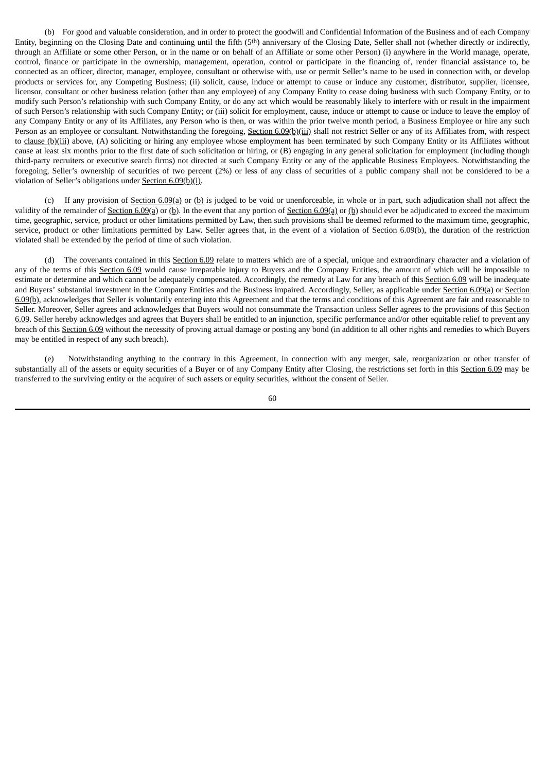(b) For good and valuable consideration, and in order to protect the goodwill and Confidential Information of the Business and of each Company Entity, beginning on the Closing Date and continuing until the fifth (5th) anniversary of the Closing Date, Seller shall not (whether directly or indirectly, through an Affiliate or some other Person, or in the name or on behalf of an Affiliate or some other Person) (i) anywhere in the World manage, operate, control, finance or participate in the ownership, management, operation, control or participate in the financing of, render financial assistance to, be connected as an officer, director, manager, employee, consultant or otherwise with, use or permit Seller's name to be used in connection with, or develop products or services for, any Competing Business; (ii) solicit, cause, induce or attempt to cause or induce any customer, distributor, supplier, licensee, licensor, consultant or other business relation (other than any employee) of any Company Entity to cease doing business with such Company Entity, or to modify such Person's relationship with such Company Entity, or do any act which would be reasonably likely to interfere with or result in the impairment of such Person's relationship with such Company Entity; or (iii) solicit for employment, cause, induce or attempt to cause or induce to leave the employ of any Company Entity or any of its Affiliates, any Person who is then, or was within the prior twelve month period, a Business Employee or hire any such Person as an employee or consultant. Notwithstanding the foregoing, Section 6.09(b)(iii) shall not restrict Seller or any of its Affiliates from, with respect to clause (b)(iii) above, (A) soliciting or hiring any employee whose employment has been terminated by such Company Entity or its Affiliates without cause at least six months prior to the first date of such solicitation or hiring, or (B) engaging in any general solicitation for employment (including though third-party recruiters or executive search firms) not directed at such Company Entity or any of the applicable Business Employees. Notwithstanding the foregoing, Seller's ownership of securities of two percent (2%) or less of any class of securities of a public company shall not be considered to be a violation of Seller's obligations under Section 6.09(b)(i).

(c) If any provision of Section 6.09(a) or (b) is judged to be void or unenforceable, in whole or in part, such adjudication shall not affect the validity of the remainder of Section 6.09(a) or (b). In the event that any portion of Section 6.09(a) or (b) should ever be adjudicated to exceed the maximum time, geographic, service, product or other limitations permitted by Law, then such provisions shall be deemed reformed to the maximum time, geographic, service, product or other limitations permitted by Law. Seller agrees that, in the event of a violation of Section 6.09(b), the duration of the restriction violated shall be extended by the period of time of such violation.

(d) The covenants contained in this Section 6.09 relate to matters which are of a special, unique and extraordinary character and a violation of any of the terms of this Section 6.09 would cause irreparable injury to Buyers and the Company Entities, the amount of which will be impossible to estimate or determine and which cannot be adequately compensated. Accordingly, the remedy at Law for any breach of this Section 6.09 will be inadequate and Buyers' substantial investment in the Company Entities and the Business impaired. Accordingly, Seller, as applicable under Section 6.09(a) or Section 6.09(b), acknowledges that Seller is voluntarily entering into this Agreement and that the terms and conditions of this Agreement are fair and reasonable to Seller. Moreover, Seller agrees and acknowledges that Buyers would not consummate the Transaction unless Seller agrees to the provisions of this Section 6.09. Seller hereby acknowledges and agrees that Buyers shall be entitled to an injunction, specific performance and/or other equitable relief to prevent any breach of this Section 6.09 without the necessity of proving actual damage or posting any bond (in addition to all other rights and remedies to which Buyers may be entitled in respect of any such breach).

(e) Notwithstanding anything to the contrary in this Agreement, in connection with any merger, sale, reorganization or other transfer of substantially all of the assets or equity securities of a Buyer or of any Company Entity after Closing, the restrictions set forth in this Section 6.09 may be transferred to the surviving entity or the acquirer of such assets or equity securities, without the consent of Seller.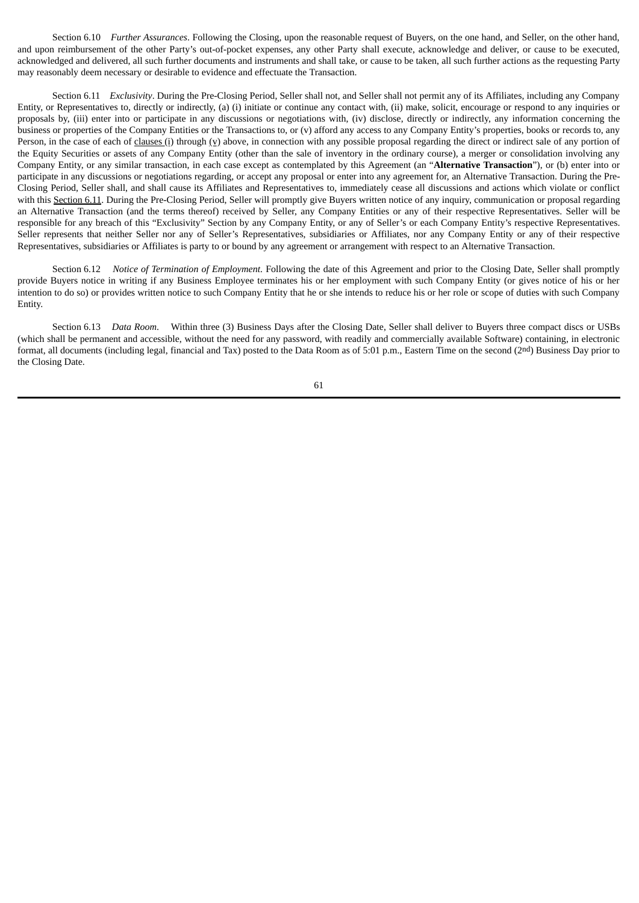Section 6.10 *Further Assurances*. Following the Closing, upon the reasonable request of Buyers, on the one hand, and Seller, on the other hand, and upon reimbursement of the other Party's out-of-pocket expenses, any other Party shall execute, acknowledge and deliver, or cause to be executed, acknowledged and delivered, all such further documents and instruments and shall take, or cause to be taken, all such further actions as the requesting Party may reasonably deem necessary or desirable to evidence and effectuate the Transaction.

Section 6.11 *Exclusivity*. During the Pre-Closing Period, Seller shall not, and Seller shall not permit any of its Affiliates, including any Company Entity, or Representatives to, directly or indirectly, (a) (i) initiate or continue any contact with, (ii) make, solicit, encourage or respond to any inquiries or proposals by, (iii) enter into or participate in any discussions or negotiations with, (iv) disclose, directly or indirectly, any information concerning the business or properties of the Company Entities or the Transactions to, or (v) afford any access to any Company Entity's properties, books or records to, any Person, in the case of each of clauses (i) through (v) above, in connection with any possible proposal regarding the direct or indirect sale of any portion of the Equity Securities or assets of any Company Entity (other than the sale of inventory in the ordinary course), a merger or consolidation involving any Company Entity, or any similar transaction, in each case except as contemplated by this Agreement (an "**Alternative Transaction**"), or (b) enter into or participate in any discussions or negotiations regarding, or accept any proposal or enter into any agreement for, an Alternative Transaction. During the Pre-Closing Period, Seller shall, and shall cause its Affiliates and Representatives to, immediately cease all discussions and actions which violate or conflict with this Section 6.11. During the Pre-Closing Period, Seller will promptly give Buyers written notice of any inquiry, communication or proposal regarding an Alternative Transaction (and the terms thereof) received by Seller, any Company Entities or any of their respective Representatives. Seller will be responsible for any breach of this "Exclusivity" Section by any Company Entity, or any of Seller's or each Company Entity's respective Representatives. Seller represents that neither Seller nor any of Seller's Representatives, subsidiaries or Affiliates, nor any Company Entity or any of their respective Representatives, subsidiaries or Affiliates is party to or bound by any agreement or arrangement with respect to an Alternative Transaction.

Section 6.12 *Notice of Termination of Employment*. Following the date of this Agreement and prior to the Closing Date, Seller shall promptly provide Buyers notice in writing if any Business Employee terminates his or her employment with such Company Entity (or gives notice of his or her intention to do so) or provides written notice to such Company Entity that he or she intends to reduce his or her role or scope of duties with such Company Entity.

Section 6.13 *Data Room*. Within three (3) Business Days after the Closing Date, Seller shall deliver to Buyers three compact discs or USBs (which shall be permanent and accessible, without the need for any password, with readily and commercially available Software) containing, in electronic format, all documents (including legal, financial and Tax) posted to the Data Room as of 5:01 p.m., Eastern Time on the second (2nd) Business Day prior to the Closing Date.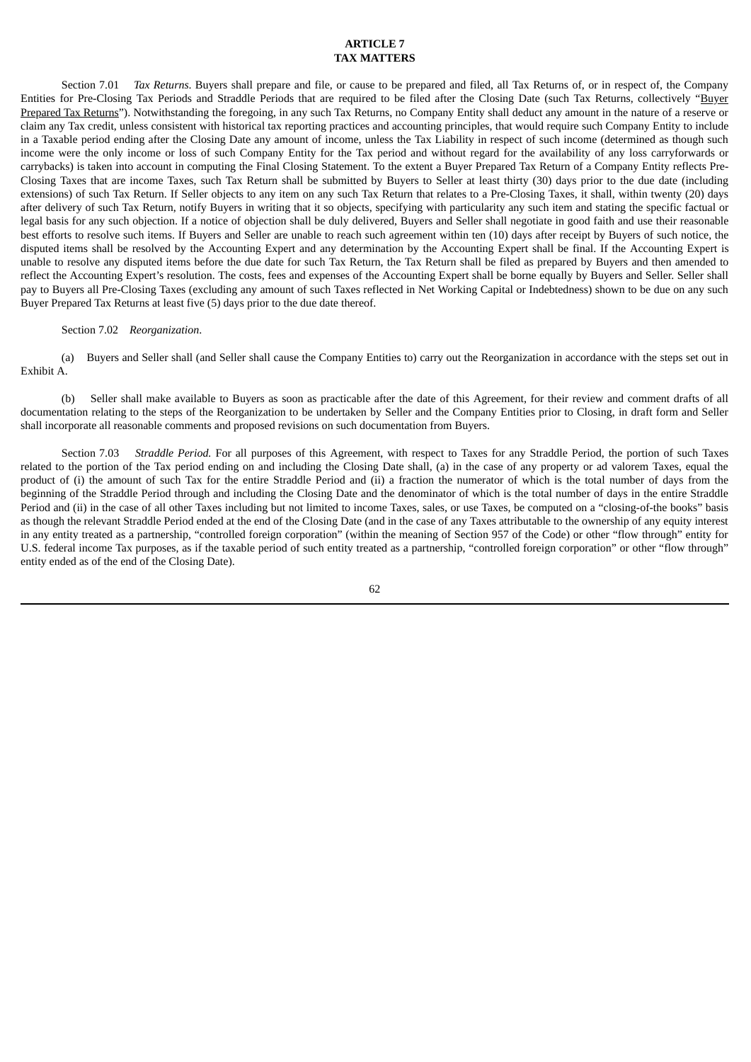# ARTICLE 7
# TAX MATTERS

Section 7.01 *Tax Returns*. Buyers shall prepare and file, or cause to be prepared and filed, all Tax Returns of, or in respect of, the Company Entities for Pre-Closing Tax Periods and Straddle Periods that are required to be filed after the Closing Date (such Tax Returns, collectively "Buyer Prepared Tax Returns"). Notwithstanding the foregoing, in any such Tax Returns, no Company Entity shall deduct any amount in the nature of a reserve or claim any Tax credit, unless consistent with historical tax reporting practices and accounting principles, that would require such Company Entity to include in a Taxable period ending after the Closing Date any amount of income, unless the Tax Liability in respect of such income (determined as though such income were the only income or loss of such Company Entity for the Tax period and without regard for the availability of any loss carryforwards or carrybacks) is taken into account in computing the Final Closing Statement. To the extent a Buyer Prepared Tax Return of a Company Entity reflects Pre-Closing Taxes that are income Taxes, such Tax Return shall be submitted by Buyers to Seller at least thirty (30) days prior to the due date (including extensions) of such Tax Return. If Seller objects to any item on any such Tax Return that relates to a Pre-Closing Taxes, it shall, within twenty (20) days after delivery of such Tax Return, notify Buyers in writing that it so objects, specifying with particularity any such item and stating the specific factual or legal basis for any such objection. If a notice of objection shall be duly delivered, Buyers and Seller shall negotiate in good faith and use their reasonable best efforts to resolve such items. If Buyers and Seller are unable to reach such agreement within ten (10) days after receipt by Buyers of such notice, the disputed items shall be resolved by the Accounting Expert and any determination by the Accounting Expert shall be final. If the Accounting Expert is unable to resolve any disputed items before the due date for such Tax Return, the Tax Return shall be filed as prepared by Buyers and then amended to reflect the Accounting Expert's resolution. The costs, fees and expenses of the Accounting Expert shall be borne equally by Buyers and Seller. Seller shall pay to Buyers all Pre-Closing Taxes (excluding any amount of such Taxes reflected in Net Working Capital or Indebtedness) shown to be due on any such Buyer Prepared Tax Returns at least five (5) days prior to the due date thereof.

Section 7.02 *Reorganization*.

(a) Buyers and Seller shall (and Seller shall cause the Company Entities to) carry out the Reorganization in accordance with the steps set out in Exhibit A.

(b) Seller shall make available to Buyers as soon as practicable after the date of this Agreement, for their review and comment drafts of all documentation relating to the steps of the Reorganization to be undertaken by Seller and the Company Entities prior to Closing, in draft form and Seller shall incorporate all reasonable comments and proposed revisions on such documentation from Buyers.

Section 7.03 *Straddle Period.* For all purposes of this Agreement, with respect to Taxes for any Straddle Period, the portion of such Taxes related to the portion of the Tax period ending on and including the Closing Date shall, (a) in the case of any property or ad valorem Taxes, equal the product of (i) the amount of such Tax for the entire Straddle Period and (ii) a fraction the numerator of which is the total number of days from the beginning of the Straddle Period through and including the Closing Date and the denominator of which is the total number of days in the entire Straddle Period and (ii) in the case of all other Taxes including but not limited to income Taxes, sales, or use Taxes, be computed on a "closing-of-the books" basis as though the relevant Straddle Period ended at the end of the Closing Date (and in the case of any Taxes attributable to the ownership of any equity interest in any entity treated as a partnership, "controlled foreign corporation" (within the meaning of Section 957 of the Code) or other "flow through" entity for U.S. federal income Tax purposes, as if the taxable period of such entity treated as a partnership, "controlled foreign corporation" or other "flow through" entity ended as of the end of the Closing Date).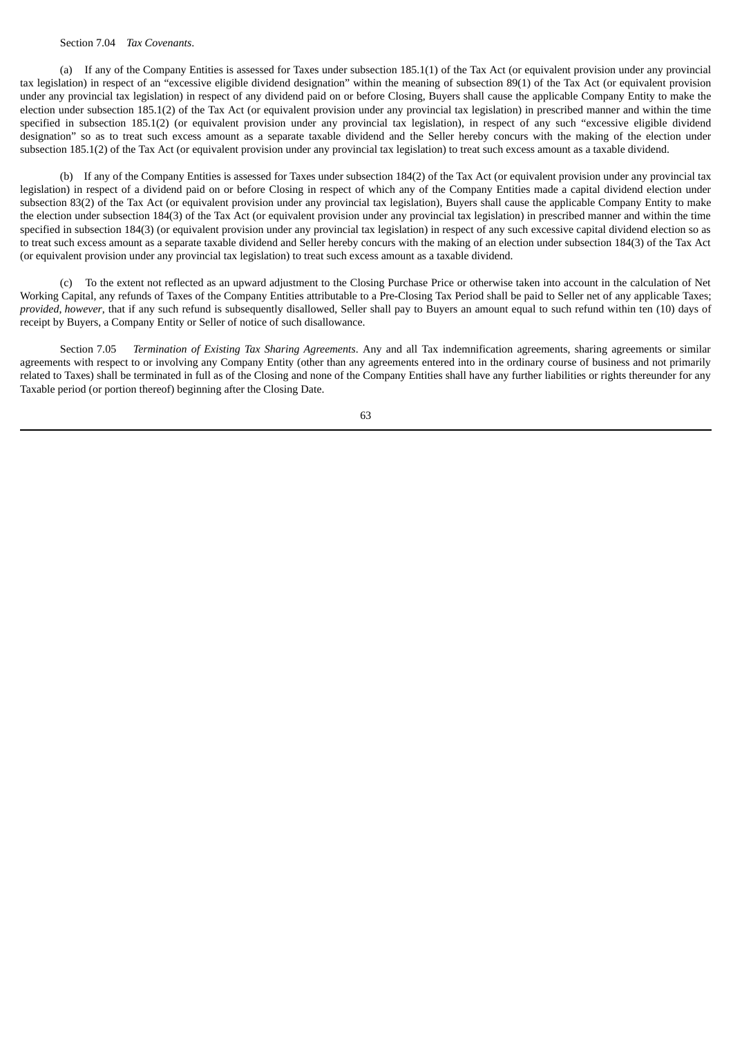Section 7.04 *Tax Covenants*.

(a) If any of the Company Entities is assessed for Taxes under subsection 185.1(1) of the Tax Act (or equivalent provision under any provincial tax legislation) in respect of an "excessive eligible dividend designation" within the meaning of subsection 89(1) of the Tax Act (or equivalent provision under any provincial tax legislation) in respect of any dividend paid on or before Closing, Buyers shall cause the applicable Company Entity to make the election under subsection 185.1(2) of the Tax Act (or equivalent provision under any provincial tax legislation) in prescribed manner and within the time specified in subsection 185.1(2) (or equivalent provision under any provincial tax legislation), in respect of any such "excessive eligible dividend designation" so as to treat such excess amount as a separate taxable dividend and the Seller hereby concurs with the making of the election under subsection 185.1(2) of the Tax Act (or equivalent provision under any provincial tax legislation) to treat such excess amount as a taxable dividend.

(b) If any of the Company Entities is assessed for Taxes under subsection 184(2) of the Tax Act (or equivalent provision under any provincial tax legislation) in respect of a dividend paid on or before Closing in respect of which any of the Company Entities made a capital dividend election under subsection 83(2) of the Tax Act (or equivalent provision under any provincial tax legislation), Buyers shall cause the applicable Company Entity to make the election under subsection 184(3) of the Tax Act (or equivalent provision under any provincial tax legislation) in prescribed manner and within the time specified in subsection 184(3) (or equivalent provision under any provincial tax legislation) in respect of any such excessive capital dividend election so as to treat such excess amount as a separate taxable dividend and Seller hereby concurs with the making of an election under subsection 184(3) of the Tax Act (or equivalent provision under any provincial tax legislation) to treat such excess amount as a taxable dividend.

(c) To the extent not reflected as an upward adjustment to the Closing Purchase Price or otherwise taken into account in the calculation of Net Working Capital, any refunds of Taxes of the Company Entities attributable to a Pre-Closing Tax Period shall be paid to Seller net of any applicable Taxes; *provided*, *however*, that if any such refund is subsequently disallowed, Seller shall pay to Buyers an amount equal to such refund within ten (10) days of receipt by Buyers, a Company Entity or Seller of notice of such disallowance.

Section 7.05 *Termination of Existing Tax Sharing Agreements*. Any and all Tax indemnification agreements, sharing agreements or similar agreements with respect to or involving any Company Entity (other than any agreements entered into in the ordinary course of business and not primarily related to Taxes) shall be terminated in full as of the Closing and none of the Company Entities shall have any further liabilities or rights thereunder for any Taxable period (or portion thereof) beginning after the Closing Date.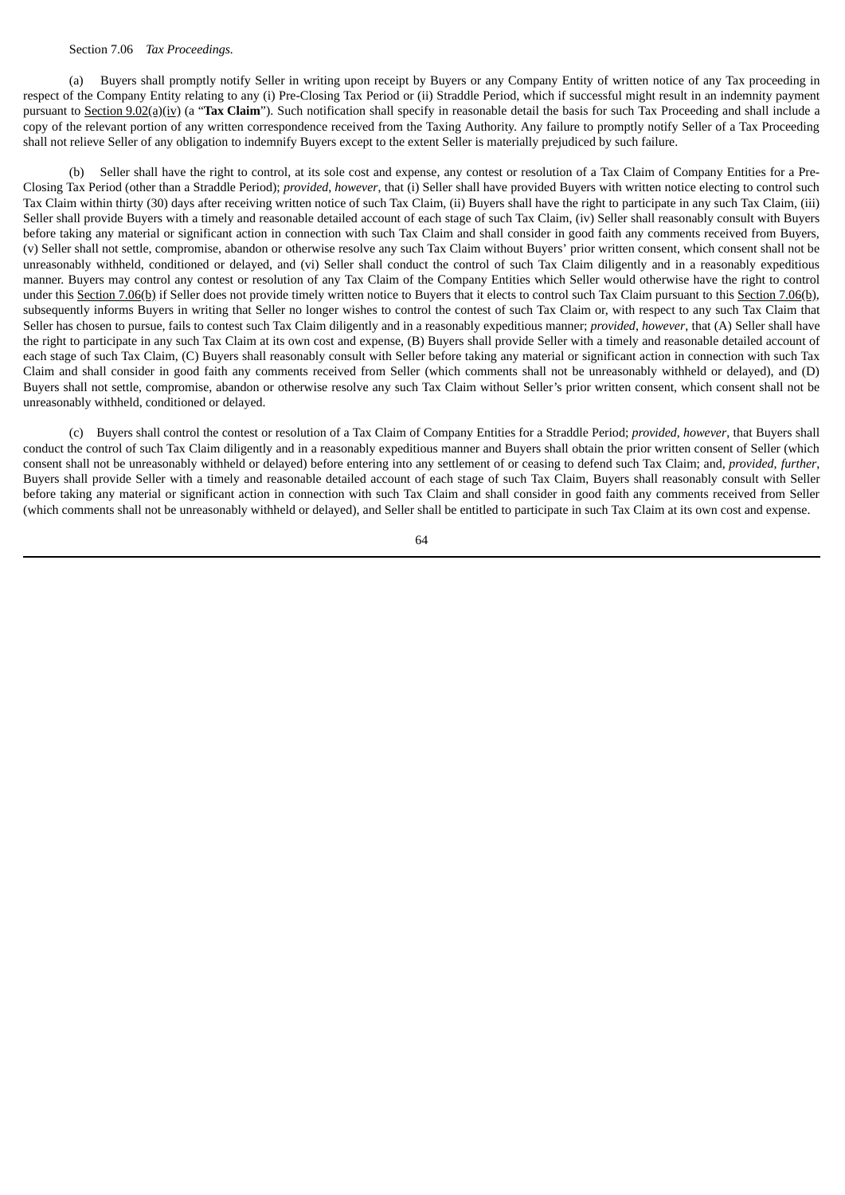Section 7.06 *Tax Proceedings*.

(a) Buyers shall promptly notify Seller in writing upon receipt by Buyers or any Company Entity of written notice of any Tax proceeding in respect of the Company Entity relating to any (i) Pre-Closing Tax Period or (ii) Straddle Period, which if successful might result in an indemnity payment pursuant to Section 9.02(a)(iv) (a "**Tax Claim**"). Such notification shall specify in reasonable detail the basis for such Tax Proceeding and shall include a copy of the relevant portion of any written correspondence received from the Taxing Authority. Any failure to promptly notify Seller of a Tax Proceeding shall not relieve Seller of any obligation to indemnify Buyers except to the extent Seller is materially prejudiced by such failure.

(b) Seller shall have the right to control, at its sole cost and expense, any contest or resolution of a Tax Claim of Company Entities for a Pre-Closing Tax Period (other than a Straddle Period); *provided*, *however*, that (i) Seller shall have provided Buyers with written notice electing to control such Tax Claim within thirty (30) days after receiving written notice of such Tax Claim, (ii) Buyers shall have the right to participate in any such Tax Claim, (iii) Seller shall provide Buyers with a timely and reasonable detailed account of each stage of such Tax Claim, (iv) Seller shall reasonably consult with Buyers before taking any material or significant action in connection with such Tax Claim and shall consider in good faith any comments received from Buyers, (v) Seller shall not settle, compromise, abandon or otherwise resolve any such Tax Claim without Buyers' prior written consent, which consent shall not be unreasonably withheld, conditioned or delayed, and (vi) Seller shall conduct the control of such Tax Claim diligently and in a reasonably expeditious manner. Buyers may control any contest or resolution of any Tax Claim of the Company Entities which Seller would otherwise have the right to control under this Section 7.06(b) if Seller does not provide timely written notice to Buyers that it elects to control such Tax Claim pursuant to this Section 7.06(b), subsequently informs Buyers in writing that Seller no longer wishes to control the contest of such Tax Claim or, with respect to any such Tax Claim that Seller has chosen to pursue, fails to contest such Tax Claim diligently and in a reasonably expeditious manner; *provided*, *however*, that (A) Seller shall have the right to participate in any such Tax Claim at its own cost and expense, (B) Buyers shall provide Seller with a timely and reasonable detailed account of each stage of such Tax Claim, (C) Buyers shall reasonably consult with Seller before taking any material or significant action in connection with such Tax Claim and shall consider in good faith any comments received from Seller (which comments shall not be unreasonably withheld or delayed), and (D) Buyers shall not settle, compromise, abandon or otherwise resolve any such Tax Claim without Seller's prior written consent, which consent shall not be unreasonably withheld, conditioned or delayed.

(c) Buyers shall control the contest or resolution of a Tax Claim of Company Entities for a Straddle Period; *provided*, *however*, that Buyers shall conduct the control of such Tax Claim diligently and in a reasonably expeditious manner and Buyers shall obtain the prior written consent of Seller (which consent shall not be unreasonably withheld or delayed) before entering into any settlement of or ceasing to defend such Tax Claim; and, *provided*, *further*, Buyers shall provide Seller with a timely and reasonable detailed account of each stage of such Tax Claim, Buyers shall reasonably consult with Seller before taking any material or significant action in connection with such Tax Claim and shall consider in good faith any comments received from Seller (which comments shall not be unreasonably withheld or delayed), and Seller shall be entitled to participate in such Tax Claim at its own cost and expense.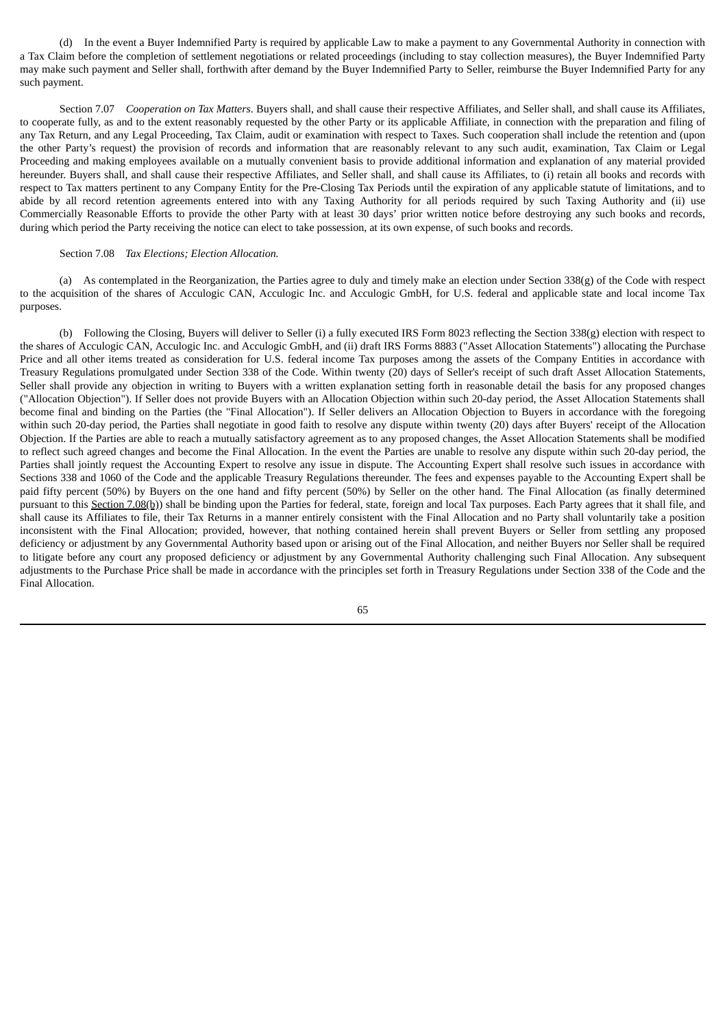(d) In the event a Buyer Indemnified Party is required by applicable Law to make a payment to any Governmental Authority in connection with a Tax Claim before the completion of settlement negotiations or related proceedings (including to stay collection measures), the Buyer Indemnified Party may make such payment and Seller shall, forthwith after demand by the Buyer Indemnified Party to Seller, reimburse the Buyer Indemnified Party for any such payment.

Section 7.07 *Cooperation on Tax Matters*. Buyers shall, and shall cause their respective Affiliates, and Seller shall, and shall cause its Affiliates, to cooperate fully, as and to the extent reasonably requested by the other Party or its applicable Affiliate, in connection with the preparation and filing of any Tax Return, and any Legal Proceeding, Tax Claim, audit or examination with respect to Taxes. Such cooperation shall include the retention and (upon the other Party's request) the provision of records and information that are reasonably relevant to any such audit, examination, Tax Claim or Legal Proceeding and making employees available on a mutually convenient basis to provide additional information and explanation of any material provided hereunder. Buyers shall, and shall cause their respective Affiliates, and Seller shall, and shall cause its Affiliates, to (i) retain all books and records with respect to Tax matters pertinent to any Company Entity for the Pre-Closing Tax Periods until the expiration of any applicable statute of limitations, and to abide by all record retention agreements entered into with any Taxing Authority for all periods required by such Taxing Authority and (ii) use Commercially Reasonable Efforts to provide the other Party with at least 30 days' prior written notice before destroying any such books and records, during which period the Party receiving the notice can elect to take possession, at its own expense, of such books and records.

Section 7.08 *Tax Elections; Election Allocation.*

(a) As contemplated in the Reorganization, the Parties agree to duly and timely make an election under Section 338(g) of the Code with respect to the acquisition of the shares of Acculogic CAN, Acculogic Inc. and Acculogic GmbH, for U.S. federal and applicable state and local income Tax purposes.

(b) Following the Closing, Buyers will deliver to Seller (i) a fully executed IRS Form 8023 reflecting the Section 338(g) election with respect to the shares of Acculogic CAN, Acculogic Inc. and Acculogic GmbH, and (ii) draft IRS Forms 8883 ("Asset Allocation Statements") allocating the Purchase Price and all other items treated as consideration for U.S. federal income Tax purposes among the assets of the Company Entities in accordance with Treasury Regulations promulgated under Section 338 of the Code. Within twenty (20) days of Seller's receipt of such draft Asset Allocation Statements, Seller shall provide any objection in writing to Buyers with a written explanation setting forth in reasonable detail the basis for any proposed changes ("Allocation Objection"). If Seller does not provide Buyers with an Allocation Objection within such 20-day period, the Asset Allocation Statements shall become final and binding on the Parties (the "Final Allocation"). If Seller delivers an Allocation Objection to Buyers in accordance with the foregoing within such 20-day period, the Parties shall negotiate in good faith to resolve any dispute within twenty (20) days after Buyers' receipt of the Allocation Objection. If the Parties are able to reach a mutually satisfactory agreement as to any proposed changes, the Asset Allocation Statements shall be modified to reflect such agreed changes and become the Final Allocation. In the event the Parties are unable to resolve any dispute within such 20-day period, the Parties shall jointly request the Accounting Expert to resolve any issue in dispute. The Accounting Expert shall resolve such issues in accordance with Sections 338 and 1060 of the Code and the applicable Treasury Regulations thereunder. The fees and expenses payable to the Accounting Expert shall be paid fifty percent (50%) by Buyers on the one hand and fifty percent (50%) by Seller on the other hand. The Final Allocation (as finally determined pursuant to this Section 7.08(b)) shall be binding upon the Parties for federal, state, foreign and local Tax purposes. Each Party agrees that it shall file, and shall cause its Affiliates to file, their Tax Returns in a manner entirely consistent with the Final Allocation and no Party shall voluntarily take a position inconsistent with the Final Allocation; provided, however, that nothing contained herein shall prevent Buyers or Seller from settling any proposed deficiency or adjustment by any Governmental Authority based upon or arising out of the Final Allocation, and neither Buyers nor Seller shall be required to litigate before any court any proposed deficiency or adjustment by any Governmental Authority challenging such Final Allocation. Any subsequent adjustments to the Purchase Price shall be made in accordance with the principles set forth in Treasury Regulations under Section 338 of the Code and the Final Allocation.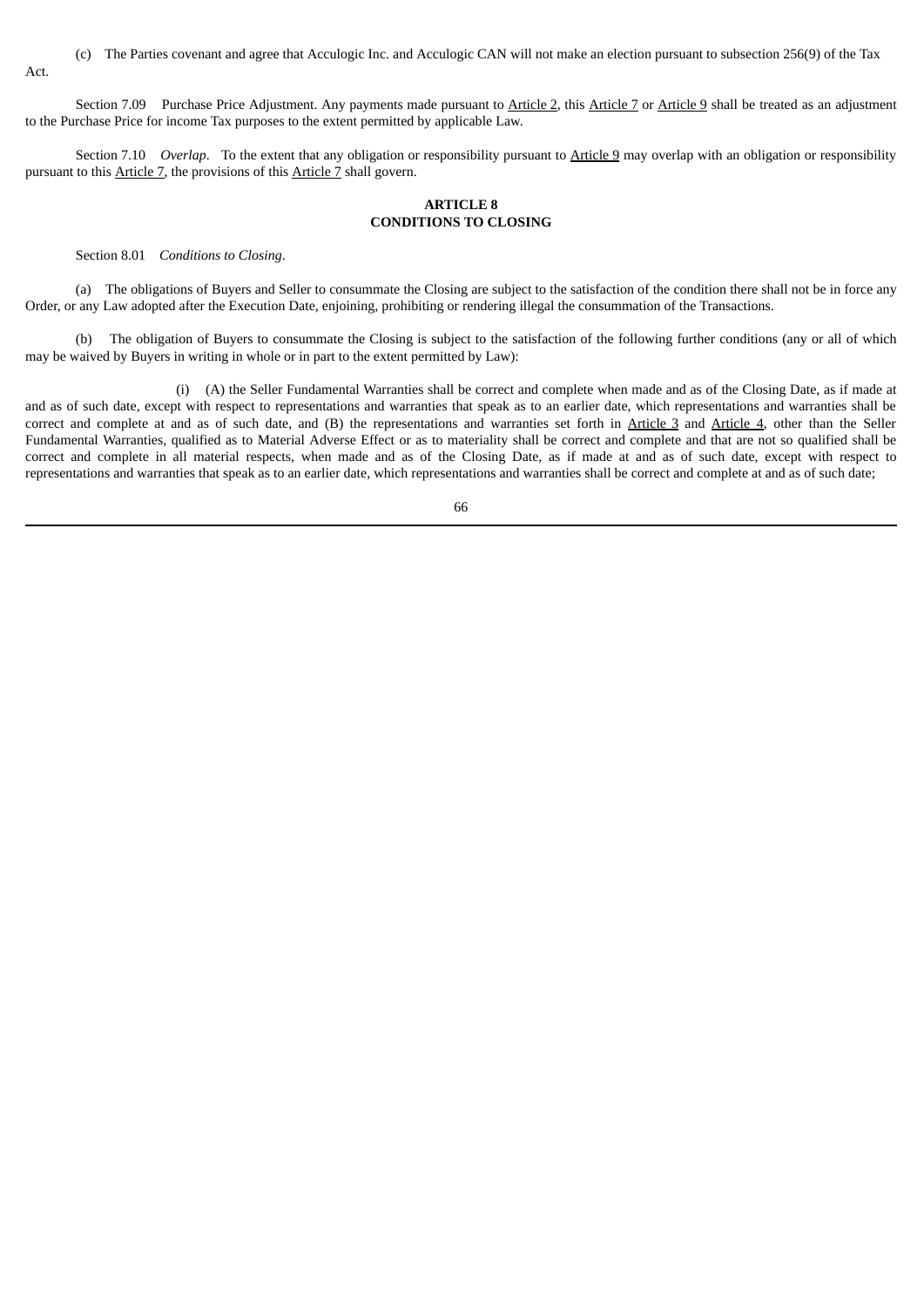(c) The Parties covenant and agree that Acculogic Inc. and Acculogic CAN will not make an election pursuant to subsection 256(9) of the Tax Act.

Section 7.09 Purchase Price Adjustment. Any payments made pursuant to Article 2, this Article 7 or Article 9 shall be treated as an adjustment to the Purchase Price for income Tax purposes to the extent permitted by applicable Law.

Section 7.10 *Overlap*. To the extent that any obligation or responsibility pursuant to Article 9 may overlap with an obligation or responsibility pursuant to this Article 7, the provisions of this Article 7 shall govern.

## ARTICLE 8
## CONDITIONS TO CLOSING

Section 8.01 *Conditions to Closing*.

(a) The obligations of Buyers and Seller to consummate the Closing are subject to the satisfaction of the condition there shall not be in force any Order, or any Law adopted after the Execution Date, enjoining, prohibiting or rendering illegal the consummation of the Transactions.

(b) The obligation of Buyers to consummate the Closing is subject to the satisfaction of the following further conditions (any or all of which may be waived by Buyers in writing in whole or in part to the extent permitted by Law):

(i) (A) the Seller Fundamental Warranties shall be correct and complete when made and as of the Closing Date, as if made at and as of such date, except with respect to representations and warranties that speak as to an earlier date, which representations and warranties shall be correct and complete at and as of such date, and (B) the representations and warranties set forth in Article 3 and Article 4, other than the Seller Fundamental Warranties, qualified as to Material Adverse Effect or as to materiality shall be correct and complete and that are not so qualified shall be correct and complete in all material respects, when made and as of the Closing Date, as if made at and as of such date, except with respect to representations and warranties that speak as to an earlier date, which representations and warranties shall be correct and complete at and as of such date;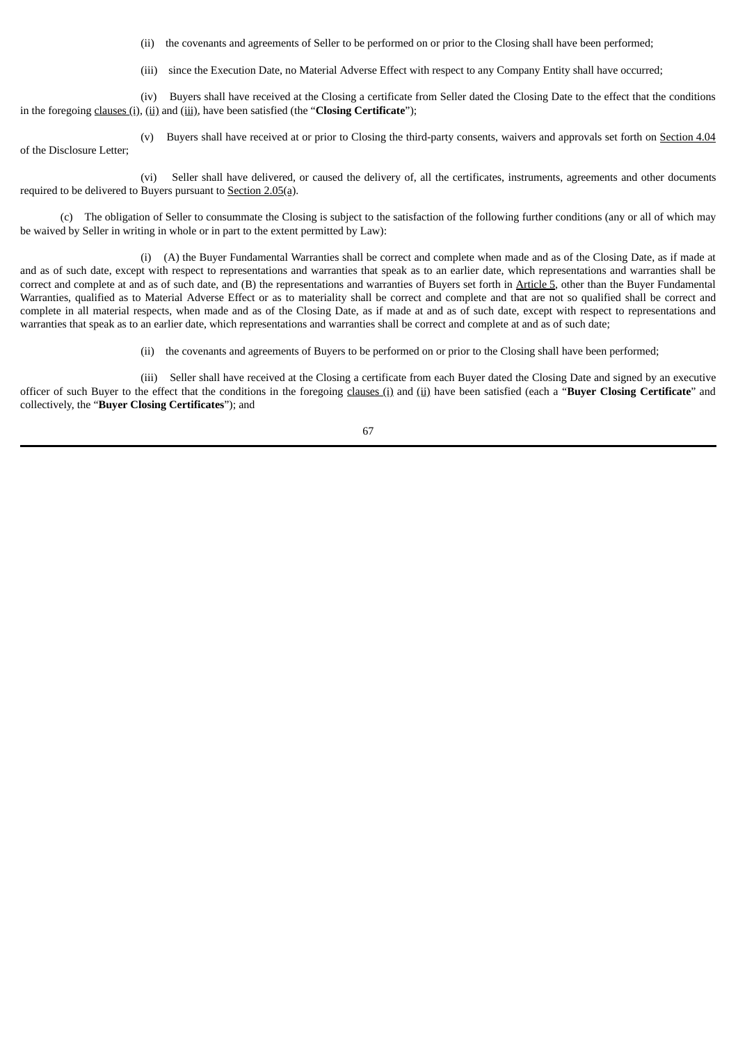(ii) the covenants and agreements of Seller to be performed on or prior to the Closing shall have been performed;

(iii) since the Execution Date, no Material Adverse Effect with respect to any Company Entity shall have occurred;

(iv) Buyers shall have received at the Closing a certificate from Seller dated the Closing Date to the effect that the conditions in the foregoing clauses (i), (ii) and (iii), have been satisfied (the "**Closing Certificate**");

(v) Buyers shall have received at or prior to Closing the third-party consents, waivers and approvals set forth on Section 4.04 of the Disclosure Letter;

(vi) Seller shall have delivered, or caused the delivery of, all the certificates, instruments, agreements and other documents required to be delivered to Buyers pursuant to Section 2.05(a).

(c) The obligation of Seller to consummate the Closing is subject to the satisfaction of the following further conditions (any or all of which may be waived by Seller in writing in whole or in part to the extent permitted by Law):

(i) (A) the Buyer Fundamental Warranties shall be correct and complete when made and as of the Closing Date, as if made at and as of such date, except with respect to representations and warranties that speak as to an earlier date, which representations and warranties shall be correct and complete at and as of such date, and (B) the representations and warranties of Buyers set forth in Article 5, other than the Buyer Fundamental Warranties, qualified as to Material Adverse Effect or as to materiality shall be correct and complete and that are not so qualified shall be correct and complete in all material respects, when made and as of the Closing Date, as if made at and as of such date, except with respect to representations and warranties that speak as to an earlier date, which representations and warranties shall be correct and complete at and as of such date;

(ii) the covenants and agreements of Buyers to be performed on or prior to the Closing shall have been performed;

(iii) Seller shall have received at the Closing a certificate from each Buyer dated the Closing Date and signed by an executive officer of such Buyer to the effect that the conditions in the foregoing clauses (i) and (ii) have been satisfied (each a "**Buyer Closing Certificate**" and collectively, the "**Buyer Closing Certificates**"); and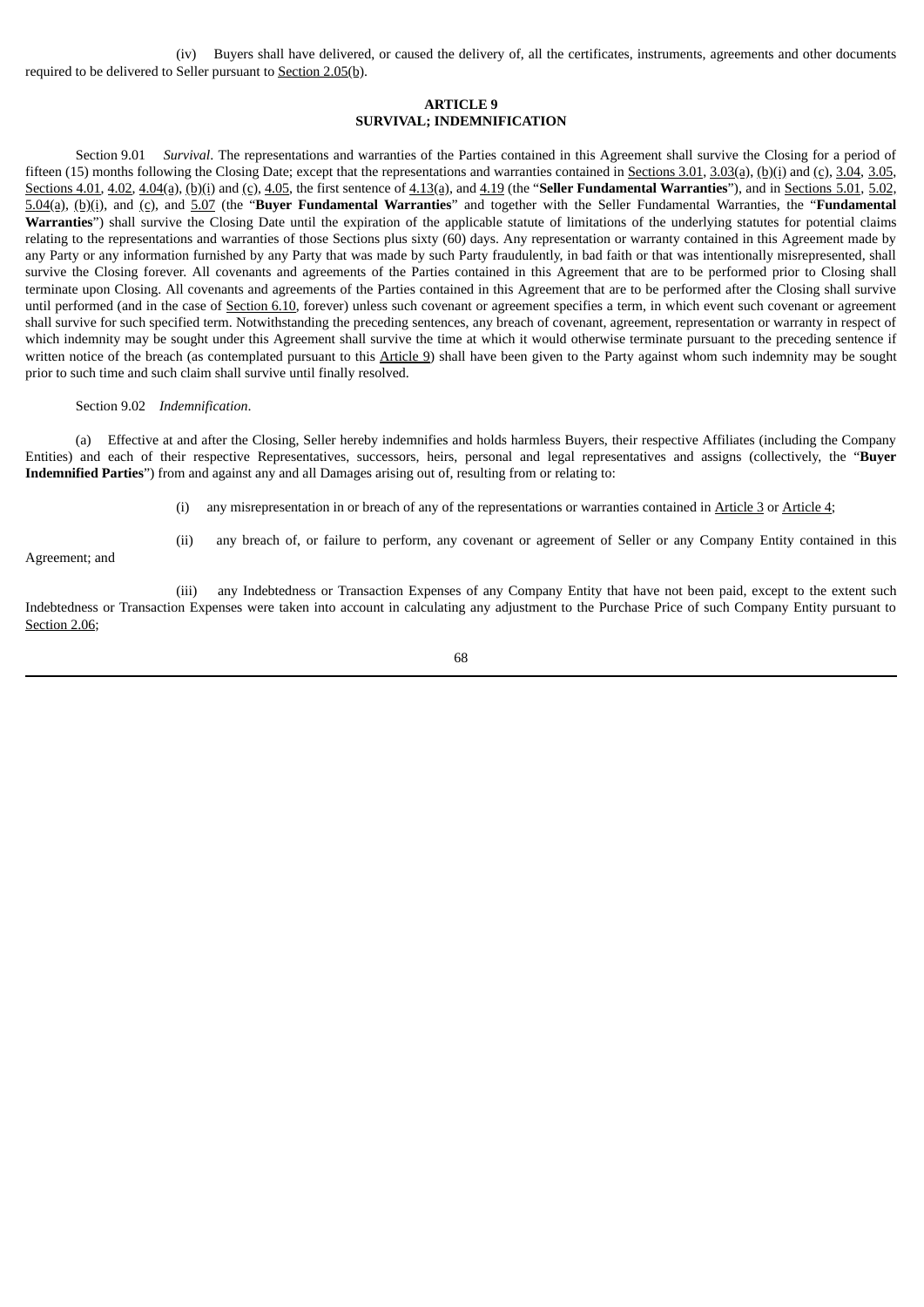(iv) Buyers shall have delivered, or caused the delivery of, all the certificates, instruments, agreements and other documents required to be delivered to Seller pursuant to Section 2.05(b).

## ARTICLE 9
## SURVIVAL; INDEMNIFICATION

Section 9.01 *Survival*. The representations and warranties of the Parties contained in this Agreement shall survive the Closing for a period of fifteen (15) months following the Closing Date; except that the representations and warranties contained in Sections 3.01, 3.03(a), (b)(i) and (c), 3.04, 3.05, Sections 4.01, 4.02, 4.04(a), (b)(i) and (c), 4.05, the first sentence of 4.13(a), and 4.19 (the "**Seller Fundamental Warranties**"), and in Sections 5.01, 5.02, 5.04(a), (b)(i), and (c), and 5.07 (the "**Buyer Fundamental Warranties**" and together with the Seller Fundamental Warranties, the "**Fundamental Warranties**") shall survive the Closing Date until the expiration of the applicable statute of limitations of the underlying statutes for potential claims relating to the representations and warranties of those Sections plus sixty (60) days. Any representation or warranty contained in this Agreement made by any Party or any information furnished by any Party that was made by such Party fraudulently, in bad faith or that was intentionally misrepresented, shall survive the Closing forever. All covenants and agreements of the Parties contained in this Agreement that are to be performed prior to Closing shall terminate upon Closing. All covenants and agreements of the Parties contained in this Agreement that are to be performed after the Closing shall survive until performed (and in the case of Section 6.10, forever) unless such covenant or agreement specifies a term, in which event such covenant or agreement shall survive for such specified term. Notwithstanding the preceding sentences, any breach of covenant, agreement, representation or warranty in respect of which indemnity may be sought under this Agreement shall survive the time at which it would otherwise terminate pursuant to the preceding sentence if written notice of the breach (as contemplated pursuant to this Article 9) shall have been given to the Party against whom such indemnity may be sought prior to such time and such claim shall survive until finally resolved.

Section 9.02 *Indemnification*.

(a) Effective at and after the Closing, Seller hereby indemnifies and holds harmless Buyers, their respective Affiliates (including the Company Entities) and each of their respective Representatives, successors, heirs, personal and legal representatives and assigns (collectively, the "**Buyer Indemnified Parties**") from and against any and all Damages arising out of, resulting from or relating to:

(i) any misrepresentation in or breach of any of the representations or warranties contained in Article 3 or Article 4;

(ii) any breach of, or failure to perform, any covenant or agreement of Seller or any Company Entity contained in this Agreement; and

(iii) any Indebtedness or Transaction Expenses of any Company Entity that have not been paid, except to the extent such Indebtedness or Transaction Expenses were taken into account in calculating any adjustment to the Purchase Price of such Company Entity pursuant to Section 2.06;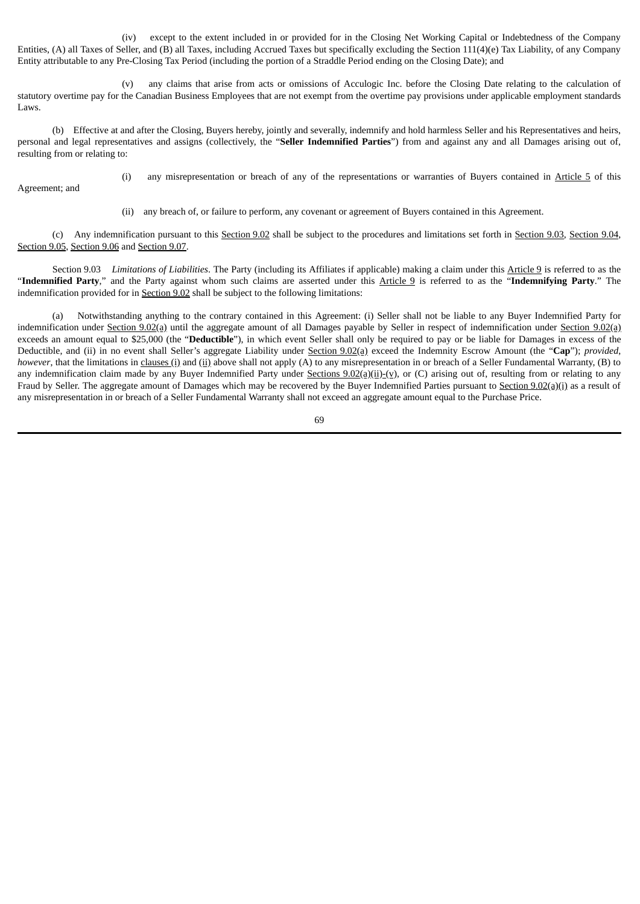(iv) except to the extent included in or provided for in the Closing Net Working Capital or Indebtedness of the Company Entities, (A) all Taxes of Seller, and (B) all Taxes, including Accrued Taxes but specifically excluding the Section 111(4)(e) Tax Liability, of any Company Entity attributable to any Pre-Closing Tax Period (including the portion of a Straddle Period ending on the Closing Date); and

(v) any claims that arise from acts or omissions of Acculogic Inc. before the Closing Date relating to the calculation of statutory overtime pay for the Canadian Business Employees that are not exempt from the overtime pay provisions under applicable employment standards Laws.

(b) Effective at and after the Closing, Buyers hereby, jointly and severally, indemnify and hold harmless Seller and his Representatives and heirs, personal and legal representatives and assigns (collectively, the "**Seller Indemnified Parties**") from and against any and all Damages arising out of, resulting from or relating to:

(i) any misrepresentation or breach of any of the representations or warranties of Buyers contained in Article 5 of this Agreement; and

(ii) any breach of, or failure to perform, any covenant or agreement of Buyers contained in this Agreement.

(c) Any indemnification pursuant to this Section 9.02 shall be subject to the procedures and limitations set forth in Section 9.03, Section 9.04, Section 9.05, Section 9.06 and Section 9.07.

Section 9.03 *Limitations of Liabilities*. The Party (including its Affiliates if applicable) making a claim under this Article 9 is referred to as the "**Indemnified Party**," and the Party against whom such claims are asserted under this Article 9 is referred to as the "**Indemnifying Party**." The indemnification provided for in Section 9.02 shall be subject to the following limitations:

(a) Notwithstanding anything to the contrary contained in this Agreement: (i) Seller shall not be liable to any Buyer Indemnified Party for indemnification under Section 9.02(a) until the aggregate amount of all Damages payable by Seller in respect of indemnification under Section 9.02(a) exceeds an amount equal to $25,000 (the "**Deductible**"), in which event Seller shall only be required to pay or be liable for Damages in excess of the Deductible, and (ii) in no event shall Seller's aggregate Liability under Section 9.02(a) exceed the Indemnity Escrow Amount (the "**Cap**"); *provided, however*, that the limitations in clauses (i) and (ii) above shall not apply (A) to any misrepresentation in or breach of a Seller Fundamental Warranty, (B) to any indemnification claim made by any Buyer Indemnified Party under Sections 9.02(a)(ii)-(v), or (C) arising out of, resulting from or relating to any Fraud by Seller. The aggregate amount of Damages which may be recovered by the Buyer Indemnified Parties pursuant to Section 9.02(a)(i) as a result of any misrepresentation in or breach of a Seller Fundamental Warranty shall not exceed an aggregate amount equal to the Purchase Price.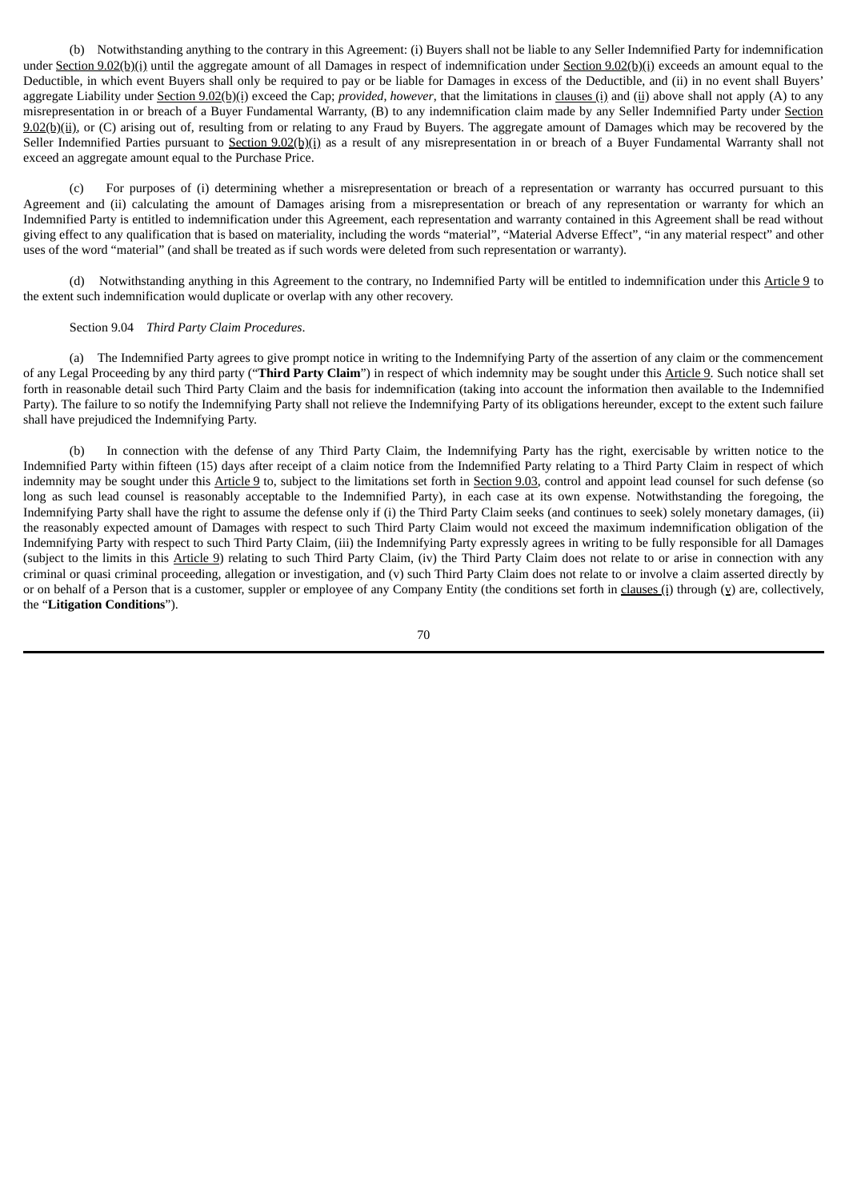(b) Notwithstanding anything to the contrary in this Agreement: (i) Buyers shall not be liable to any Seller Indemnified Party for indemnification under Section 9.02(b)(i) until the aggregate amount of all Damages in respect of indemnification under Section 9.02(b)(i) exceeds an amount equal to the Deductible, in which event Buyers shall only be required to pay or be liable for Damages in excess of the Deductible, and (ii) in no event shall Buyers' aggregate Liability under Section 9.02(b)(i) exceed the Cap; *provided*, *however*, that the limitations in clauses (i) and (ii) above shall not apply (A) to any misrepresentation in or breach of a Buyer Fundamental Warranty, (B) to any indemnification claim made by any Seller Indemnified Party under Section 9.02(b)(ii), or (C) arising out of, resulting from or relating to any Fraud by Buyers. The aggregate amount of Damages which may be recovered by the Seller Indemnified Parties pursuant to Section 9.02(b)(i) as a result of any misrepresentation in or breach of a Buyer Fundamental Warranty shall not exceed an aggregate amount equal to the Purchase Price.

(c) For purposes of (i) determining whether a misrepresentation or breach of a representation or warranty has occurred pursuant to this Agreement and (ii) calculating the amount of Damages arising from a misrepresentation or breach of any representation or warranty for which an Indemnified Party is entitled to indemnification under this Agreement, each representation and warranty contained in this Agreement shall be read without giving effect to any qualification that is based on materiality, including the words "material", "Material Adverse Effect", "in any material respect" and other uses of the word "material" (and shall be treated as if such words were deleted from such representation or warranty).

(d) Notwithstanding anything in this Agreement to the contrary, no Indemnified Party will be entitled to indemnification under this Article 9 to the extent such indemnification would duplicate or overlap with any other recovery.

Section 9.04 *Third Party Claim Procedures*.

(a) The Indemnified Party agrees to give prompt notice in writing to the Indemnifying Party of the assertion of any claim or the commencement of any Legal Proceeding by any third party ("**Third Party Claim**") in respect of which indemnity may be sought under this Article 9. Such notice shall set forth in reasonable detail such Third Party Claim and the basis for indemnification (taking into account the information then available to the Indemnified Party). The failure to so notify the Indemnifying Party shall not relieve the Indemnifying Party of its obligations hereunder, except to the extent such failure shall have prejudiced the Indemnifying Party.

(b) In connection with the defense of any Third Party Claim, the Indemnifying Party has the right, exercisable by written notice to the Indemnified Party within fifteen (15) days after receipt of a claim notice from the Indemnified Party relating to a Third Party Claim in respect of which indemnity may be sought under this Article 9 to, subject to the limitations set forth in Section 9.03, control and appoint lead counsel for such defense (so long as such lead counsel is reasonably acceptable to the Indemnified Party), in each case at its own expense. Notwithstanding the foregoing, the Indemnifying Party shall have the right to assume the defense only if (i) the Third Party Claim seeks (and continues to seek) solely monetary damages, (ii) the reasonably expected amount of Damages with respect to such Third Party Claim would not exceed the maximum indemnification obligation of the Indemnifying Party with respect to such Third Party Claim, (iii) the Indemnifying Party expressly agrees in writing to be fully responsible for all Damages (subject to the limits in this Article 9) relating to such Third Party Claim, (iv) the Third Party Claim does not relate to or arise in connection with any criminal or quasi criminal proceeding, allegation or investigation, and (v) such Third Party Claim does not relate to or involve a claim asserted directly by or on behalf of a Person that is a customer, suppler or employee of any Company Entity (the conditions set forth in clauses (i) through (v) are, collectively, the "**Litigation Conditions**").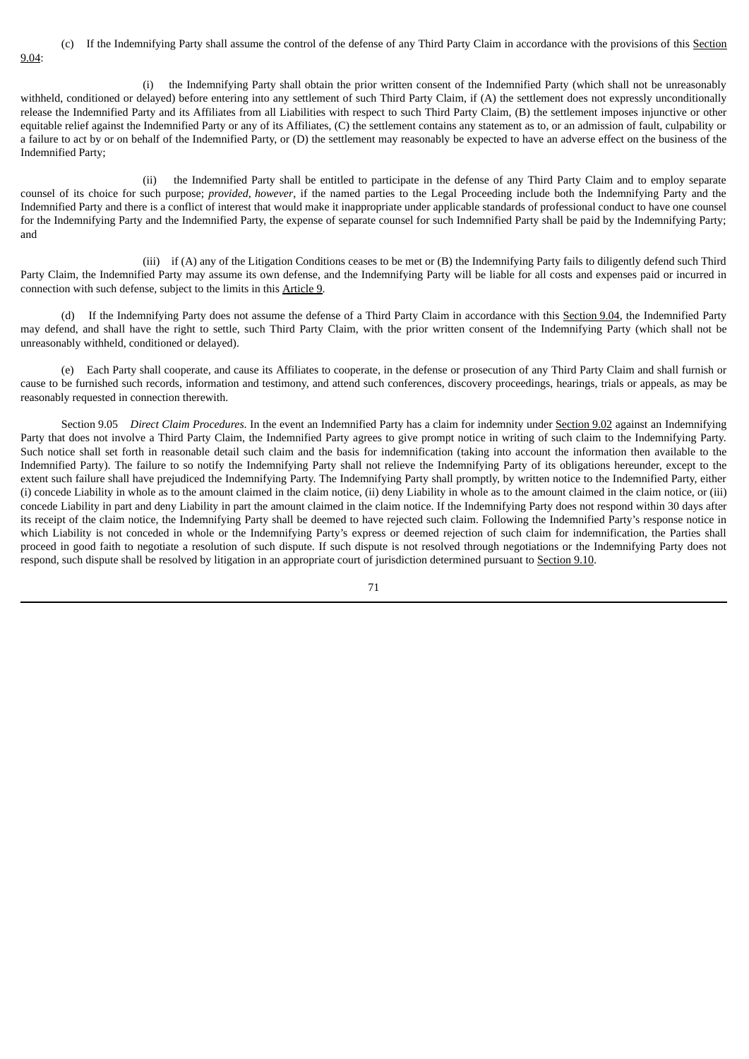(c) If the Indemnifying Party shall assume the control of the defense of any Third Party Claim in accordance with the provisions of this Section 9.04:

(i) the Indemnifying Party shall obtain the prior written consent of the Indemnified Party (which shall not be unreasonably withheld, conditioned or delayed) before entering into any settlement of such Third Party Claim, if (A) the settlement does not expressly unconditionally release the Indemnified Party and its Affiliates from all Liabilities with respect to such Third Party Claim, (B) the settlement imposes injunctive or other equitable relief against the Indemnified Party or any of its Affiliates, (C) the settlement contains any statement as to, or an admission of fault, culpability or a failure to act by or on behalf of the Indemnified Party, or (D) the settlement may reasonably be expected to have an adverse effect on the business of the Indemnified Party;

(ii) the Indemnified Party shall be entitled to participate in the defense of any Third Party Claim and to employ separate counsel of its choice for such purpose; *provided*, *however*, if the named parties to the Legal Proceeding include both the Indemnifying Party and the Indemnified Party and there is a conflict of interest that would make it inappropriate under applicable standards of professional conduct to have one counsel for the Indemnifying Party and the Indemnified Party, the expense of separate counsel for such Indemnified Party shall be paid by the Indemnifying Party; and

(iii) if (A) any of the Litigation Conditions ceases to be met or (B) the Indemnifying Party fails to diligently defend such Third Party Claim, the Indemnified Party may assume its own defense, and the Indemnifying Party will be liable for all costs and expenses paid or incurred in connection with such defense, subject to the limits in this Article 9.

(d) If the Indemnifying Party does not assume the defense of a Third Party Claim in accordance with this Section 9.04, the Indemnified Party may defend, and shall have the right to settle, such Third Party Claim, with the prior written consent of the Indemnifying Party (which shall not be unreasonably withheld, conditioned or delayed).

(e) Each Party shall cooperate, and cause its Affiliates to cooperate, in the defense or prosecution of any Third Party Claim and shall furnish or cause to be furnished such records, information and testimony, and attend such conferences, discovery proceedings, hearings, trials or appeals, as may be reasonably requested in connection therewith.

Section 9.05 *Direct Claim Procedures*. In the event an Indemnified Party has a claim for indemnity under Section 9.02 against an Indemnifying Party that does not involve a Third Party Claim, the Indemnified Party agrees to give prompt notice in writing of such claim to the Indemnifying Party. Such notice shall set forth in reasonable detail such claim and the basis for indemnification (taking into account the information then available to the Indemnified Party). The failure to so notify the Indemnifying Party shall not relieve the Indemnifying Party of its obligations hereunder, except to the extent such failure shall have prejudiced the Indemnifying Party. The Indemnifying Party shall promptly, by written notice to the Indemnified Party, either (i) concede Liability in whole as to the amount claimed in the claim notice, (ii) deny Liability in whole as to the amount claimed in the claim notice, or (iii) concede Liability in part and deny Liability in part the amount claimed in the claim notice. If the Indemnifying Party does not respond within 30 days after its receipt of the claim notice, the Indemnifying Party shall be deemed to have rejected such claim. Following the Indemnified Party's response notice in which Liability is not conceded in whole or the Indemnifying Party's express or deemed rejection of such claim for indemnification, the Parties shall proceed in good faith to negotiate a resolution of such dispute. If such dispute is not resolved through negotiations or the Indemnifying Party does not respond, such dispute shall be resolved by litigation in an appropriate court of jurisdiction determined pursuant to Section 9.10.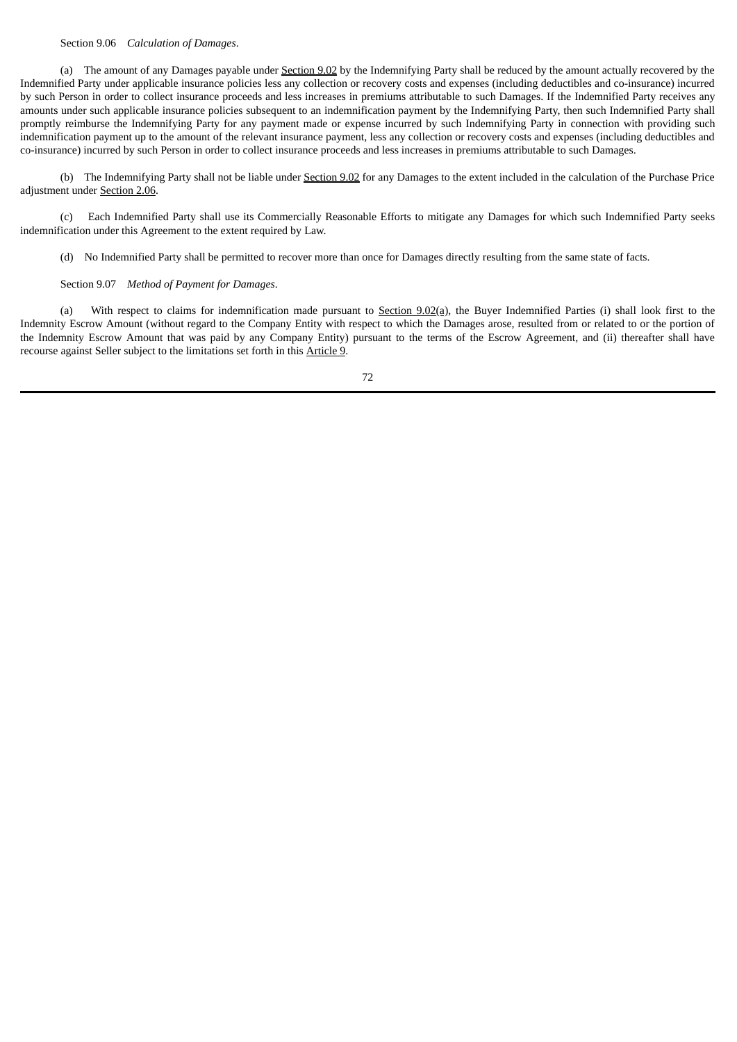Section 9.06 *Calculation of Damages*.

(a) The amount of any Damages payable under Section 9.02 by the Indemnifying Party shall be reduced by the amount actually recovered by the Indemnified Party under applicable insurance policies less any collection or recovery costs and expenses (including deductibles and co-insurance) incurred by such Person in order to collect insurance proceeds and less increases in premiums attributable to such Damages. If the Indemnified Party receives any amounts under such applicable insurance policies subsequent to an indemnification payment by the Indemnifying Party, then such Indemnified Party shall promptly reimburse the Indemnifying Party for any payment made or expense incurred by such Indemnifying Party in connection with providing such indemnification payment up to the amount of the relevant insurance payment, less any collection or recovery costs and expenses (including deductibles and co-insurance) incurred by such Person in order to collect insurance proceeds and less increases in premiums attributable to such Damages.

(b) The Indemnifying Party shall not be liable under Section 9.02 for any Damages to the extent included in the calculation of the Purchase Price adjustment under Section 2.06.

(c) Each Indemnified Party shall use its Commercially Reasonable Efforts to mitigate any Damages for which such Indemnified Party seeks indemnification under this Agreement to the extent required by Law.

(d) No Indemnified Party shall be permitted to recover more than once for Damages directly resulting from the same state of facts.

Section 9.07 *Method of Payment for Damages*.

(a) With respect to claims for indemnification made pursuant to Section 9.02(a), the Buyer Indemnified Parties (i) shall look first to the Indemnity Escrow Amount (without regard to the Company Entity with respect to which the Damages arose, resulted from or related to or the portion of the Indemnity Escrow Amount that was paid by any Company Entity) pursuant to the terms of the Escrow Agreement, and (ii) thereafter shall have recourse against Seller subject to the limitations set forth in this Article 9.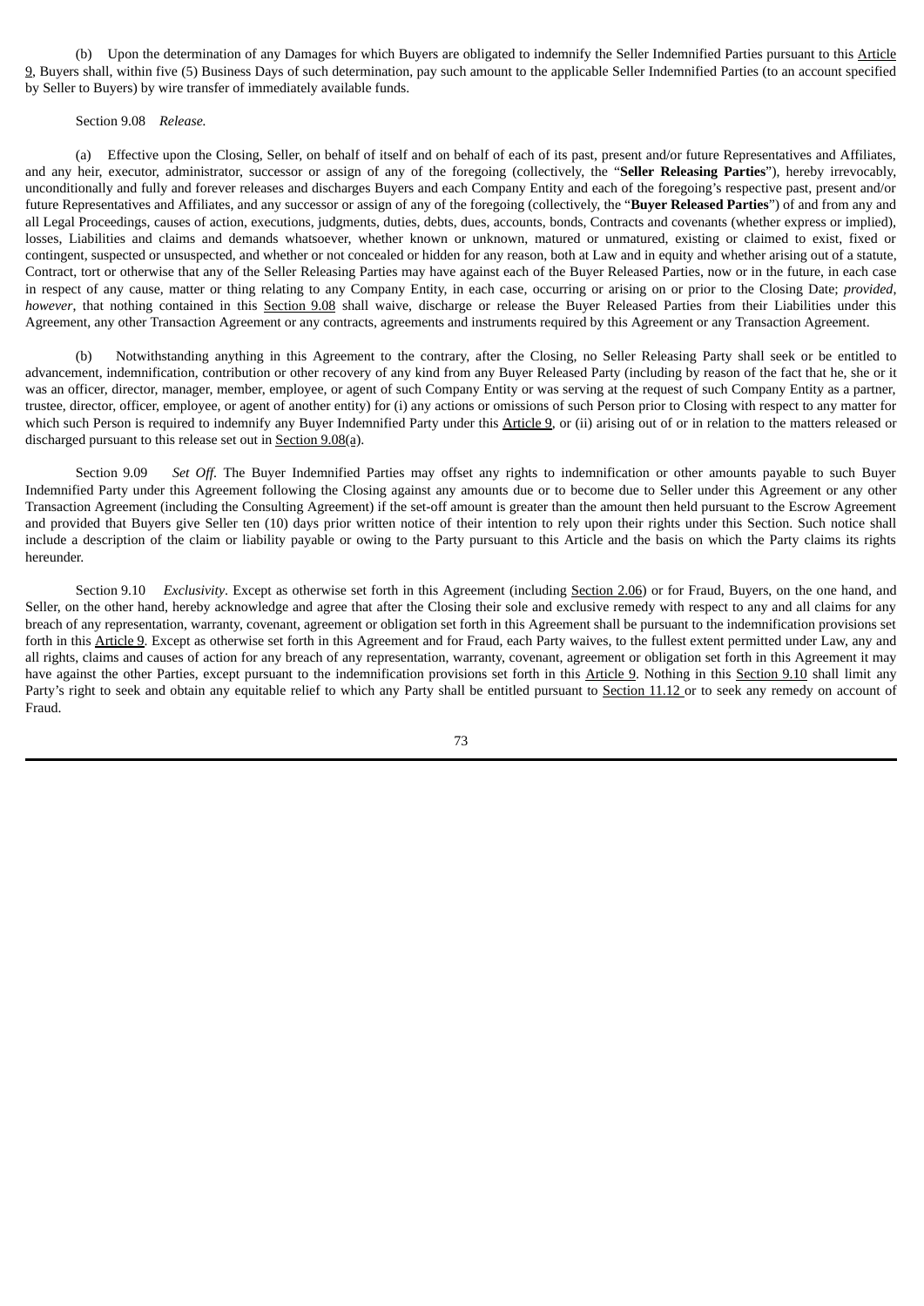(b) Upon the determination of any Damages for which Buyers are obligated to indemnify the Seller Indemnified Parties pursuant to this Article 9, Buyers shall, within five (5) Business Days of such determination, pay such amount to the applicable Seller Indemnified Parties (to an account specified by Seller to Buyers) by wire transfer of immediately available funds.

Section 9.08 *Release.*

(a) Effective upon the Closing, Seller, on behalf of itself and on behalf of each of its past, present and/or future Representatives and Affiliates, and any heir, executor, administrator, successor or assign of any of the foregoing (collectively, the "**Seller Releasing Parties**"), hereby irrevocably, unconditionally and fully and forever releases and discharges Buyers and each Company Entity and each of the foregoing's respective past, present and/or future Representatives and Affiliates, and any successor or assign of any of the foregoing (collectively, the "**Buyer Released Parties**") of and from any and all Legal Proceedings, causes of action, executions, judgments, duties, debts, dues, accounts, bonds, Contracts and covenants (whether express or implied), losses, Liabilities and claims and demands whatsoever, whether known or unknown, matured or unmatured, existing or claimed to exist, fixed or contingent, suspected or unsuspected, and whether or not concealed or hidden for any reason, both at Law and in equity and whether arising out of a statute, Contract, tort or otherwise that any of the Seller Releasing Parties may have against each of the Buyer Released Parties, now or in the future, in each case in respect of any cause, matter or thing relating to any Company Entity, in each case, occurring or arising on or prior to the Closing Date; *provided*, *however*, that nothing contained in this Section 9.08 shall waive, discharge or release the Buyer Released Parties from their Liabilities under this Agreement, any other Transaction Agreement or any contracts, agreements and instruments required by this Agreement or any Transaction Agreement.

(b) Notwithstanding anything in this Agreement to the contrary, after the Closing, no Seller Releasing Party shall seek or be entitled to advancement, indemnification, contribution or other recovery of any kind from any Buyer Released Party (including by reason of the fact that he, she or it was an officer, director, manager, member, employee, or agent of such Company Entity or was serving at the request of such Company Entity as a partner, trustee, director, officer, employee, or agent of another entity) for (i) any actions or omissions of such Person prior to Closing with respect to any matter for which such Person is required to indemnify any Buyer Indemnified Party under this Article 9, or (ii) arising out of or in relation to the matters released or discharged pursuant to this release set out in Section 9.08(a).

Section 9.09 *Set Off*. The Buyer Indemnified Parties may offset any rights to indemnification or other amounts payable to such Buyer Indemnified Party under this Agreement following the Closing against any amounts due or to become due to Seller under this Agreement or any other Transaction Agreement (including the Consulting Agreement) if the set-off amount is greater than the amount then held pursuant to the Escrow Agreement and provided that Buyers give Seller ten (10) days prior written notice of their intention to rely upon their rights under this Section. Such notice shall include a description of the claim or liability payable or owing to the Party pursuant to this Article and the basis on which the Party claims its rights hereunder.

Section 9.10 *Exclusivity*. Except as otherwise set forth in this Agreement (including Section 2.06) or for Fraud, Buyers, on the one hand, and Seller, on the other hand, hereby acknowledge and agree that after the Closing their sole and exclusive remedy with respect to any and all claims for any breach of any representation, warranty, covenant, agreement or obligation set forth in this Agreement shall be pursuant to the indemnification provisions set forth in this Article 9. Except as otherwise set forth in this Agreement and for Fraud, each Party waives, to the fullest extent permitted under Law, any and all rights, claims and causes of action for any breach of any representation, warranty, covenant, agreement or obligation set forth in this Agreement it may have against the other Parties, except pursuant to the indemnification provisions set forth in this Article 9. Nothing in this Section 9.10 shall limit any Party's right to seek and obtain any equitable relief to which any Party shall be entitled pursuant to Section 11.12 or to seek any remedy on account of Fraud.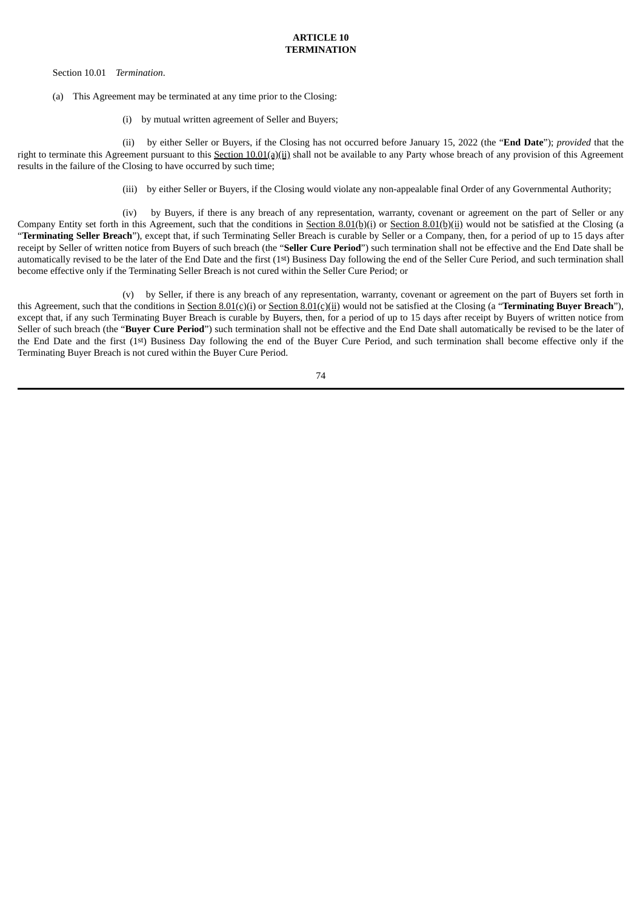# ARTICLE 10
# TERMINATION

Section 10.01 *Termination*.

(a) This Agreement may be terminated at any time prior to the Closing:

(i) by mutual written agreement of Seller and Buyers;

(ii) by either Seller or Buyers, if the Closing has not occurred before January 15, 2022 (the "**End Date**"); *provided* that the right to terminate this Agreement pursuant to this Section 10.01(a)(ii) shall not be available to any Party whose breach of any provision of this Agreement results in the failure of the Closing to have occurred by such time;

(iii) by either Seller or Buyers, if the Closing would violate any non-appealable final Order of any Governmental Authority;

(iv) by Buyers, if there is any breach of any representation, warranty, covenant or agreement on the part of Seller or any Company Entity set forth in this Agreement, such that the conditions in Section 8.01(b)(i) or Section 8.01(b)(ii) would not be satisfied at the Closing (a "**Terminating Seller Breach**"), except that, if such Terminating Seller Breach is curable by Seller or a Company, then, for a period of up to 15 days after receipt by Seller of written notice from Buyers of such breach (the "**Seller Cure Period**") such termination shall not be effective and the End Date shall be automatically revised to be the later of the End Date and the first (1st) Business Day following the end of the Seller Cure Period, and such termination shall become effective only if the Terminating Seller Breach is not cured within the Seller Cure Period; or

(v) by Seller, if there is any breach of any representation, warranty, covenant or agreement on the part of Buyers set forth in this Agreement, such that the conditions in Section 8.01(c)(i) or Section 8.01(c)(ii) would not be satisfied at the Closing (a "**Terminating Buyer Breach**"), except that, if any such Terminating Buyer Breach is curable by Buyers, then, for a period of up to 15 days after receipt by Buyers of written notice from Seller of such breach (the "**Buyer Cure Period**") such termination shall not be effective and the End Date shall automatically be revised to be the later of the End Date and the first (1st) Business Day following the end of the Buyer Cure Period, and such termination shall become effective only if the Terminating Buyer Breach is not cured within the Buyer Cure Period.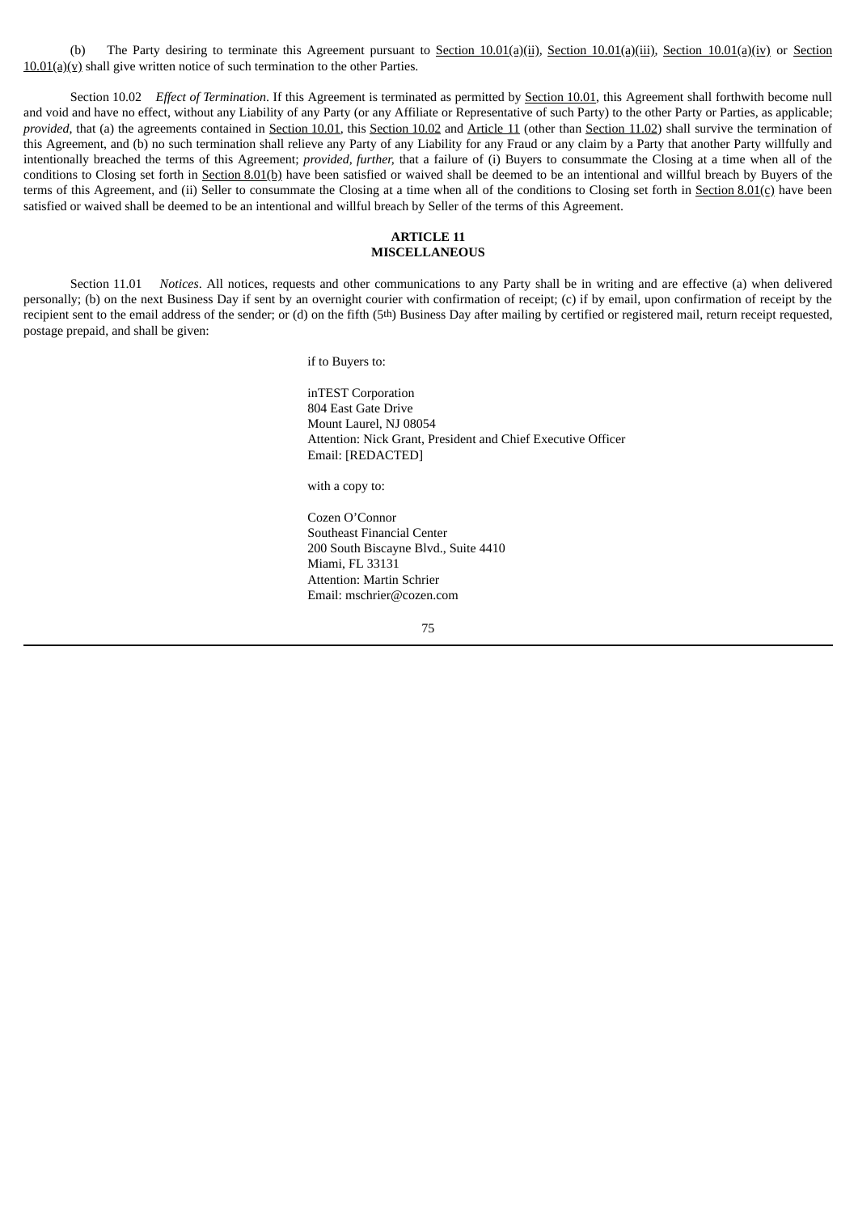(b) The Party desiring to terminate this Agreement pursuant to Section 10.01(a)(ii), Section 10.01(a)(iii), Section 10.01(a)(iv) or Section 10.01(a)(v) shall give written notice of such termination to the other Parties.

Section 10.02 *Effect of Termination*. If this Agreement is terminated as permitted by Section 10.01, this Agreement shall forthwith become null and void and have no effect, without any Liability of any Party (or any Affiliate or Representative of such Party) to the other Party or Parties, as applicable; *provided*, that (a) the agreements contained in Section 10.01, this Section 10.02 and Article 11 (other than Section 11.02) shall survive the termination of this Agreement, and (b) no such termination shall relieve any Party of any Liability for any Fraud or any claim by a Party that another Party willfully and intentionally breached the terms of this Agreement; *provided, further,* that a failure of (i) Buyers to consummate the Closing at a time when all of the conditions to Closing set forth in Section 8.01(b) have been satisfied or waived shall be deemed to be an intentional and willful breach by Buyers of the terms of this Agreement, and (ii) Seller to consummate the Closing at a time when all of the conditions to Closing set forth in Section 8.01(c) have been satisfied or waived shall be deemed to be an intentional and willful breach by Seller of the terms of this Agreement.

**ARTICLE 11**
**MISCELLANEOUS**

Section 11.01 *Notices*. All notices, requests and other communications to any Party shall be in writing and are effective (a) when delivered personally; (b) on the next Business Day if sent by an overnight courier with confirmation of receipt; (c) if by email, upon confirmation of receipt by the recipient sent to the email address of the sender; or (d) on the fifth (5th) Business Day after mailing by certified or registered mail, return receipt requested, postage prepaid, and shall be given:

if to Buyers to:

inTEST Corporation
804 East Gate Drive
Mount Laurel, NJ 08054
Attention: Nick Grant, President and Chief Executive Officer
Email: [REDACTED]

with a copy to:

Cozen O'Connor
Southeast Financial Center
200 South Biscayne Blvd., Suite 4410
Miami, FL 33131
Attention: Martin Schrier
Email: mschrier@cozen.com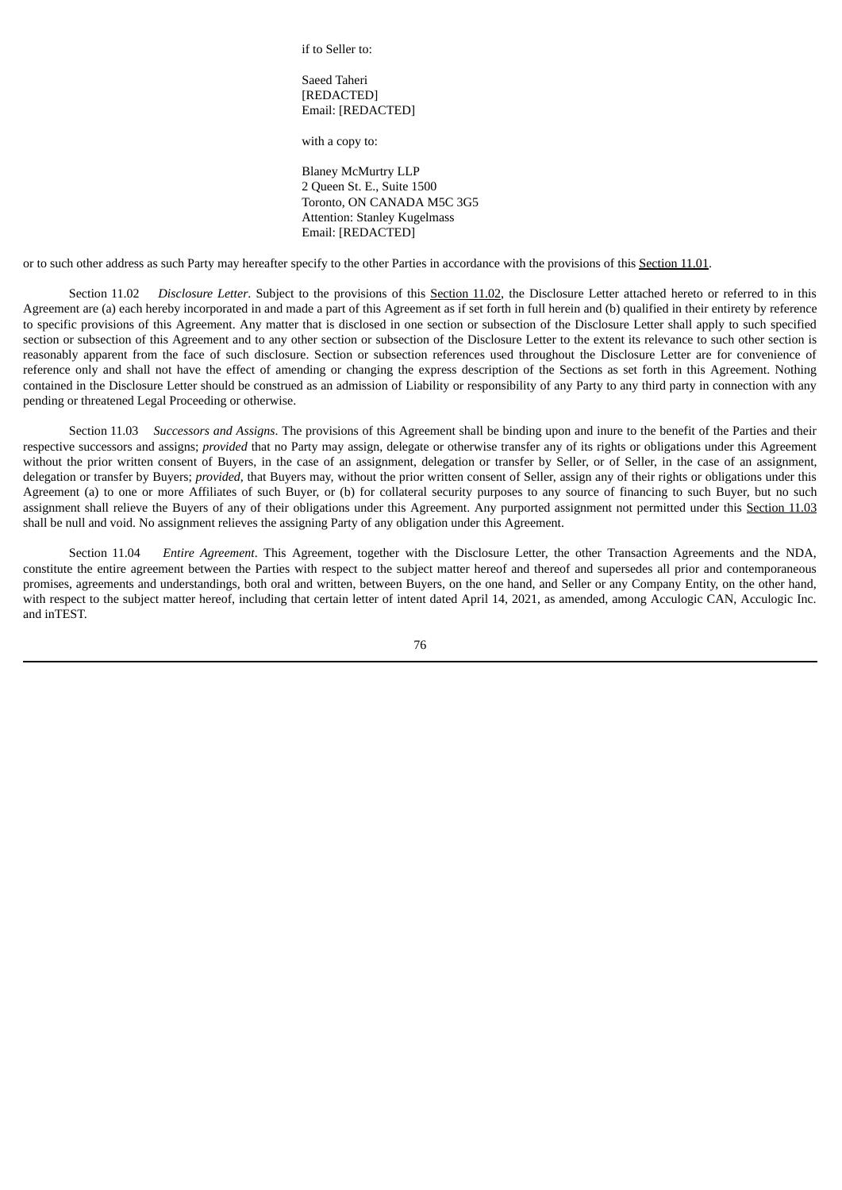if to Seller to:

Saeed Taheri
[REDACTED]
Email: [REDACTED]

with a copy to:

Blaney McMurtry LLP
2 Queen St. E., Suite 1500
Toronto, ON CANADA M5C 3G5
Attention: Stanley Kugelmass
Email: [REDACTED]

or to such other address as such Party may hereafter specify to the other Parties in accordance with the provisions of this Section 11.01.

Section 11.02 *Disclosure Letter*. Subject to the provisions of this Section 11.02, the Disclosure Letter attached hereto or referred to in this Agreement are (a) each hereby incorporated in and made a part of this Agreement as if set forth in full herein and (b) qualified in their entirety by reference to specific provisions of this Agreement. Any matter that is disclosed in one section or subsection of the Disclosure Letter shall apply to such specified section or subsection of this Agreement and to any other section or subsection of the Disclosure Letter to the extent its relevance to such other section is reasonably apparent from the face of such disclosure. Section or subsection references used throughout the Disclosure Letter are for convenience of reference only and shall not have the effect of amending or changing the express description of the Sections as set forth in this Agreement. Nothing contained in the Disclosure Letter should be construed as an admission of Liability or responsibility of any Party to any third party in connection with any pending or threatened Legal Proceeding or otherwise.

Section 11.03 *Successors and Assigns*. The provisions of this Agreement shall be binding upon and inure to the benefit of the Parties and their respective successors and assigns; *provided* that no Party may assign, delegate or otherwise transfer any of its rights or obligations under this Agreement without the prior written consent of Buyers, in the case of an assignment, delegation or transfer by Seller, or of Seller, in the case of an assignment, delegation or transfer by Buyers; *provided*, that Buyers may, without the prior written consent of Seller, assign any of their rights or obligations under this Agreement (a) to one or more Affiliates of such Buyer, or (b) for collateral security purposes to any source of financing to such Buyer, but no such assignment shall relieve the Buyers of any of their obligations under this Agreement. Any purported assignment not permitted under this Section 11.03 shall be null and void. No assignment relieves the assigning Party of any obligation under this Agreement.

Section 11.04 *Entire Agreement*. This Agreement, together with the Disclosure Letter, the other Transaction Agreements and the NDA, constitute the entire agreement between the Parties with respect to the subject matter hereof and thereof and supersedes all prior and contemporaneous promises, agreements and understandings, both oral and written, between Buyers, on the one hand, and Seller or any Company Entity, on the other hand, with respect to the subject matter hereof, including that certain letter of intent dated April 14, 2021, as amended, among Acculogic CAN, Acculogic Inc. and inTEST.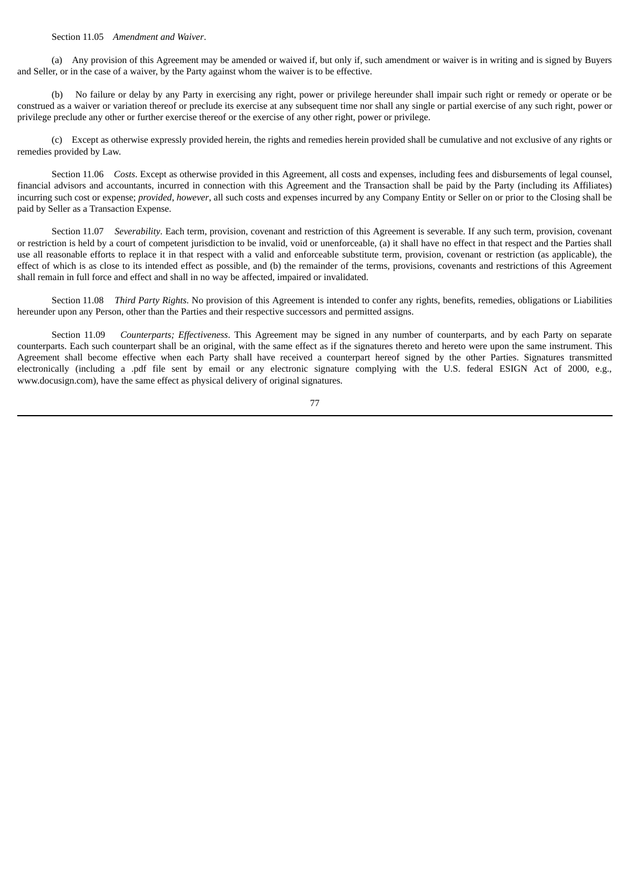Section 11.05 *Amendment and Waiver*.

(a) Any provision of this Agreement may be amended or waived if, but only if, such amendment or waiver is in writing and is signed by Buyers and Seller, or in the case of a waiver, by the Party against whom the waiver is to be effective.

(b) No failure or delay by any Party in exercising any right, power or privilege hereunder shall impair such right or remedy or operate or be construed as a waiver or variation thereof or preclude its exercise at any subsequent time nor shall any single or partial exercise of any such right, power or privilege preclude any other or further exercise thereof or the exercise of any other right, power or privilege.

(c) Except as otherwise expressly provided herein, the rights and remedies herein provided shall be cumulative and not exclusive of any rights or remedies provided by Law.

Section 11.06 *Costs*. Except as otherwise provided in this Agreement, all costs and expenses, including fees and disbursements of legal counsel, financial advisors and accountants, incurred in connection with this Agreement and the Transaction shall be paid by the Party (including its Affiliates) incurring such cost or expense; *provided*, *however*, all such costs and expenses incurred by any Company Entity or Seller on or prior to the Closing shall be paid by Seller as a Transaction Expense.

Section 11.07 *Severability*. Each term, provision, covenant and restriction of this Agreement is severable. If any such term, provision, covenant or restriction is held by a court of competent jurisdiction to be invalid, void or unenforceable, (a) it shall have no effect in that respect and the Parties shall use all reasonable efforts to replace it in that respect with a valid and enforceable substitute term, provision, covenant or restriction (as applicable), the effect of which is as close to its intended effect as possible, and (b) the remainder of the terms, provisions, covenants and restrictions of this Agreement shall remain in full force and effect and shall in no way be affected, impaired or invalidated.

Section 11.08 *Third Party Rights*. No provision of this Agreement is intended to confer any rights, benefits, remedies, obligations or Liabilities hereunder upon any Person, other than the Parties and their respective successors and permitted assigns.

Section 11.09 *Counterparts; Effectiveness*. This Agreement may be signed in any number of counterparts, and by each Party on separate counterparts. Each such counterpart shall be an original, with the same effect as if the signatures thereto and hereto were upon the same instrument. This Agreement shall become effective when each Party shall have received a counterpart hereof signed by the other Parties. Signatures transmitted electronically (including a .pdf file sent by email or any electronic signature complying with the U.S. federal ESIGN Act of 2000, e.g., www.docusign.com), have the same effect as physical delivery of original signatures.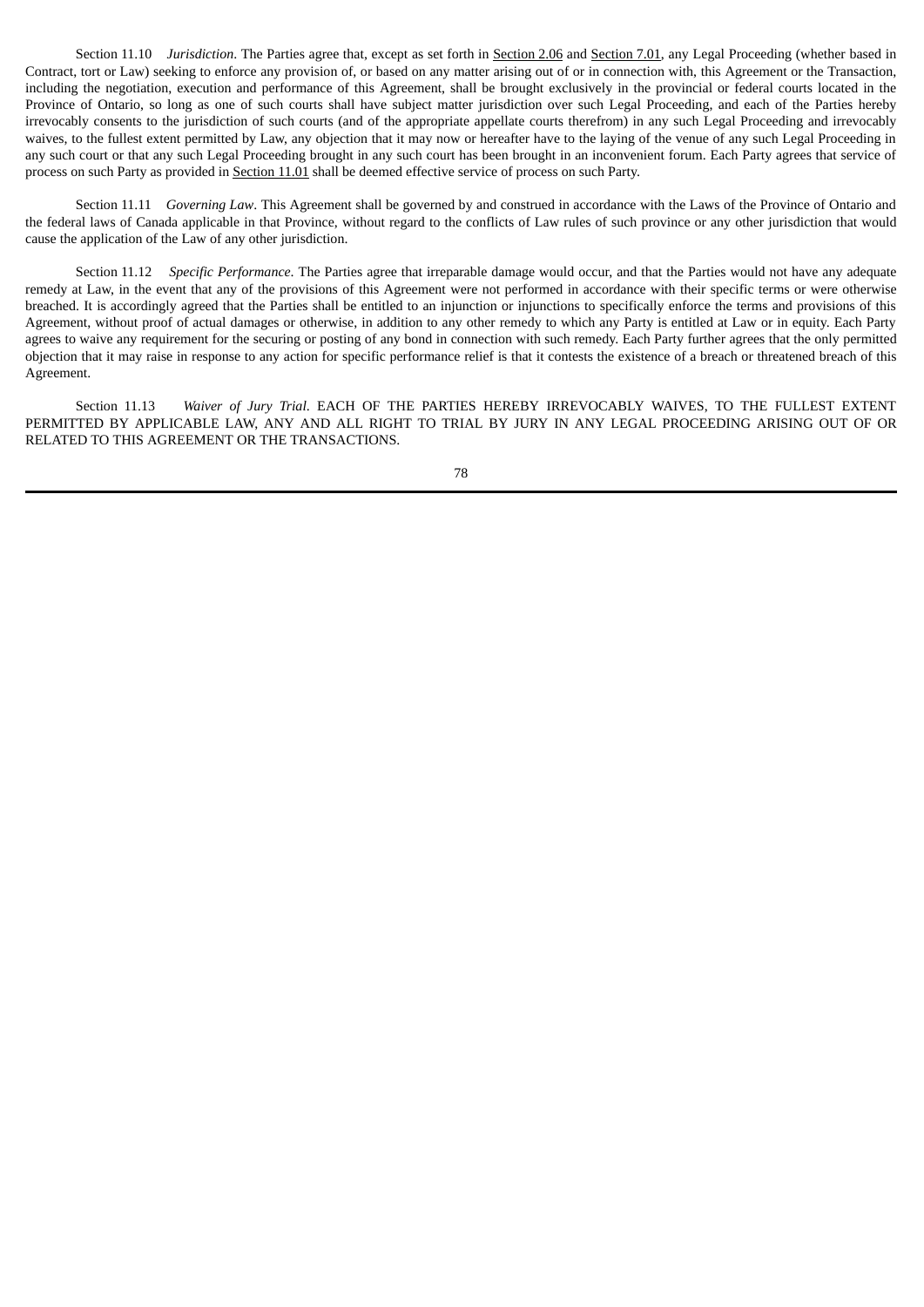Section 11.10 *Jurisdiction*. The Parties agree that, except as set forth in Section 2.06 and Section 7.01, any Legal Proceeding (whether based in Contract, tort or Law) seeking to enforce any provision of, or based on any matter arising out of or in connection with, this Agreement or the Transaction, including the negotiation, execution and performance of this Agreement, shall be brought exclusively in the provincial or federal courts located in the Province of Ontario, so long as one of such courts shall have subject matter jurisdiction over such Legal Proceeding, and each of the Parties hereby irrevocably consents to the jurisdiction of such courts (and of the appropriate appellate courts therefrom) in any such Legal Proceeding and irrevocably waives, to the fullest extent permitted by Law, any objection that it may now or hereafter have to the laying of the venue of any such Legal Proceeding in any such court or that any such Legal Proceeding brought in any such court has been brought in an inconvenient forum. Each Party agrees that service of process on such Party as provided in Section 11.01 shall be deemed effective service of process on such Party.

Section 11.11 *Governing Law*. This Agreement shall be governed by and construed in accordance with the Laws of the Province of Ontario and the federal laws of Canada applicable in that Province, without regard to the conflicts of Law rules of such province or any other jurisdiction that would cause the application of the Law of any other jurisdiction.

Section 11.12 *Specific Performance*. The Parties agree that irreparable damage would occur, and that the Parties would not have any adequate remedy at Law, in the event that any of the provisions of this Agreement were not performed in accordance with their specific terms or were otherwise breached. It is accordingly agreed that the Parties shall be entitled to an injunction or injunctions to specifically enforce the terms and provisions of this Agreement, without proof of actual damages or otherwise, in addition to any other remedy to which any Party is entitled at Law or in equity. Each Party agrees to waive any requirement for the securing or posting of any bond in connection with such remedy. Each Party further agrees that the only permitted objection that it may raise in response to any action for specific performance relief is that it contests the existence of a breach or threatened breach of this Agreement.

Section 11.13 *Waiver of Jury Trial*. EACH OF THE PARTIES HEREBY IRREVOCABLY WAIVES, TO THE FULLEST EXTENT PERMITTED BY APPLICABLE LAW, ANY AND ALL RIGHT TO TRIAL BY JURY IN ANY LEGAL PROCEEDING ARISING OUT OF OR RELATED TO THIS AGREEMENT OR THE TRANSACTIONS.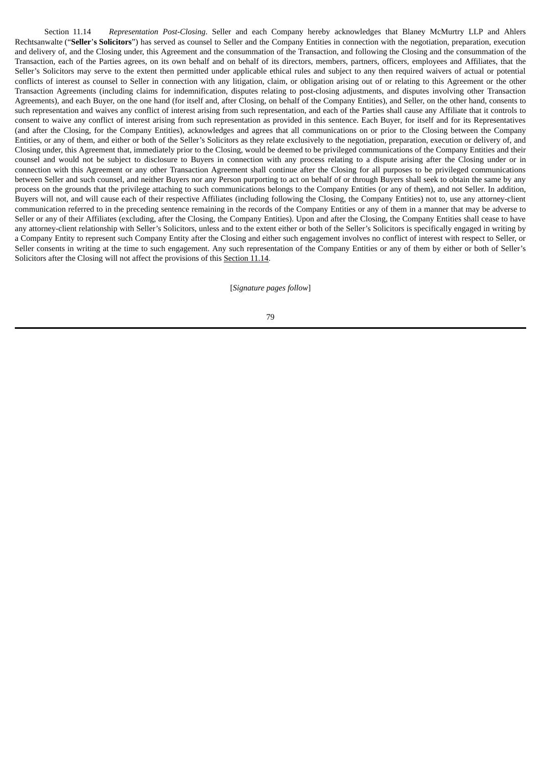Section 11.14 *Representation Post-Closing*. Seller and each Company hereby acknowledges that Blaney McMurtry LLP and Ahlers Rechtsanwalte ("**Seller's Solicitors**") has served as counsel to Seller and the Company Entities in connection with the negotiation, preparation, execution and delivery of, and the Closing under, this Agreement and the consummation of the Transaction, and following the Closing and the consummation of the Transaction, each of the Parties agrees, on its own behalf and on behalf of its directors, members, partners, officers, employees and Affiliates, that the Seller's Solicitors may serve to the extent then permitted under applicable ethical rules and subject to any then required waivers of actual or potential conflicts of interest as counsel to Seller in connection with any litigation, claim, or obligation arising out of or relating to this Agreement or the other Transaction Agreements (including claims for indemnification, disputes relating to post-closing adjustments, and disputes involving other Transaction Agreements), and each Buyer, on the one hand (for itself and, after Closing, on behalf of the Company Entities), and Seller, on the other hand, consents to such representation and waives any conflict of interest arising from such representation, and each of the Parties shall cause any Affiliate that it controls to consent to waive any conflict of interest arising from such representation as provided in this sentence. Each Buyer, for itself and for its Representatives (and after the Closing, for the Company Entities), acknowledges and agrees that all communications on or prior to the Closing between the Company Entities, or any of them, and either or both of the Seller's Solicitors as they relate exclusively to the negotiation, preparation, execution or delivery of, and Closing under, this Agreement that, immediately prior to the Closing, would be deemed to be privileged communications of the Company Entities and their counsel and would not be subject to disclosure to Buyers in connection with any process relating to a dispute arising after the Closing under or in connection with this Agreement or any other Transaction Agreement shall continue after the Closing for all purposes to be privileged communications between Seller and such counsel, and neither Buyers nor any Person purporting to act on behalf of or through Buyers shall seek to obtain the same by any process on the grounds that the privilege attaching to such communications belongs to the Company Entities (or any of them), and not Seller. In addition, Buyers will not, and will cause each of their respective Affiliates (including following the Closing, the Company Entities) not to, use any attorney-client communication referred to in the preceding sentence remaining in the records of the Company Entities or any of them in a manner that may be adverse to Seller or any of their Affiliates (excluding, after the Closing, the Company Entities). Upon and after the Closing, the Company Entities shall cease to have any attorney-client relationship with Seller's Solicitors, unless and to the extent either or both of the Seller's Solicitors is specifically engaged in writing by a Company Entity to represent such Company Entity after the Closing and either such engagement involves no conflict of interest with respect to Seller, or Seller consents in writing at the time to such engagement. Any such representation of the Company Entities or any of them by either or both of Seller's Solicitors after the Closing will not affect the provisions of this Section 11.14.

[*Signature pages follow*]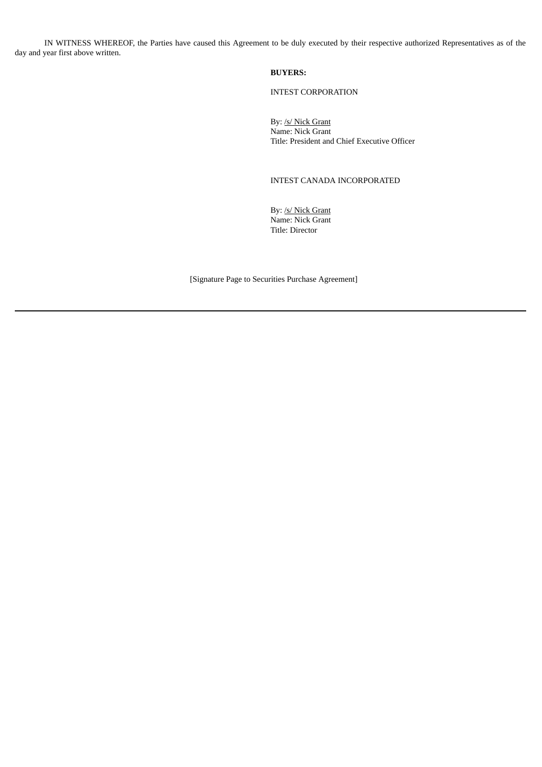IN WITNESS WHEREOF, the Parties have caused this Agreement to be duly executed by their respective authorized Representatives as of the day and year first above written.

**BUYERS:**

INTEST CORPORATION

By: /s/ Nick Grant
Name: Nick Grant
Title: President and Chief Executive Officer

INTEST CANADA INCORPORATED

By: /s/ Nick Grant
Name: Nick Grant
Title: Director

[Signature Page to Securities Purchase Agreement]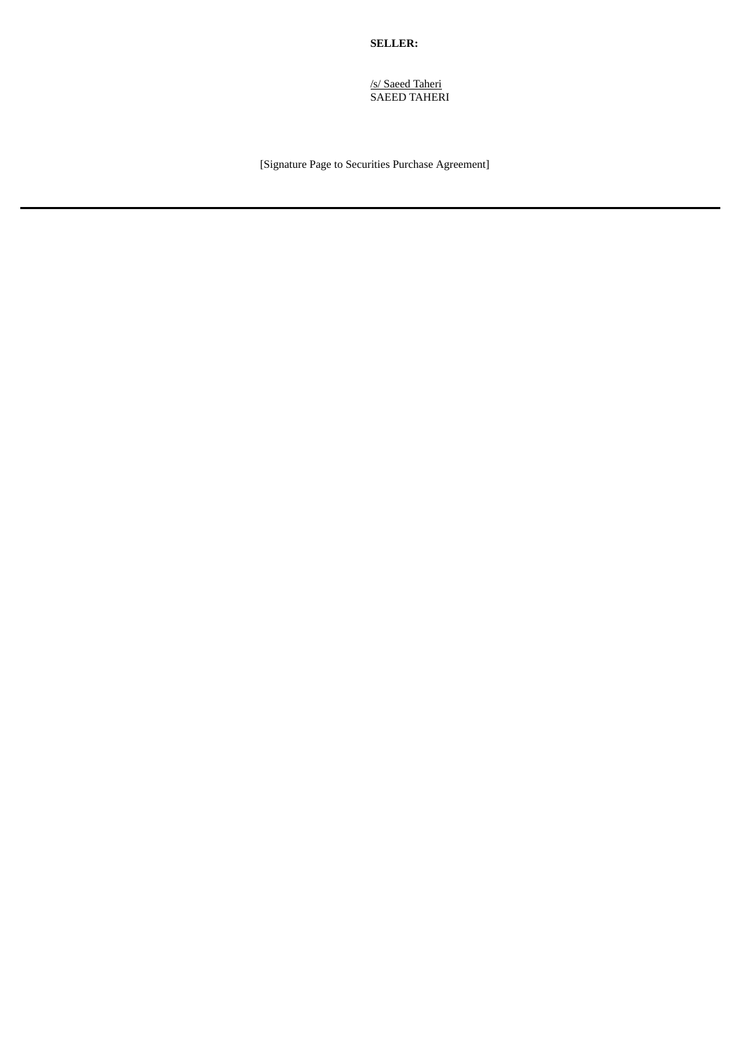**SELLER:**

/s/ Saeed Taheri
SAEED TAHERI

[Signature Page to Securities Purchase Agreement]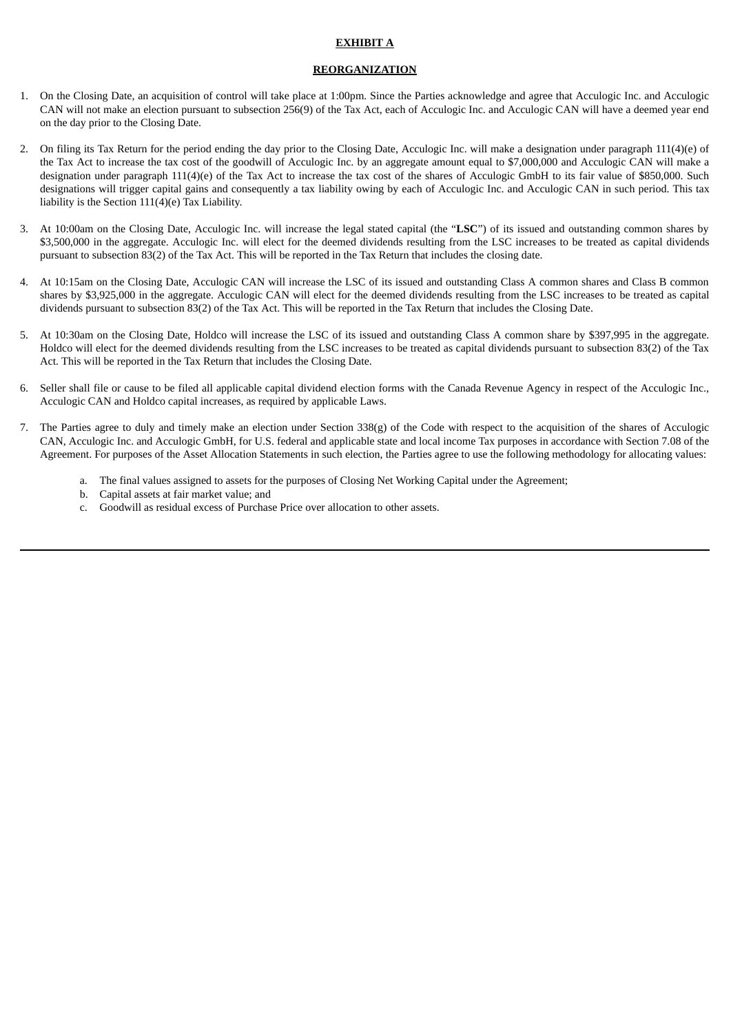**EXHIBIT A**

**REORGANIZATION**

1. On the Closing Date, an acquisition of control will take place at 1:00pm. Since the Parties acknowledge and agree that Acculogic Inc. and Acculogic CAN will not make an election pursuant to subsection 256(9) of the Tax Act, each of Acculogic Inc. and Acculogic CAN will have a deemed year end on the day prior to the Closing Date.

2. On filing its Tax Return for the period ending the day prior to the Closing Date, Acculogic Inc. will make a designation under paragraph 111(4)(e) of the Tax Act to increase the tax cost of the goodwill of Acculogic Inc. by an aggregate amount equal to $7,000,000 and Acculogic CAN will make a designation under paragraph 111(4)(e) of the Tax Act to increase the tax cost of the shares of Acculogic GmbH to its fair value of $850,000. Such designations will trigger capital gains and consequently a tax liability owing by each of Acculogic Inc. and Acculogic CAN in such period. This tax liability is the Section 111(4)(e) Tax Liability.

3. At 10:00am on the Closing Date, Acculogic Inc. will increase the legal stated capital (the "**LSC**") of its issued and outstanding common shares by $3,500,000 in the aggregate. Acculogic Inc. will elect for the deemed dividends resulting from the LSC increases to be treated as capital dividends pursuant to subsection 83(2) of the Tax Act. This will be reported in the Tax Return that includes the closing date.

4. At 10:15am on the Closing Date, Acculogic CAN will increase the LSC of its issued and outstanding Class A common shares and Class B common shares by $3,925,000 in the aggregate. Acculogic CAN will elect for the deemed dividends resulting from the LSC increases to be treated as capital dividends pursuant to subsection 83(2) of the Tax Act. This will be reported in the Tax Return that includes the Closing Date.

5. At 10:30am on the Closing Date, Holdco will increase the LSC of its issued and outstanding Class A common share by $397,995 in the aggregate. Holdco will elect for the deemed dividends resulting from the LSC increases to be treated as capital dividends pursuant to subsection 83(2) of the Tax Act. This will be reported in the Tax Return that includes the Closing Date.

6. Seller shall file or cause to be filed all applicable capital dividend election forms with the Canada Revenue Agency in respect of the Acculogic Inc., Acculogic CAN and Holdco capital increases, as required by applicable Laws.

7. The Parties agree to duly and timely make an election under Section 338(g) of the Code with respect to the acquisition of the shares of Acculogic CAN, Acculogic Inc. and Acculogic GmbH, for U.S. federal and applicable state and local income Tax purposes in accordance with Section 7.08 of the Agreement. For purposes of the Asset Allocation Statements in such election, the Parties agree to use the following methodology for allocating values:

   a. The final values assigned to assets for the purposes of Closing Net Working Capital under the Agreement;
   b. Capital assets at fair market value; and
   c. Goodwill as residual excess of Purchase Price over allocation to other assets.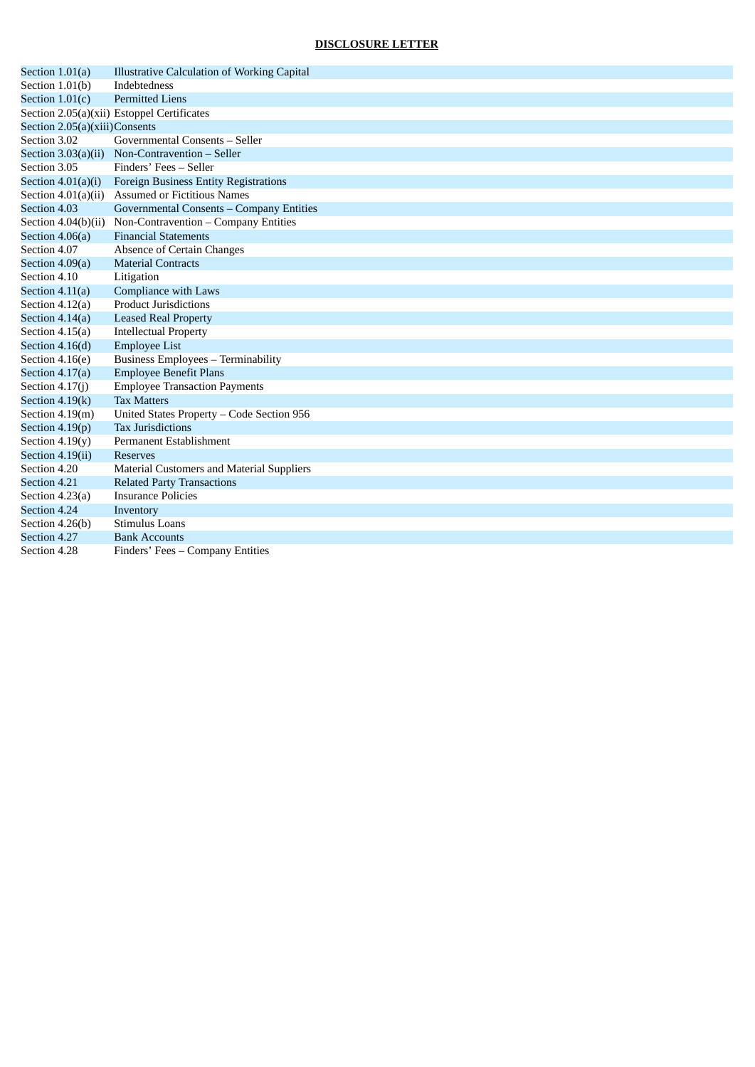**DISCLOSURE LETTER**

| | |
|---|---|
| Section 1.01(a) | Illustrative Calculation of Working Capital |
| Section 1.01(b) | Indebtedness |
| Section 1.01(c) | Permitted Liens |
| Section 2.05(a)(xii) | Estoppel Certificates |
| Section 2.05(a)(xiii) | Consents |
| Section 3.02 | Governmental Consents – Seller |
| Section 3.03(a)(ii) | Non-Contravention – Seller |
| Section 3.05 | Finders' Fees – Seller |
| Section 4.01(a)(i) | Foreign Business Entity Registrations |
| Section 4.01(a)(ii) | Assumed or Fictitious Names |
| Section 4.03 | Governmental Consents – Company Entities |
| Section 4.04(b)(ii) | Non-Contravention – Company Entities |
| Section 4.06(a) | Financial Statements |
| Section 4.07 | Absence of Certain Changes |
| Section 4.09(a) | Material Contracts |
| Section 4.10 | Litigation |
| Section 4.11(a) | Compliance with Laws |
| Section 4.12(a) | Product Jurisdictions |
| Section 4.14(a) | Leased Real Property |
| Section 4.15(a) | Intellectual Property |
| Section 4.16(d) | Employee List |
| Section 4.16(e) | Business Employees – Terminability |
| Section 4.17(a) | Employee Benefit Plans |
| Section 4.17(j) | Employee Transaction Payments |
| Section 4.19(k) | Tax Matters |
| Section 4.19(m) | United States Property – Code Section 956 |
| Section 4.19(p) | Tax Jurisdictions |
| Section 4.19(y) | Permanent Establishment |
| Section 4.19(ii) | Reserves |
| Section 4.20 | Material Customers and Material Suppliers |
| Section 4.21 | Related Party Transactions |
| Section 4.23(a) | Insurance Policies |
| Section 4.24 | Inventory |
| Section 4.26(b) | Stimulus Loans |
| Section 4.27 | Bank Accounts |
| Section 4.28 | Finders' Fees – Company Entities |